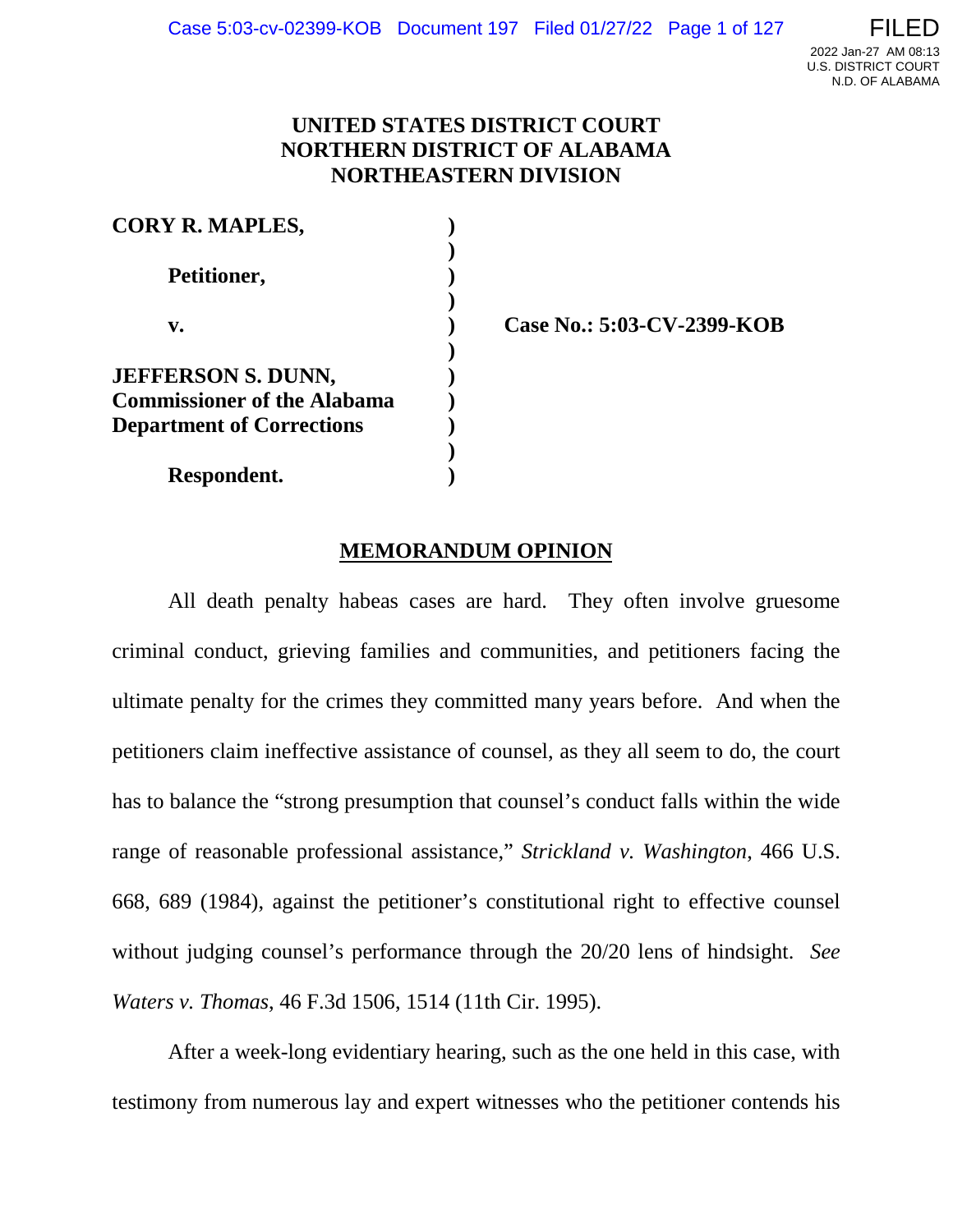# UNITED STATES DISTRICT COURT
# NORTHERN DISTRICT OF ALABAMA
# NORTHEASTERN DIVISION

**CORY R. MAPLES,**

**Petitioner,**

**v.**

**JEFFERSON S. DUNN, Commissioner of the Alabama Department of Corrections**

**Respondent.**

**Case No.: 5:03-CV-2399-KOB**

## MEMORANDUM OPINION

All death penalty habeas cases are hard. They often involve gruesome criminal conduct, grieving families and communities, and petitioners facing the ultimate penalty for the crimes they committed many years before. And when the petitioners claim ineffective assistance of counsel, as they all seem to do, the court has to balance the "strong presumption that counsel's conduct falls within the wide range of reasonable professional assistance," *Strickland v. Washington*, 466 U.S. 668, 689 (1984), against the petitioner's constitutional right to effective counsel without judging counsel's performance through the 20/20 lens of hindsight. *See Waters v. Thomas*, 46 F.3d 1506, 1514 (11th Cir. 1995).

After a week-long evidentiary hearing, such as the one held in this case, with testimony from numerous lay and expert witnesses who the petitioner contends his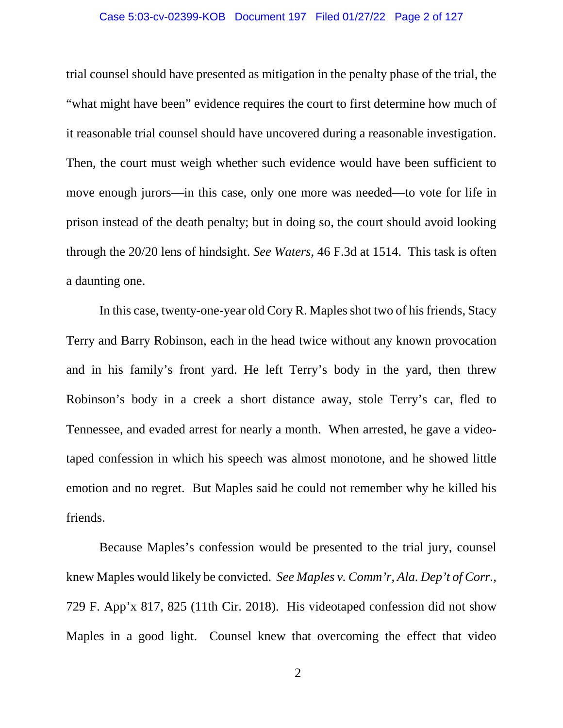trial counsel should have presented as mitigation in the penalty phase of the trial, the "what might have been" evidence requires the court to first determine how much of it reasonable trial counsel should have uncovered during a reasonable investigation. Then, the court must weigh whether such evidence would have been sufficient to move enough jurors—in this case, only one more was needed—to vote for life in prison instead of the death penalty; but in doing so, the court should avoid looking through the 20/20 lens of hindsight. *See Waters*, 46 F.3d at 1514. This task is often a daunting one.

In this case, twenty-one-year old Cory R. Maples shot two of his friends, Stacy Terry and Barry Robinson, each in the head twice without any known provocation and in his family's front yard. He left Terry's body in the yard, then threw Robinson's body in a creek a short distance away, stole Terry's car, fled to Tennessee, and evaded arrest for nearly a month. When arrested, he gave a video-taped confession in which his speech was almost monotone, and he showed little emotion and no regret. But Maples said he could not remember why he killed his friends.

Because Maples's confession would be presented to the trial jury, counsel knew Maples would likely be convicted. *See Maples v. Comm'r, Ala. Dep't of Corr.*, 729 F. App'x 817, 825 (11th Cir. 2018). His videotaped confession did not show Maples in a good light. Counsel knew that overcoming the effect that video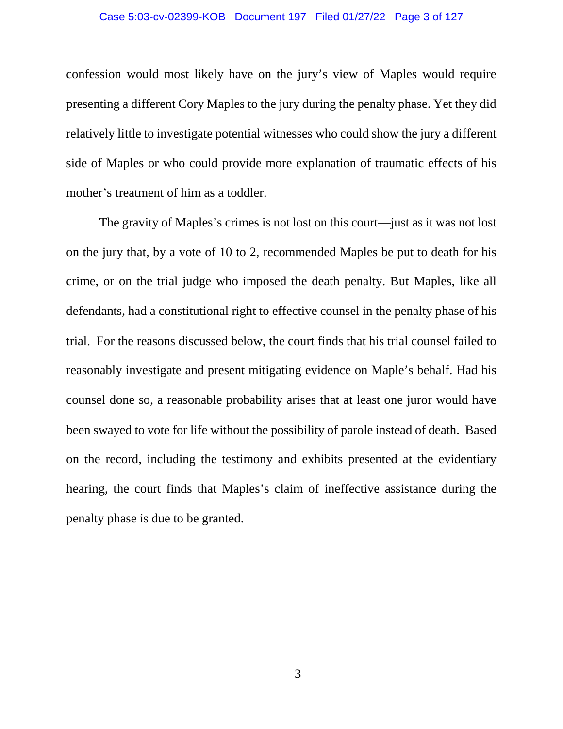confession would most likely have on the jury's view of Maples would require presenting a different Cory Maples to the jury during the penalty phase. Yet they did relatively little to investigate potential witnesses who could show the jury a different side of Maples or who could provide more explanation of traumatic effects of his mother's treatment of him as a toddler.

The gravity of Maples's crimes is not lost on this court—just as it was not lost on the jury that, by a vote of 10 to 2, recommended Maples be put to death for his crime, or on the trial judge who imposed the death penalty. But Maples, like all defendants, had a constitutional right to effective counsel in the penalty phase of his trial. For the reasons discussed below, the court finds that his trial counsel failed to reasonably investigate and present mitigating evidence on Maple's behalf. Had his counsel done so, a reasonable probability arises that at least one juror would have been swayed to vote for life without the possibility of parole instead of death. Based on the record, including the testimony and exhibits presented at the evidentiary hearing, the court finds that Maples's claim of ineffective assistance during the penalty phase is due to be granted.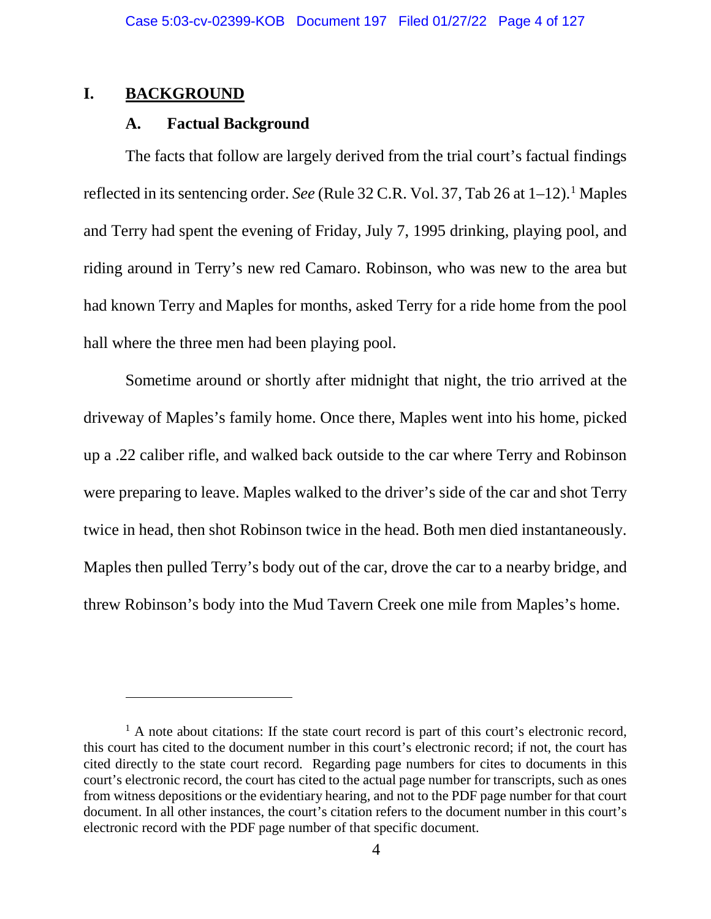# I. BACKGROUND

## A. Factual Background

The facts that follow are largely derived from the trial court's factual findings reflected in its sentencing order. *See* (Rule 32 C.R. Vol. 37, Tab 26 at 1–12).[1] Maples and Terry had spent the evening of Friday, July 7, 1995 drinking, playing pool, and riding around in Terry's new red Camaro. Robinson, who was new to the area but had known Terry and Maples for months, asked Terry for a ride home from the pool hall where the three men had been playing pool.

Sometime around or shortly after midnight that night, the trio arrived at the driveway of Maples's family home. Once there, Maples went into his home, picked up a .22 caliber rifle, and walked back outside to the car where Terry and Robinson were preparing to leave. Maples walked to the driver's side of the car and shot Terry twice in head, then shot Robinson twice in the head. Both men died instantaneously. Maples then pulled Terry's body out of the car, drove the car to a nearby bridge, and threw Robinson's body into the Mud Tavern Creek one mile from Maples's home.

---

[1] A note about citations: If the state court record is part of this court's electronic record, this court has cited to the document number in this court's electronic record; if not, the court has cited directly to the state court record. Regarding page numbers for cites to documents in this court's electronic record, the court has cited to the actual page number for transcripts, such as ones from witness depositions or the evidentiary hearing, and not to the PDF page number for that court document. In all other instances, the court's citation refers to the document number in this court's electronic record with the PDF page number of that specific document.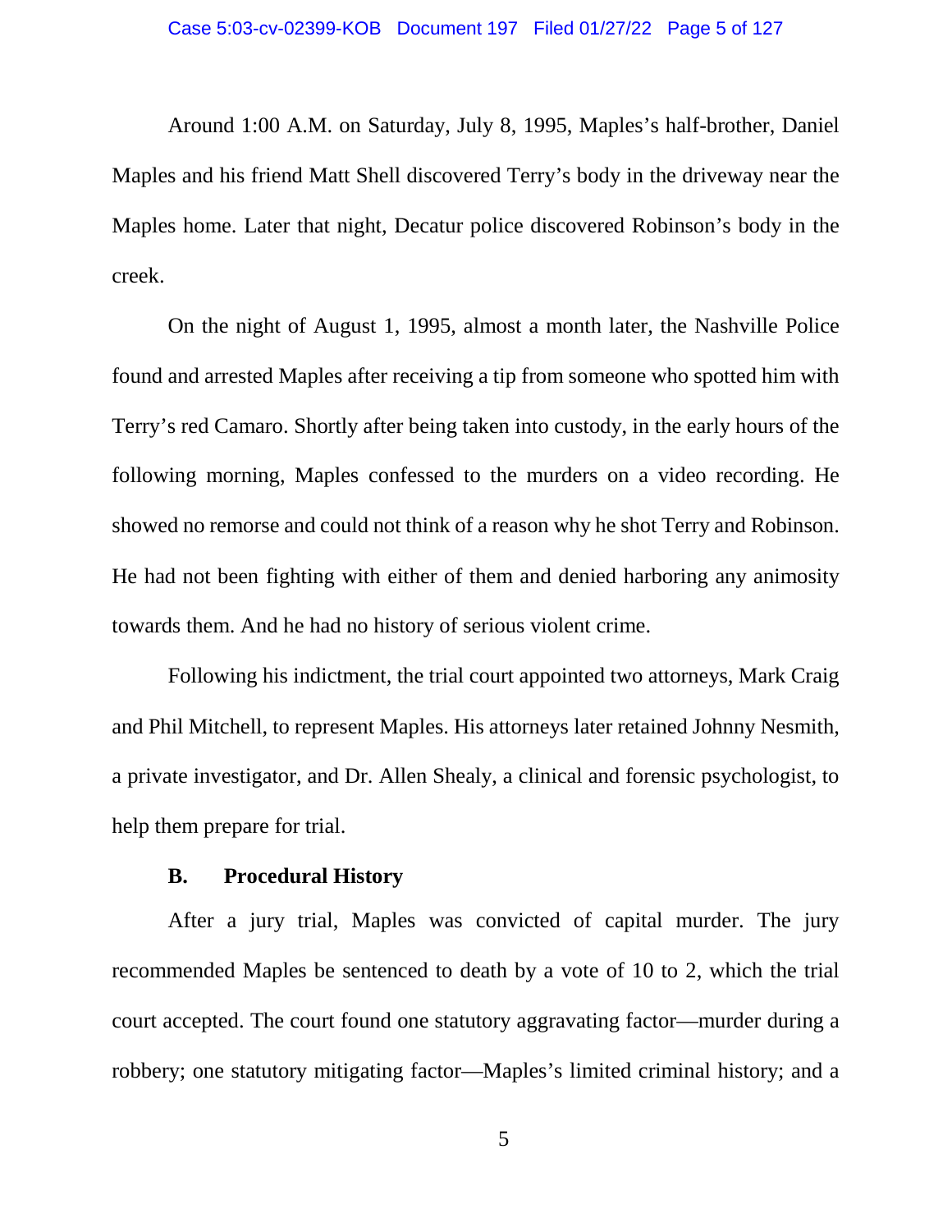Around 1:00 A.M. on Saturday, July 8, 1995, Maples's half-brother, Daniel Maples and his friend Matt Shell discovered Terry's body in the driveway near the Maples home. Later that night, Decatur police discovered Robinson's body in the creek.

On the night of August 1, 1995, almost a month later, the Nashville Police found and arrested Maples after receiving a tip from someone who spotted him with Terry's red Camaro. Shortly after being taken into custody, in the early hours of the following morning, Maples confessed to the murders on a video recording. He showed no remorse and could not think of a reason why he shot Terry and Robinson. He had not been fighting with either of them and denied harboring any animosity towards them. And he had no history of serious violent crime.

Following his indictment, the trial court appointed two attorneys, Mark Craig and Phil Mitchell, to represent Maples. His attorneys later retained Johnny Nesmith, a private investigator, and Dr. Allen Shealy, a clinical and forensic psychologist, to help them prepare for trial.

### B. Procedural History

After a jury trial, Maples was convicted of capital murder. The jury recommended Maples be sentenced to death by a vote of 10 to 2, which the trial court accepted. The court found one statutory aggravating factor—murder during a robbery; one statutory mitigating factor—Maples's limited criminal history; and a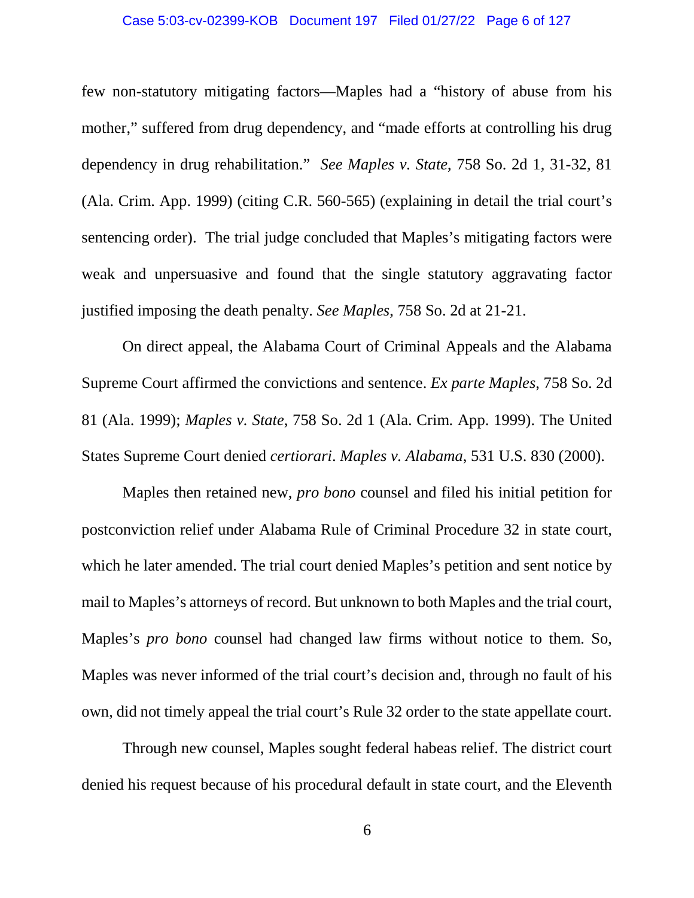few non-statutory mitigating factors—Maples had a "history of abuse from his mother," suffered from drug dependency, and "made efforts at controlling his drug dependency in drug rehabilitation." *See Maples v. State*, 758 So. 2d 1, 31-32, 81 (Ala. Crim. App. 1999) (citing C.R. 560-565) (explaining in detail the trial court's sentencing order). The trial judge concluded that Maples's mitigating factors were weak and unpersuasive and found that the single statutory aggravating factor justified imposing the death penalty. *See Maples*, 758 So. 2d at 21-21.

On direct appeal, the Alabama Court of Criminal Appeals and the Alabama Supreme Court affirmed the convictions and sentence. *Ex parte Maples*, 758 So. 2d 81 (Ala. 1999); *Maples v. State*, 758 So. 2d 1 (Ala. Crim. App. 1999). The United States Supreme Court denied *certiorari*. *Maples v. Alabama*, 531 U.S. 830 (2000).

Maples then retained new, *pro bono* counsel and filed his initial petition for postconviction relief under Alabama Rule of Criminal Procedure 32 in state court, which he later amended. The trial court denied Maples's petition and sent notice by mail to Maples's attorneys of record. But unknown to both Maples and the trial court, Maples's *pro bono* counsel had changed law firms without notice to them. So, Maples was never informed of the trial court's decision and, through no fault of his own, did not timely appeal the trial court's Rule 32 order to the state appellate court.

Through new counsel, Maples sought federal habeas relief. The district court denied his request because of his procedural default in state court, and the Eleventh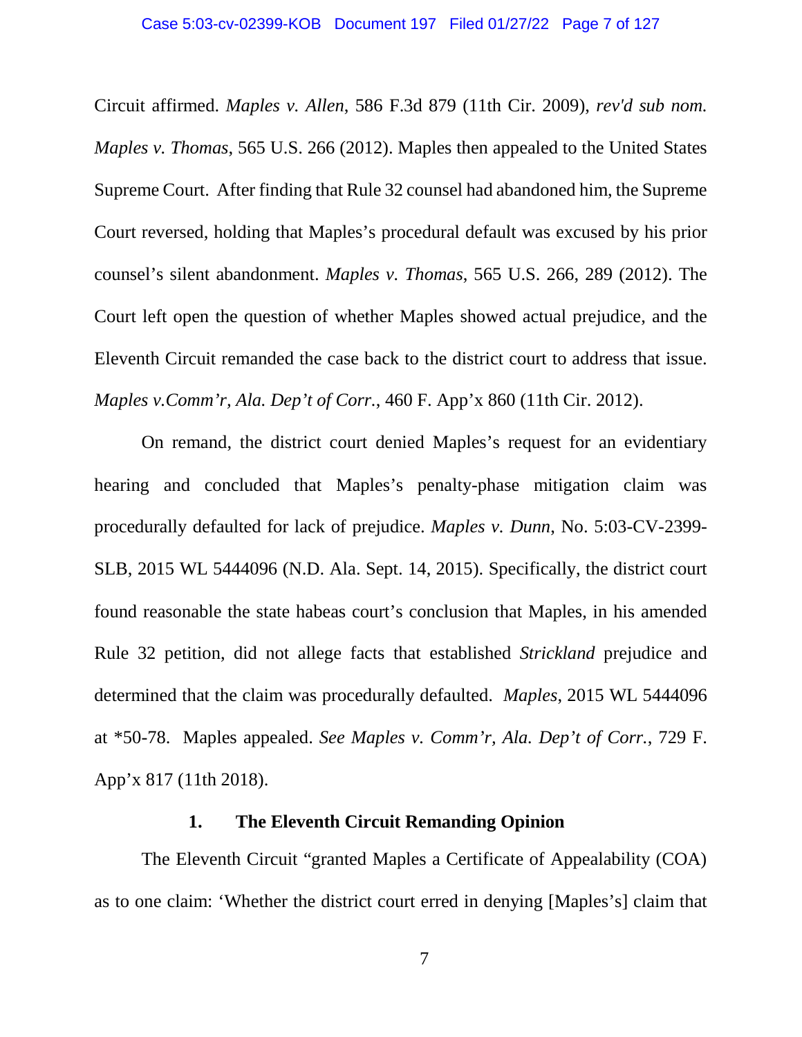Circuit affirmed. *Maples v. Allen*, 586 F.3d 879 (11th Cir. 2009), *rev'd sub nom. Maples v. Thomas*, 565 U.S. 266 (2012). Maples then appealed to the United States Supreme Court. After finding that Rule 32 counsel had abandoned him, the Supreme Court reversed, holding that Maples's procedural default was excused by his prior counsel's silent abandonment. *Maples v. Thomas*, 565 U.S. 266, 289 (2012). The Court left open the question of whether Maples showed actual prejudice, and the Eleventh Circuit remanded the case back to the district court to address that issue. *Maples v.Comm'r, Ala. Dep't of Corr.*, 460 F. App'x 860 (11th Cir. 2012).

On remand, the district court denied Maples's request for an evidentiary hearing and concluded that Maples's penalty-phase mitigation claim was procedurally defaulted for lack of prejudice. *Maples v. Dunn*, No. 5:03-CV-2399-SLB, 2015 WL 5444096 (N.D. Ala. Sept. 14, 2015). Specifically, the district court found reasonable the state habeas court's conclusion that Maples, in his amended Rule 32 petition, did not allege facts that established *Strickland* prejudice and determined that the claim was procedurally defaulted. *Maples*, 2015 WL 5444096 at *50-78. Maples appealed. *See Maples v. Comm'r, Ala. Dep't of Corr.*, 729 F. App'x 817 (11th 2018).

### 1. The Eleventh Circuit Remanding Opinion

The Eleventh Circuit "granted Maples a Certificate of Appealability (COA) as to one claim: 'Whether the district court erred in denying [Maples's] claim that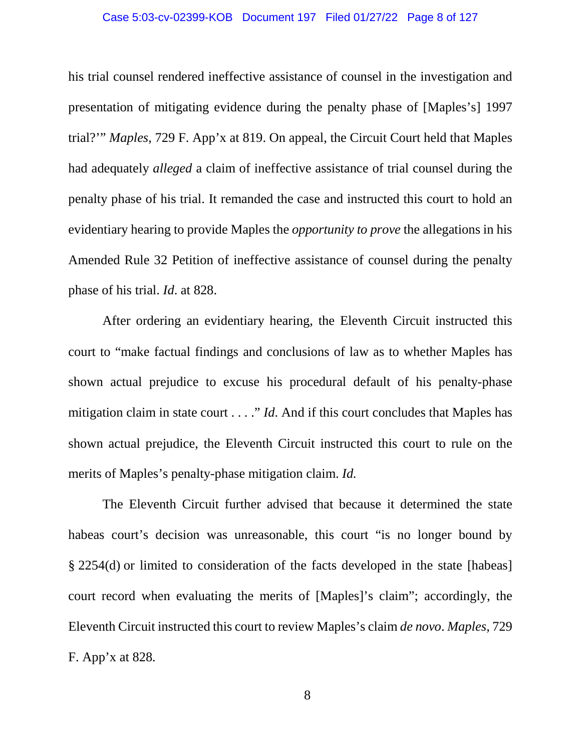his trial counsel rendered ineffective assistance of counsel in the investigation and presentation of mitigating evidence during the penalty phase of [Maples's] 1997 trial?'" *Maples*, 729 F. App'x at 819. On appeal, the Circuit Court held that Maples had adequately *alleged* a claim of ineffective assistance of trial counsel during the penalty phase of his trial. It remanded the case and instructed this court to hold an evidentiary hearing to provide Maples the *opportunity to prove* the allegations in his Amended Rule 32 Petition of ineffective assistance of counsel during the penalty phase of his trial. *Id*. at 828.

After ordering an evidentiary hearing, the Eleventh Circuit instructed this court to "make factual findings and conclusions of law as to whether Maples has shown actual prejudice to excuse his procedural default of his penalty-phase mitigation claim in state court . . . ." *Id.* And if this court concludes that Maples has shown actual prejudice, the Eleventh Circuit instructed this court to rule on the merits of Maples's penalty-phase mitigation claim. *Id.*

The Eleventh Circuit further advised that because it determined the state habeas court's decision was unreasonable, this court "is no longer bound by § 2254(d) or limited to consideration of the facts developed in the state [habeas] court record when evaluating the merits of [Maples]'s claim"; accordingly, the Eleventh Circuit instructed this court to review Maples's claim *de novo*. *Maples*, 729 F. App'x at 828.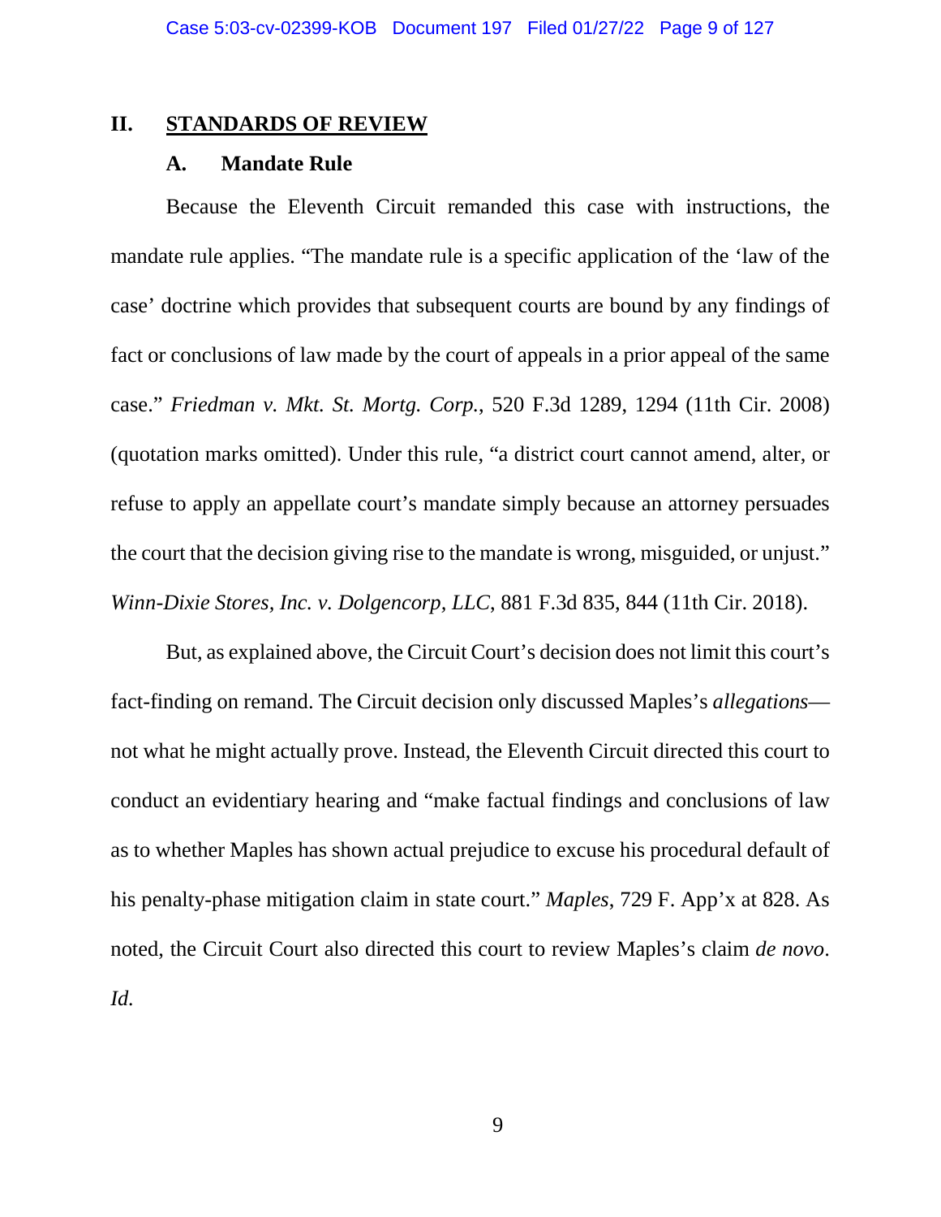## II. <u>STANDARDS OF REVIEW</u>

### A. Mandate Rule

Because the Eleventh Circuit remanded this case with instructions, the mandate rule applies. "The mandate rule is a specific application of the 'law of the case' doctrine which provides that subsequent courts are bound by any findings of fact or conclusions of law made by the court of appeals in a prior appeal of the same case." *Friedman v. Mkt. St. Mortg. Corp.*, 520 F.3d 1289, 1294 (11th Cir. 2008) (quotation marks omitted). Under this rule, "a district court cannot amend, alter, or refuse to apply an appellate court's mandate simply because an attorney persuades the court that the decision giving rise to the mandate is wrong, misguided, or unjust." *Winn-Dixie Stores, Inc. v. Dolgencorp, LLC*, 881 F.3d 835, 844 (11th Cir. 2018).

But, as explained above, the Circuit Court's decision does not limit this court's fact-finding on remand. The Circuit decision only discussed Maples's *allegations*—not what he might actually prove. Instead, the Eleventh Circuit directed this court to conduct an evidentiary hearing and "make factual findings and conclusions of law as to whether Maples has shown actual prejudice to excuse his procedural default of his penalty-phase mitigation claim in state court." *Maples*, 729 F. App'x at 828. As noted, the Circuit Court also directed this court to review Maples's claim *de novo*. *Id.*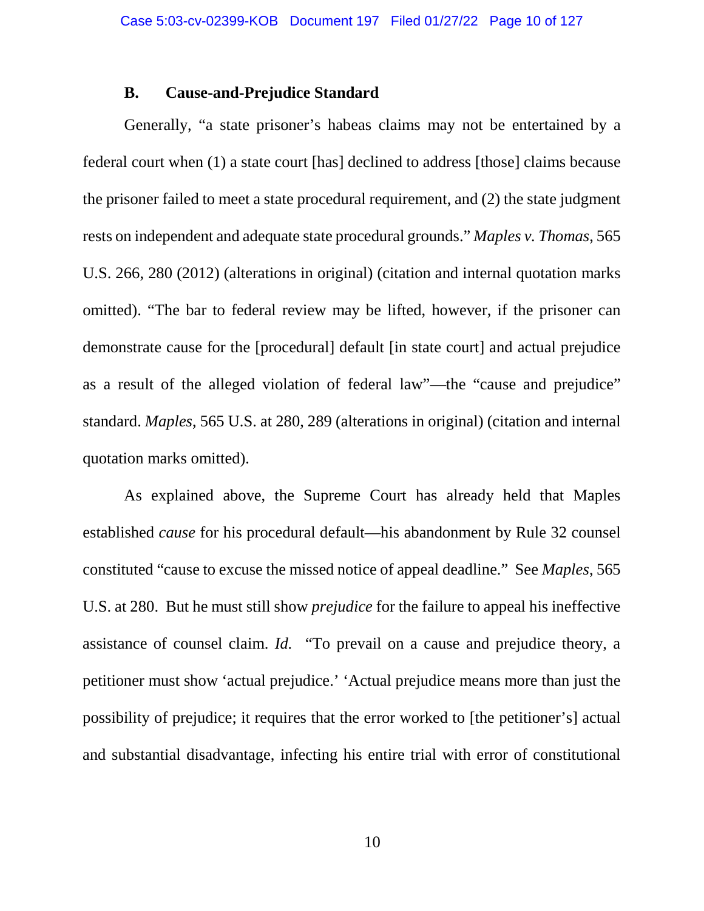### B. Cause-and-Prejudice Standard

Generally, "a state prisoner's habeas claims may not be entertained by a federal court when (1) a state court [has] declined to address [those] claims because the prisoner failed to meet a state procedural requirement, and (2) the state judgment rests on independent and adequate state procedural grounds." *Maples v. Thomas*, 565 U.S. 266, 280 (2012) (alterations in original) (citation and internal quotation marks omitted). "The bar to federal review may be lifted, however, if the prisoner can demonstrate cause for the [procedural] default [in state court] and actual prejudice as a result of the alleged violation of federal law"—the "cause and prejudice" standard. *Maples*, 565 U.S. at 280, 289 (alterations in original) (citation and internal quotation marks omitted).

As explained above, the Supreme Court has already held that Maples established *cause* for his procedural default—his abandonment by Rule 32 counsel constituted "cause to excuse the missed notice of appeal deadline." See *Maples*, 565 U.S. at 280. But he must still show *prejudice* for the failure to appeal his ineffective assistance of counsel claim. *Id.* "To prevail on a cause and prejudice theory, a petitioner must show 'actual prejudice.' 'Actual prejudice means more than just the possibility of prejudice; it requires that the error worked to [the petitioner's] actual and substantial disadvantage, infecting his entire trial with error of constitutional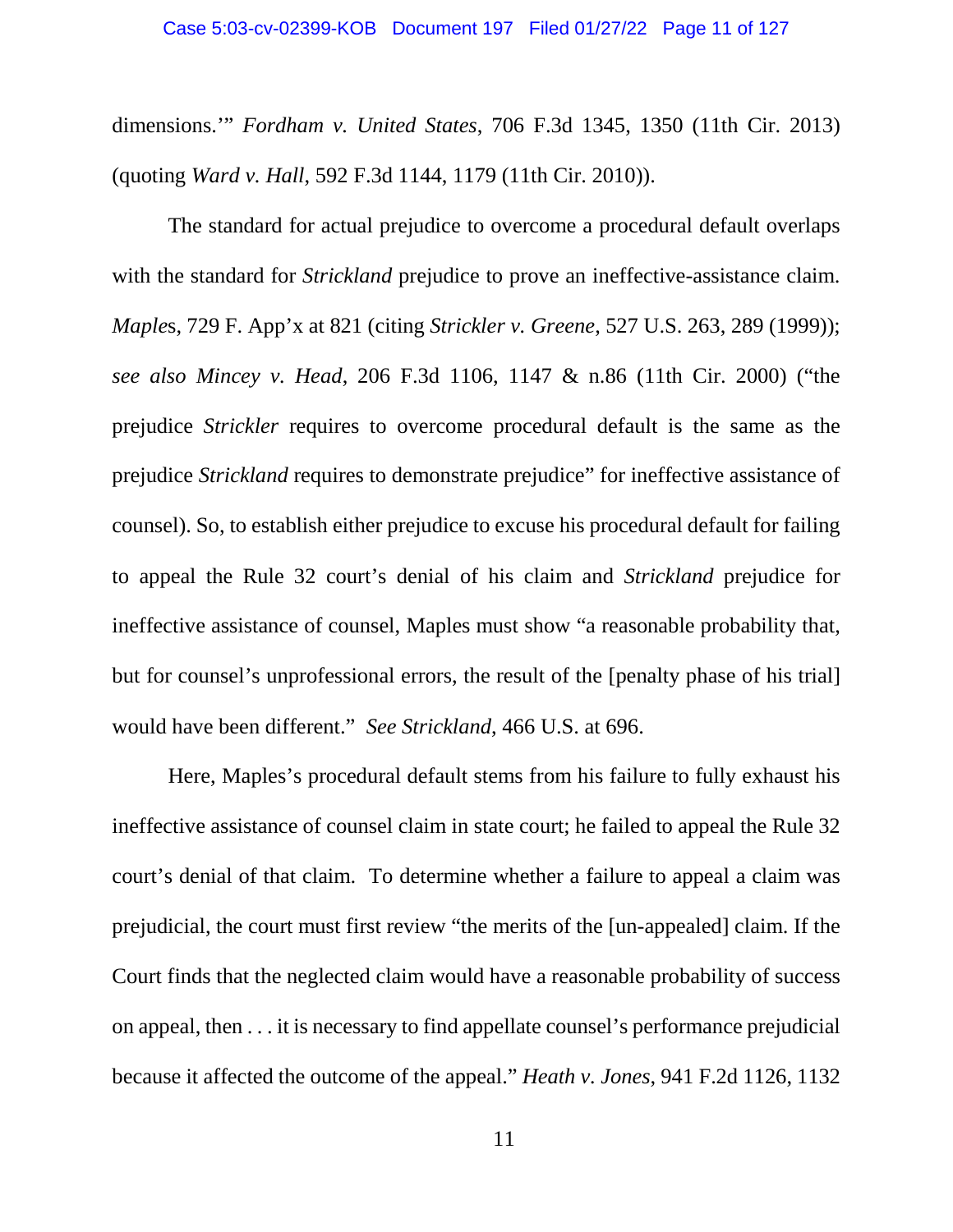dimensions.'" *Fordham v. United States*, 706 F.3d 1345, 1350 (11th Cir. 2013) (quoting *Ward v. Hall*, 592 F.3d 1144, 1179 (11th Cir. 2010)).

The standard for actual prejudice to overcome a procedural default overlaps with the standard for *Strickland* prejudice to prove an ineffective-assistance claim. *Maples*, 729 F. App'x at 821 (citing *Strickler v. Greene*, 527 U.S. 263, 289 (1999)); *see also Mincey v. Head*, 206 F.3d 1106, 1147 & n.86 (11th Cir. 2000) ("the prejudice *Strickler* requires to overcome procedural default is the same as the prejudice *Strickland* requires to demonstrate prejudice" for ineffective assistance of counsel). So, to establish either prejudice to excuse his procedural default for failing to appeal the Rule 32 court's denial of his claim and *Strickland* prejudice for ineffective assistance of counsel, Maples must show "a reasonable probability that, but for counsel's unprofessional errors, the result of the [penalty phase of his trial] would have been different." *See Strickland*, 466 U.S. at 696.

Here, Maples's procedural default stems from his failure to fully exhaust his ineffective assistance of counsel claim in state court; he failed to appeal the Rule 32 court's denial of that claim. To determine whether a failure to appeal a claim was prejudicial, the court must first review "the merits of the [un-appealed] claim. If the Court finds that the neglected claim would have a reasonable probability of success on appeal, then . . . it is necessary to find appellate counsel's performance prejudicial because it affected the outcome of the appeal." *Heath v. Jones*, 941 F.2d 1126, 1132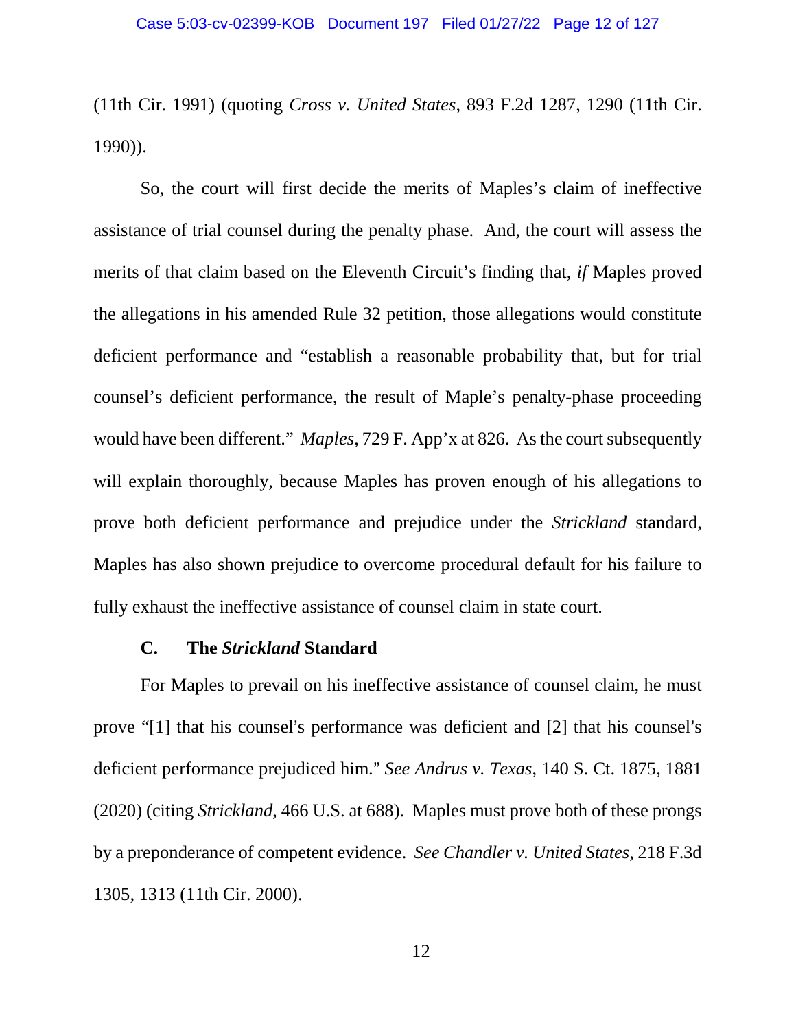(11th Cir. 1991) (quoting *Cross v. United States*, 893 F.2d 1287, 1290 (11th Cir. 1990)).

So, the court will first decide the merits of Maples's claim of ineffective assistance of trial counsel during the penalty phase. And, the court will assess the merits of that claim based on the Eleventh Circuit's finding that, *if* Maples proved the allegations in his amended Rule 32 petition, those allegations would constitute deficient performance and "establish a reasonable probability that, but for trial counsel's deficient performance, the result of Maple's penalty-phase proceeding would have been different." *Maples*, 729 F. App'x at 826. As the court subsequently will explain thoroughly, because Maples has proven enough of his allegations to prove both deficient performance and prejudice under the *Strickland* standard, Maples has also shown prejudice to overcome procedural default for his failure to fully exhaust the ineffective assistance of counsel claim in state court.

### C. The *Strickland* Standard

For Maples to prevail on his ineffective assistance of counsel claim, he must prove "[1] that his counsel's performance was deficient and [2] that his counsel's deficient performance prejudiced him." *See Andrus v. Texas*, 140 S. Ct. 1875, 1881 (2020) (citing *Strickland*, 466 U.S. at 688). Maples must prove both of these prongs by a preponderance of competent evidence. *See Chandler v. United States*, 218 F.3d 1305, 1313 (11th Cir. 2000).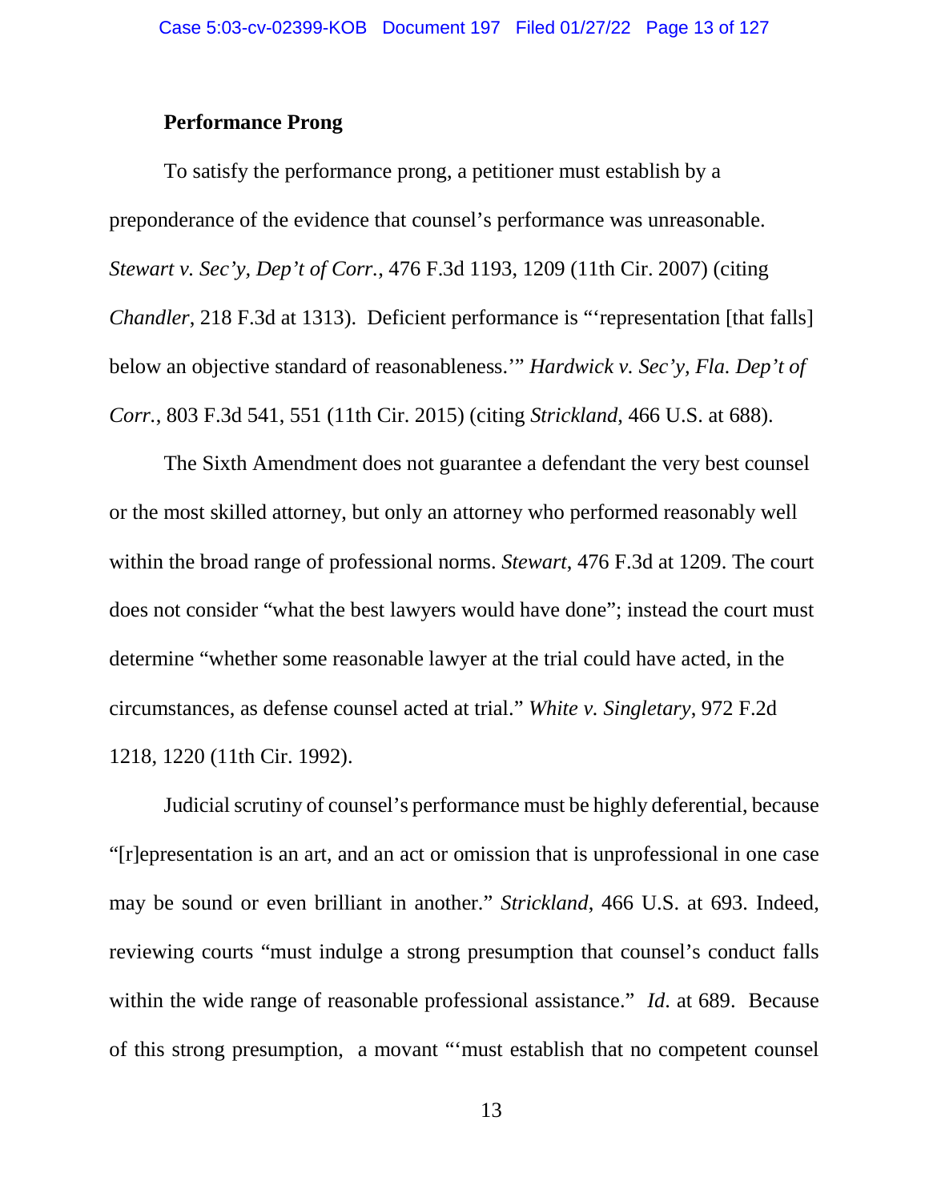**Performance Prong**

To satisfy the performance prong, a petitioner must establish by a preponderance of the evidence that counsel's performance was unreasonable. *Stewart v. Sec'y, Dep't of Corr.*, 476 F.3d 1193, 1209 (11th Cir. 2007) (citing *Chandler*, 218 F.3d at 1313). Deficient performance is "'representation [that falls] below an objective standard of reasonableness.'" *Hardwick v. Sec'y, Fla. Dep't of Corr.*, 803 F.3d 541, 551 (11th Cir. 2015) (citing *Strickland*, 466 U.S. at 688).

The Sixth Amendment does not guarantee a defendant the very best counsel or the most skilled attorney, but only an attorney who performed reasonably well within the broad range of professional norms. *Stewart*, 476 F.3d at 1209. The court does not consider "what the best lawyers would have done"; instead the court must determine "whether some reasonable lawyer at the trial could have acted, in the circumstances, as defense counsel acted at trial." *White v. Singletary*, 972 F.2d 1218, 1220 (11th Cir. 1992).

Judicial scrutiny of counsel's performance must be highly deferential, because "[r]epresentation is an art, and an act or omission that is unprofessional in one case may be sound or even brilliant in another." *Strickland*, 466 U.S. at 693. Indeed, reviewing courts "must indulge a strong presumption that counsel's conduct falls within the wide range of reasonable professional assistance." *Id*. at 689. Because of this strong presumption, a movant "'must establish that no competent counsel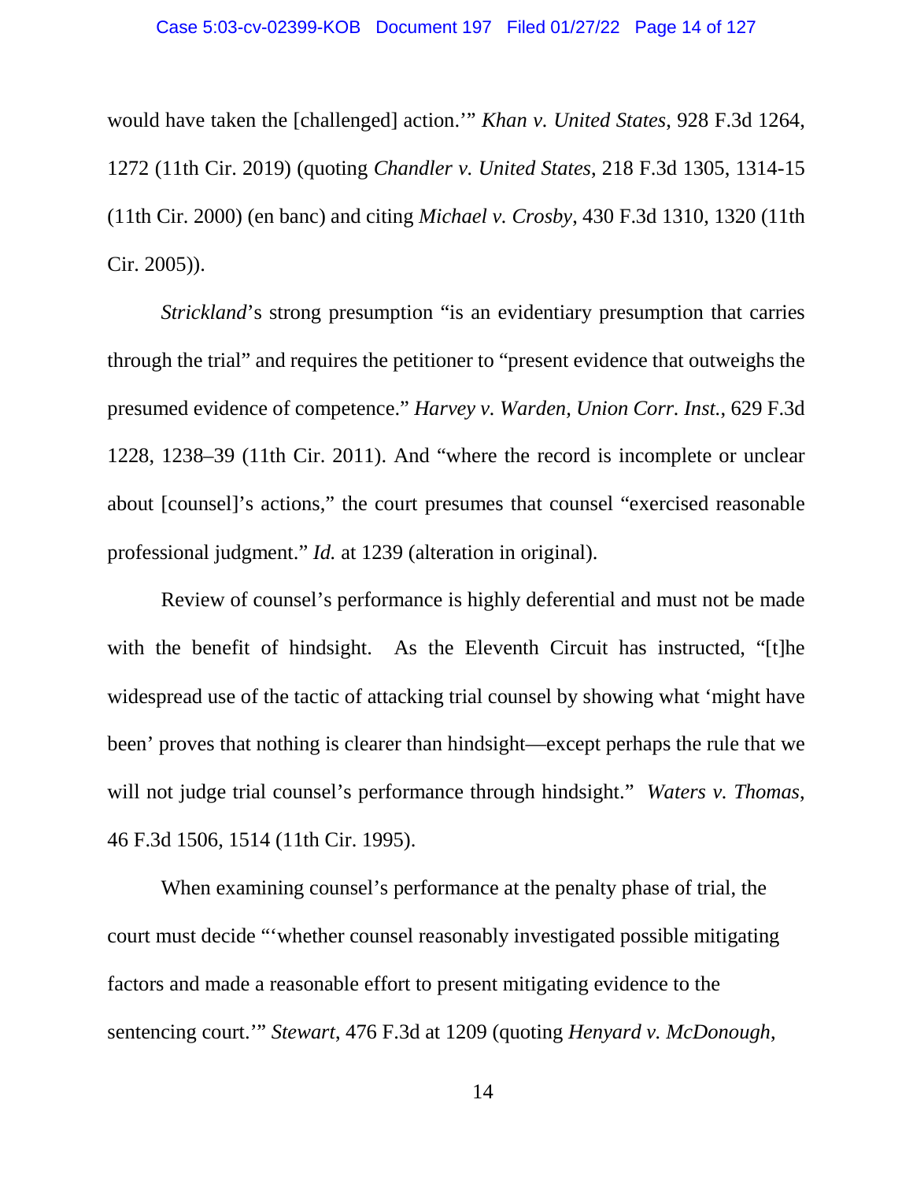would have taken the [challenged] action.'" *Khan v. United States*, 928 F.3d 1264, 1272 (11th Cir. 2019) (quoting *Chandler v. United States*, 218 F.3d 1305, 1314-15 (11th Cir. 2000) (en banc) and citing *Michael v. Crosby*, 430 F.3d 1310, 1320 (11th Cir. 2005)).

*Strickland*'s strong presumption "is an evidentiary presumption that carries through the trial" and requires the petitioner to "present evidence that outweighs the presumed evidence of competence." *Harvey v. Warden, Union Corr. Inst.*, 629 F.3d 1228, 1238–39 (11th Cir. 2011). And "where the record is incomplete or unclear about [counsel]'s actions," the court presumes that counsel "exercised reasonable professional judgment." *Id.* at 1239 (alteration in original).

Review of counsel's performance is highly deferential and must not be made with the benefit of hindsight. As the Eleventh Circuit has instructed, "[t]he widespread use of the tactic of attacking trial counsel by showing what 'might have been' proves that nothing is clearer than hindsight—except perhaps the rule that we will not judge trial counsel's performance through hindsight." *Waters v. Thomas*, 46 F.3d 1506, 1514 (11th Cir. 1995).

When examining counsel's performance at the penalty phase of trial, the court must decide "'whether counsel reasonably investigated possible mitigating factors and made a reasonable effort to present mitigating evidence to the sentencing court.'" *Stewart*, 476 F.3d at 1209 (quoting *Henyard v. McDonough*,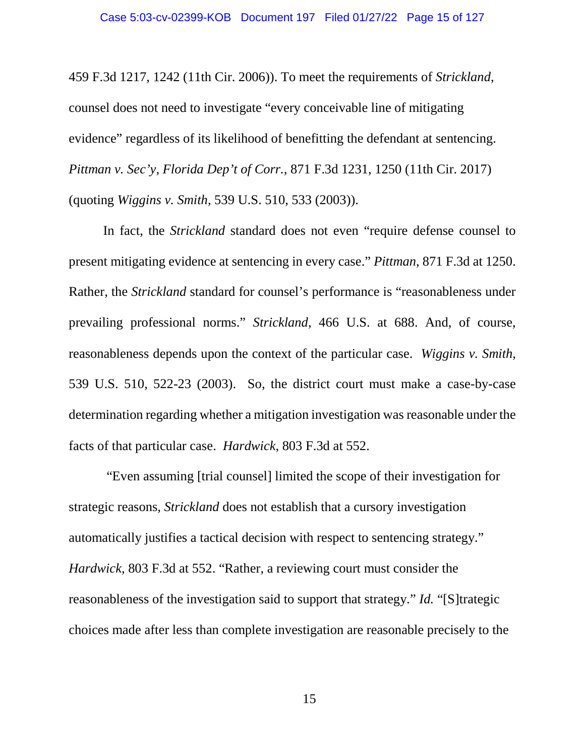459 F.3d 1217, 1242 (11th Cir. 2006)). To meet the requirements of *Strickland*, counsel does not need to investigate "every conceivable line of mitigating evidence" regardless of its likelihood of benefitting the defendant at sentencing. *Pittman v. Sec'y, Florida Dep't of Corr.*, 871 F.3d 1231, 1250 (11th Cir. 2017) (quoting *Wiggins v. Smith*, 539 U.S. 510, 533 (2003)).

In fact, the *Strickland* standard does not even "require defense counsel to present mitigating evidence at sentencing in every case." *Pittman*, 871 F.3d at 1250. Rather, the *Strickland* standard for counsel's performance is "reasonableness under prevailing professional norms." *Strickland*, 466 U.S. at 688. And, of course, reasonableness depends upon the context of the particular case. *Wiggins v. Smith*, 539 U.S. 510, 522-23 (2003). So, the district court must make a case-by-case determination regarding whether a mitigation investigation was reasonable under the facts of that particular case. *Hardwick*, 803 F.3d at 552.

"Even assuming [trial counsel] limited the scope of their investigation for strategic reasons, *Strickland* does not establish that a cursory investigation automatically justifies a tactical decision with respect to sentencing strategy." *Hardwick*, 803 F.3d at 552. "Rather, a reviewing court must consider the reasonableness of the investigation said to support that strategy." *Id.* "[S]trategic choices made after less than complete investigation are reasonable precisely to the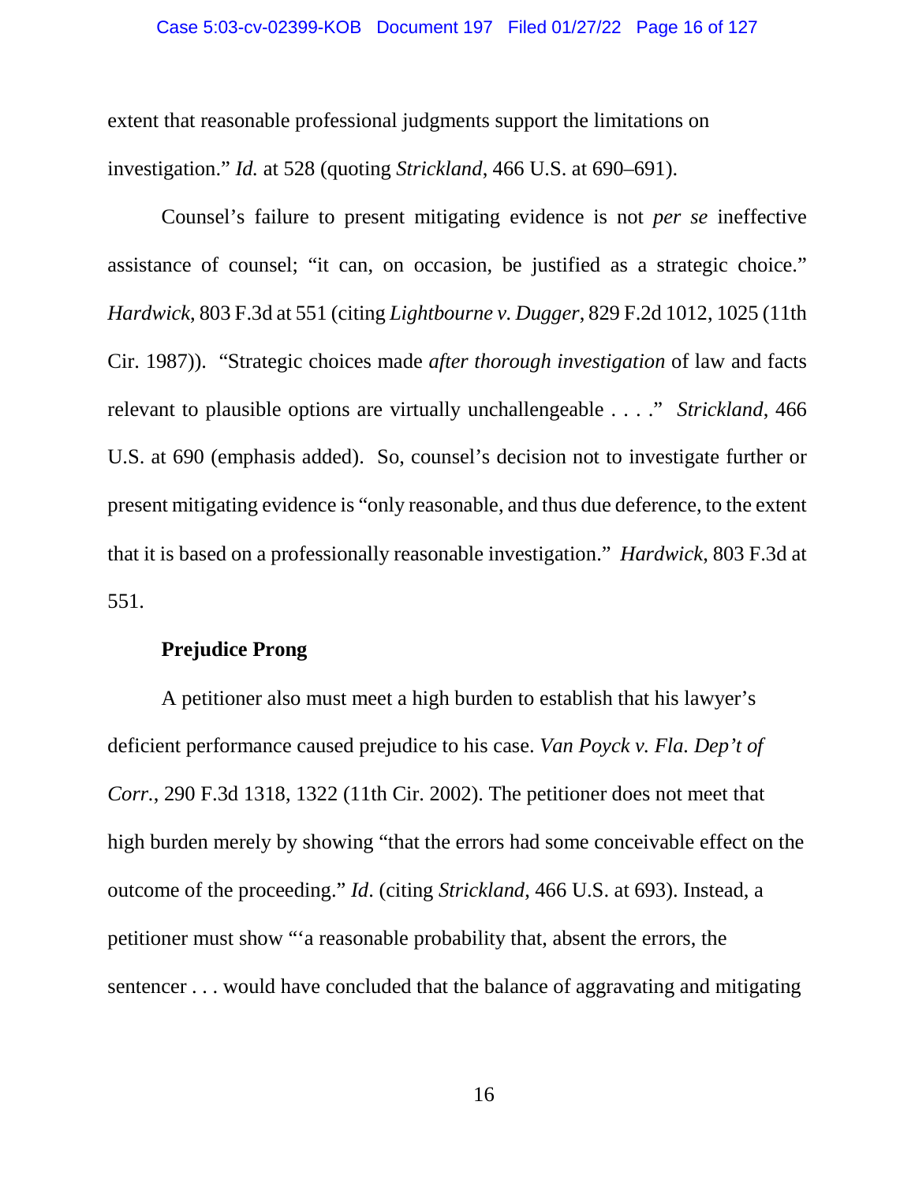extent that reasonable professional judgments support the limitations on investigation." *Id.* at 528 (quoting *Strickland*, 466 U.S. at 690–691).

Counsel's failure to present mitigating evidence is not *per se* ineffective assistance of counsel; "it can, on occasion, be justified as a strategic choice." *Hardwick*, 803 F.3d at 551 (citing *Lightbourne v. Dugger*, 829 F.2d 1012, 1025 (11th Cir. 1987)). "Strategic choices made *after thorough investigation* of law and facts relevant to plausible options are virtually unchallengeable . . . ." *Strickland*, 466 U.S. at 690 (emphasis added). So, counsel's decision not to investigate further or present mitigating evidence is "only reasonable, and thus due deference, to the extent that it is based on a professionally reasonable investigation." *Hardwick*, 803 F.3d at 551.

**Prejudice Prong**

A petitioner also must meet a high burden to establish that his lawyer's deficient performance caused prejudice to his case. *Van Poyck v. Fla. Dep't of Corr.*, 290 F.3d 1318, 1322 (11th Cir. 2002). The petitioner does not meet that high burden merely by showing "that the errors had some conceivable effect on the outcome of the proceeding." *Id*. (citing *Strickland*, 466 U.S. at 693). Instead, a petitioner must show "'a reasonable probability that, absent the errors, the sentencer . . . would have concluded that the balance of aggravating and mitigating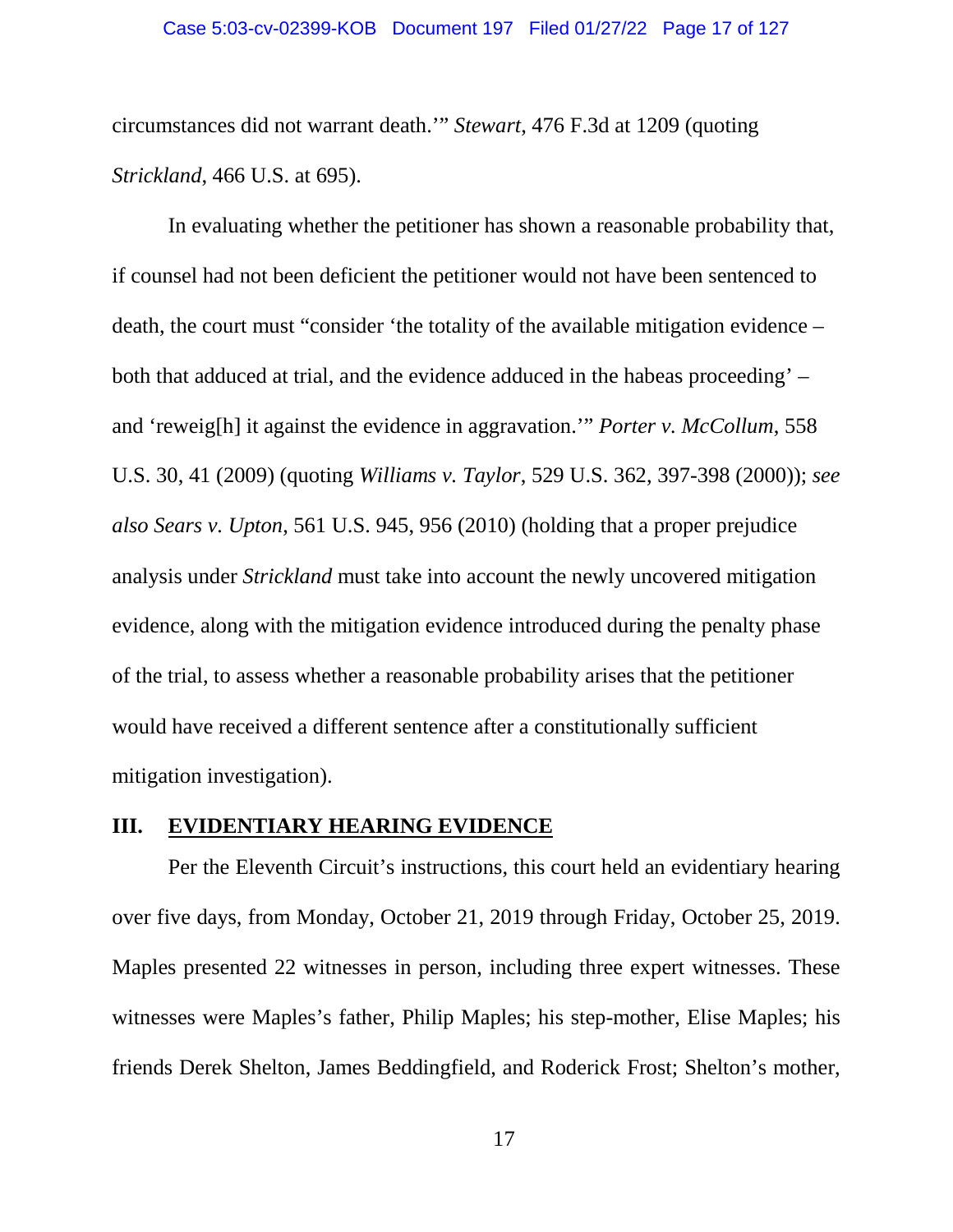circumstances did not warrant death.'" *Stewart*, 476 F.3d at 1209 (quoting *Strickland*, 466 U.S. at 695).

In evaluating whether the petitioner has shown a reasonable probability that, if counsel had not been deficient the petitioner would not have been sentenced to death, the court must "consider 'the totality of the available mitigation evidence – both that adduced at trial, and the evidence adduced in the habeas proceeding' – and 'reweig[h] it against the evidence in aggravation.'" *Porter v. McCollum*, 558 U.S. 30, 41 (2009) (quoting *Williams v. Taylor*, 529 U.S. 362, 397-398 (2000)); *see also Sears v. Upton*, 561 U.S. 945, 956 (2010) (holding that a proper prejudice analysis under *Strickland* must take into account the newly uncovered mitigation evidence, along with the mitigation evidence introduced during the penalty phase of the trial, to assess whether a reasonable probability arises that the petitioner would have received a different sentence after a constitutionally sufficient mitigation investigation).

## III. EVIDENTIARY HEARING EVIDENCE

Per the Eleventh Circuit's instructions, this court held an evidentiary hearing over five days, from Monday, October 21, 2019 through Friday, October 25, 2019. Maples presented 22 witnesses in person, including three expert witnesses. These witnesses were Maples's father, Philip Maples; his step-mother, Elise Maples; his friends Derek Shelton, James Beddingfield, and Roderick Frost; Shelton's mother,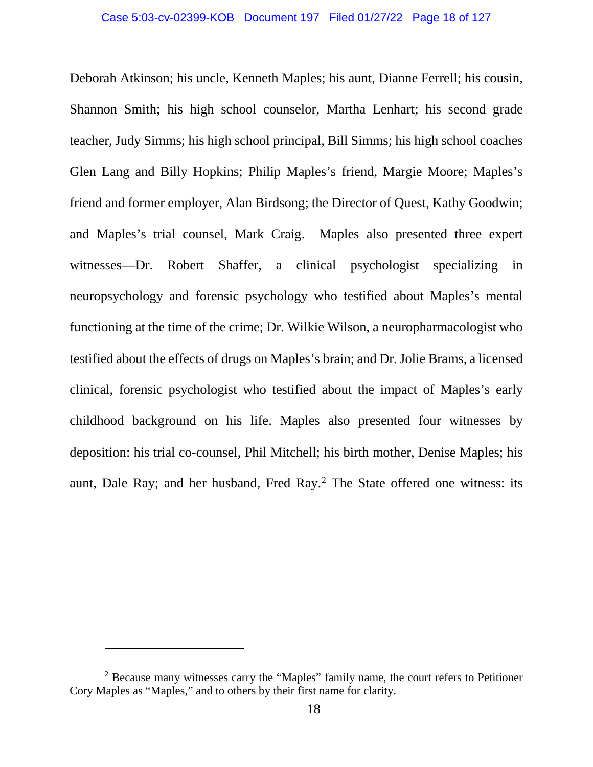Deborah Atkinson; his uncle, Kenneth Maples; his aunt, Dianne Ferrell; his cousin, Shannon Smith; his high school counselor, Martha Lenhart; his second grade teacher, Judy Simms; his high school principal, Bill Simms; his high school coaches Glen Lang and Billy Hopkins; Philip Maples's friend, Margie Moore; Maples's friend and former employer, Alan Birdsong; the Director of Quest, Kathy Goodwin; and Maples's trial counsel, Mark Craig. Maples also presented three expert witnesses—Dr. Robert Shaffer, a clinical psychologist specializing in neuropsychology and forensic psychology who testified about Maples's mental functioning at the time of the crime; Dr. Wilkie Wilson, a neuropharmacologist who testified about the effects of drugs on Maples's brain; and Dr. Jolie Brams, a licensed clinical, forensic psychologist who testified about the impact of Maples's early childhood background on his life. Maples also presented four witnesses by deposition: his trial co-counsel, Phil Mitchell; his birth mother, Denise Maples; his aunt, Dale Ray; and her husband, Fred Ray.[2] The State offered one witness: its

---

[2] Because many witnesses carry the "Maples" family name, the court refers to Petitioner Cory Maples as "Maples," and to others by their first name for clarity.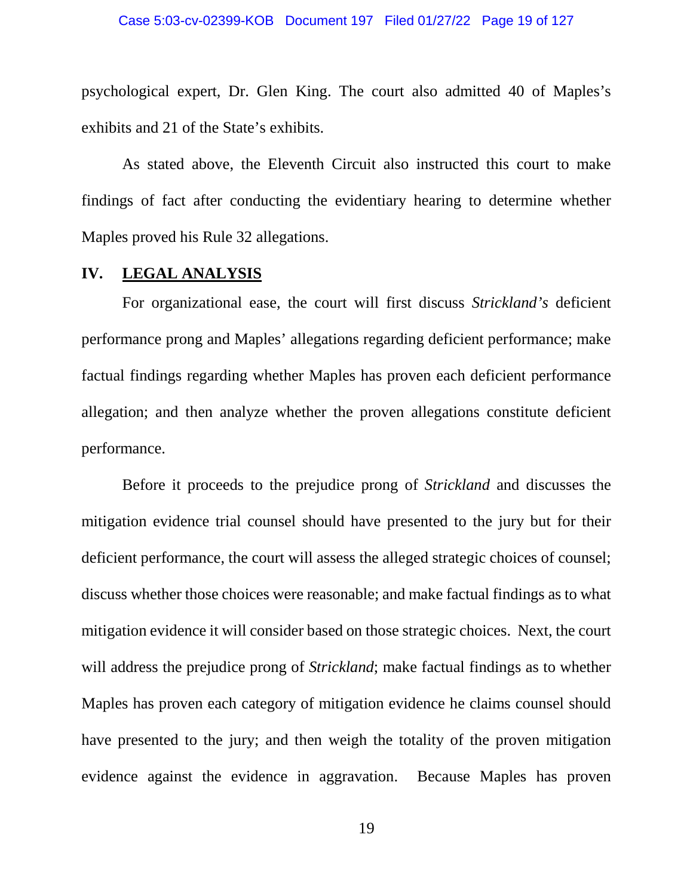psychological expert, Dr. Glen King. The court also admitted 40 of Maples's exhibits and 21 of the State's exhibits.

As stated above, the Eleventh Circuit also instructed this court to make findings of fact after conducting the evidentiary hearing to determine whether Maples proved his Rule 32 allegations.

## IV. <u>LEGAL ANALYSIS</u>

For organizational ease, the court will first discuss *Strickland's* deficient performance prong and Maples' allegations regarding deficient performance; make factual findings regarding whether Maples has proven each deficient performance allegation; and then analyze whether the proven allegations constitute deficient performance.

Before it proceeds to the prejudice prong of *Strickland* and discusses the mitigation evidence trial counsel should have presented to the jury but for their deficient performance, the court will assess the alleged strategic choices of counsel; discuss whether those choices were reasonable; and make factual findings as to what mitigation evidence it will consider based on those strategic choices. Next, the court will address the prejudice prong of *Strickland*; make factual findings as to whether Maples has proven each category of mitigation evidence he claims counsel should have presented to the jury; and then weigh the totality of the proven mitigation evidence against the evidence in aggravation. Because Maples has proven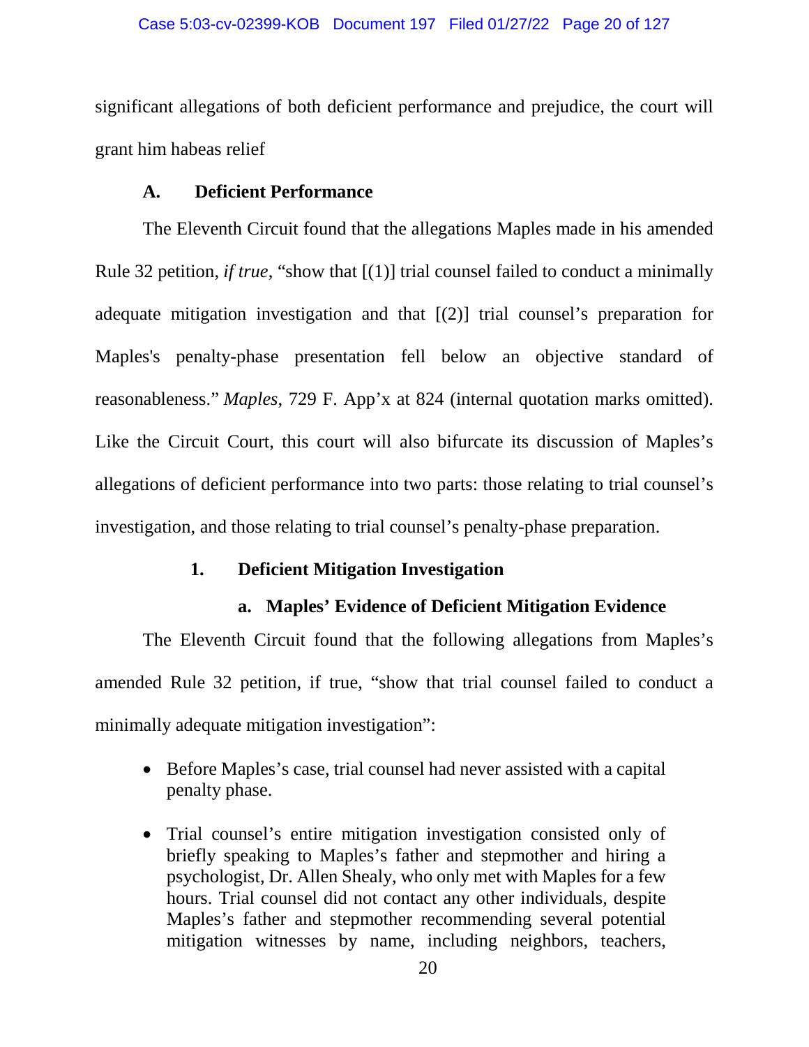significant allegations of both deficient performance and prejudice, the court will grant him habeas relief

### A. Deficient Performance

The Eleventh Circuit found that the allegations Maples made in his amended Rule 32 petition, *if true*, "show that [(1)] trial counsel failed to conduct a minimally adequate mitigation investigation and that [(2)] trial counsel's preparation for Maples's penalty-phase presentation fell below an objective standard of reasonableness." *Maples*, 729 F. App'x at 824 (internal quotation marks omitted). Like the Circuit Court, this court will also bifurcate its discussion of Maples's allegations of deficient performance into two parts: those relating to trial counsel's investigation, and those relating to trial counsel's penalty-phase preparation.

#### 1. Deficient Mitigation Investigation

##### a. Maples' Evidence of Deficient Mitigation Evidence

The Eleventh Circuit found that the following allegations from Maples's amended Rule 32 petition, if true, "show that trial counsel failed to conduct a minimally adequate mitigation investigation":

- Before Maples's case, trial counsel had never assisted with a capital penalty phase.
- Trial counsel's entire mitigation investigation consisted only of briefly speaking to Maples's father and stepmother and hiring a psychologist, Dr. Allen Shealy, who only met with Maples for a few hours. Trial counsel did not contact any other individuals, despite Maples's father and stepmother recommending several potential mitigation witnesses by name, including neighbors, teachers,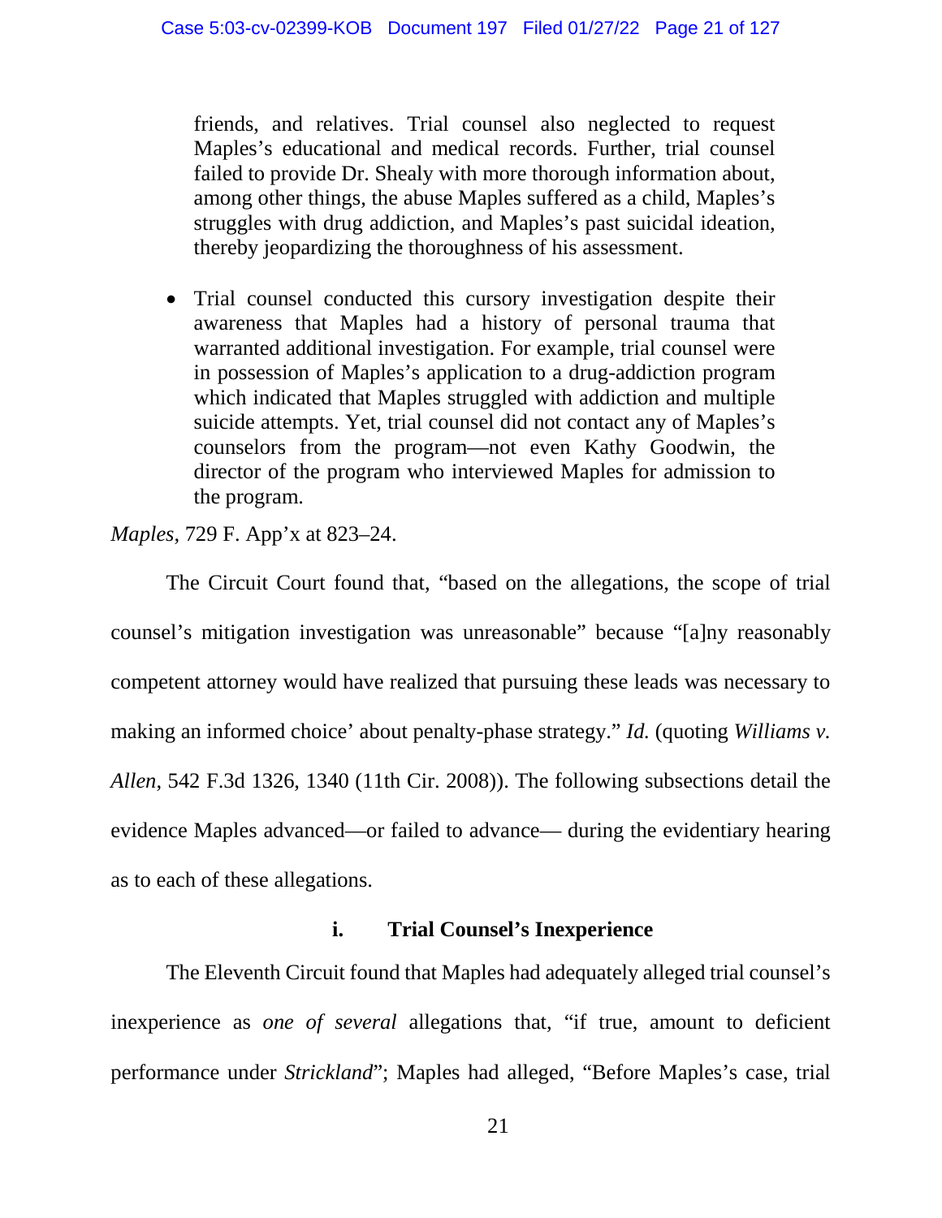> friends, and relatives. Trial counsel also neglected to request Maples's educational and medical records. Further, trial counsel failed to provide Dr. Shealy with more thorough information about, among other things, the abuse Maples suffered as a child, Maples's struggles with drug addiction, and Maples's past suicidal ideation, thereby jeopardizing the thoroughness of his assessment.
>
> - Trial counsel conducted this cursory investigation despite their awareness that Maples had a history of personal trauma that warranted additional investigation. For example, trial counsel were in possession of Maples's application to a drug-addiction program which indicated that Maples struggled with addiction and multiple suicide attempts. Yet, trial counsel did not contact any of Maples's counselors from the program—not even Kathy Goodwin, the director of the program who interviewed Maples for admission to the program.

*Maples*, 729 F. App'x at 823–24.

The Circuit Court found that, "based on the allegations, the scope of trial counsel's mitigation investigation was unreasonable" because "[a]ny reasonably competent attorney would have realized that pursuing these leads was necessary to making an informed choice' about penalty-phase strategy." *Id.* (quoting *Williams v. Allen*, 542 F.3d 1326, 1340 (11th Cir. 2008)). The following subsections detail the evidence Maples advanced—or failed to advance— during the evidentiary hearing as to each of these allegations.

#### i. Trial Counsel's Inexperience

The Eleventh Circuit found that Maples had adequately alleged trial counsel's inexperience as *one of several* allegations that, "if true, amount to deficient performance under *Strickland*"; Maples had alleged, "Before Maples's case, trial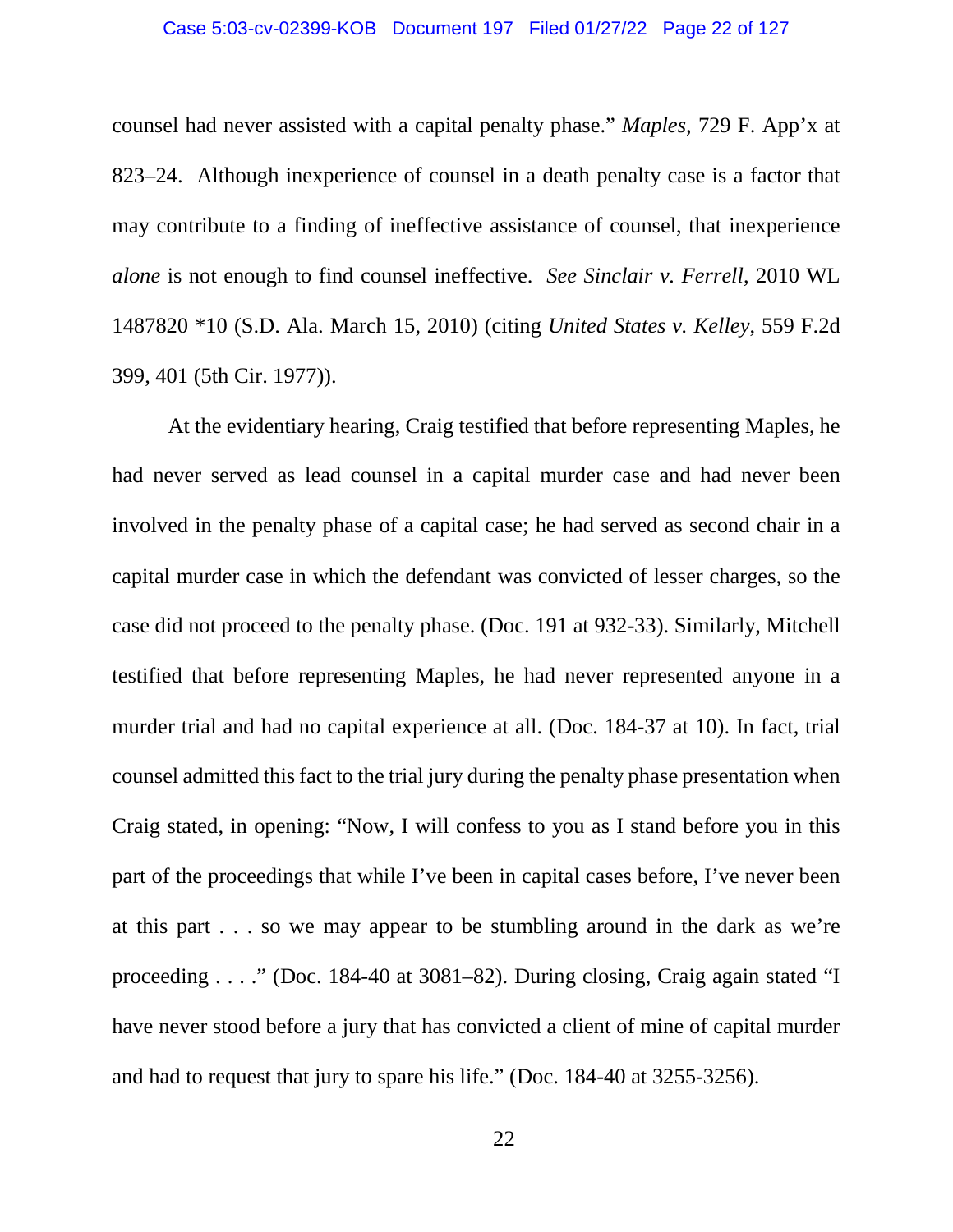counsel had never assisted with a capital penalty phase." *Maples*, 729 F. App'x at 823–24. Although inexperience of counsel in a death penalty case is a factor that may contribute to a finding of ineffective assistance of counsel, that inexperience *alone* is not enough to find counsel ineffective. *See Sinclair v. Ferrell*, 2010 WL 1487820 *10 (S.D. Ala. March 15, 2010) (citing *United States v. Kelley*, 559 F.2d 399, 401 (5th Cir. 1977)).

At the evidentiary hearing, Craig testified that before representing Maples, he had never served as lead counsel in a capital murder case and had never been involved in the penalty phase of a capital case; he had served as second chair in a capital murder case in which the defendant was convicted of lesser charges, so the case did not proceed to the penalty phase. (Doc. 191 at 932-33). Similarly, Mitchell testified that before representing Maples, he had never represented anyone in a murder trial and had no capital experience at all. (Doc. 184-37 at 10). In fact, trial counsel admitted this fact to the trial jury during the penalty phase presentation when Craig stated, in opening: "Now, I will confess to you as I stand before you in this part of the proceedings that while I've been in capital cases before, I've never been at this part . . . so we may appear to be stumbling around in the dark as we're proceeding . . . ." (Doc. 184-40 at 3081–82). During closing, Craig again stated "I have never stood before a jury that has convicted a client of mine of capital murder and had to request that jury to spare his life." (Doc. 184-40 at 3255-3256).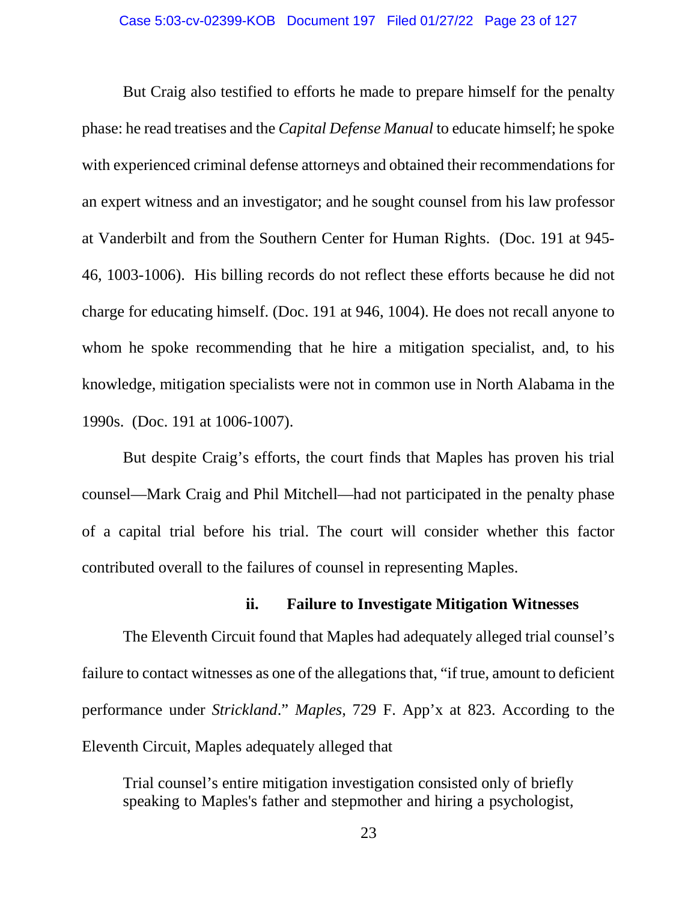But Craig also testified to efforts he made to prepare himself for the penalty phase: he read treatises and the *Capital Defense Manual* to educate himself; he spoke with experienced criminal defense attorneys and obtained their recommendations for an expert witness and an investigator; and he sought counsel from his law professor at Vanderbilt and from the Southern Center for Human Rights. (Doc. 191 at 945-46, 1003-1006). His billing records do not reflect these efforts because he did not charge for educating himself. (Doc. 191 at 946, 1004). He does not recall anyone to whom he spoke recommending that he hire a mitigation specialist, and, to his knowledge, mitigation specialists were not in common use in North Alabama in the 1990s. (Doc. 191 at 1006-1007).

But despite Craig's efforts, the court finds that Maples has proven his trial counsel—Mark Craig and Phil Mitchell—had not participated in the penalty phase of a capital trial before his trial. The court will consider whether this factor contributed overall to the failures of counsel in representing Maples.

#### ii. Failure to Investigate Mitigation Witnesses

The Eleventh Circuit found that Maples had adequately alleged trial counsel's failure to contact witnesses as one of the allegations that, "if true, amount to deficient performance under *Strickland*." *Maples*, 729 F. App'x at 823. According to the Eleventh Circuit, Maples adequately alleged that

> Trial counsel's entire mitigation investigation consisted only of briefly speaking to Maples's father and stepmother and hiring a psychologist,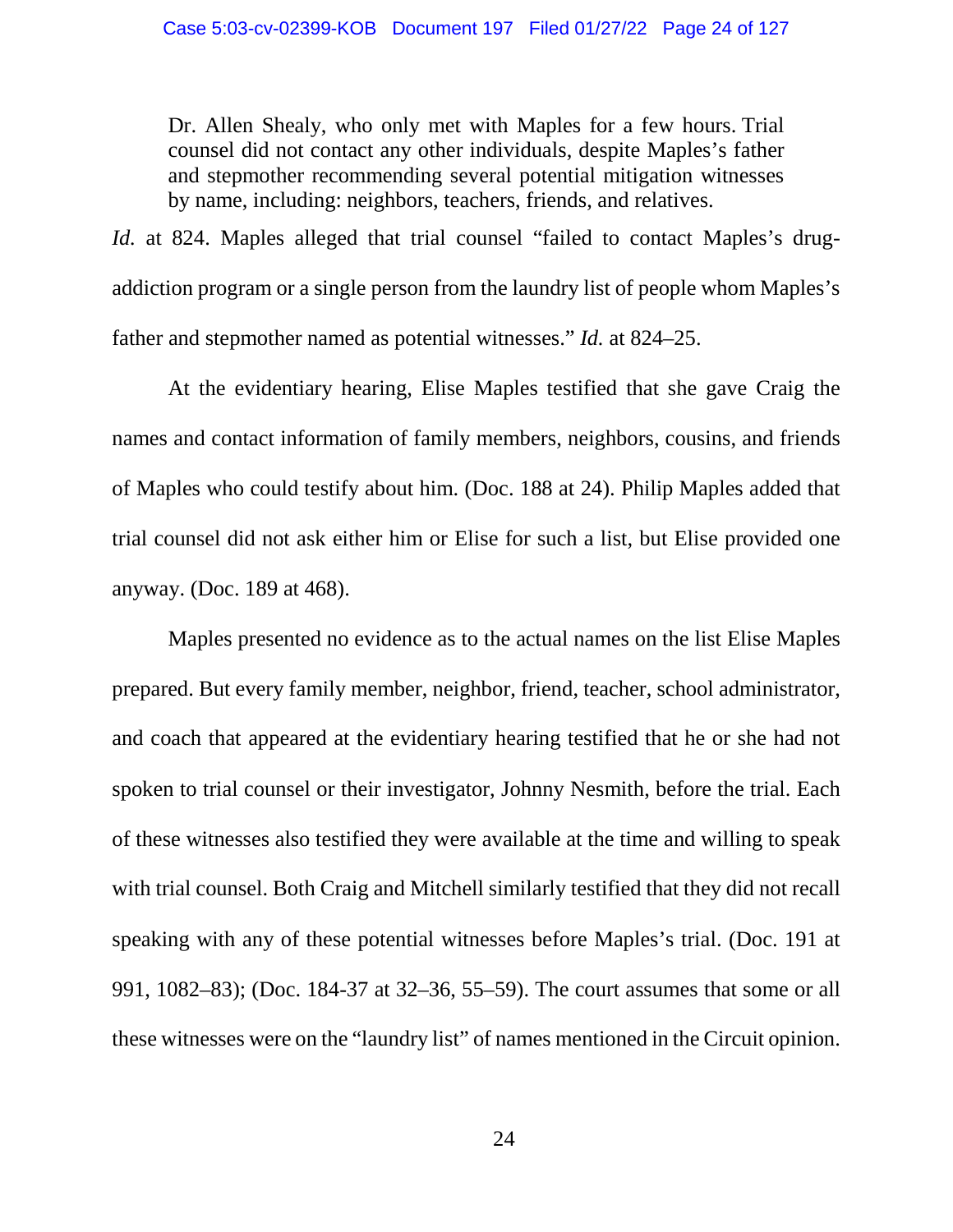> Dr. Allen Shealy, who only met with Maples for a few hours. Trial counsel did not contact any other individuals, despite Maples's father and stepmother recommending several potential mitigation witnesses by name, including: neighbors, teachers, friends, and relatives.

*Id.* at 824. Maples alleged that trial counsel "failed to contact Maples's drug-addiction program or a single person from the laundry list of people whom Maples's father and stepmother named as potential witnesses." *Id.* at 824–25.

At the evidentiary hearing, Elise Maples testified that she gave Craig the names and contact information of family members, neighbors, cousins, and friends of Maples who could testify about him. (Doc. 188 at 24). Philip Maples added that trial counsel did not ask either him or Elise for such a list, but Elise provided one anyway. (Doc. 189 at 468).

Maples presented no evidence as to the actual names on the list Elise Maples prepared. But every family member, neighbor, friend, teacher, school administrator, and coach that appeared at the evidentiary hearing testified that he or she had not spoken to trial counsel or their investigator, Johnny Nesmith, before the trial. Each of these witnesses also testified they were available at the time and willing to speak with trial counsel. Both Craig and Mitchell similarly testified that they did not recall speaking with any of these potential witnesses before Maples's trial. (Doc. 191 at 991, 1082–83); (Doc. 184-37 at 32–36, 55–59). The court assumes that some or all these witnesses were on the "laundry list" of names mentioned in the Circuit opinion.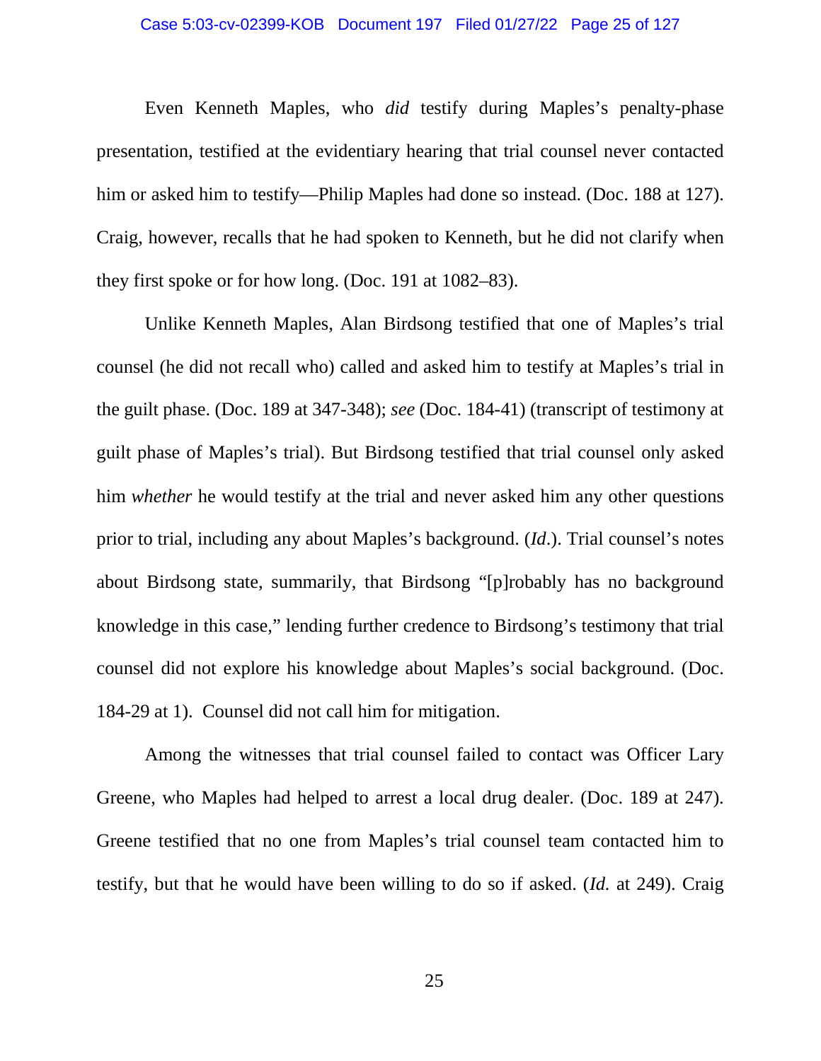Even Kenneth Maples, who *did* testify during Maples's penalty-phase presentation, testified at the evidentiary hearing that trial counsel never contacted him or asked him to testify—Philip Maples had done so instead. (Doc. 188 at 127). Craig, however, recalls that he had spoken to Kenneth, but he did not clarify when they first spoke or for how long. (Doc. 191 at 1082–83).

Unlike Kenneth Maples, Alan Birdsong testified that one of Maples's trial counsel (he did not recall who) called and asked him to testify at Maples's trial in the guilt phase. (Doc. 189 at 347-348); *see* (Doc. 184-41) (transcript of testimony at guilt phase of Maples's trial). But Birdsong testified that trial counsel only asked him *whether* he would testify at the trial and never asked him any other questions prior to trial, including any about Maples's background. (*Id*.). Trial counsel's notes about Birdsong state, summarily, that Birdsong "[p]robably has no background knowledge in this case," lending further credence to Birdsong's testimony that trial counsel did not explore his knowledge about Maples's social background. (Doc. 184-29 at 1). Counsel did not call him for mitigation.

Among the witnesses that trial counsel failed to contact was Officer Lary Greene, who Maples had helped to arrest a local drug dealer. (Doc. 189 at 247). Greene testified that no one from Maples's trial counsel team contacted him to testify, but that he would have been willing to do so if asked. (*Id.* at 249). Craig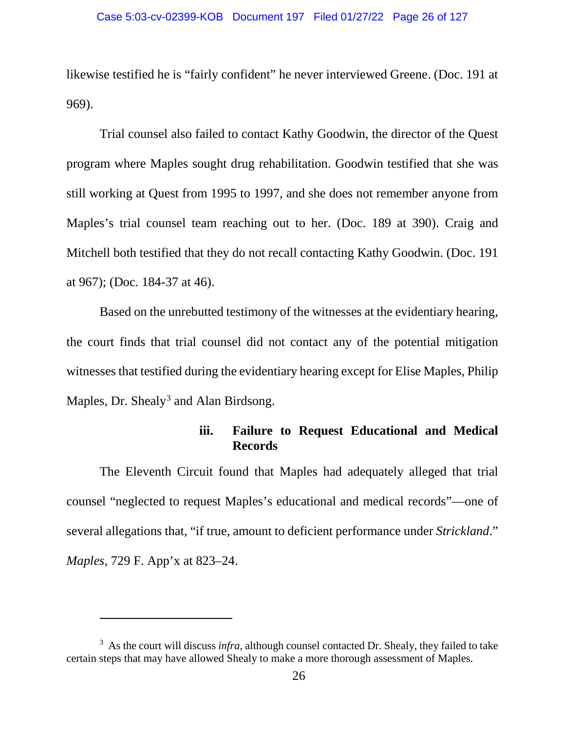likewise testified he is "fairly confident" he never interviewed Greene. (Doc. 191 at 969).

Trial counsel also failed to contact Kathy Goodwin, the director of the Quest program where Maples sought drug rehabilitation. Goodwin testified that she was still working at Quest from 1995 to 1997, and she does not remember anyone from Maples's trial counsel team reaching out to her. (Doc. 189 at 390). Craig and Mitchell both testified that they do not recall contacting Kathy Goodwin. (Doc. 191 at 967); (Doc. 184-37 at 46).

Based on the unrebutted testimony of the witnesses at the evidentiary hearing, the court finds that trial counsel did not contact any of the potential mitigation witnesses that testified during the evidentiary hearing except for Elise Maples, Philip Maples, Dr. Shealy[3] and Alan Birdsong.

#### iii. Failure to Request Educational and Medical Records

The Eleventh Circuit found that Maples had adequately alleged that trial counsel "neglected to request Maples's educational and medical records"—one of several allegations that, "if true, amount to deficient performance under *Strickland*." *Maples*, 729 F. App'x at 823–24.

---

[3] As the court will discuss *infra*, although counsel contacted Dr. Shealy, they failed to take certain steps that may have allowed Shealy to make a more thorough assessment of Maples.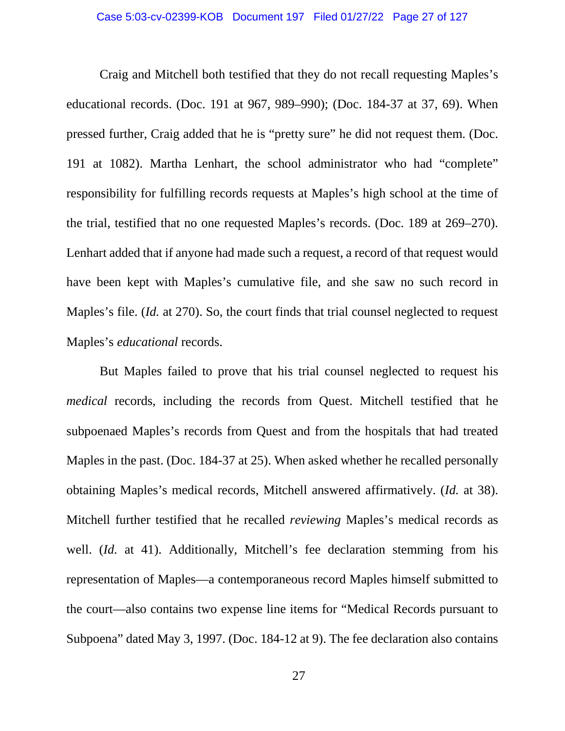Craig and Mitchell both testified that they do not recall requesting Maples's educational records. (Doc. 191 at 967, 989–990); (Doc. 184-37 at 37, 69). When pressed further, Craig added that he is "pretty sure" he did not request them. (Doc. 191 at 1082). Martha Lenhart, the school administrator who had "complete" responsibility for fulfilling records requests at Maples's high school at the time of the trial, testified that no one requested Maples's records. (Doc. 189 at 269–270). Lenhart added that if anyone had made such a request, a record of that request would have been kept with Maples's cumulative file, and she saw no such record in Maples's file. (*Id.* at 270). So, the court finds that trial counsel neglected to request Maples's *educational* records.

But Maples failed to prove that his trial counsel neglected to request his *medical* records, including the records from Quest. Mitchell testified that he subpoenaed Maples's records from Quest and from the hospitals that had treated Maples in the past. (Doc. 184-37 at 25). When asked whether he recalled personally obtaining Maples's medical records, Mitchell answered affirmatively. (*Id.* at 38). Mitchell further testified that he recalled *reviewing* Maples's medical records as well. (*Id.* at 41). Additionally, Mitchell's fee declaration stemming from his representation of Maples—a contemporaneous record Maples himself submitted to the court—also contains two expense line items for "Medical Records pursuant to Subpoena" dated May 3, 1997. (Doc. 184-12 at 9). The fee declaration also contains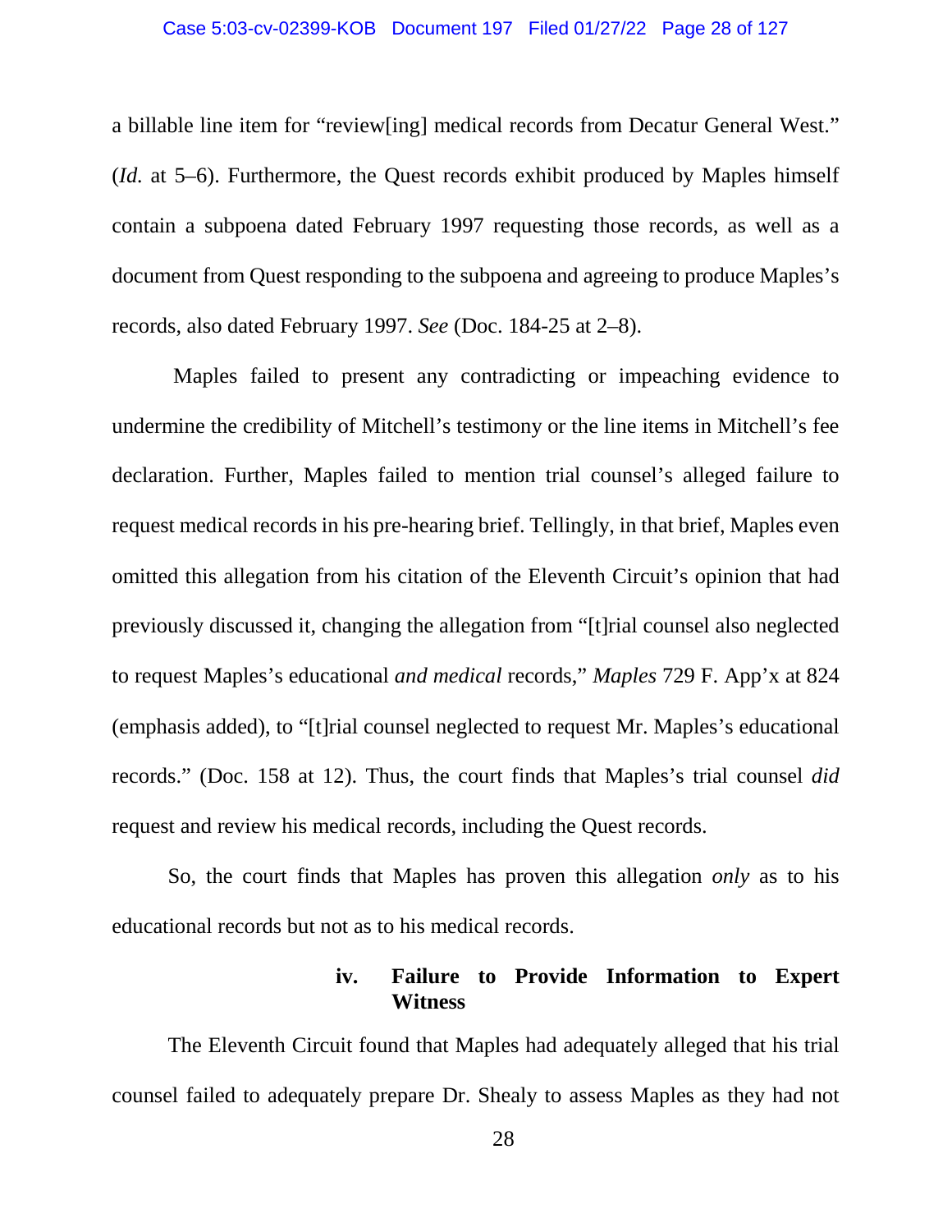a billable line item for "review[ing] medical records from Decatur General West." (*Id.* at 5–6). Furthermore, the Quest records exhibit produced by Maples himself contain a subpoena dated February 1997 requesting those records, as well as a document from Quest responding to the subpoena and agreeing to produce Maples's records, also dated February 1997. *See* (Doc. 184-25 at 2–8).

Maples failed to present any contradicting or impeaching evidence to undermine the credibility of Mitchell's testimony or the line items in Mitchell's fee declaration. Further, Maples failed to mention trial counsel's alleged failure to request medical records in his pre-hearing brief. Tellingly, in that brief, Maples even omitted this allegation from his citation of the Eleventh Circuit's opinion that had previously discussed it, changing the allegation from "[t]rial counsel also neglected to request Maples's educational *and medical* records," *Maples* 729 F. App'x at 824 (emphasis added), to "[t]rial counsel neglected to request Mr. Maples's educational records." (Doc. 158 at 12). Thus, the court finds that Maples's trial counsel *did* request and review his medical records, including the Quest records.

So, the court finds that Maples has proven this allegation *only* as to his educational records but not as to his medical records.

**iv. Failure to Provide Information to Expert Witness**

The Eleventh Circuit found that Maples had adequately alleged that his trial counsel failed to adequately prepare Dr. Shealy to assess Maples as they had not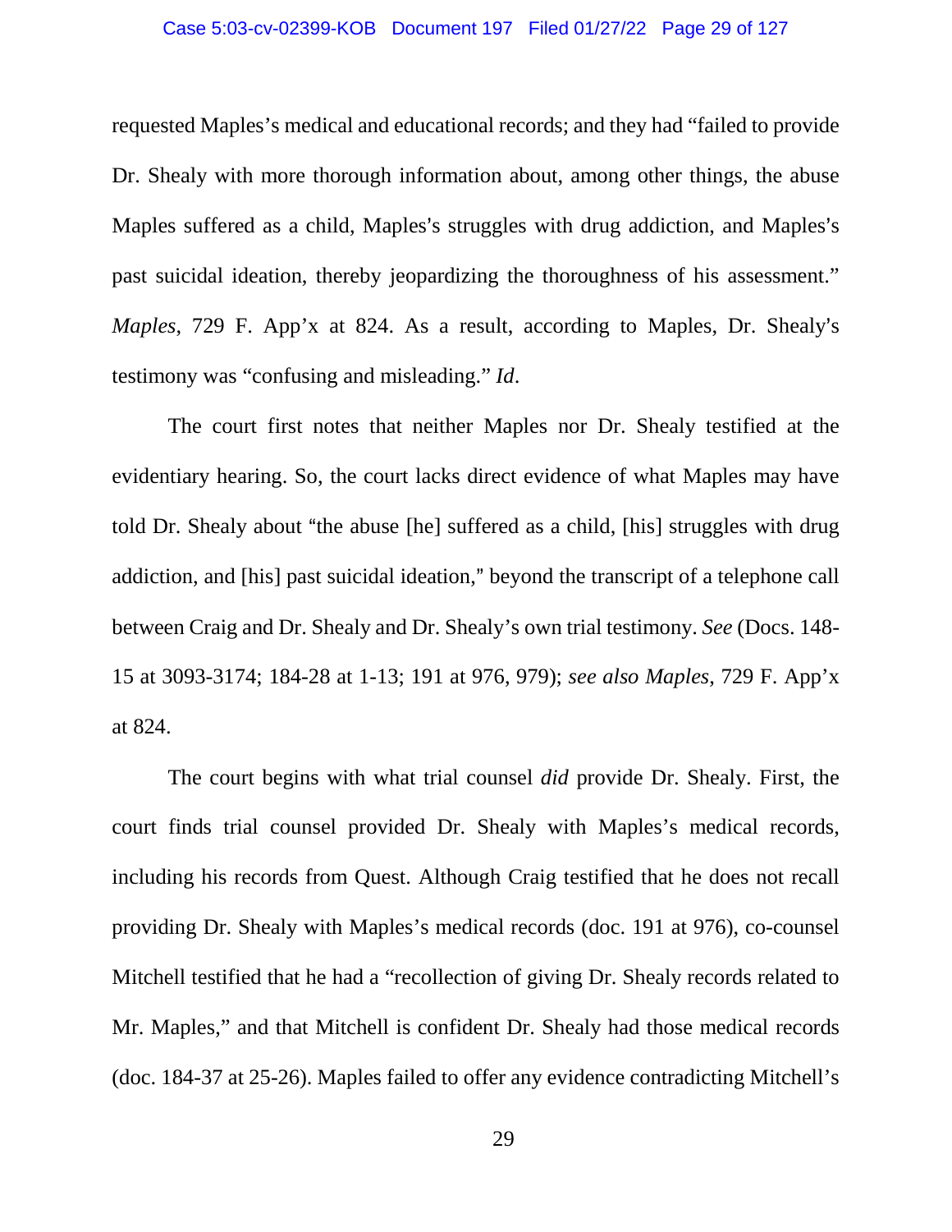requested Maples's medical and educational records; and they had "failed to provide Dr. Shealy with more thorough information about, among other things, the abuse Maples suffered as a child, Maples's struggles with drug addiction, and Maples's past suicidal ideation, thereby jeopardizing the thoroughness of his assessment." *Maples*, 729 F. App'x at 824. As a result, according to Maples, Dr. Shealy's testimony was "confusing and misleading." *Id*.

The court first notes that neither Maples nor Dr. Shealy testified at the evidentiary hearing. So, the court lacks direct evidence of what Maples may have told Dr. Shealy about "the abuse [he] suffered as a child, [his] struggles with drug addiction, and [his] past suicidal ideation," beyond the transcript of a telephone call between Craig and Dr. Shealy and Dr. Shealy's own trial testimony. *See* (Docs. 148-15 at 3093-3174; 184-28 at 1-13; 191 at 976, 979); *see also Maples*, 729 F. App'x at 824.

The court begins with what trial counsel *did* provide Dr. Shealy. First, the court finds trial counsel provided Dr. Shealy with Maples's medical records, including his records from Quest. Although Craig testified that he does not recall providing Dr. Shealy with Maples's medical records (doc. 191 at 976), co-counsel Mitchell testified that he had a "recollection of giving Dr. Shealy records related to Mr. Maples," and that Mitchell is confident Dr. Shealy had those medical records (doc. 184-37 at 25-26). Maples failed to offer any evidence contradicting Mitchell's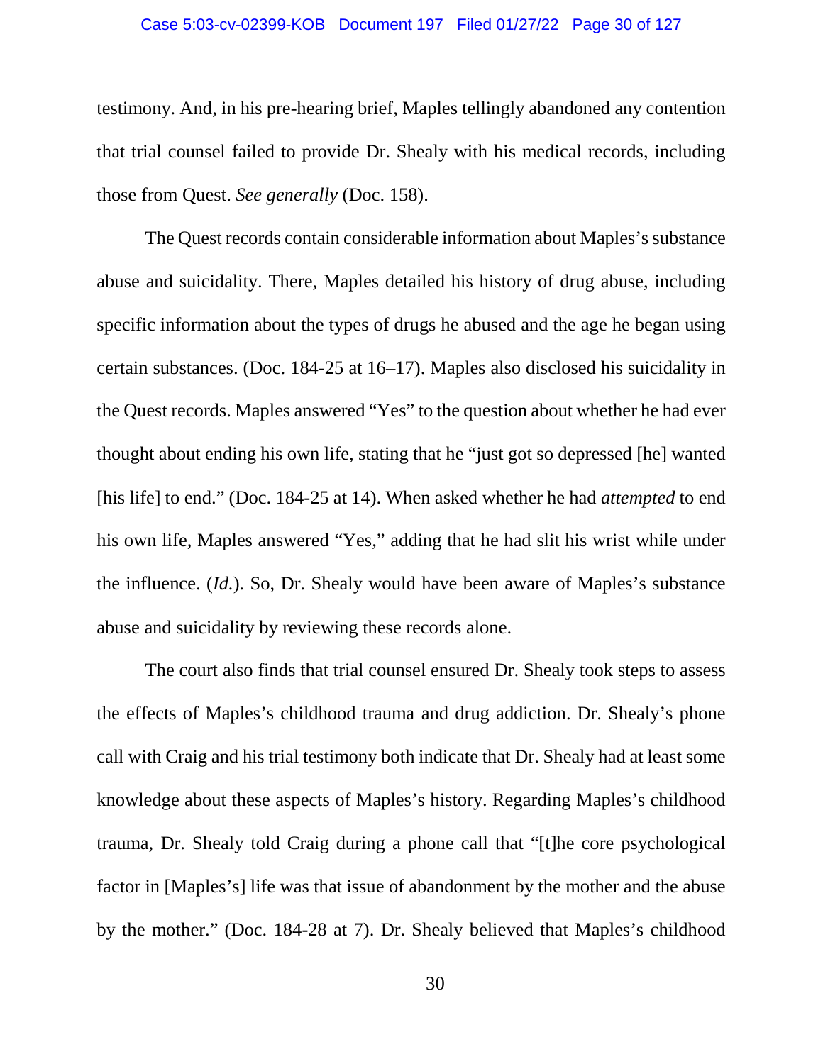testimony. And, in his pre-hearing brief, Maples tellingly abandoned any contention that trial counsel failed to provide Dr. Shealy with his medical records, including those from Quest. *See generally* (Doc. 158).

The Quest records contain considerable information about Maples's substance abuse and suicidality. There, Maples detailed his history of drug abuse, including specific information about the types of drugs he abused and the age he began using certain substances. (Doc. 184-25 at 16–17). Maples also disclosed his suicidality in the Quest records. Maples answered "Yes" to the question about whether he had ever thought about ending his own life, stating that he "just got so depressed [he] wanted [his life] to end." (Doc. 184-25 at 14). When asked whether he had *attempted* to end his own life, Maples answered "Yes," adding that he had slit his wrist while under the influence. (*Id.*). So, Dr. Shealy would have been aware of Maples's substance abuse and suicidality by reviewing these records alone.

The court also finds that trial counsel ensured Dr. Shealy took steps to assess the effects of Maples's childhood trauma and drug addiction. Dr. Shealy's phone call with Craig and his trial testimony both indicate that Dr. Shealy had at least some knowledge about these aspects of Maples's history. Regarding Maples's childhood trauma, Dr. Shealy told Craig during a phone call that "[t]he core psychological factor in [Maples's] life was that issue of abandonment by the mother and the abuse by the mother." (Doc. 184-28 at 7). Dr. Shealy believed that Maples's childhood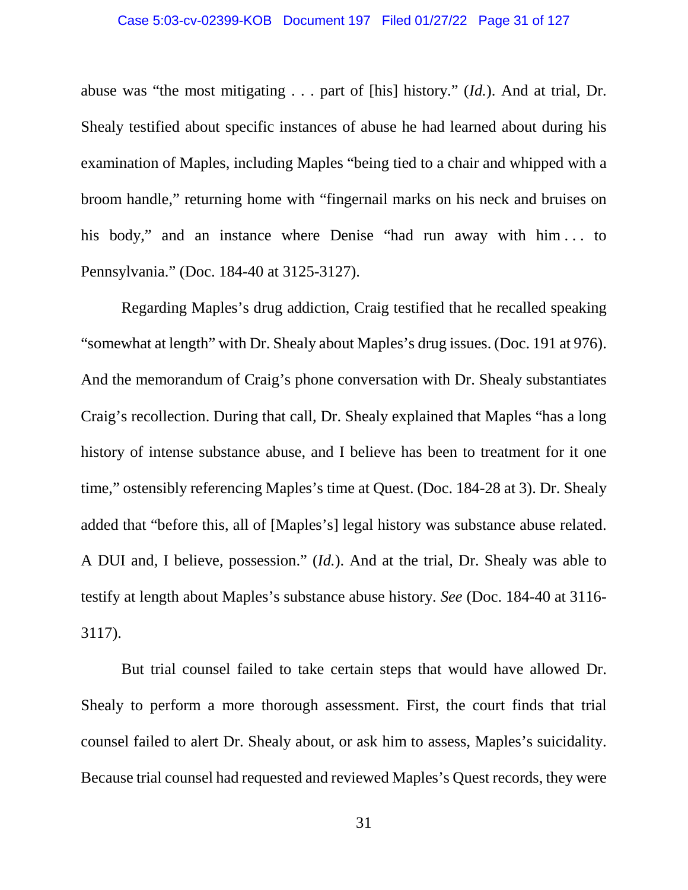abuse was "the most mitigating . . . part of [his] history." (*Id.*). And at trial, Dr. Shealy testified about specific instances of abuse he had learned about during his examination of Maples, including Maples "being tied to a chair and whipped with a broom handle," returning home with "fingernail marks on his neck and bruises on his body," and an instance where Denise "had run away with him . . . to Pennsylvania." (Doc. 184-40 at 3125-3127).

Regarding Maples's drug addiction, Craig testified that he recalled speaking "somewhat at length" with Dr. Shealy about Maples's drug issues. (Doc. 191 at 976). And the memorandum of Craig's phone conversation with Dr. Shealy substantiates Craig's recollection. During that call, Dr. Shealy explained that Maples "has a long history of intense substance abuse, and I believe has been to treatment for it one time," ostensibly referencing Maples's time at Quest. (Doc. 184-28 at 3). Dr. Shealy added that "before this, all of [Maples's] legal history was substance abuse related. A DUI and, I believe, possession." (*Id.*). And at the trial, Dr. Shealy was able to testify at length about Maples's substance abuse history. *See* (Doc. 184-40 at 3116-3117).

But trial counsel failed to take certain steps that would have allowed Dr. Shealy to perform a more thorough assessment. First, the court finds that trial counsel failed to alert Dr. Shealy about, or ask him to assess, Maples's suicidality. Because trial counsel had requested and reviewed Maples's Quest records, they were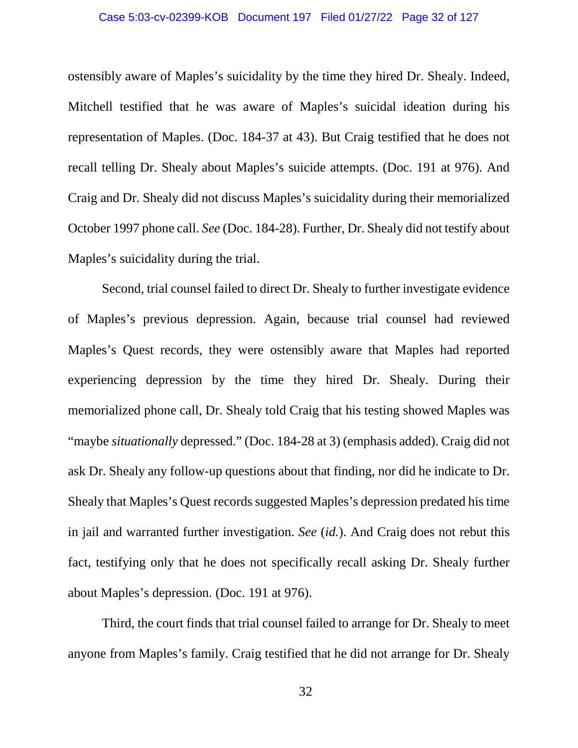ostensibly aware of Maples's suicidality by the time they hired Dr. Shealy. Indeed, Mitchell testified that he was aware of Maples's suicidal ideation during his representation of Maples. (Doc. 184-37 at 43). But Craig testified that he does not recall telling Dr. Shealy about Maples's suicide attempts. (Doc. 191 at 976). And Craig and Dr. Shealy did not discuss Maples's suicidality during their memorialized October 1997 phone call. *See* (Doc. 184-28). Further, Dr. Shealy did not testify about Maples's suicidality during the trial.

Second, trial counsel failed to direct Dr. Shealy to further investigate evidence of Maples's previous depression. Again, because trial counsel had reviewed Maples's Quest records, they were ostensibly aware that Maples had reported experiencing depression by the time they hired Dr. Shealy. During their memorialized phone call, Dr. Shealy told Craig that his testing showed Maples was "maybe *situationally* depressed." (Doc. 184-28 at 3) (emphasis added). Craig did not ask Dr. Shealy any follow-up questions about that finding, nor did he indicate to Dr. Shealy that Maples's Quest records suggested Maples's depression predated his time in jail and warranted further investigation. *See* (*id.*). And Craig does not rebut this fact, testifying only that he does not specifically recall asking Dr. Shealy further about Maples's depression. (Doc. 191 at 976).

Third, the court finds that trial counsel failed to arrange for Dr. Shealy to meet anyone from Maples's family. Craig testified that he did not arrange for Dr. Shealy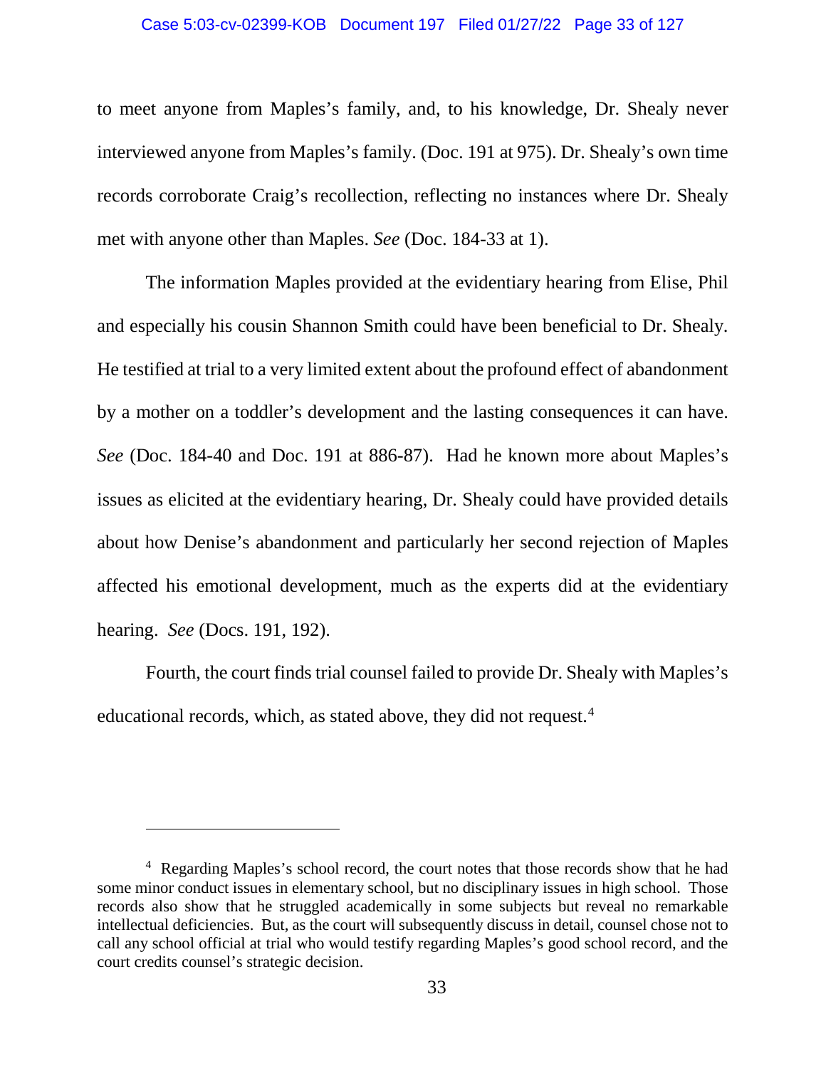to meet anyone from Maples's family, and, to his knowledge, Dr. Shealy never interviewed anyone from Maples's family. (Doc. 191 at 975). Dr. Shealy's own time records corroborate Craig's recollection, reflecting no instances where Dr. Shealy met with anyone other than Maples. *See* (Doc. 184-33 at 1).

The information Maples provided at the evidentiary hearing from Elise, Phil and especially his cousin Shannon Smith could have been beneficial to Dr. Shealy. He testified at trial to a very limited extent about the profound effect of abandonment by a mother on a toddler's development and the lasting consequences it can have. *See* (Doc. 184-40 and Doc. 191 at 886-87). Had he known more about Maples's issues as elicited at the evidentiary hearing, Dr. Shealy could have provided details about how Denise's abandonment and particularly her second rejection of Maples affected his emotional development, much as the experts did at the evidentiary hearing. *See* (Docs. 191, 192).

Fourth, the court finds trial counsel failed to provide Dr. Shealy with Maples's educational records, which, as stated above, they did not request.[4]

---

[4] Regarding Maples's school record, the court notes that those records show that he had some minor conduct issues in elementary school, but no disciplinary issues in high school. Those records also show that he struggled academically in some subjects but reveal no remarkable intellectual deficiencies. But, as the court will subsequently discuss in detail, counsel chose not to call any school official at trial who would testify regarding Maples's good school record, and the court credits counsel's strategic decision.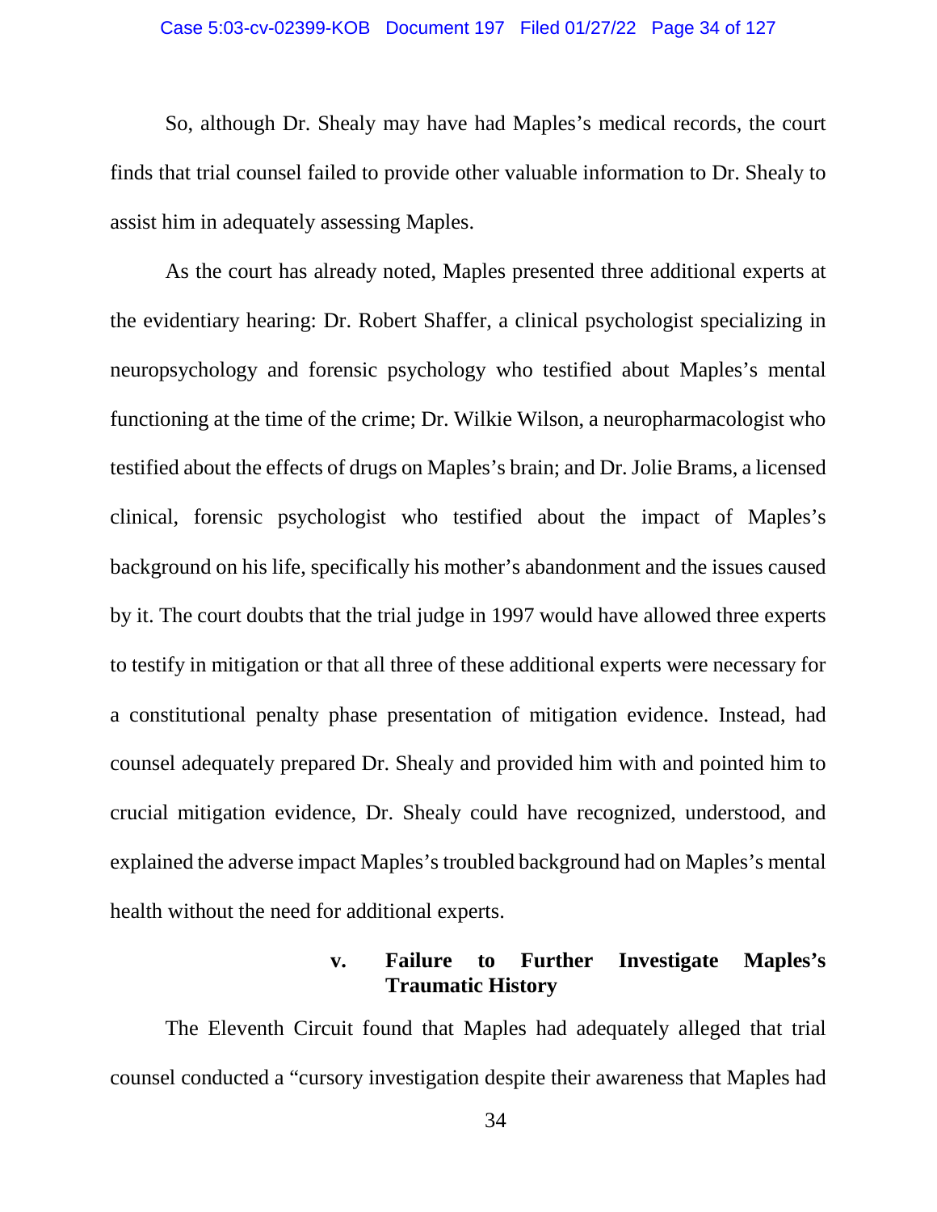So, although Dr. Shealy may have had Maples's medical records, the court finds that trial counsel failed to provide other valuable information to Dr. Shealy to assist him in adequately assessing Maples.

As the court has already noted, Maples presented three additional experts at the evidentiary hearing: Dr. Robert Shaffer, a clinical psychologist specializing in neuropsychology and forensic psychology who testified about Maples's mental functioning at the time of the crime; Dr. Wilkie Wilson, a neuropharmacologist who testified about the effects of drugs on Maples's brain; and Dr. Jolie Brams, a licensed clinical, forensic psychologist who testified about the impact of Maples's background on his life, specifically his mother's abandonment and the issues caused by it. The court doubts that the trial judge in 1997 would have allowed three experts to testify in mitigation or that all three of these additional experts were necessary for a constitutional penalty phase presentation of mitigation evidence. Instead, had counsel adequately prepared Dr. Shealy and provided him with and pointed him to crucial mitigation evidence, Dr. Shealy could have recognized, understood, and explained the adverse impact Maples's troubled background had on Maples's mental health without the need for additional experts.

#### v. Failure to Further Investigate Maples's Traumatic History

The Eleventh Circuit found that Maples had adequately alleged that trial counsel conducted a "cursory investigation despite their awareness that Maples had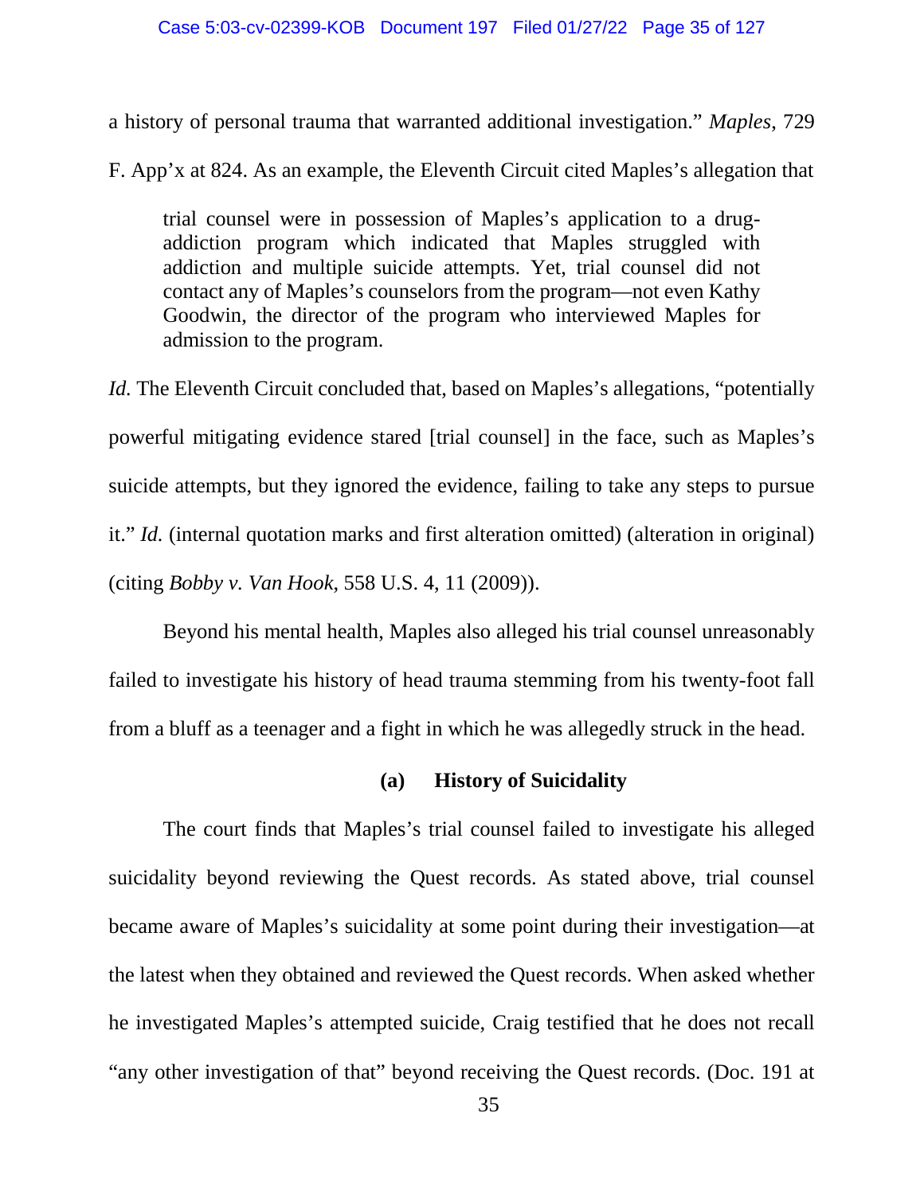a history of personal trauma that warranted additional investigation." *Maples*, 729 F. App'x at 824. As an example, the Eleventh Circuit cited Maples's allegation that

> trial counsel were in possession of Maples's application to a drug-addiction program which indicated that Maples struggled with addiction and multiple suicide attempts. Yet, trial counsel did not contact any of Maples's counselors from the program—not even Kathy Goodwin, the director of the program who interviewed Maples for admission to the program.

*Id.* The Eleventh Circuit concluded that, based on Maples's allegations, "potentially powerful mitigating evidence stared [trial counsel] in the face, such as Maples's suicide attempts, but they ignored the evidence, failing to take any steps to pursue it." *Id.* (internal quotation marks and first alteration omitted) (alteration in original) (citing *Bobby v. Van Hook*, 558 U.S. 4, 11 (2009)).

Beyond his mental health, Maples also alleged his trial counsel unreasonably failed to investigate his history of head trauma stemming from his twenty-foot fall from a bluff as a teenager and a fight in which he was allegedly struck in the head.

#### (a) History of Suicidality

The court finds that Maples's trial counsel failed to investigate his alleged suicidality beyond reviewing the Quest records. As stated above, trial counsel became aware of Maples's suicidality at some point during their investigation—at the latest when they obtained and reviewed the Quest records. When asked whether he investigated Maples's attempted suicide, Craig testified that he does not recall "any other investigation of that" beyond receiving the Quest records. (Doc. 191 at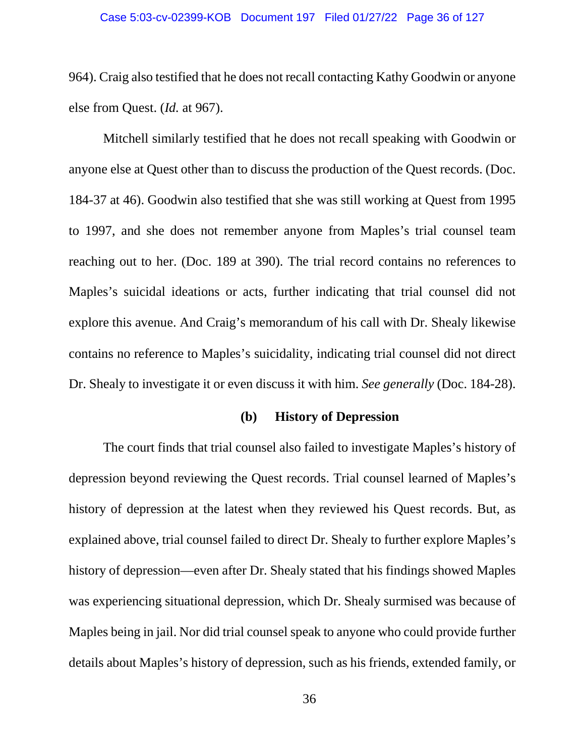964). Craig also testified that he does not recall contacting Kathy Goodwin or anyone else from Quest. (*Id.* at 967).

Mitchell similarly testified that he does not recall speaking with Goodwin or anyone else at Quest other than to discuss the production of the Quest records. (Doc. 184-37 at 46). Goodwin also testified that she was still working at Quest from 1995 to 1997, and she does not remember anyone from Maples's trial counsel team reaching out to her. (Doc. 189 at 390). The trial record contains no references to Maples's suicidal ideations or acts, further indicating that trial counsel did not explore this avenue. And Craig's memorandum of his call with Dr. Shealy likewise contains no reference to Maples's suicidality, indicating trial counsel did not direct Dr. Shealy to investigate it or even discuss it with him. *See generally* (Doc. 184-28).

**(b) History of Depression**

The court finds that trial counsel also failed to investigate Maples's history of depression beyond reviewing the Quest records. Trial counsel learned of Maples's history of depression at the latest when they reviewed his Quest records. But, as explained above, trial counsel failed to direct Dr. Shealy to further explore Maples's history of depression—even after Dr. Shealy stated that his findings showed Maples was experiencing situational depression, which Dr. Shealy surmised was because of Maples being in jail. Nor did trial counsel speak to anyone who could provide further details about Maples's history of depression, such as his friends, extended family, or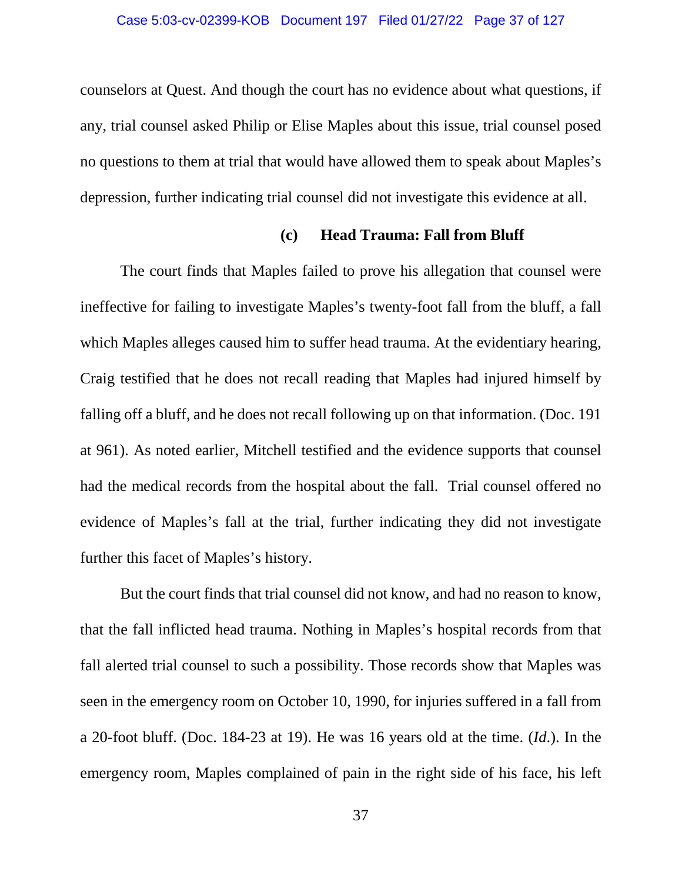counselors at Quest. And though the court has no evidence about what questions, if any, trial counsel asked Philip or Elise Maples about this issue, trial counsel posed no questions to them at trial that would have allowed them to speak about Maples's depression, further indicating trial counsel did not investigate this evidence at all.

#### (c) Head Trauma: Fall from Bluff

The court finds that Maples failed to prove his allegation that counsel were ineffective for failing to investigate Maples's twenty-foot fall from the bluff, a fall which Maples alleges caused him to suffer head trauma. At the evidentiary hearing, Craig testified that he does not recall reading that Maples had injured himself by falling off a bluff, and he does not recall following up on that information. (Doc. 191 at 961). As noted earlier, Mitchell testified and the evidence supports that counsel had the medical records from the hospital about the fall. Trial counsel offered no evidence of Maples's fall at the trial, further indicating they did not investigate further this facet of Maples's history.

But the court finds that trial counsel did not know, and had no reason to know, that the fall inflicted head trauma. Nothing in Maples's hospital records from that fall alerted trial counsel to such a possibility. Those records show that Maples was seen in the emergency room on October 10, 1990, for injuries suffered in a fall from a 20-foot bluff. (Doc. 184-23 at 19). He was 16 years old at the time. (*Id.*). In the emergency room, Maples complained of pain in the right side of his face, his left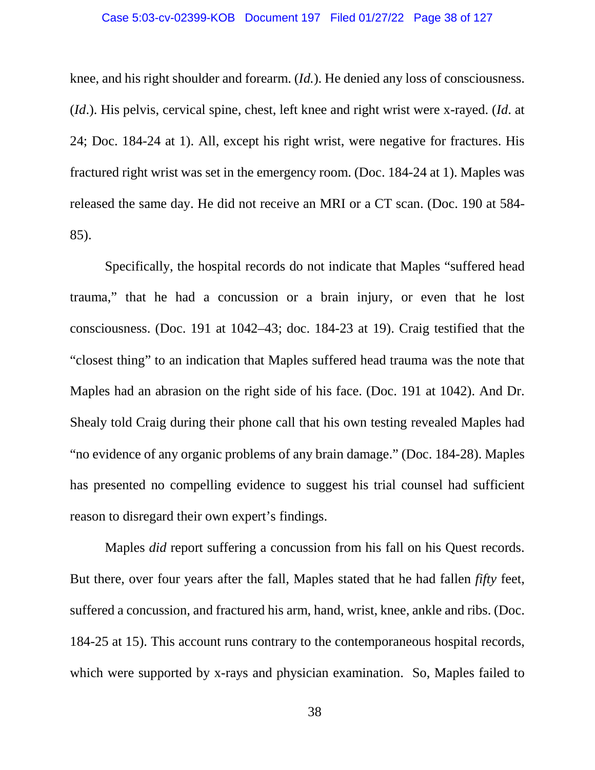knee, and his right shoulder and forearm. (*Id.*). He denied any loss of consciousness. (*Id*.). His pelvis, cervical spine, chest, left knee and right wrist were x-rayed. (*Id*. at 24; Doc. 184-24 at 1). All, except his right wrist, were negative for fractures. His fractured right wrist was set in the emergency room. (Doc. 184-24 at 1). Maples was released the same day. He did not receive an MRI or a CT scan. (Doc. 190 at 584-85).

Specifically, the hospital records do not indicate that Maples "suffered head trauma," that he had a concussion or a brain injury, or even that he lost consciousness. (Doc. 191 at 1042–43; doc. 184-23 at 19). Craig testified that the "closest thing" to an indication that Maples suffered head trauma was the note that Maples had an abrasion on the right side of his face. (Doc. 191 at 1042). And Dr. Shealy told Craig during their phone call that his own testing revealed Maples had "no evidence of any organic problems of any brain damage." (Doc. 184-28). Maples has presented no compelling evidence to suggest his trial counsel had sufficient reason to disregard their own expert's findings.

Maples *did* report suffering a concussion from his fall on his Quest records. But there, over four years after the fall, Maples stated that he had fallen *fifty* feet, suffered a concussion, and fractured his arm, hand, wrist, knee, ankle and ribs. (Doc. 184-25 at 15). This account runs contrary to the contemporaneous hospital records, which were supported by x-rays and physician examination. So, Maples failed to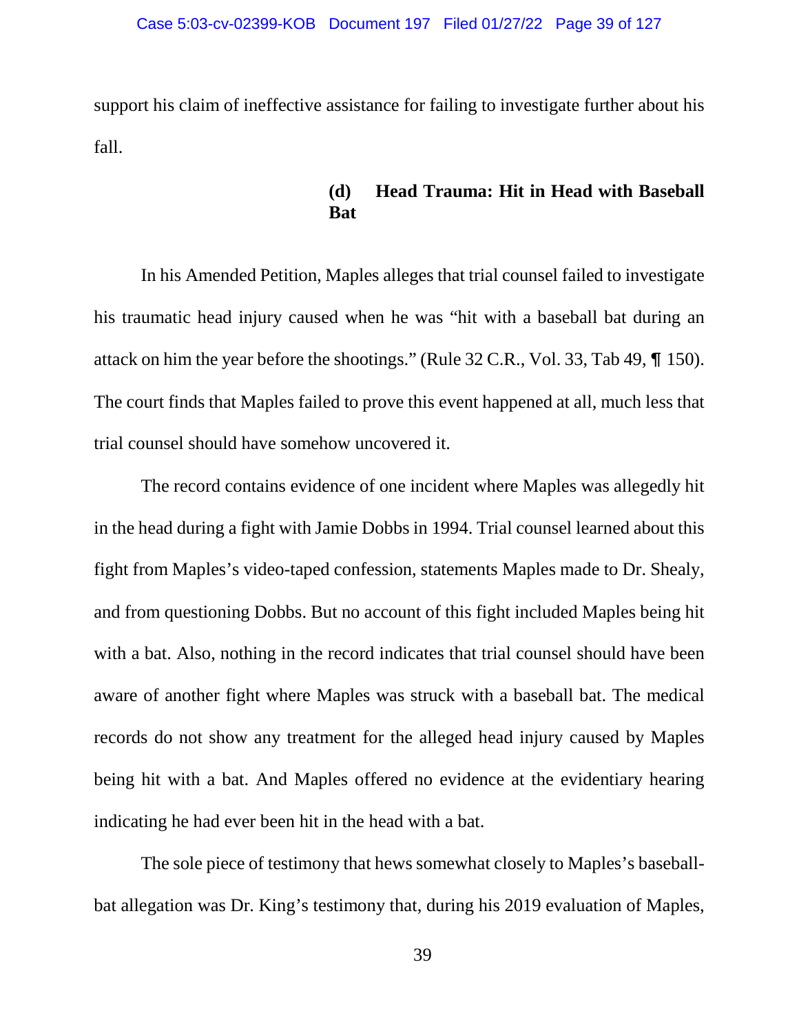support his claim of ineffective assistance for failing to investigate further about his fall.

#### (d) Head Trauma: Hit in Head with Baseball Bat

In his Amended Petition, Maples alleges that trial counsel failed to investigate his traumatic head injury caused when he was "hit with a baseball bat during an attack on him the year before the shootings." (Rule 32 C.R., Vol. 33, Tab 49, ¶ 150). The court finds that Maples failed to prove this event happened at all, much less that trial counsel should have somehow uncovered it.

The record contains evidence of one incident where Maples was allegedly hit in the head during a fight with Jamie Dobbs in 1994. Trial counsel learned about this fight from Maples's video-taped confession, statements Maples made to Dr. Shealy, and from questioning Dobbs. But no account of this fight included Maples being hit with a bat. Also, nothing in the record indicates that trial counsel should have been aware of another fight where Maples was struck with a baseball bat. The medical records do not show any treatment for the alleged head injury caused by Maples being hit with a bat. And Maples offered no evidence at the evidentiary hearing indicating he had ever been hit in the head with a bat.

The sole piece of testimony that hews somewhat closely to Maples's baseball-bat allegation was Dr. King's testimony that, during his 2019 evaluation of Maples,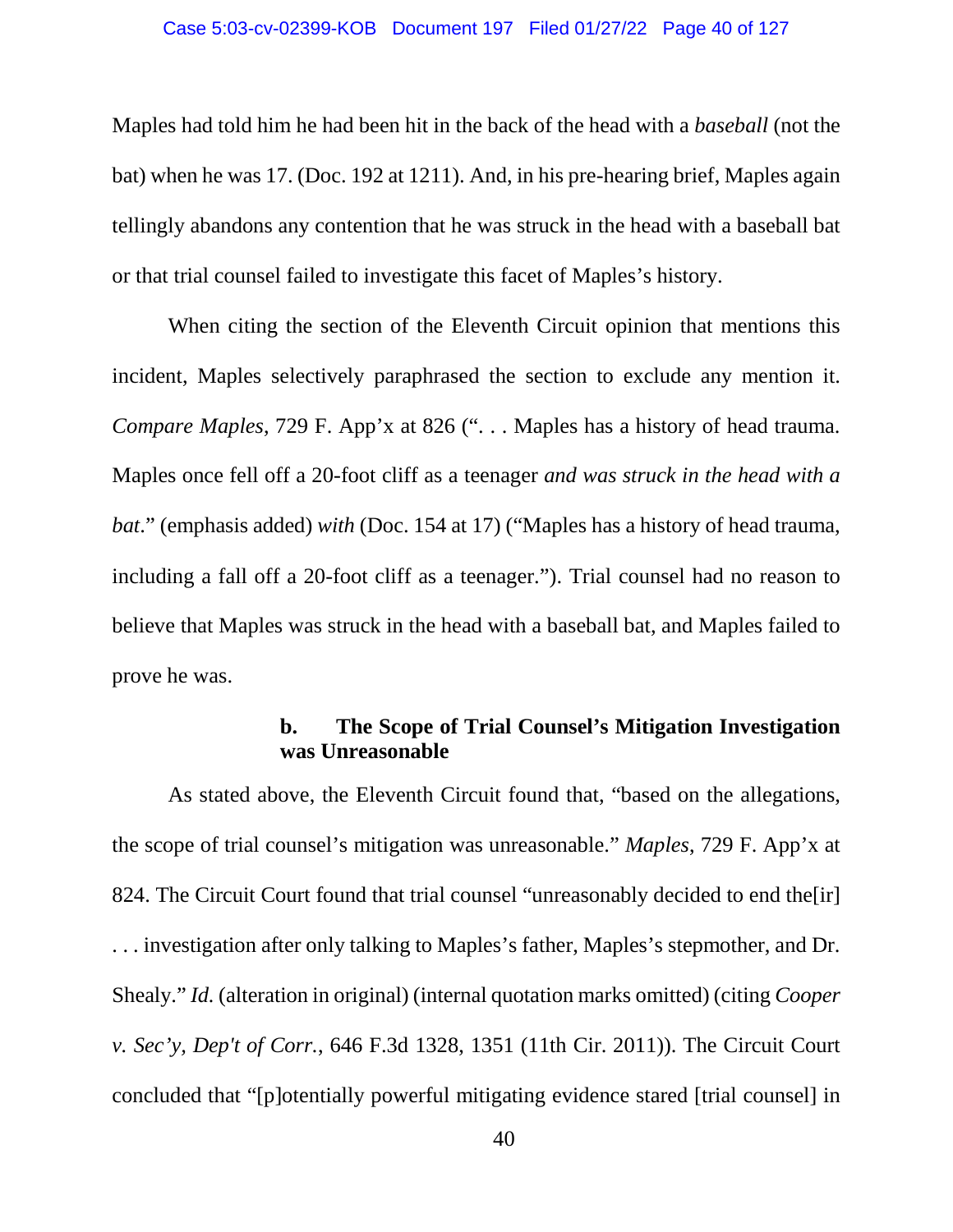Maples had told him he had been hit in the back of the head with a *baseball* (not the bat) when he was 17. (Doc. 192 at 1211). And, in his pre-hearing brief, Maples again tellingly abandons any contention that he was struck in the head with a baseball bat or that trial counsel failed to investigate this facet of Maples's history.

When citing the section of the Eleventh Circuit opinion that mentions this incident, Maples selectively paraphrased the section to exclude any mention it. *Compare Maples*, 729 F. App'x at 826 (". . . Maples has a history of head trauma. Maples once fell off a 20-foot cliff as a teenager *and was struck in the head with a bat*." (emphasis added) *with* (Doc. 154 at 17) ("Maples has a history of head trauma, including a fall off a 20-foot cliff as a teenager."). Trial counsel had no reason to believe that Maples was struck in the head with a baseball bat, and Maples failed to prove he was.

#### b. The Scope of Trial Counsel's Mitigation Investigation was Unreasonable

As stated above, the Eleventh Circuit found that, "based on the allegations, the scope of trial counsel's mitigation was unreasonable." *Maples*, 729 F. App'x at 824. The Circuit Court found that trial counsel "unreasonably decided to end the[ir] . . . investigation after only talking to Maples's father, Maples's stepmother, and Dr. Shealy." *Id.* (alteration in original) (internal quotation marks omitted) (citing *Cooper v. Sec'y, Dep't of Corr.*, 646 F.3d 1328, 1351 (11th Cir. 2011)). The Circuit Court concluded that "[p]otentially powerful mitigating evidence stared [trial counsel] in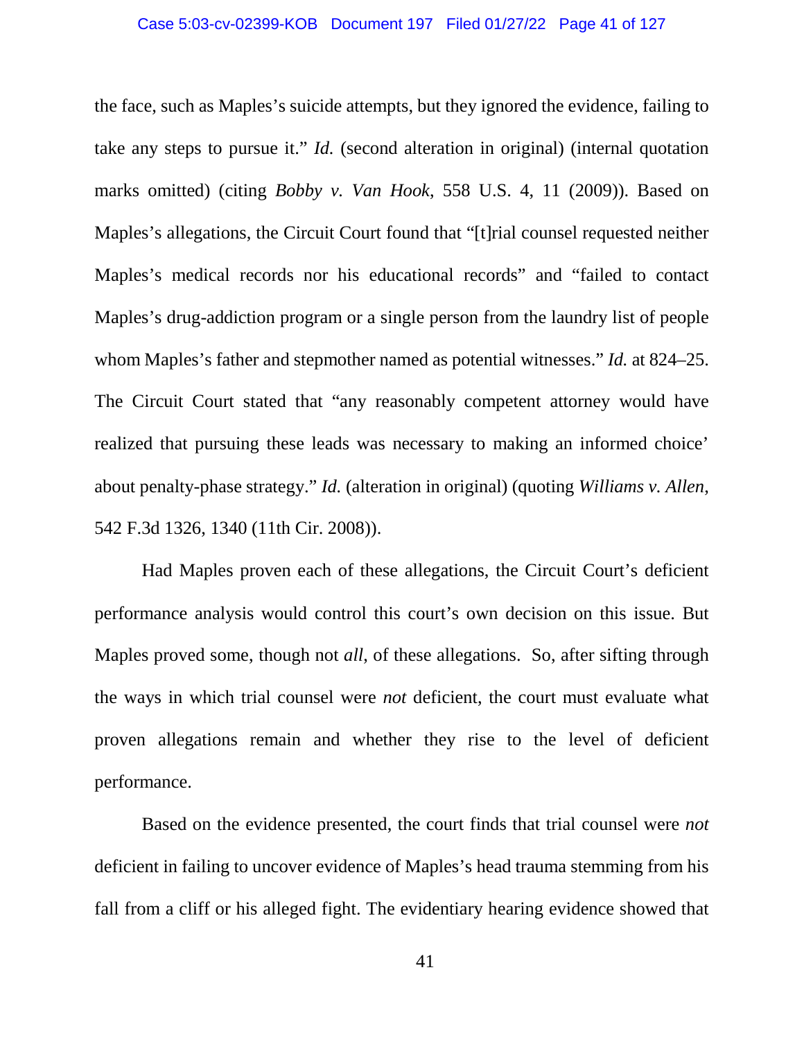the face, such as Maples's suicide attempts, but they ignored the evidence, failing to take any steps to pursue it." *Id.* (second alteration in original) (internal quotation marks omitted) (citing *Bobby v. Van Hook*, 558 U.S. 4, 11 (2009)). Based on Maples's allegations, the Circuit Court found that "[t]rial counsel requested neither Maples's medical records nor his educational records" and "failed to contact Maples's drug-addiction program or a single person from the laundry list of people whom Maples's father and stepmother named as potential witnesses." *Id.* at 824–25. The Circuit Court stated that "any reasonably competent attorney would have realized that pursuing these leads was necessary to making an informed choice' about penalty-phase strategy." *Id.* (alteration in original) (quoting *Williams v. Allen*, 542 F.3d 1326, 1340 (11th Cir. 2008)).

Had Maples proven each of these allegations, the Circuit Court's deficient performance analysis would control this court's own decision on this issue. But Maples proved some, though not *all*, of these allegations. So, after sifting through the ways in which trial counsel were *not* deficient, the court must evaluate what proven allegations remain and whether they rise to the level of deficient performance.

Based on the evidence presented, the court finds that trial counsel were *not* deficient in failing to uncover evidence of Maples's head trauma stemming from his fall from a cliff or his alleged fight. The evidentiary hearing evidence showed that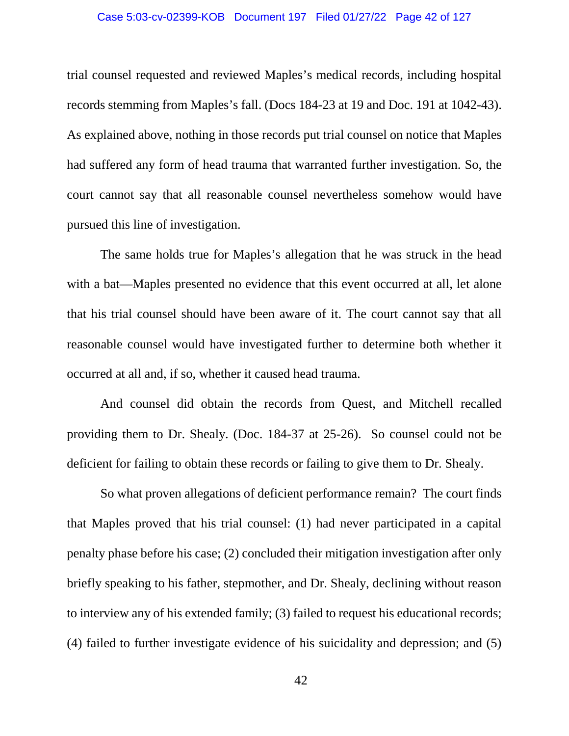trial counsel requested and reviewed Maples's medical records, including hospital records stemming from Maples's fall. (Docs 184-23 at 19 and Doc. 191 at 1042-43). As explained above, nothing in those records put trial counsel on notice that Maples had suffered any form of head trauma that warranted further investigation. So, the court cannot say that all reasonable counsel nevertheless somehow would have pursued this line of investigation.

The same holds true for Maples's allegation that he was struck in the head with a bat—Maples presented no evidence that this event occurred at all, let alone that his trial counsel should have been aware of it. The court cannot say that all reasonable counsel would have investigated further to determine both whether it occurred at all and, if so, whether it caused head trauma.

And counsel did obtain the records from Quest, and Mitchell recalled providing them to Dr. Shealy. (Doc. 184-37 at 25-26). So counsel could not be deficient for failing to obtain these records or failing to give them to Dr. Shealy.

So what proven allegations of deficient performance remain? The court finds that Maples proved that his trial counsel: (1) had never participated in a capital penalty phase before his case; (2) concluded their mitigation investigation after only briefly speaking to his father, stepmother, and Dr. Shealy, declining without reason to interview any of his extended family; (3) failed to request his educational records; (4) failed to further investigate evidence of his suicidality and depression; and (5)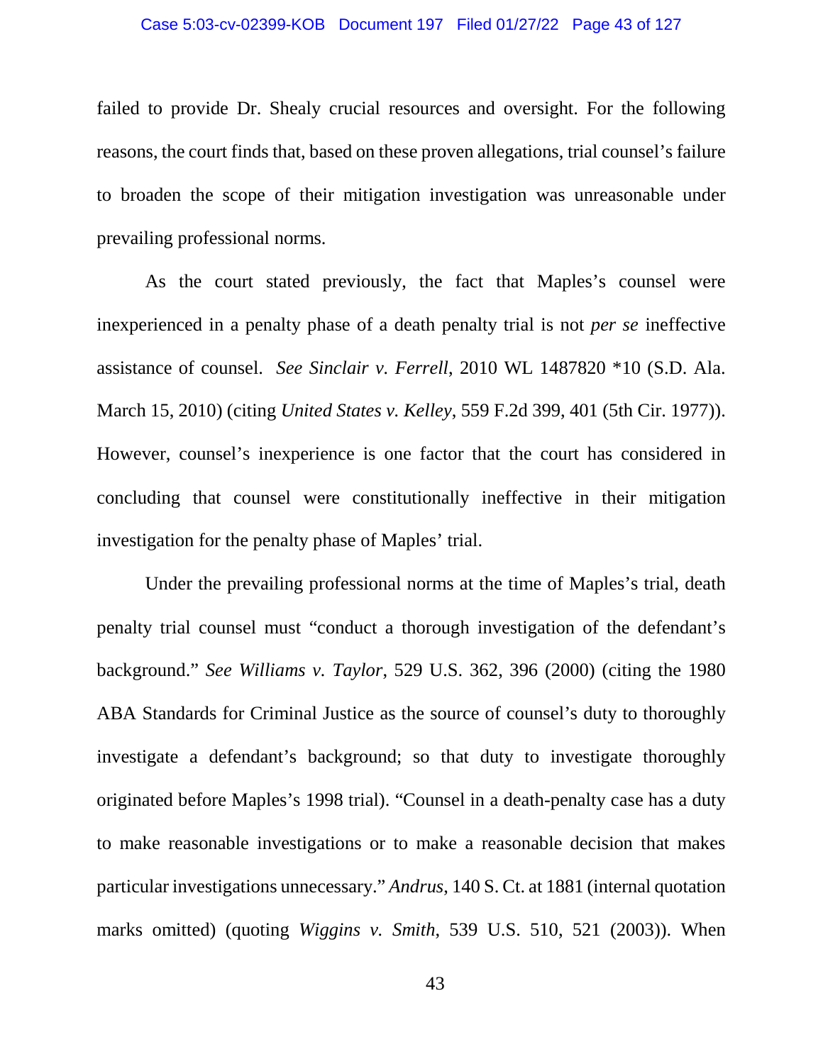failed to provide Dr. Shealy crucial resources and oversight. For the following reasons, the court finds that, based on these proven allegations, trial counsel's failure to broaden the scope of their mitigation investigation was unreasonable under prevailing professional norms.

As the court stated previously, the fact that Maples's counsel were inexperienced in a penalty phase of a death penalty trial is not *per se* ineffective assistance of counsel. *See Sinclair v. Ferrell*, 2010 WL 1487820 *10 (S.D. Ala. March 15, 2010) (citing *United States v. Kelley*, 559 F.2d 399, 401 (5th Cir. 1977)). However, counsel's inexperience is one factor that the court has considered in concluding that counsel were constitutionally ineffective in their mitigation investigation for the penalty phase of Maples' trial.

Under the prevailing professional norms at the time of Maples's trial, death penalty trial counsel must "conduct a thorough investigation of the defendant's background." *See Williams v. Taylor*, 529 U.S. 362, 396 (2000) (citing the 1980 ABA Standards for Criminal Justice as the source of counsel's duty to thoroughly investigate a defendant's background; so that duty to investigate thoroughly originated before Maples's 1998 trial). "Counsel in a death-penalty case has a duty to make reasonable investigations or to make a reasonable decision that makes particular investigations unnecessary." *Andrus*, 140 S. Ct. at 1881 (internal quotation marks omitted) (quoting *Wiggins v. Smith*, 539 U.S. 510, 521 (2003)). When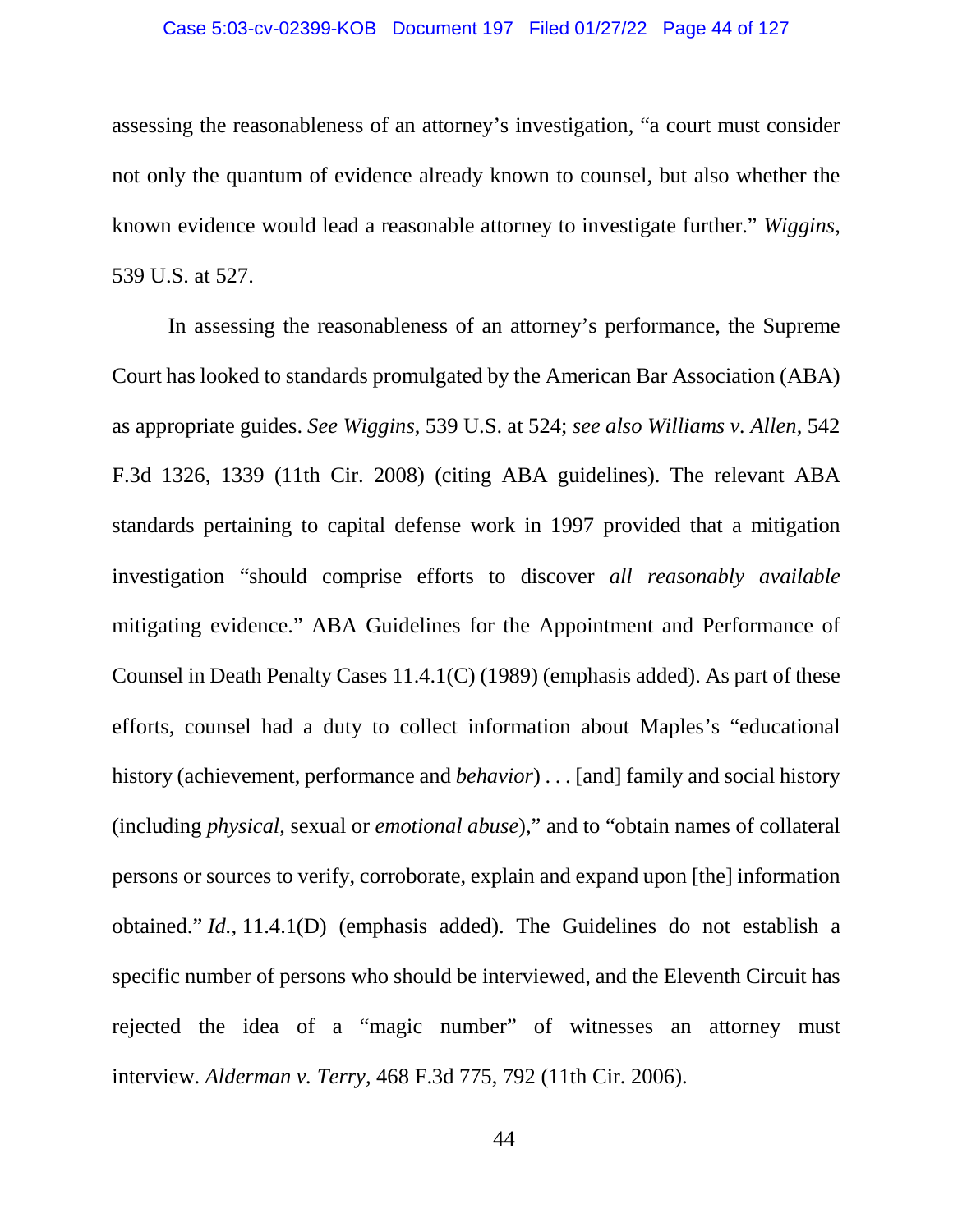assessing the reasonableness of an attorney's investigation, "a court must consider not only the quantum of evidence already known to counsel, but also whether the known evidence would lead a reasonable attorney to investigate further." *Wiggins*, 539 U.S. at 527.

In assessing the reasonableness of an attorney's performance, the Supreme Court has looked to standards promulgated by the American Bar Association (ABA) as appropriate guides. *See Wiggins*, 539 U.S. at 524; *see also Williams v. Allen*, 542 F.3d 1326, 1339 (11th Cir. 2008) (citing ABA guidelines). The relevant ABA standards pertaining to capital defense work in 1997 provided that a mitigation investigation "should comprise efforts to discover *all reasonably available* mitigating evidence." ABA Guidelines for the Appointment and Performance of Counsel in Death Penalty Cases 11.4.1(C) (1989) (emphasis added). As part of these efforts, counsel had a duty to collect information about Maples's "educational history (achievement, performance and *behavior*) . . . [and] family and social history (including *physical*, sexual or *emotional abuse*)," and to "obtain names of collateral persons or sources to verify, corroborate, explain and expand upon [the] information obtained." *Id.*, 11.4.1(D) (emphasis added). The Guidelines do not establish a specific number of persons who should be interviewed, and the Eleventh Circuit has rejected the idea of a "magic number" of witnesses an attorney must interview. *Alderman v. Terry*, 468 F.3d 775, 792 (11th Cir. 2006).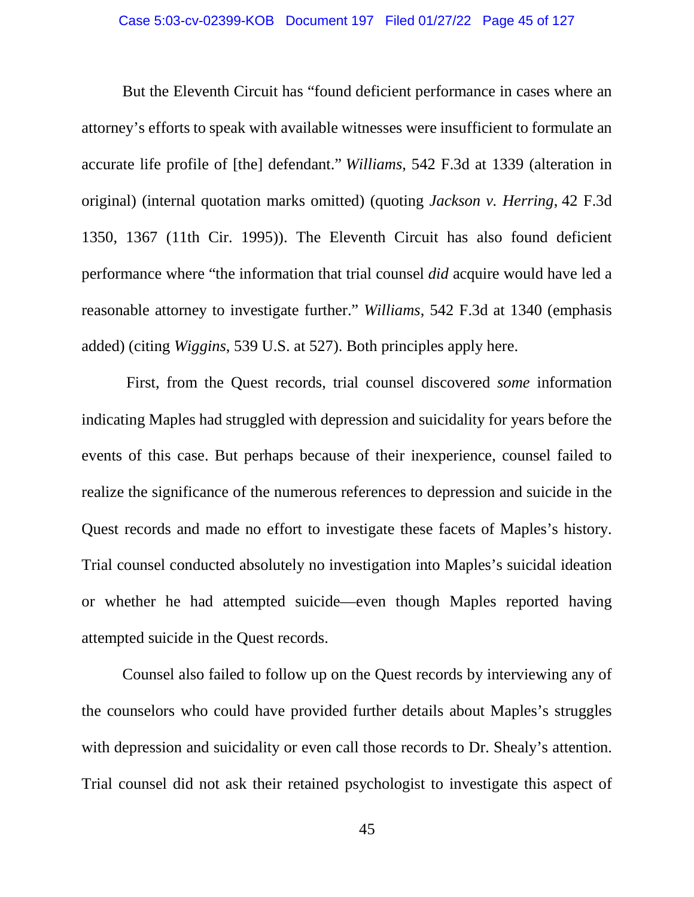But the Eleventh Circuit has "found deficient performance in cases where an attorney's efforts to speak with available witnesses were insufficient to formulate an accurate life profile of [the] defendant." *Williams*, 542 F.3d at 1339 (alteration in original) (internal quotation marks omitted) (quoting *Jackson v. Herring*, 42 F.3d 1350, 1367 (11th Cir. 1995)). The Eleventh Circuit has also found deficient performance where "the information that trial counsel *did* acquire would have led a reasonable attorney to investigate further." *Williams*, 542 F.3d at 1340 (emphasis added) (citing *Wiggins*, 539 U.S. at 527). Both principles apply here.

First, from the Quest records, trial counsel discovered *some* information indicating Maples had struggled with depression and suicidality for years before the events of this case. But perhaps because of their inexperience, counsel failed to realize the significance of the numerous references to depression and suicide in the Quest records and made no effort to investigate these facets of Maples's history. Trial counsel conducted absolutely no investigation into Maples's suicidal ideation or whether he had attempted suicide—even though Maples reported having attempted suicide in the Quest records.

Counsel also failed to follow up on the Quest records by interviewing any of the counselors who could have provided further details about Maples's struggles with depression and suicidality or even call those records to Dr. Shealy's attention. Trial counsel did not ask their retained psychologist to investigate this aspect of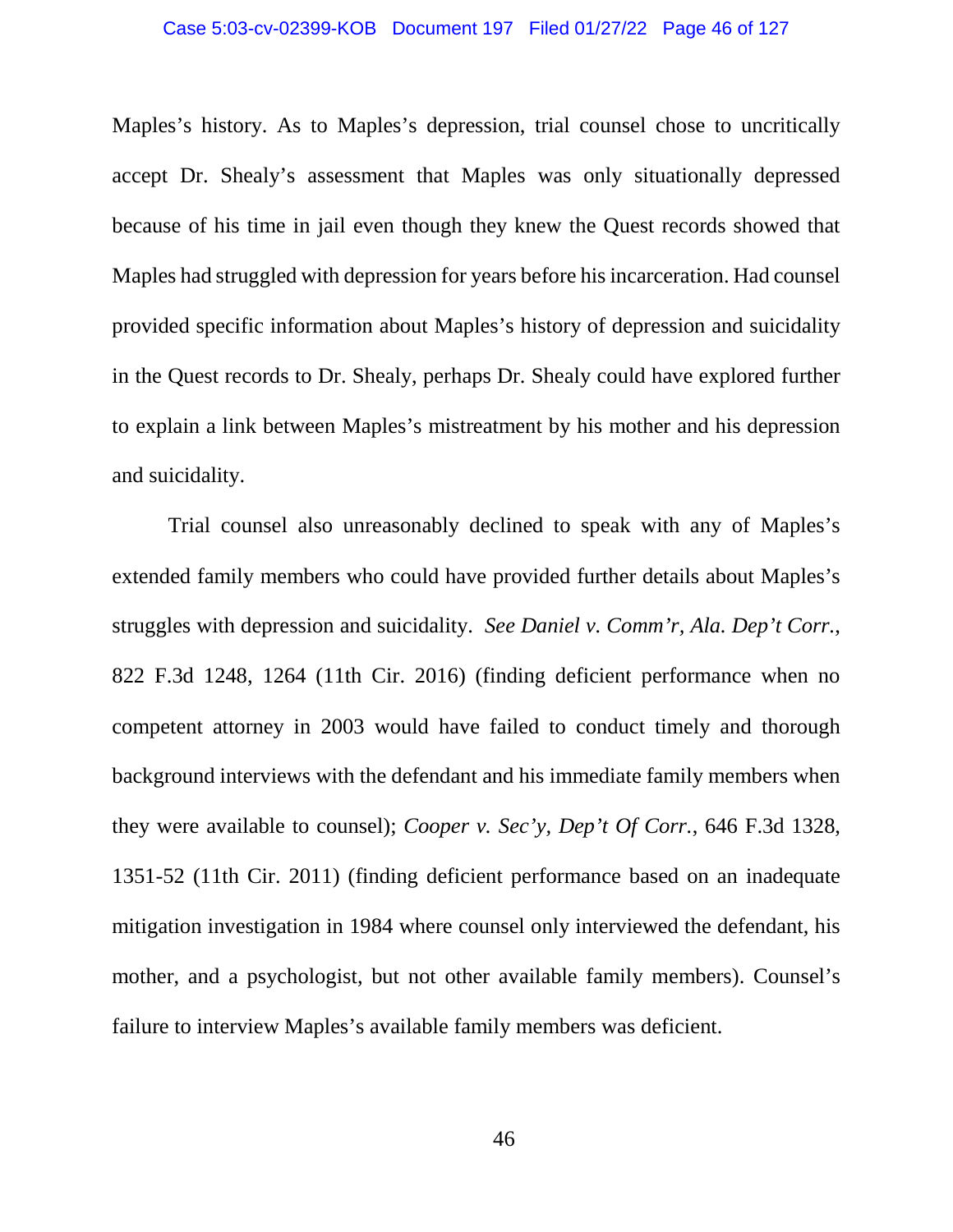Maples's history. As to Maples's depression, trial counsel chose to uncritically accept Dr. Shealy's assessment that Maples was only situationally depressed because of his time in jail even though they knew the Quest records showed that Maples had struggled with depression for years before his incarceration. Had counsel provided specific information about Maples's history of depression and suicidality in the Quest records to Dr. Shealy, perhaps Dr. Shealy could have explored further to explain a link between Maples's mistreatment by his mother and his depression and suicidality.

Trial counsel also unreasonably declined to speak with any of Maples's extended family members who could have provided further details about Maples's struggles with depression and suicidality. *See Daniel v. Comm'r, Ala. Dep't Corr.*, 822 F.3d 1248, 1264 (11th Cir. 2016) (finding deficient performance when no competent attorney in 2003 would have failed to conduct timely and thorough background interviews with the defendant and his immediate family members when they were available to counsel); *Cooper v. Sec'y, Dep't Of Corr.*, 646 F.3d 1328, 1351-52 (11th Cir. 2011) (finding deficient performance based on an inadequate mitigation investigation in 1984 where counsel only interviewed the defendant, his mother, and a psychologist, but not other available family members). Counsel's failure to interview Maples's available family members was deficient.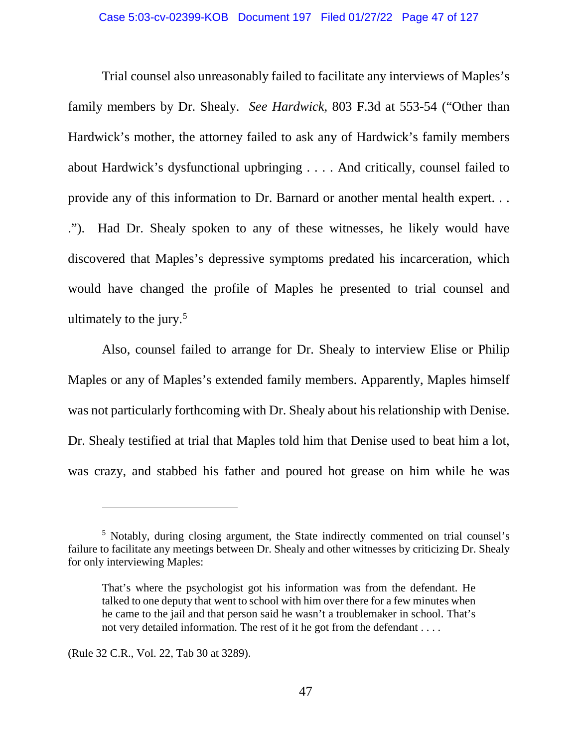Trial counsel also unreasonably failed to facilitate any interviews of Maples's family members by Dr. Shealy. *See Hardwick*, 803 F.3d at 553-54 ("Other than Hardwick's mother, the attorney failed to ask any of Hardwick's family members about Hardwick's dysfunctional upbringing . . . . And critically, counsel failed to provide any of this information to Dr. Barnard or another mental health expert. . . ."). Had Dr. Shealy spoken to any of these witnesses, he likely would have discovered that Maples's depressive symptoms predated his incarceration, which would have changed the profile of Maples he presented to trial counsel and ultimately to the jury.[5]

Also, counsel failed to arrange for Dr. Shealy to interview Elise or Philip Maples or any of Maples's extended family members. Apparently, Maples himself was not particularly forthcoming with Dr. Shealy about his relationship with Denise. Dr. Shealy testified at trial that Maples told him that Denise used to beat him a lot, was crazy, and stabbed his father and poured hot grease on him while he was

---

[5] Notably, during closing argument, the State indirectly commented on trial counsel's failure to facilitate any meetings between Dr. Shealy and other witnesses by criticizing Dr. Shealy for only interviewing Maples:

> That's where the psychologist got his information was from the defendant. He talked to one deputy that went to school with him over there for a few minutes when he came to the jail and that person said he wasn't a troublemaker in school. That's not very detailed information. The rest of it he got from the defendant . . . .

(Rule 32 C.R., Vol. 22, Tab 30 at 3289).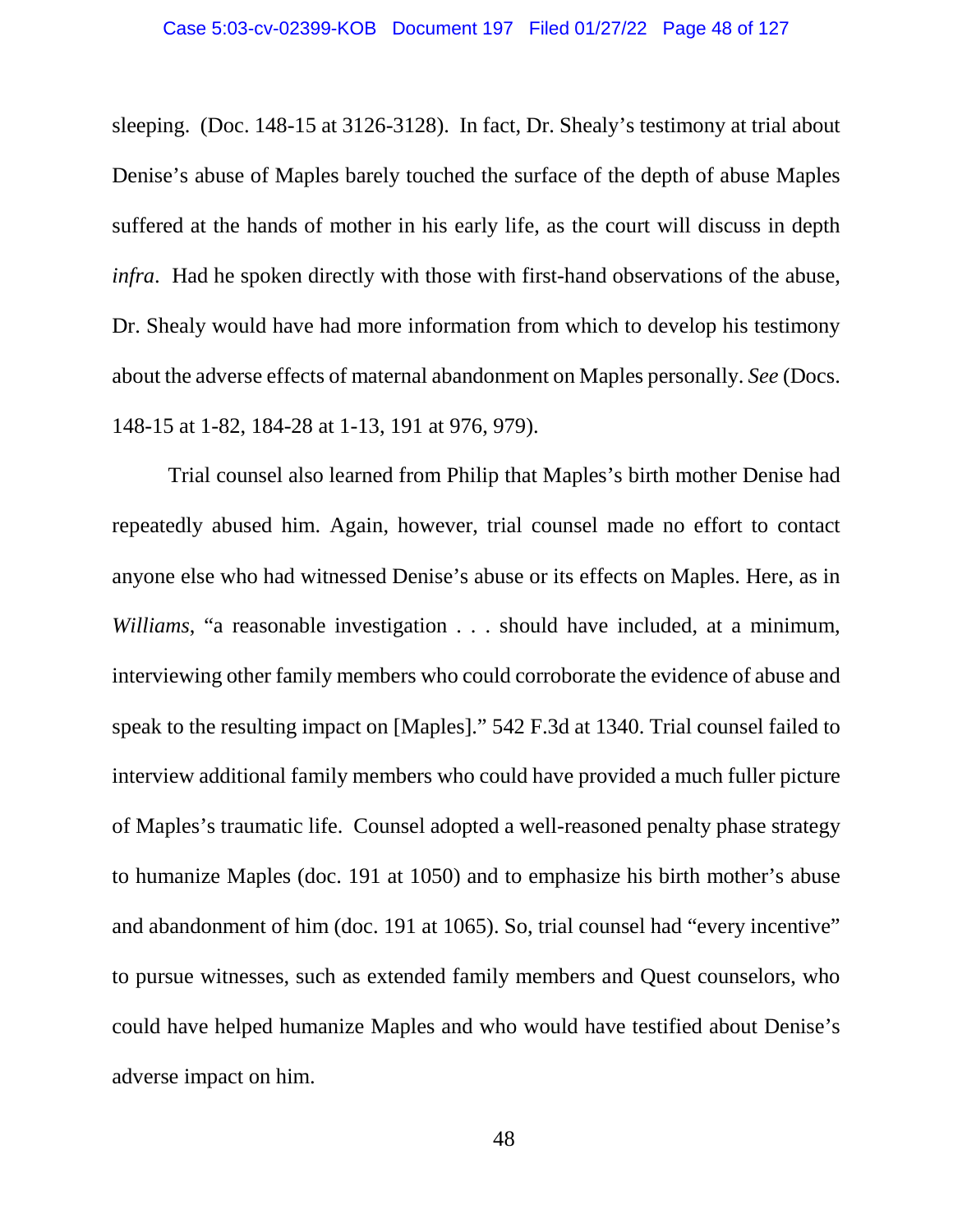sleeping. (Doc. 148-15 at 3126-3128). In fact, Dr. Shealy's testimony at trial about Denise's abuse of Maples barely touched the surface of the depth of abuse Maples suffered at the hands of mother in his early life, as the court will discuss in depth *infra*. Had he spoken directly with those with first-hand observations of the abuse, Dr. Shealy would have had more information from which to develop his testimony about the adverse effects of maternal abandonment on Maples personally. *See* (Docs. 148-15 at 1-82, 184-28 at 1-13, 191 at 976, 979).

Trial counsel also learned from Philip that Maples's birth mother Denise had repeatedly abused him. Again, however, trial counsel made no effort to contact anyone else who had witnessed Denise's abuse or its effects on Maples. Here, as in *Williams*, "a reasonable investigation . . . should have included, at a minimum, interviewing other family members who could corroborate the evidence of abuse and speak to the resulting impact on [Maples]." 542 F.3d at 1340. Trial counsel failed to interview additional family members who could have provided a much fuller picture of Maples's traumatic life. Counsel adopted a well-reasoned penalty phase strategy to humanize Maples (doc. 191 at 1050) and to emphasize his birth mother's abuse and abandonment of him (doc. 191 at 1065). So, trial counsel had "every incentive" to pursue witnesses, such as extended family members and Quest counselors, who could have helped humanize Maples and who would have testified about Denise's adverse impact on him.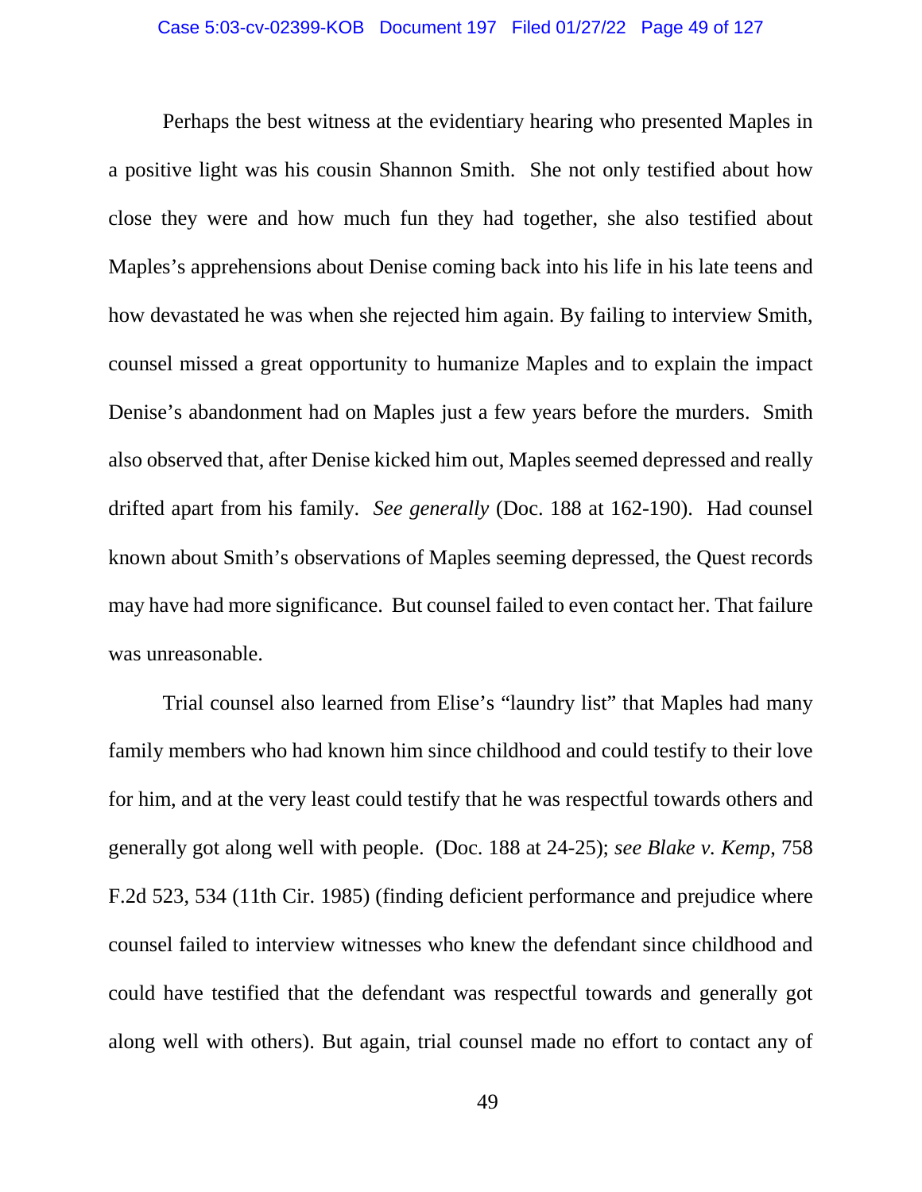Perhaps the best witness at the evidentiary hearing who presented Maples in a positive light was his cousin Shannon Smith. She not only testified about how close they were and how much fun they had together, she also testified about Maples's apprehensions about Denise coming back into his life in his late teens and how devastated he was when she rejected him again. By failing to interview Smith, counsel missed a great opportunity to humanize Maples and to explain the impact Denise's abandonment had on Maples just a few years before the murders. Smith also observed that, after Denise kicked him out, Maples seemed depressed and really drifted apart from his family. *See generally* (Doc. 188 at 162-190). Had counsel known about Smith's observations of Maples seeming depressed, the Quest records may have had more significance. But counsel failed to even contact her. That failure was unreasonable.

Trial counsel also learned from Elise's "laundry list" that Maples had many family members who had known him since childhood and could testify to their love for him, and at the very least could testify that he was respectful towards others and generally got along well with people. (Doc. 188 at 24-25); *see Blake v. Kemp*, 758 F.2d 523, 534 (11th Cir. 1985) (finding deficient performance and prejudice where counsel failed to interview witnesses who knew the defendant since childhood and could have testified that the defendant was respectful towards and generally got along well with others). But again, trial counsel made no effort to contact any of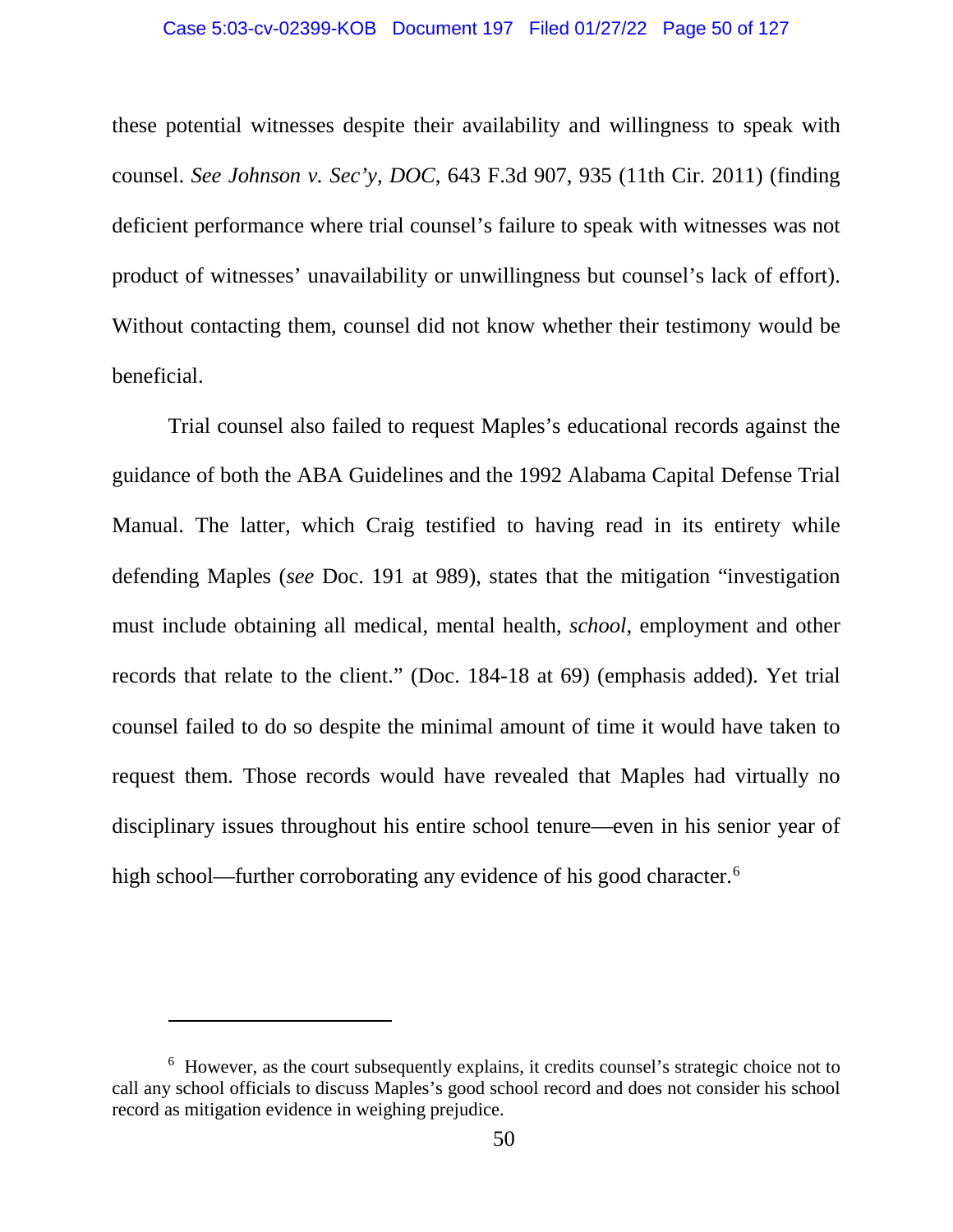these potential witnesses despite their availability and willingness to speak with counsel. *See Johnson v. Sec'y, DOC*, 643 F.3d 907, 935 (11th Cir. 2011) (finding deficient performance where trial counsel's failure to speak with witnesses was not product of witnesses' unavailability or unwillingness but counsel's lack of effort). Without contacting them, counsel did not know whether their testimony would be beneficial.

Trial counsel also failed to request Maples's educational records against the guidance of both the ABA Guidelines and the 1992 Alabama Capital Defense Trial Manual. The latter, which Craig testified to having read in its entirety while defending Maples (*see* Doc. 191 at 989), states that the mitigation "investigation must include obtaining all medical, mental health, *school*, employment and other records that relate to the client." (Doc. 184-18 at 69) (emphasis added). Yet trial counsel failed to do so despite the minimal amount of time it would have taken to request them. Those records would have revealed that Maples had virtually no disciplinary issues throughout his entire school tenure—even in his senior year of high school—further corroborating any evidence of his good character.[6]

---

[6] However, as the court subsequently explains, it credits counsel's strategic choice not to call any school officials to discuss Maples's good school record and does not consider his school record as mitigation evidence in weighing prejudice.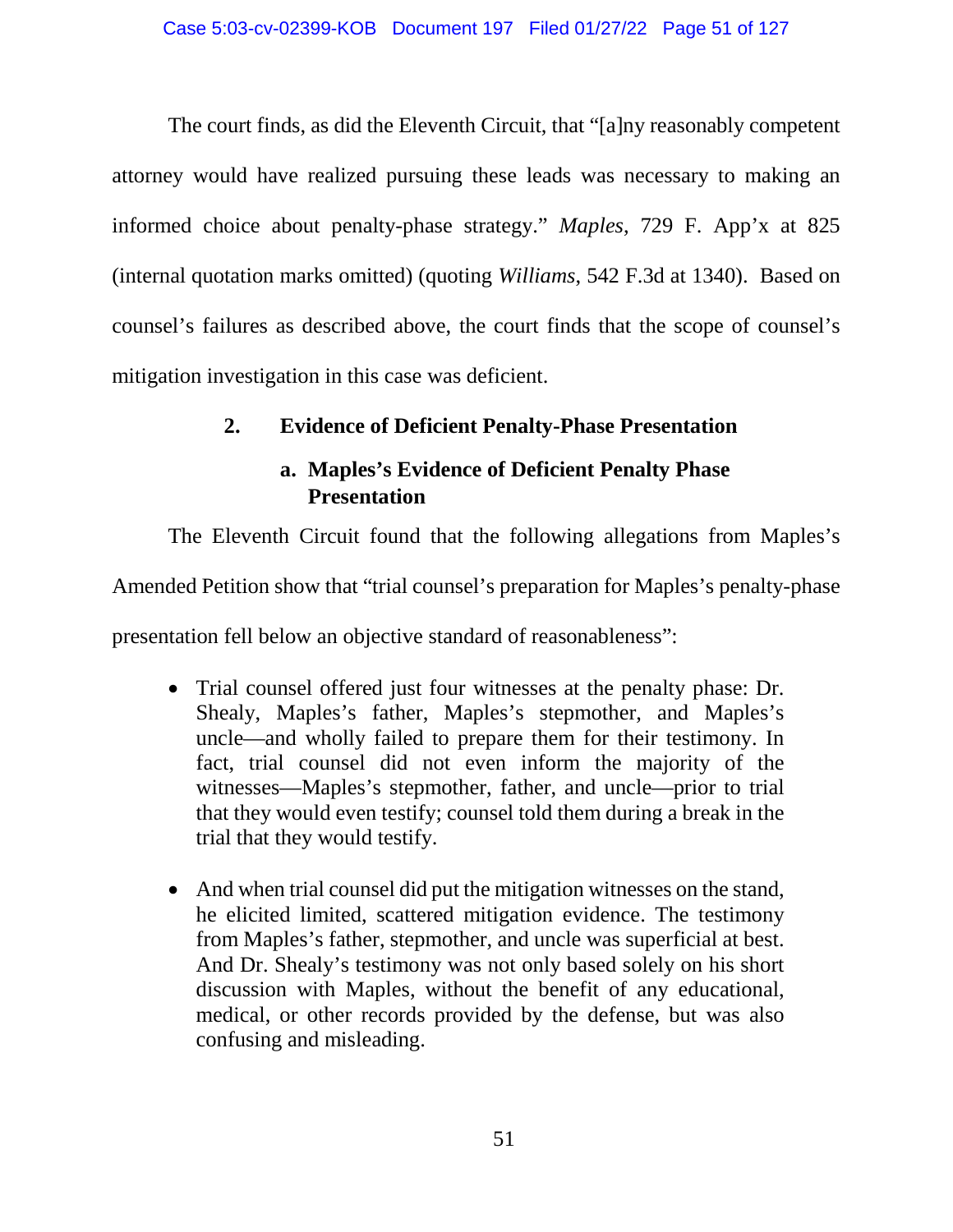The court finds, as did the Eleventh Circuit, that "[a]ny reasonably competent attorney would have realized pursuing these leads was necessary to making an informed choice about penalty-phase strategy." *Maples*, 729 F. App'x at 825 (internal quotation marks omitted) (quoting *Williams*, 542 F.3d at 1340). Based on counsel's failures as described above, the court finds that the scope of counsel's mitigation investigation in this case was deficient.

## 2. Evidence of Deficient Penalty-Phase Presentation

### a. Maples's Evidence of Deficient Penalty Phase Presentation

The Eleventh Circuit found that the following allegations from Maples's Amended Petition show that "trial counsel's preparation for Maples's penalty-phase presentation fell below an objective standard of reasonableness":

- Trial counsel offered just four witnesses at the penalty phase: Dr. Shealy, Maples's father, Maples's stepmother, and Maples's uncle—and wholly failed to prepare them for their testimony. In fact, trial counsel did not even inform the majority of the witnesses—Maples's stepmother, father, and uncle—prior to trial that they would even testify; counsel told them during a break in the trial that they would testify.

- And when trial counsel did put the mitigation witnesses on the stand, he elicited limited, scattered mitigation evidence. The testimony from Maples's father, stepmother, and uncle was superficial at best. And Dr. Shealy's testimony was not only based solely on his short discussion with Maples, without the benefit of any educational, medical, or other records provided by the defense, but was also confusing and misleading.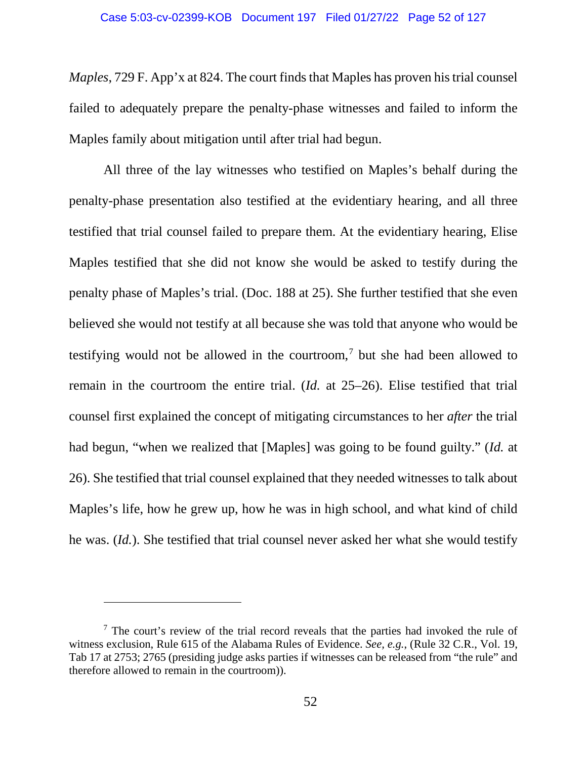*Maples*, 729 F. App'x at 824. The court finds that Maples has proven his trial counsel failed to adequately prepare the penalty-phase witnesses and failed to inform the Maples family about mitigation until after trial had begun.

All three of the lay witnesses who testified on Maples's behalf during the penalty-phase presentation also testified at the evidentiary hearing, and all three testified that trial counsel failed to prepare them. At the evidentiary hearing, Elise Maples testified that she did not know she would be asked to testify during the penalty phase of Maples's trial. (Doc. 188 at 25). She further testified that she even believed she would not testify at all because she was told that anyone who would be testifying would not be allowed in the courtroom,[7] but she had been allowed to remain in the courtroom the entire trial. (*Id.* at 25–26). Elise testified that trial counsel first explained the concept of mitigating circumstances to her *after* the trial had begun, "when we realized that [Maples] was going to be found guilty." (*Id.* at 26). She testified that trial counsel explained that they needed witnesses to talk about Maples's life, how he grew up, how he was in high school, and what kind of child he was. (*Id.*). She testified that trial counsel never asked her what she would testify

[7] The court's review of the trial record reveals that the parties had invoked the rule of witness exclusion, Rule 615 of the Alabama Rules of Evidence. *See, e.g.*, (Rule 32 C.R., Vol. 19, Tab 17 at 2753; 2765 (presiding judge asks parties if witnesses can be released from "the rule" and therefore allowed to remain in the courtroom)).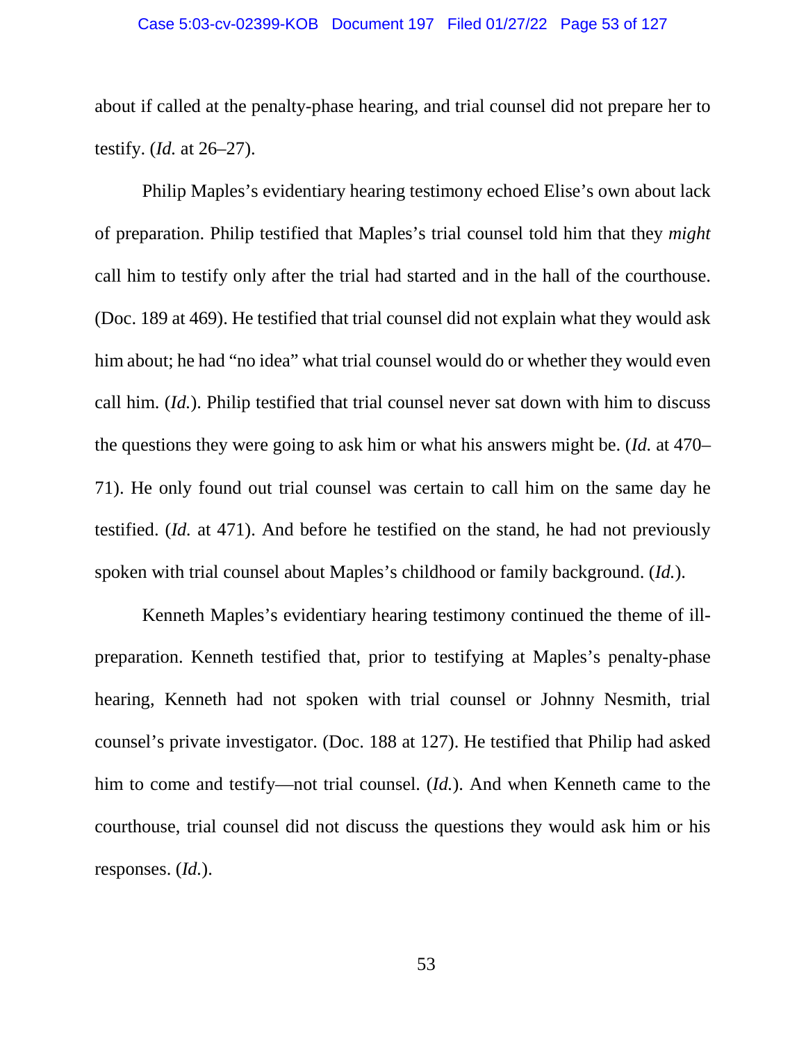about if called at the penalty-phase hearing, and trial counsel did not prepare her to testify. (*Id.* at 26–27).

Philip Maples's evidentiary hearing testimony echoed Elise's own about lack of preparation. Philip testified that Maples's trial counsel told him that they *might* call him to testify only after the trial had started and in the hall of the courthouse. (Doc. 189 at 469). He testified that trial counsel did not explain what they would ask him about; he had "no idea" what trial counsel would do or whether they would even call him. (*Id.*). Philip testified that trial counsel never sat down with him to discuss the questions they were going to ask him or what his answers might be. (*Id.* at 470–71). He only found out trial counsel was certain to call him on the same day he testified. (*Id.* at 471). And before he testified on the stand, he had not previously spoken with trial counsel about Maples's childhood or family background. (*Id.*).

Kenneth Maples's evidentiary hearing testimony continued the theme of ill-preparation. Kenneth testified that, prior to testifying at Maples's penalty-phase hearing, Kenneth had not spoken with trial counsel or Johnny Nesmith, trial counsel's private investigator. (Doc. 188 at 127). He testified that Philip had asked him to come and testify—not trial counsel. (*Id.*). And when Kenneth came to the courthouse, trial counsel did not discuss the questions they would ask him or his responses. (*Id.*).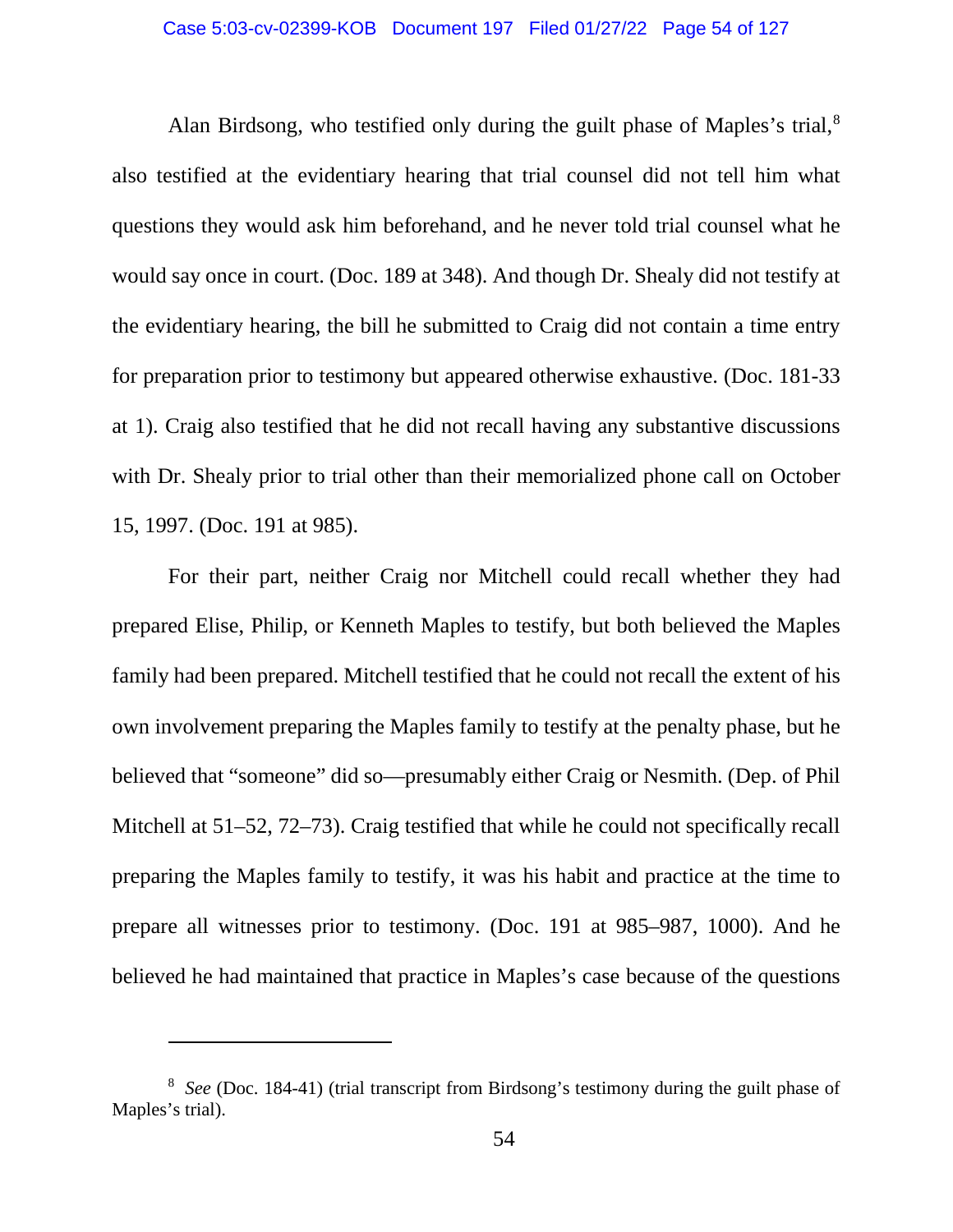Alan Birdsong, who testified only during the guilt phase of Maples's trial,[8] also testified at the evidentiary hearing that trial counsel did not tell him what questions they would ask him beforehand, and he never told trial counsel what he would say once in court. (Doc. 189 at 348). And though Dr. Shealy did not testify at the evidentiary hearing, the bill he submitted to Craig did not contain a time entry for preparation prior to testimony but appeared otherwise exhaustive. (Doc. 181-33 at 1). Craig also testified that he did not recall having any substantive discussions with Dr. Shealy prior to trial other than their memorialized phone call on October 15, 1997. (Doc. 191 at 985).

For their part, neither Craig nor Mitchell could recall whether they had prepared Elise, Philip, or Kenneth Maples to testify, but both believed the Maples family had been prepared. Mitchell testified that he could not recall the extent of his own involvement preparing the Maples family to testify at the penalty phase, but he believed that "someone" did so—presumably either Craig or Nesmith. (Dep. of Phil Mitchell at 51–52, 72–73). Craig testified that while he could not specifically recall preparing the Maples family to testify, it was his habit and practice at the time to prepare all witnesses prior to testimony. (Doc. 191 at 985–987, 1000). And he believed he had maintained that practice in Maples's case because of the questions

[8] *See* (Doc. 184-41) (trial transcript from Birdsong's testimony during the guilt phase of Maples's trial).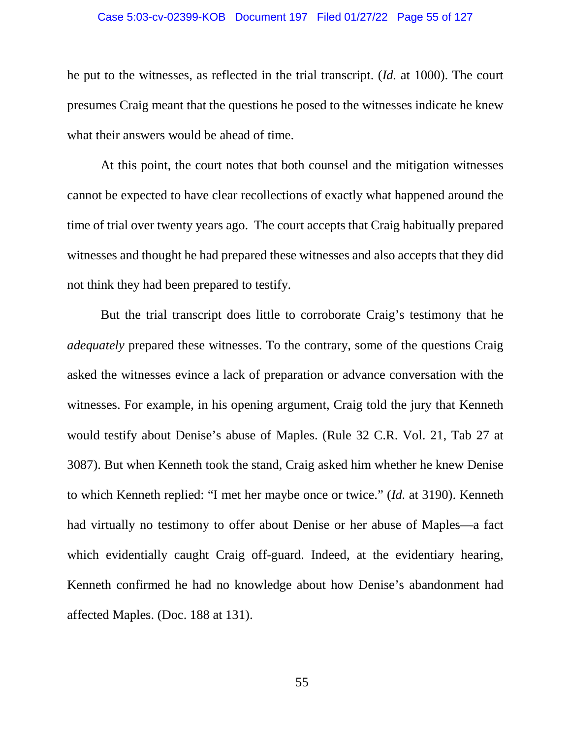he put to the witnesses, as reflected in the trial transcript. (*Id.* at 1000). The court presumes Craig meant that the questions he posed to the witnesses indicate he knew what their answers would be ahead of time.

At this point, the court notes that both counsel and the mitigation witnesses cannot be expected to have clear recollections of exactly what happened around the time of trial over twenty years ago. The court accepts that Craig habitually prepared witnesses and thought he had prepared these witnesses and also accepts that they did not think they had been prepared to testify.

But the trial transcript does little to corroborate Craig's testimony that he *adequately* prepared these witnesses. To the contrary, some of the questions Craig asked the witnesses evince a lack of preparation or advance conversation with the witnesses. For example, in his opening argument, Craig told the jury that Kenneth would testify about Denise's abuse of Maples. (Rule 32 C.R. Vol. 21, Tab 27 at 3087). But when Kenneth took the stand, Craig asked him whether he knew Denise to which Kenneth replied: "I met her maybe once or twice." (*Id.* at 3190). Kenneth had virtually no testimony to offer about Denise or her abuse of Maples—a fact which evidentially caught Craig off-guard. Indeed, at the evidentiary hearing, Kenneth confirmed he had no knowledge about how Denise's abandonment had affected Maples. (Doc. 188 at 131).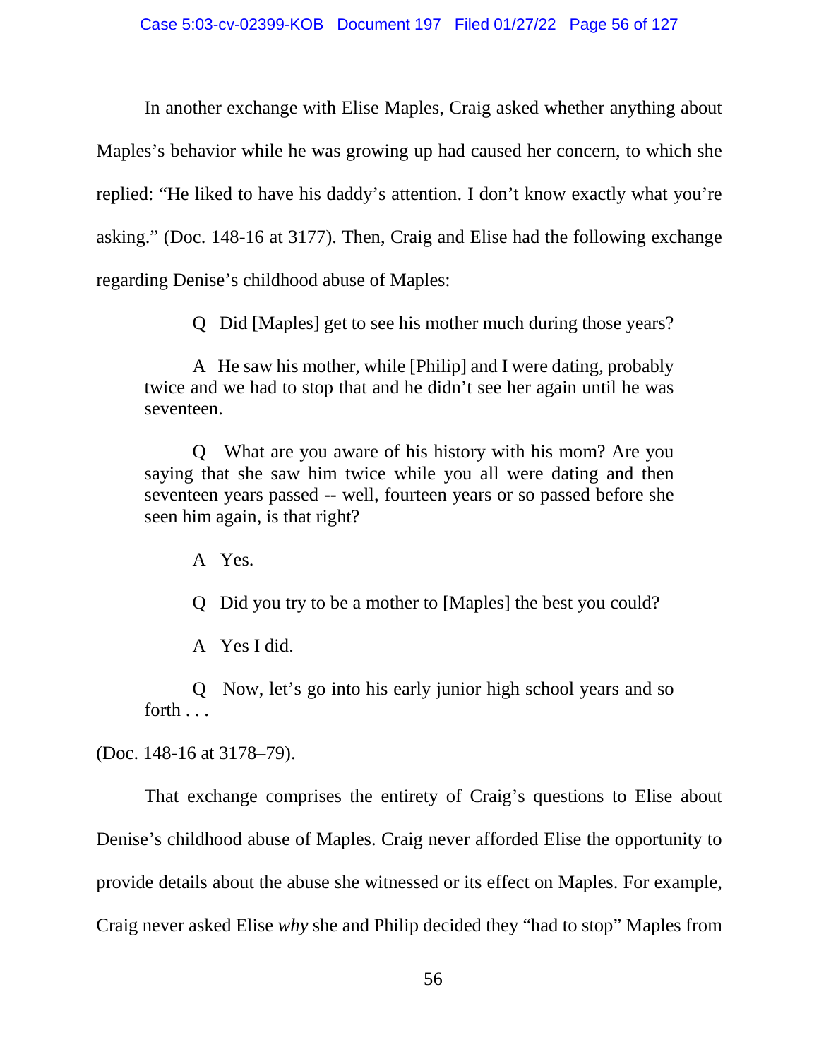In another exchange with Elise Maples, Craig asked whether anything about Maples's behavior while he was growing up had caused her concern, to which she replied: "He liked to have his daddy's attention. I don't know exactly what you're asking." (Doc. 148-16 at 3177). Then, Craig and Elise had the following exchange regarding Denise's childhood abuse of Maples:

> Q Did [Maples] get to see his mother much during those years?
>
> A He saw his mother, while [Philip] and I were dating, probably twice and we had to stop that and he didn't see her again until he was seventeen.
>
> Q What are you aware of his history with his mom? Are you saying that she saw him twice while you all were dating and then seventeen years passed -- well, fourteen years or so passed before she seen him again, is that right?
>
> A Yes.
>
> Q Did you try to be a mother to [Maples] the best you could?
>
> A Yes I did.
>
> Q Now, let's go into his early junior high school years and so forth . . .

(Doc. 148-16 at 3178–79).

That exchange comprises the entirety of Craig's questions to Elise about Denise's childhood abuse of Maples. Craig never afforded Elise the opportunity to provide details about the abuse she witnessed or its effect on Maples. For example, Craig never asked Elise *why* she and Philip decided they "had to stop" Maples from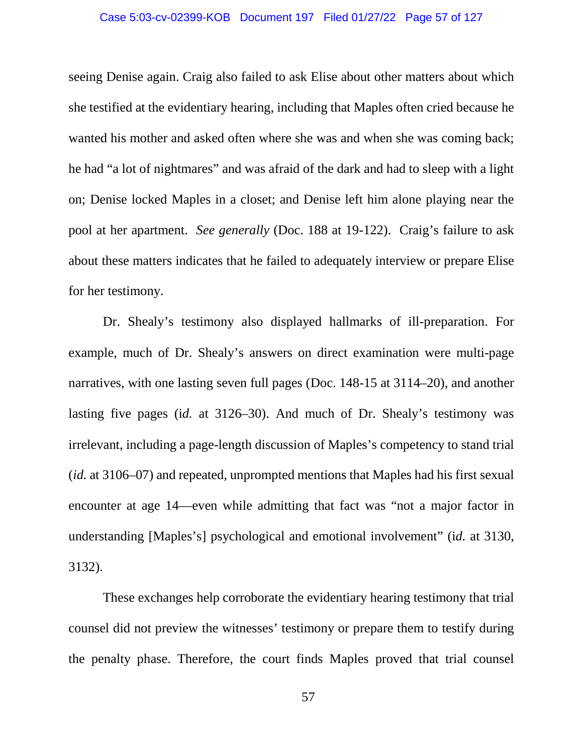seeing Denise again. Craig also failed to ask Elise about other matters about which she testified at the evidentiary hearing, including that Maples often cried because he wanted his mother and asked often where she was and when she was coming back; he had "a lot of nightmares" and was afraid of the dark and had to sleep with a light on; Denise locked Maples in a closet; and Denise left him alone playing near the pool at her apartment. *See generally* (Doc. 188 at 19-122). Craig's failure to ask about these matters indicates that he failed to adequately interview or prepare Elise for her testimony.

Dr. Shealy's testimony also displayed hallmarks of ill-preparation. For example, much of Dr. Shealy's answers on direct examination were multi-page narratives, with one lasting seven full pages (Doc. 148-15 at 3114–20), and another lasting five pages (i*d.* at 3126–30). And much of Dr. Shealy's testimony was irrelevant, including a page-length discussion of Maples's competency to stand trial (*id.* at 3106–07) and repeated, unprompted mentions that Maples had his first sexual encounter at age 14—even while admitting that fact was "not a major factor in understanding [Maples's] psychological and emotional involvement" (i*d.* at 3130, 3132).

These exchanges help corroborate the evidentiary hearing testimony that trial counsel did not preview the witnesses' testimony or prepare them to testify during the penalty phase. Therefore, the court finds Maples proved that trial counsel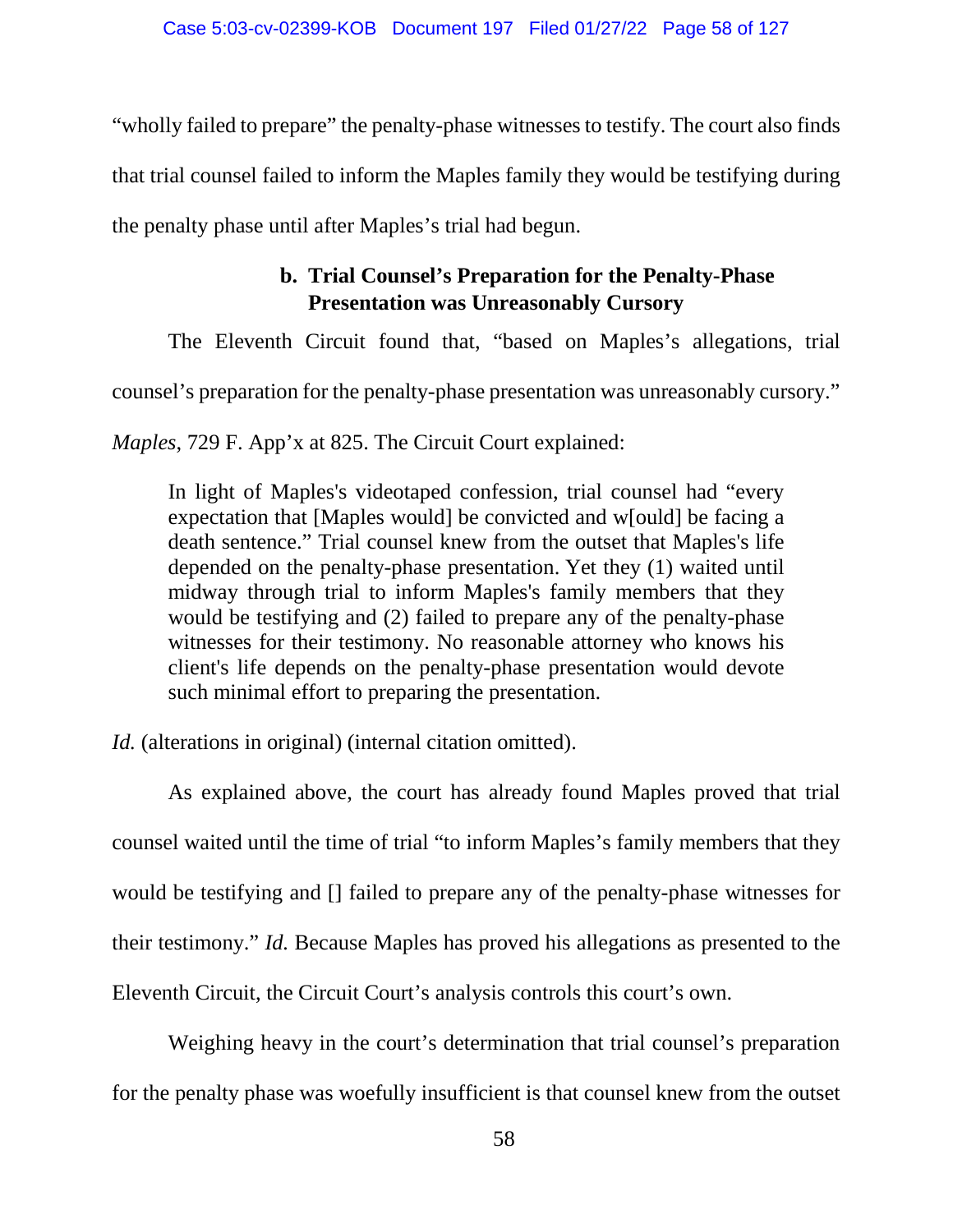"wholly failed to prepare" the penalty-phase witnesses to testify. The court also finds that trial counsel failed to inform the Maples family they would be testifying during the penalty phase until after Maples's trial had begun.

### b. Trial Counsel's Preparation for the Penalty-Phase Presentation was Unreasonably Cursory

The Eleventh Circuit found that, "based on Maples's allegations, trial counsel's preparation for the penalty-phase presentation was unreasonably cursory." *Maples*, 729 F. App'x at 825. The Circuit Court explained:

> In light of Maples's videotaped confession, trial counsel had "every expectation that [Maples would] be convicted and w[ould] be facing a death sentence." Trial counsel knew from the outset that Maples's life depended on the penalty-phase presentation. Yet they (1) waited until midway through trial to inform Maples's family members that they would be testifying and (2) failed to prepare any of the penalty-phase witnesses for their testimony. No reasonable attorney who knows his client's life depends on the penalty-phase presentation would devote such minimal effort to preparing the presentation.

*Id.* (alterations in original) (internal citation omitted).

As explained above, the court has already found Maples proved that trial counsel waited until the time of trial "to inform Maples's family members that they would be testifying and [] failed to prepare any of the penalty-phase witnesses for their testimony." *Id.* Because Maples has proved his allegations as presented to the Eleventh Circuit, the Circuit Court's analysis controls this court's own.

Weighing heavy in the court's determination that trial counsel's preparation for the penalty phase was woefully insufficient is that counsel knew from the outset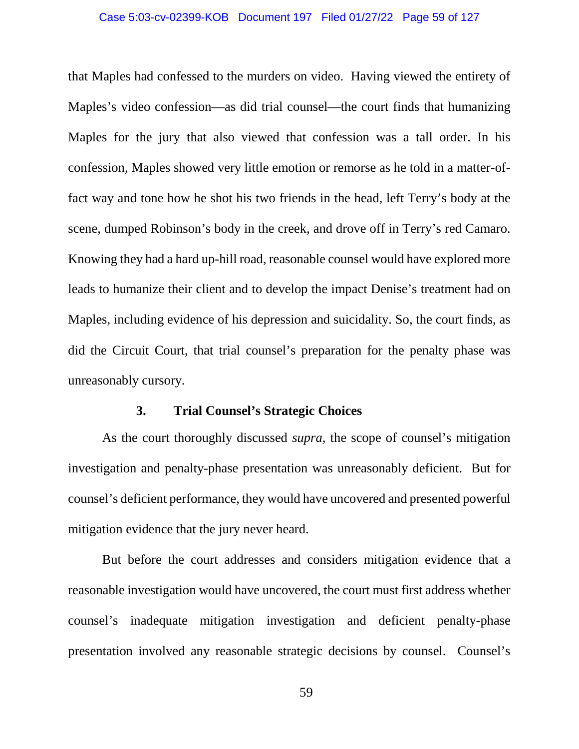that Maples had confessed to the murders on video. Having viewed the entirety of Maples's video confession—as did trial counsel—the court finds that humanizing Maples for the jury that also viewed that confession was a tall order. In his confession, Maples showed very little emotion or remorse as he told in a matter-of-fact way and tone how he shot his two friends in the head, left Terry's body at the scene, dumped Robinson's body in the creek, and drove off in Terry's red Camaro. Knowing they had a hard up-hill road, reasonable counsel would have explored more leads to humanize their client and to develop the impact Denise's treatment had on Maples, including evidence of his depression and suicidality. So, the court finds, as did the Circuit Court, that trial counsel's preparation for the penalty phase was unreasonably cursory.

### 3. Trial Counsel's Strategic Choices

As the court thoroughly discussed *supra*, the scope of counsel's mitigation investigation and penalty-phase presentation was unreasonably deficient. But for counsel's deficient performance, they would have uncovered and presented powerful mitigation evidence that the jury never heard.

But before the court addresses and considers mitigation evidence that a reasonable investigation would have uncovered, the court must first address whether counsel's inadequate mitigation investigation and deficient penalty-phase presentation involved any reasonable strategic decisions by counsel. Counsel's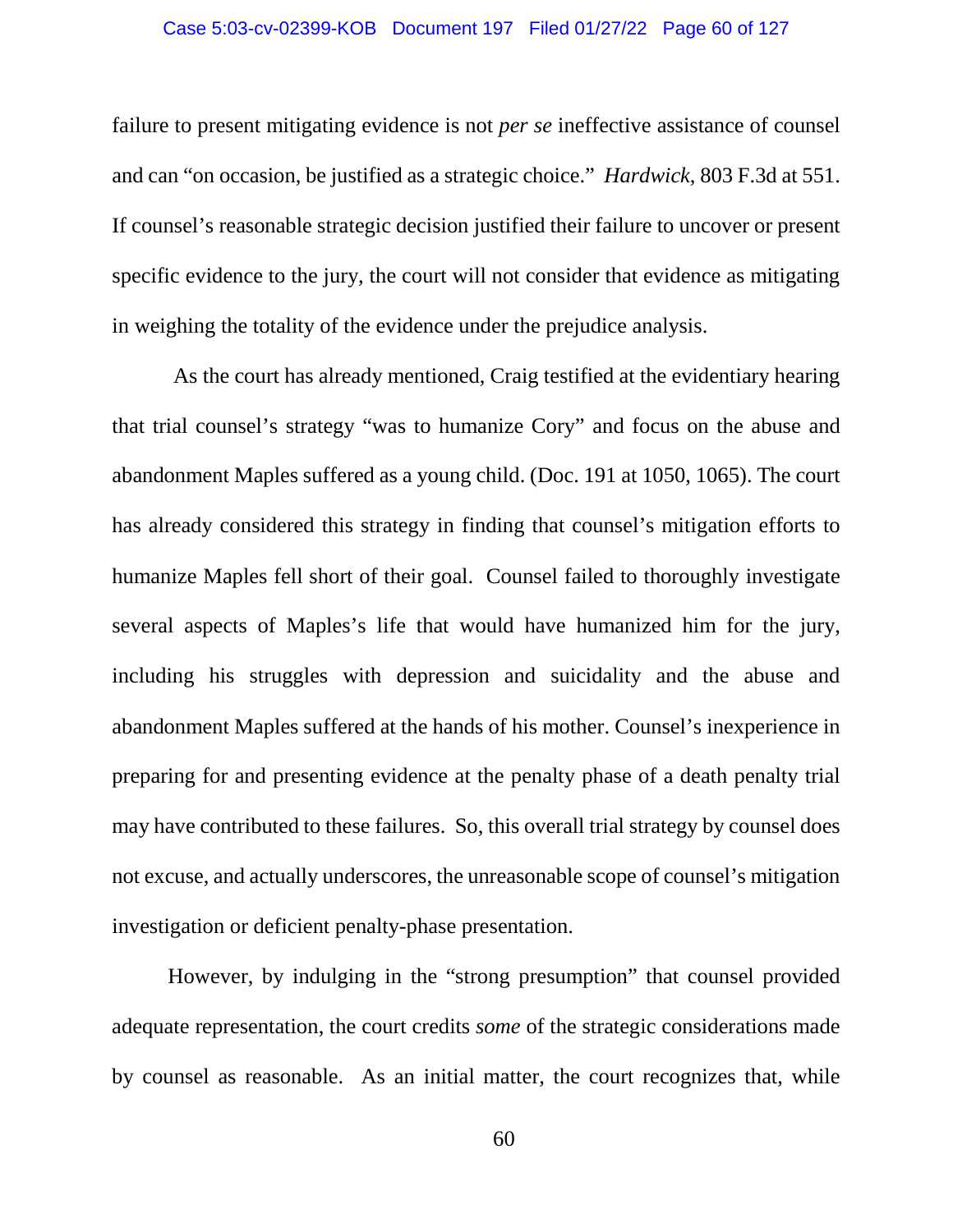failure to present mitigating evidence is not *per se* ineffective assistance of counsel and can "on occasion, be justified as a strategic choice." *Hardwick*, 803 F.3d at 551. If counsel's reasonable strategic decision justified their failure to uncover or present specific evidence to the jury, the court will not consider that evidence as mitigating in weighing the totality of the evidence under the prejudice analysis.

As the court has already mentioned, Craig testified at the evidentiary hearing that trial counsel's strategy "was to humanize Cory" and focus on the abuse and abandonment Maples suffered as a young child. (Doc. 191 at 1050, 1065). The court has already considered this strategy in finding that counsel's mitigation efforts to humanize Maples fell short of their goal. Counsel failed to thoroughly investigate several aspects of Maples's life that would have humanized him for the jury, including his struggles with depression and suicidality and the abuse and abandonment Maples suffered at the hands of his mother. Counsel's inexperience in preparing for and presenting evidence at the penalty phase of a death penalty trial may have contributed to these failures. So, this overall trial strategy by counsel does not excuse, and actually underscores, the unreasonable scope of counsel's mitigation investigation or deficient penalty-phase presentation.

However, by indulging in the "strong presumption" that counsel provided adequate representation, the court credits *some* of the strategic considerations made by counsel as reasonable. As an initial matter, the court recognizes that, while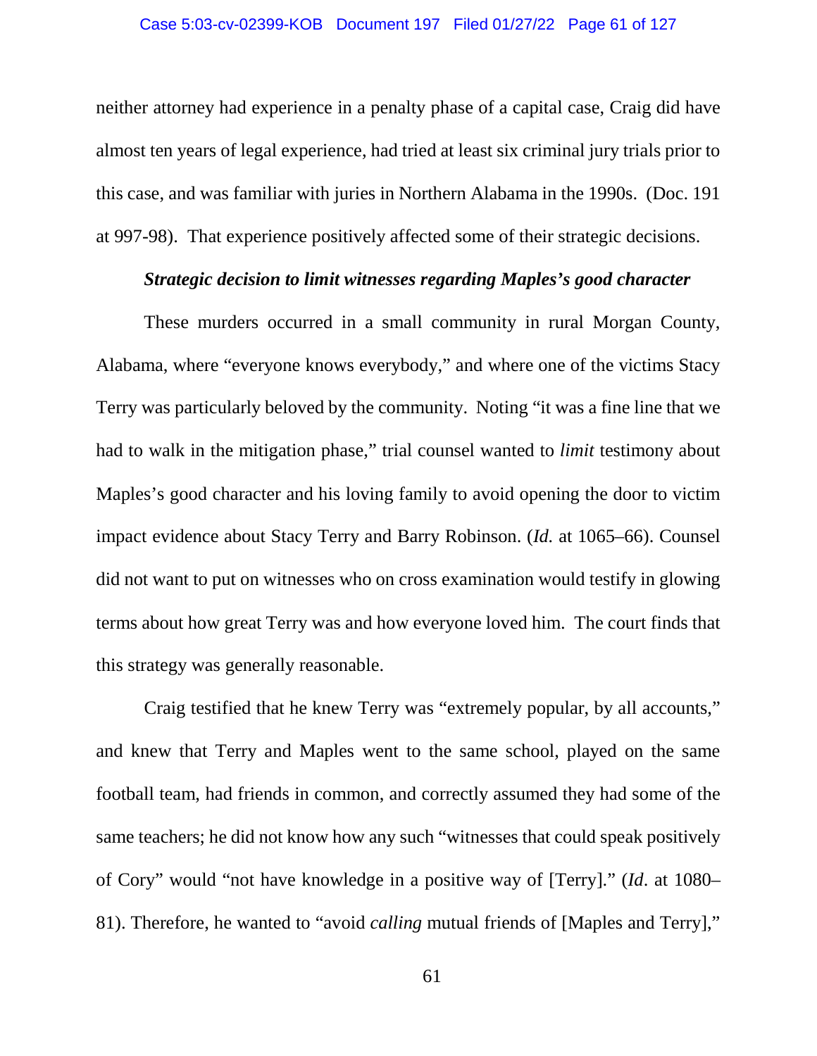neither attorney had experience in a penalty phase of a capital case, Craig did have almost ten years of legal experience, had tried at least six criminal jury trials prior to this case, and was familiar with juries in Northern Alabama in the 1990s. (Doc. 191 at 997-98). That experience positively affected some of their strategic decisions.

***Strategic decision to limit witnesses regarding Maples's good character***

These murders occurred in a small community in rural Morgan County, Alabama, where "everyone knows everybody," and where one of the victims Stacy Terry was particularly beloved by the community. Noting "it was a fine line that we had to walk in the mitigation phase," trial counsel wanted to *limit* testimony about Maples's good character and his loving family to avoid opening the door to victim impact evidence about Stacy Terry and Barry Robinson. (*Id.* at 1065–66). Counsel did not want to put on witnesses who on cross examination would testify in glowing terms about how great Terry was and how everyone loved him. The court finds that this strategy was generally reasonable.

Craig testified that he knew Terry was "extremely popular, by all accounts," and knew that Terry and Maples went to the same school, played on the same football team, had friends in common, and correctly assumed they had some of the same teachers; he did not know how any such "witnesses that could speak positively of Cory" would "not have knowledge in a positive way of [Terry]." (*Id*. at 1080–81). Therefore, he wanted to "avoid *calling* mutual friends of [Maples and Terry],"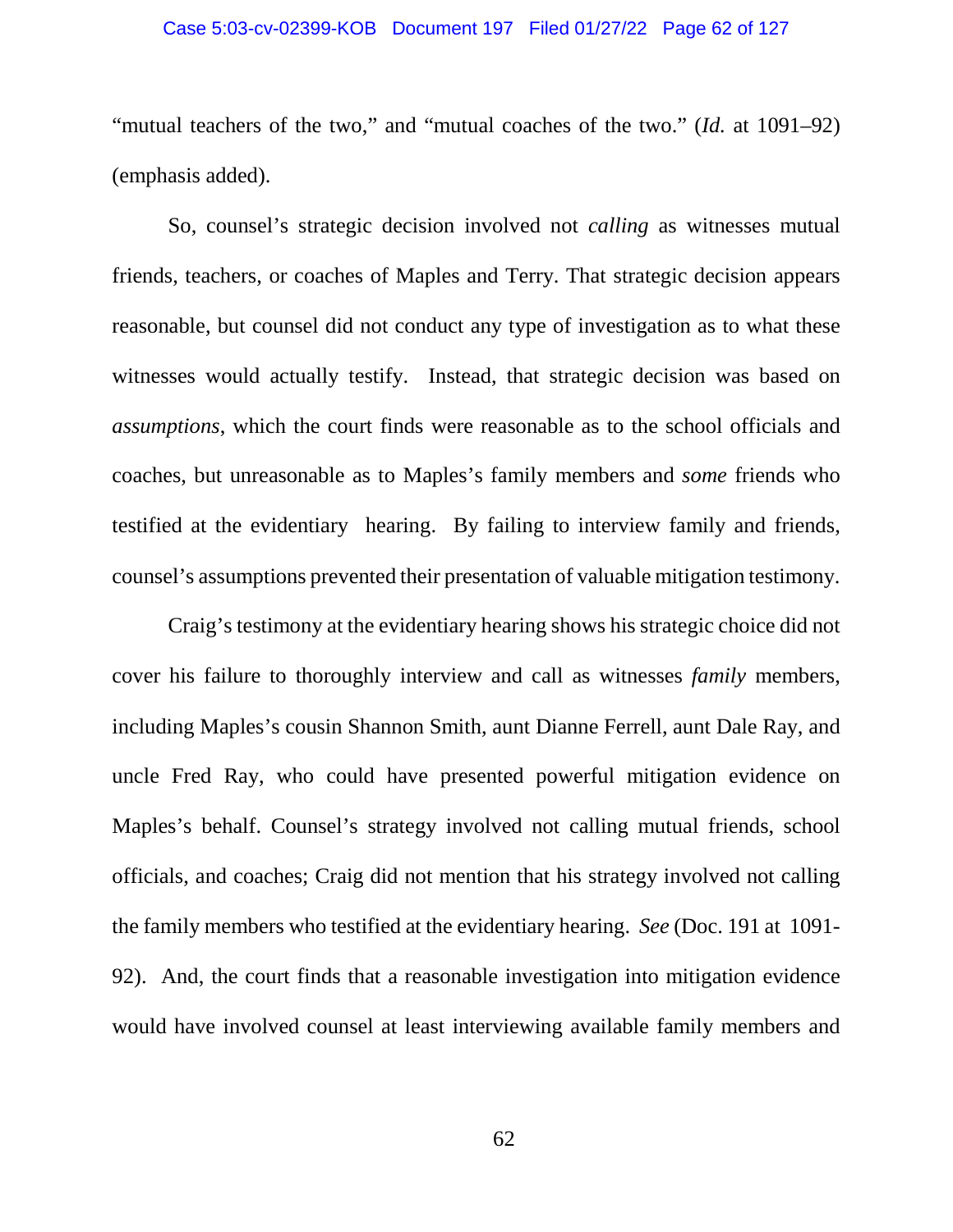"mutual teachers of the two," and "mutual coaches of the two." (*Id.* at 1091–92) (emphasis added).

So, counsel's strategic decision involved not *calling* as witnesses mutual friends, teachers, or coaches of Maples and Terry. That strategic decision appears reasonable, but counsel did not conduct any type of investigation as to what these witnesses would actually testify. Instead, that strategic decision was based on *assumptions*, which the court finds were reasonable as to the school officials and coaches, but unreasonable as to Maples's family members and *some* friends who testified at the evidentiary hearing. By failing to interview family and friends, counsel's assumptions prevented their presentation of valuable mitigation testimony.

Craig's testimony at the evidentiary hearing shows his strategic choice did not cover his failure to thoroughly interview and call as witnesses *family* members, including Maples's cousin Shannon Smith, aunt Dianne Ferrell, aunt Dale Ray, and uncle Fred Ray, who could have presented powerful mitigation evidence on Maples's behalf. Counsel's strategy involved not calling mutual friends, school officials, and coaches; Craig did not mention that his strategy involved not calling the family members who testified at the evidentiary hearing. *See* (Doc. 191 at 1091-92). And, the court finds that a reasonable investigation into mitigation evidence would have involved counsel at least interviewing available family members and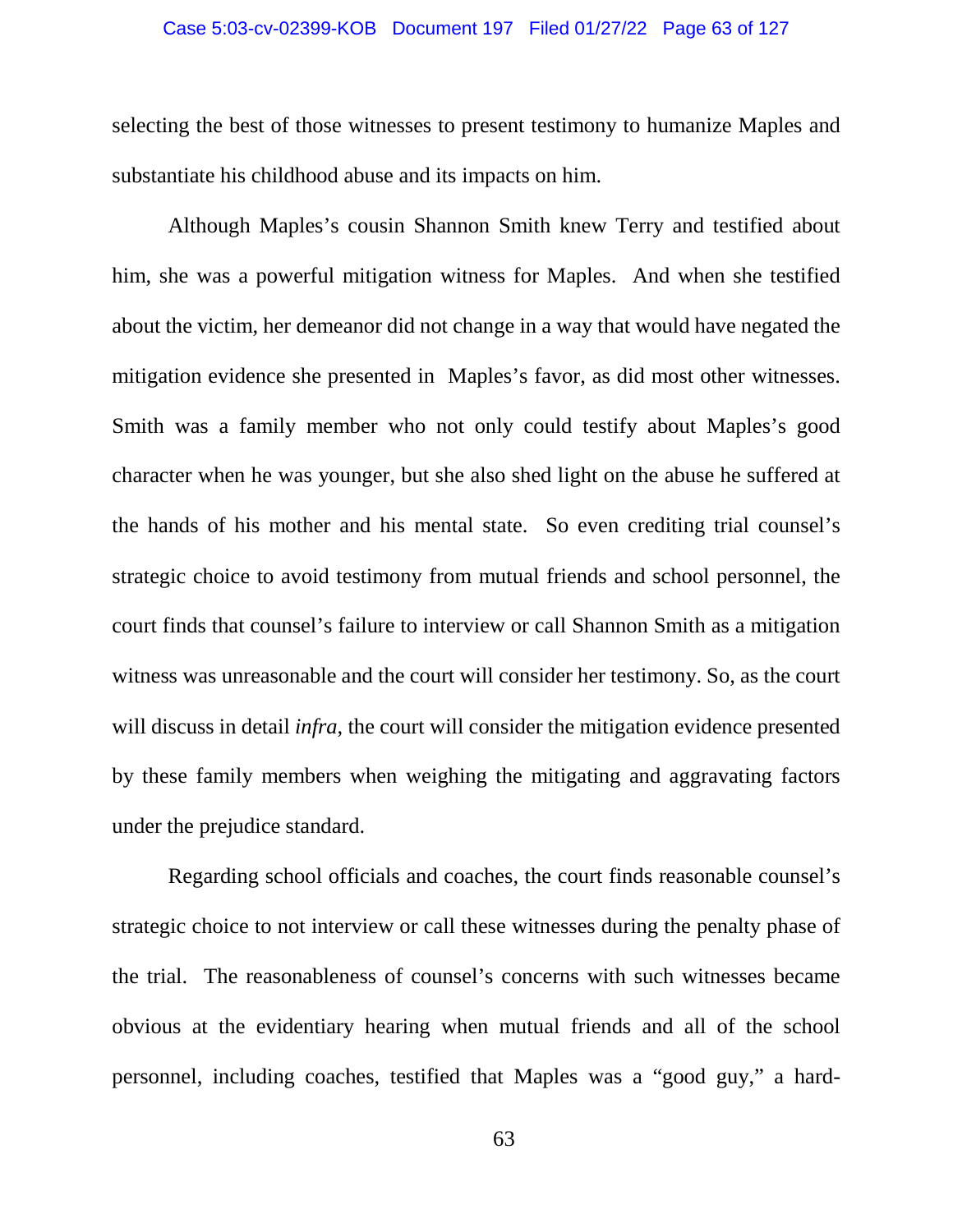selecting the best of those witnesses to present testimony to humanize Maples and substantiate his childhood abuse and its impacts on him.

Although Maples's cousin Shannon Smith knew Terry and testified about him, she was a powerful mitigation witness for Maples. And when she testified about the victim, her demeanor did not change in a way that would have negated the mitigation evidence she presented in Maples's favor, as did most other witnesses. Smith was a family member who not only could testify about Maples's good character when he was younger, but she also shed light on the abuse he suffered at the hands of his mother and his mental state. So even crediting trial counsel's strategic choice to avoid testimony from mutual friends and school personnel, the court finds that counsel's failure to interview or call Shannon Smith as a mitigation witness was unreasonable and the court will consider her testimony. So, as the court will discuss in detail *infra*, the court will consider the mitigation evidence presented by these family members when weighing the mitigating and aggravating factors under the prejudice standard.

Regarding school officials and coaches, the court finds reasonable counsel's strategic choice to not interview or call these witnesses during the penalty phase of the trial. The reasonableness of counsel's concerns with such witnesses became obvious at the evidentiary hearing when mutual friends and all of the school personnel, including coaches, testified that Maples was a "good guy," a hard-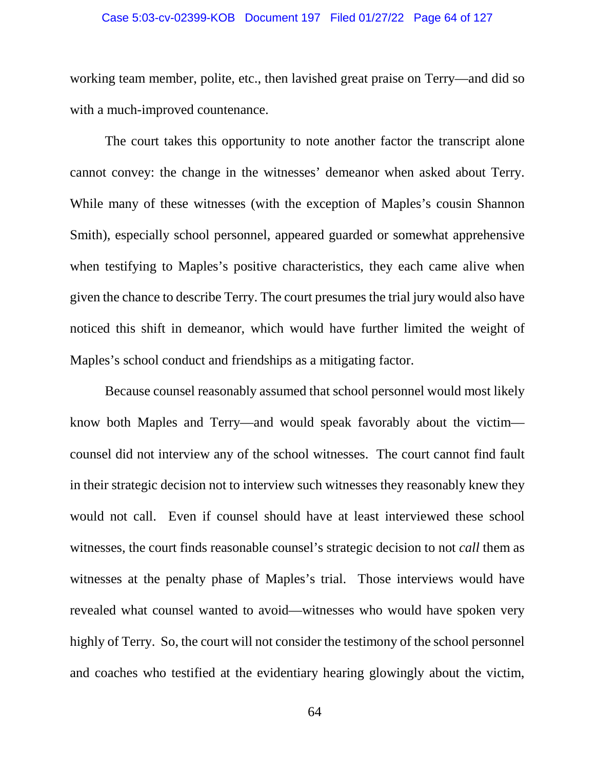working team member, polite, etc., then lavished great praise on Terry—and did so with a much-improved countenance.

The court takes this opportunity to note another factor the transcript alone cannot convey: the change in the witnesses' demeanor when asked about Terry. While many of these witnesses (with the exception of Maples's cousin Shannon Smith), especially school personnel, appeared guarded or somewhat apprehensive when testifying to Maples's positive characteristics, they each came alive when given the chance to describe Terry. The court presumes the trial jury would also have noticed this shift in demeanor, which would have further limited the weight of Maples's school conduct and friendships as a mitigating factor.

Because counsel reasonably assumed that school personnel would most likely know both Maples and Terry—and would speak favorably about the victim—counsel did not interview any of the school witnesses. The court cannot find fault in their strategic decision not to interview such witnesses they reasonably knew they would not call. Even if counsel should have at least interviewed these school witnesses, the court finds reasonable counsel's strategic decision to not *call* them as witnesses at the penalty phase of Maples's trial. Those interviews would have revealed what counsel wanted to avoid—witnesses who would have spoken very highly of Terry. So, the court will not consider the testimony of the school personnel and coaches who testified at the evidentiary hearing glowingly about the victim,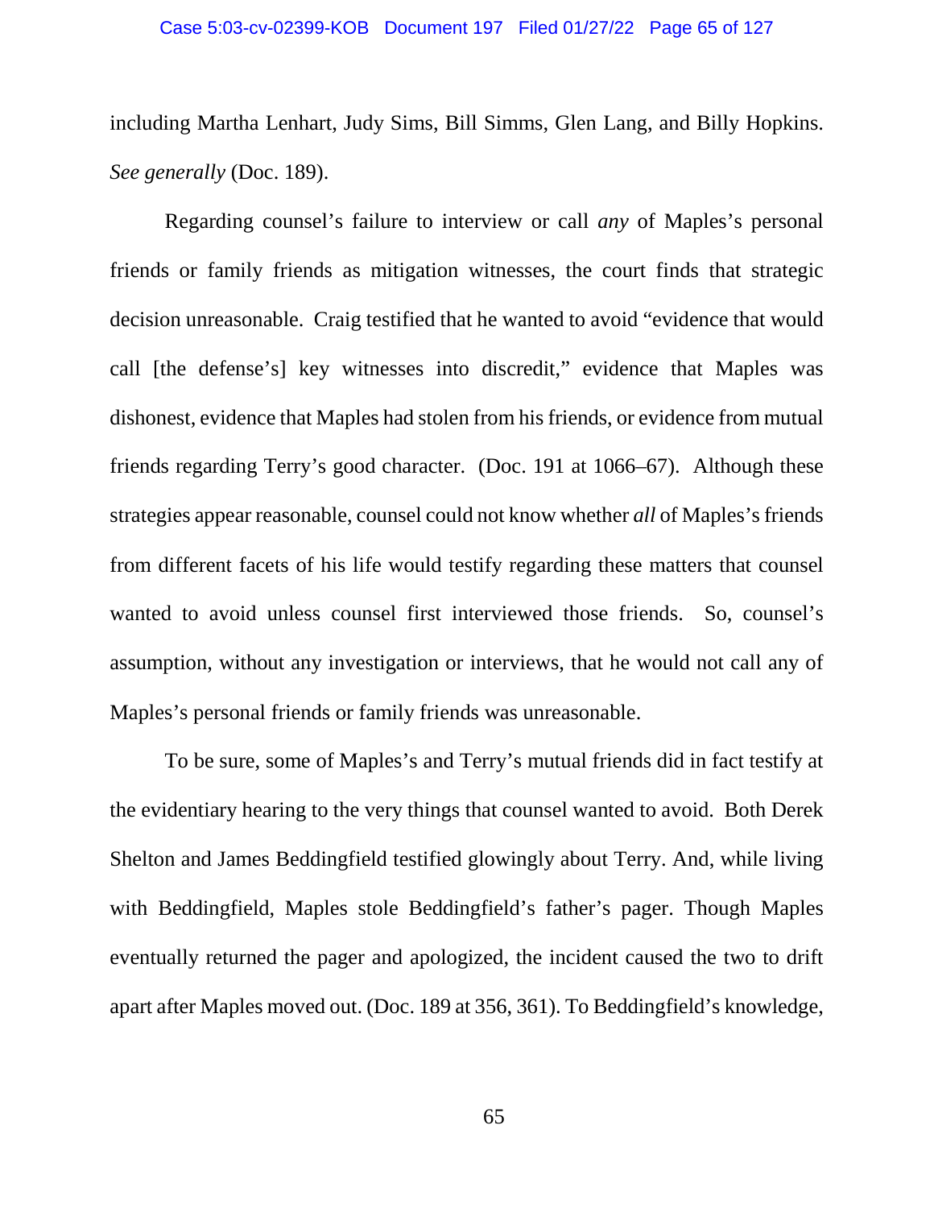including Martha Lenhart, Judy Sims, Bill Simms, Glen Lang, and Billy Hopkins. *See generally* (Doc. 189).

Regarding counsel's failure to interview or call *any* of Maples's personal friends or family friends as mitigation witnesses, the court finds that strategic decision unreasonable. Craig testified that he wanted to avoid "evidence that would call [the defense's] key witnesses into discredit," evidence that Maples was dishonest, evidence that Maples had stolen from his friends, or evidence from mutual friends regarding Terry's good character. (Doc. 191 at 1066–67). Although these strategies appear reasonable, counsel could not know whether *all* of Maples's friends from different facets of his life would testify regarding these matters that counsel wanted to avoid unless counsel first interviewed those friends. So, counsel's assumption, without any investigation or interviews, that he would not call any of Maples's personal friends or family friends was unreasonable.

To be sure, some of Maples's and Terry's mutual friends did in fact testify at the evidentiary hearing to the very things that counsel wanted to avoid. Both Derek Shelton and James Beddingfield testified glowingly about Terry. And, while living with Beddingfield, Maples stole Beddingfield's father's pager. Though Maples eventually returned the pager and apologized, the incident caused the two to drift apart after Maples moved out. (Doc. 189 at 356, 361). To Beddingfield's knowledge,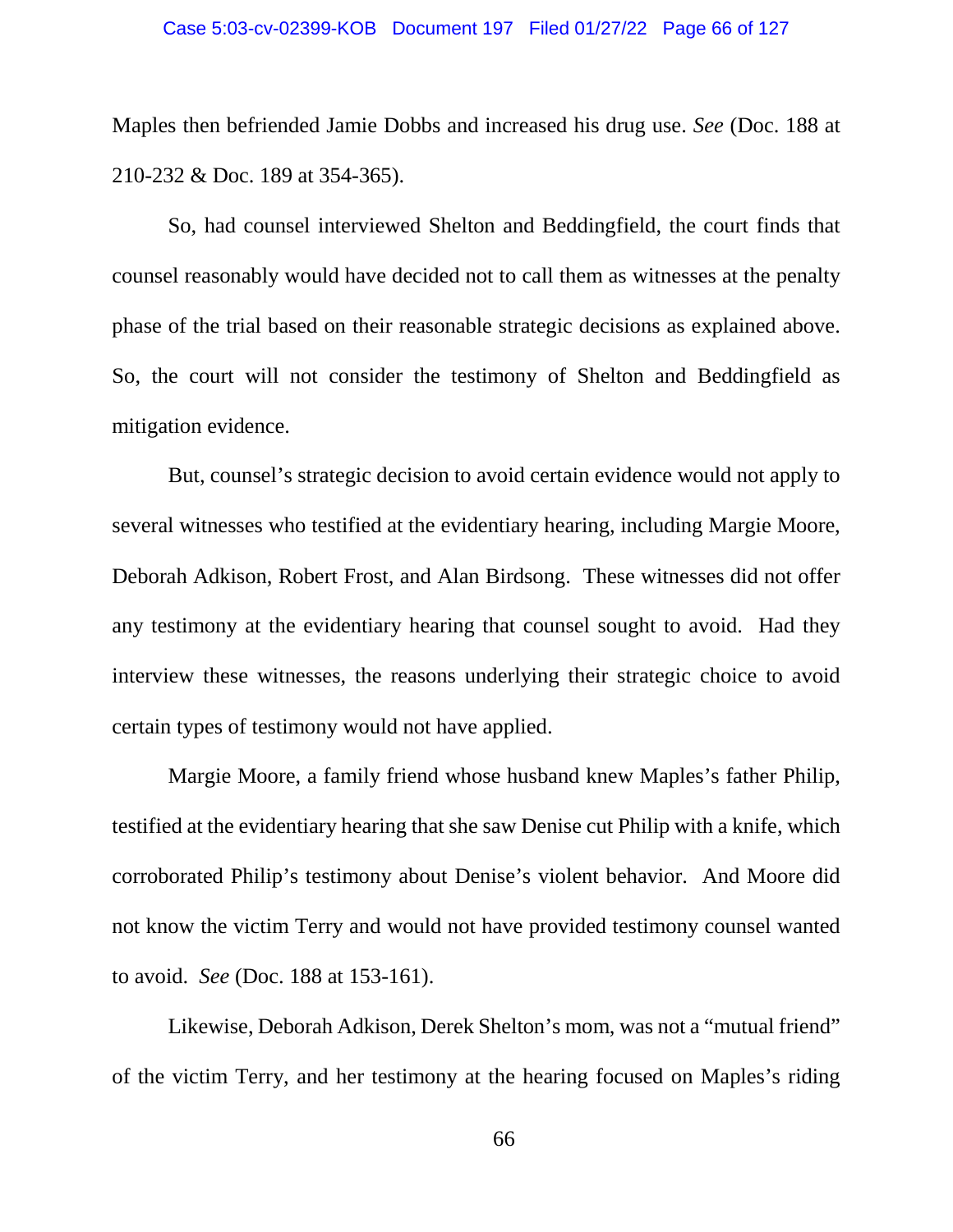Maples then befriended Jamie Dobbs and increased his drug use. *See* (Doc. 188 at 210-232 & Doc. 189 at 354-365).

So, had counsel interviewed Shelton and Beddingfield, the court finds that counsel reasonably would have decided not to call them as witnesses at the penalty phase of the trial based on their reasonable strategic decisions as explained above. So, the court will not consider the testimony of Shelton and Beddingfield as mitigation evidence.

But, counsel's strategic decision to avoid certain evidence would not apply to several witnesses who testified at the evidentiary hearing, including Margie Moore, Deborah Adkison, Robert Frost, and Alan Birdsong. These witnesses did not offer any testimony at the evidentiary hearing that counsel sought to avoid. Had they interview these witnesses, the reasons underlying their strategic choice to avoid certain types of testimony would not have applied.

Margie Moore, a family friend whose husband knew Maples's father Philip, testified at the evidentiary hearing that she saw Denise cut Philip with a knife, which corroborated Philip's testimony about Denise's violent behavior. And Moore did not know the victim Terry and would not have provided testimony counsel wanted to avoid. *See* (Doc. 188 at 153-161).

Likewise, Deborah Adkison, Derek Shelton's mom, was not a "mutual friend" of the victim Terry, and her testimony at the hearing focused on Maples's riding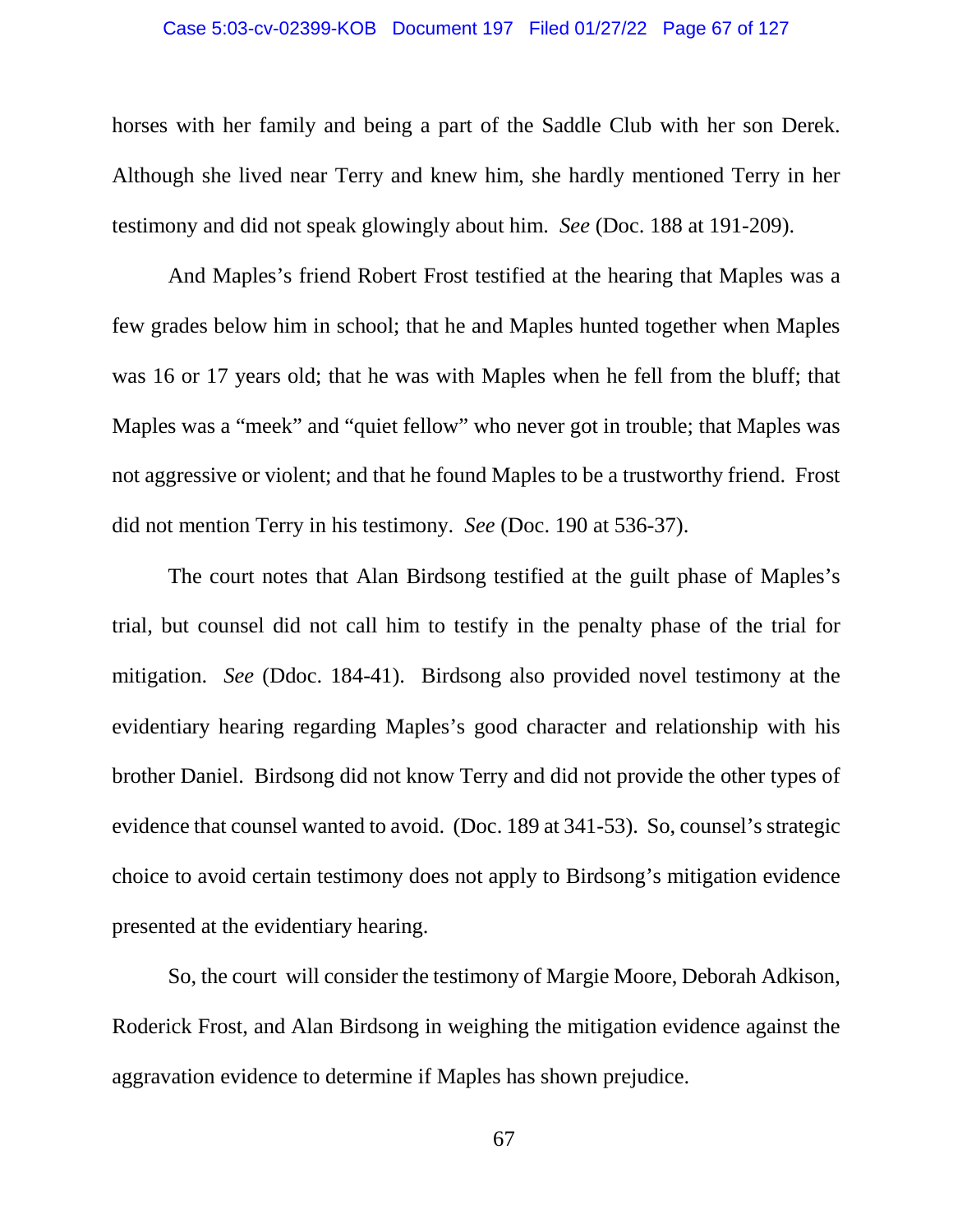horses with her family and being a part of the Saddle Club with her son Derek. Although she lived near Terry and knew him, she hardly mentioned Terry in her testimony and did not speak glowingly about him. *See* (Doc. 188 at 191-209).

And Maples's friend Robert Frost testified at the hearing that Maples was a few grades below him in school; that he and Maples hunted together when Maples was 16 or 17 years old; that he was with Maples when he fell from the bluff; that Maples was a "meek" and "quiet fellow" who never got in trouble; that Maples was not aggressive or violent; and that he found Maples to be a trustworthy friend. Frost did not mention Terry in his testimony. *See* (Doc. 190 at 536-37).

The court notes that Alan Birdsong testified at the guilt phase of Maples's trial, but counsel did not call him to testify in the penalty phase of the trial for mitigation. *See* (Ddoc. 184-41). Birdsong also provided novel testimony at the evidentiary hearing regarding Maples's good character and relationship with his brother Daniel. Birdsong did not know Terry and did not provide the other types of evidence that counsel wanted to avoid. (Doc. 189 at 341-53). So, counsel's strategic choice to avoid certain testimony does not apply to Birdsong's mitigation evidence presented at the evidentiary hearing.

So, the court will consider the testimony of Margie Moore, Deborah Adkison, Roderick Frost, and Alan Birdsong in weighing the mitigation evidence against the aggravation evidence to determine if Maples has shown prejudice.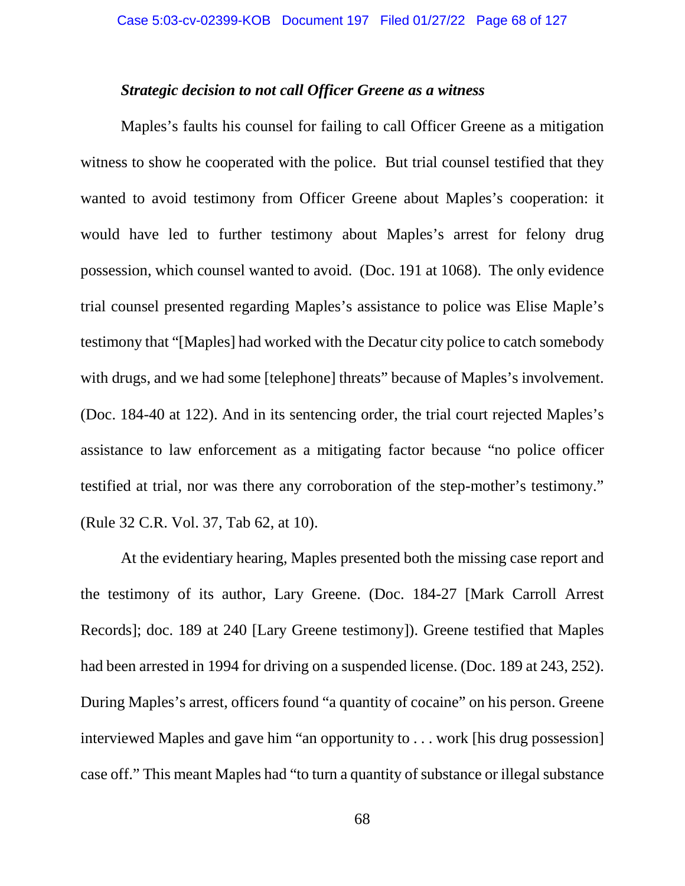***Strategic decision to not call Officer Greene as a witness***

Maples's faults his counsel for failing to call Officer Greene as a mitigation witness to show he cooperated with the police. But trial counsel testified that they wanted to avoid testimony from Officer Greene about Maples's cooperation: it would have led to further testimony about Maples's arrest for felony drug possession, which counsel wanted to avoid. (Doc. 191 at 1068). The only evidence trial counsel presented regarding Maples's assistance to police was Elise Maple's testimony that "[Maples] had worked with the Decatur city police to catch somebody with drugs, and we had some [telephone] threats" because of Maples's involvement. (Doc. 184-40 at 122). And in its sentencing order, the trial court rejected Maples's assistance to law enforcement as a mitigating factor because "no police officer testified at trial, nor was there any corroboration of the step-mother's testimony." (Rule 32 C.R. Vol. 37, Tab 62, at 10).

At the evidentiary hearing, Maples presented both the missing case report and the testimony of its author, Lary Greene. (Doc. 184-27 [Mark Carroll Arrest Records]; doc. 189 at 240 [Lary Greene testimony]). Greene testified that Maples had been arrested in 1994 for driving on a suspended license. (Doc. 189 at 243, 252). During Maples's arrest, officers found "a quantity of cocaine" on his person. Greene interviewed Maples and gave him "an opportunity to . . . work [his drug possession] case off." This meant Maples had "to turn a quantity of substance or illegal substance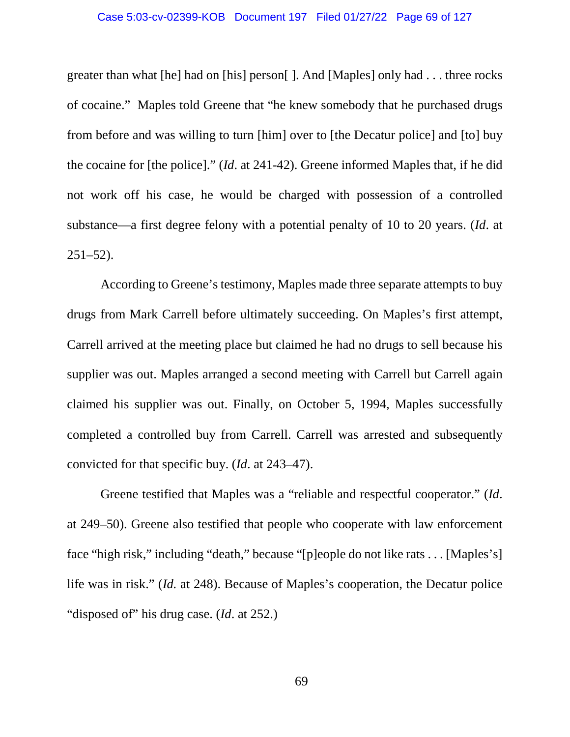greater than what [he] had on [his] person[ ]. And [Maples] only had . . . three rocks of cocaine." Maples told Greene that "he knew somebody that he purchased drugs from before and was willing to turn [him] over to [the Decatur police] and [to] buy the cocaine for [the police]." (*Id*. at 241-42). Greene informed Maples that, if he did not work off his case, he would be charged with possession of a controlled substance—a first degree felony with a potential penalty of 10 to 20 years. (*Id*. at 251–52).

According to Greene's testimony, Maples made three separate attempts to buy drugs from Mark Carrell before ultimately succeeding. On Maples's first attempt, Carrell arrived at the meeting place but claimed he had no drugs to sell because his supplier was out. Maples arranged a second meeting with Carrell but Carrell again claimed his supplier was out. Finally, on October 5, 1994, Maples successfully completed a controlled buy from Carrell. Carrell was arrested and subsequently convicted for that specific buy. (*Id*. at 243–47).

Greene testified that Maples was a "reliable and respectful cooperator." (*Id*. at 249–50). Greene also testified that people who cooperate with law enforcement face "high risk," including "death," because "[p]eople do not like rats . . . [Maples's] life was in risk." (*Id.* at 248). Because of Maples's cooperation, the Decatur police "disposed of" his drug case. (*Id*. at 252.)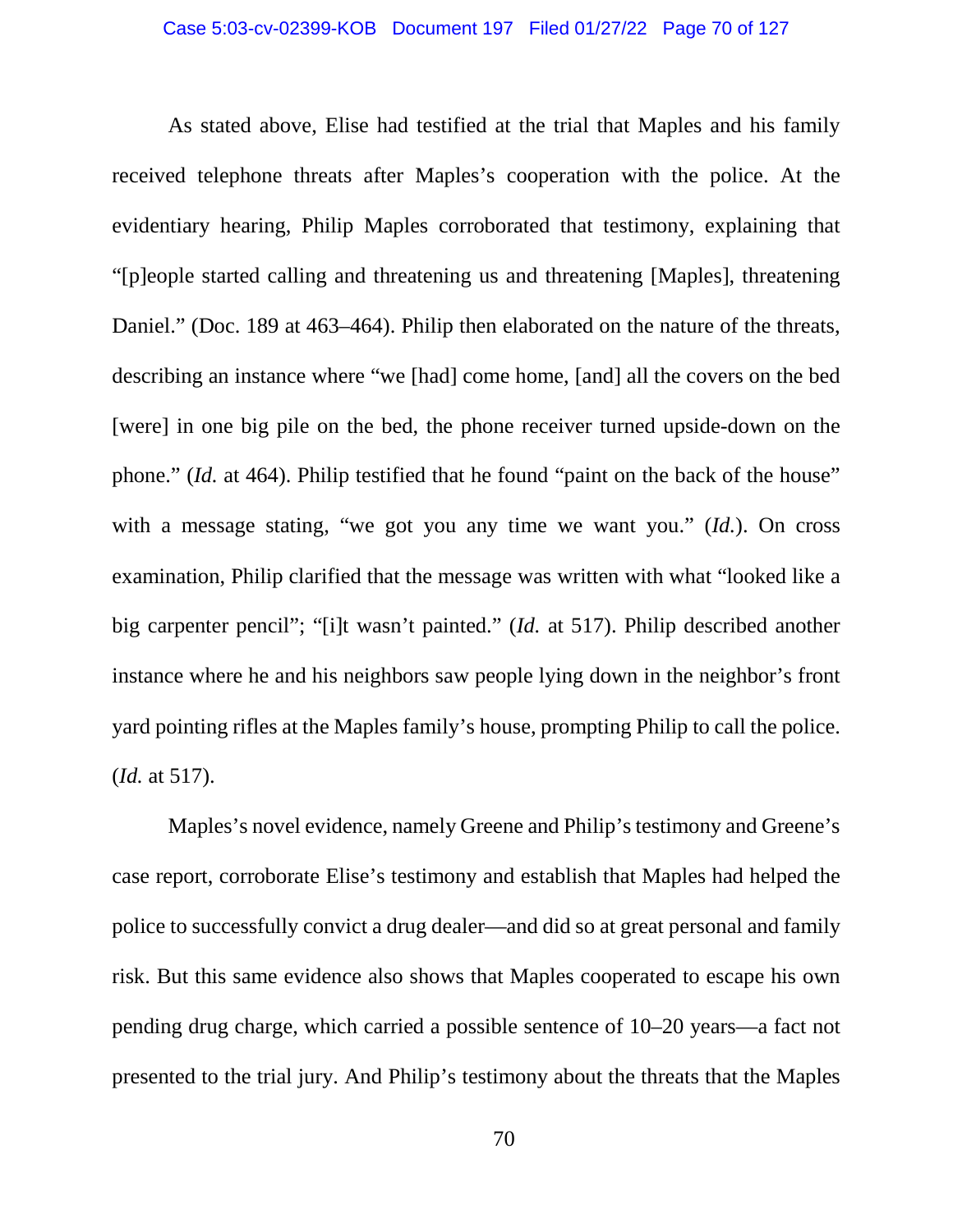As stated above, Elise had testified at the trial that Maples and his family received telephone threats after Maples's cooperation with the police. At the evidentiary hearing, Philip Maples corroborated that testimony, explaining that "[p]eople started calling and threatening us and threatening [Maples], threatening Daniel." (Doc. 189 at 463–464). Philip then elaborated on the nature of the threats, describing an instance where "we [had] come home, [and] all the covers on the bed [were] in one big pile on the bed, the phone receiver turned upside-down on the phone." (*Id.* at 464). Philip testified that he found "paint on the back of the house" with a message stating, "we got you any time we want you." (*Id.*). On cross examination, Philip clarified that the message was written with what "looked like a big carpenter pencil"; "[i]t wasn't painted." (*Id.* at 517). Philip described another instance where he and his neighbors saw people lying down in the neighbor's front yard pointing rifles at the Maples family's house, prompting Philip to call the police. (*Id.* at 517).

Maples's novel evidence, namely Greene and Philip's testimony and Greene's case report, corroborate Elise's testimony and establish that Maples had helped the police to successfully convict a drug dealer—and did so at great personal and family risk. But this same evidence also shows that Maples cooperated to escape his own pending drug charge, which carried a possible sentence of 10–20 years—a fact not presented to the trial jury. And Philip's testimony about the threats that the Maples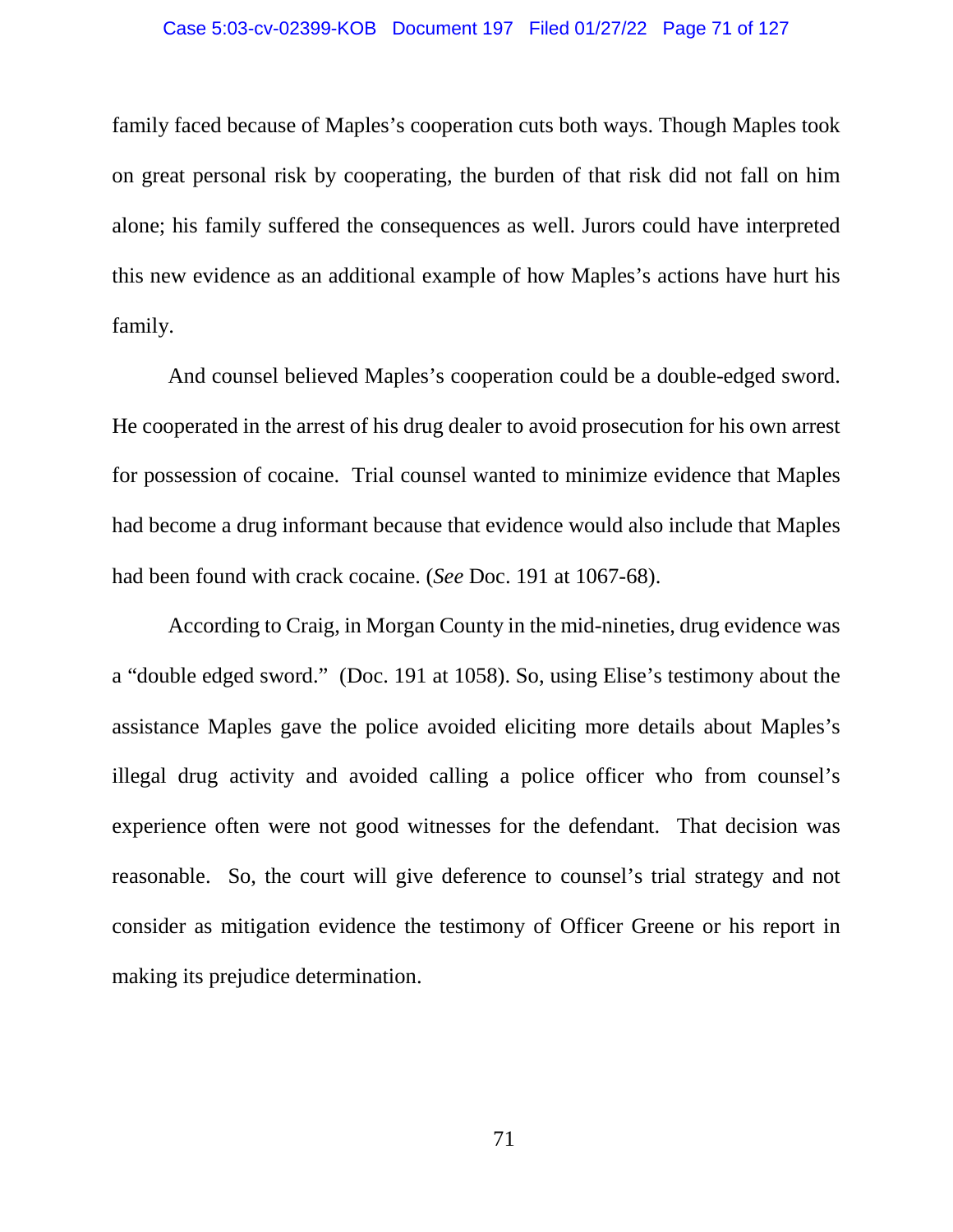family faced because of Maples's cooperation cuts both ways. Though Maples took on great personal risk by cooperating, the burden of that risk did not fall on him alone; his family suffered the consequences as well. Jurors could have interpreted this new evidence as an additional example of how Maples's actions have hurt his family.

And counsel believed Maples's cooperation could be a double-edged sword. He cooperated in the arrest of his drug dealer to avoid prosecution for his own arrest for possession of cocaine. Trial counsel wanted to minimize evidence that Maples had become a drug informant because that evidence would also include that Maples had been found with crack cocaine. (*See* Doc. 191 at 1067-68).

According to Craig, in Morgan County in the mid-nineties, drug evidence was a "double edged sword." (Doc. 191 at 1058). So, using Elise's testimony about the assistance Maples gave the police avoided eliciting more details about Maples's illegal drug activity and avoided calling a police officer who from counsel's experience often were not good witnesses for the defendant. That decision was reasonable. So, the court will give deference to counsel's trial strategy and not consider as mitigation evidence the testimony of Officer Greene or his report in making its prejudice determination.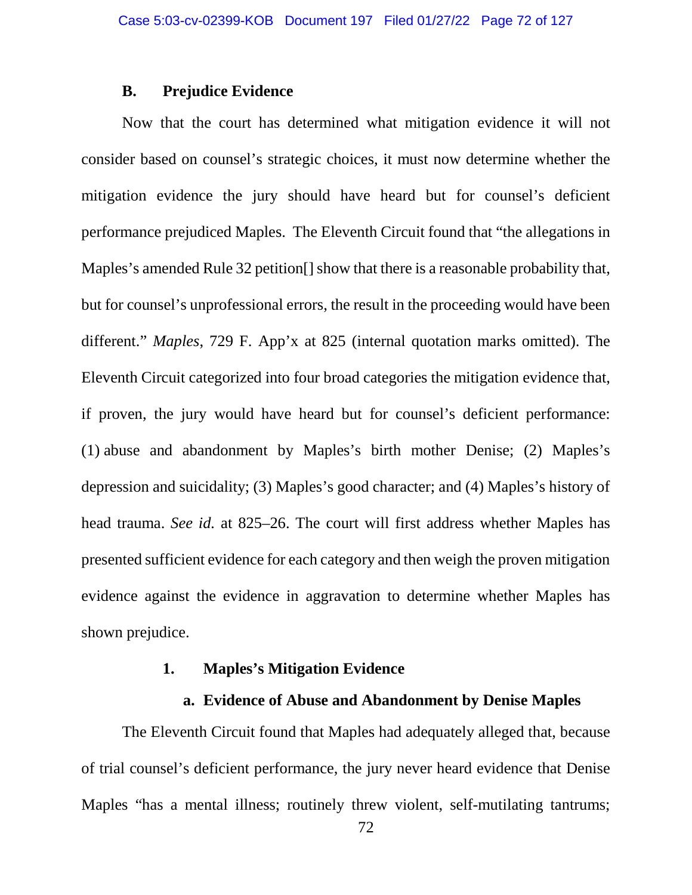### B. Prejudice Evidence

Now that the court has determined what mitigation evidence it will not consider based on counsel's strategic choices, it must now determine whether the mitigation evidence the jury should have heard but for counsel's deficient performance prejudiced Maples. The Eleventh Circuit found that "the allegations in Maples's amended Rule 32 petition[] show that there is a reasonable probability that, but for counsel's unprofessional errors, the result in the proceeding would have been different." *Maples*, 729 F. App'x at 825 (internal quotation marks omitted). The Eleventh Circuit categorized into four broad categories the mitigation evidence that, if proven, the jury would have heard but for counsel's deficient performance: (1) abuse and abandonment by Maples's birth mother Denise; (2) Maples's depression and suicidality; (3) Maples's good character; and (4) Maples's history of head trauma. *See id.* at 825–26. The court will first address whether Maples has presented sufficient evidence for each category and then weigh the proven mitigation evidence against the evidence in aggravation to determine whether Maples has shown prejudice.

#### 1. Maples's Mitigation Evidence

##### a. Evidence of Abuse and Abandonment by Denise Maples

The Eleventh Circuit found that Maples had adequately alleged that, because of trial counsel's deficient performance, the jury never heard evidence that Denise Maples "has a mental illness; routinely threw violent, self-mutilating tantrums;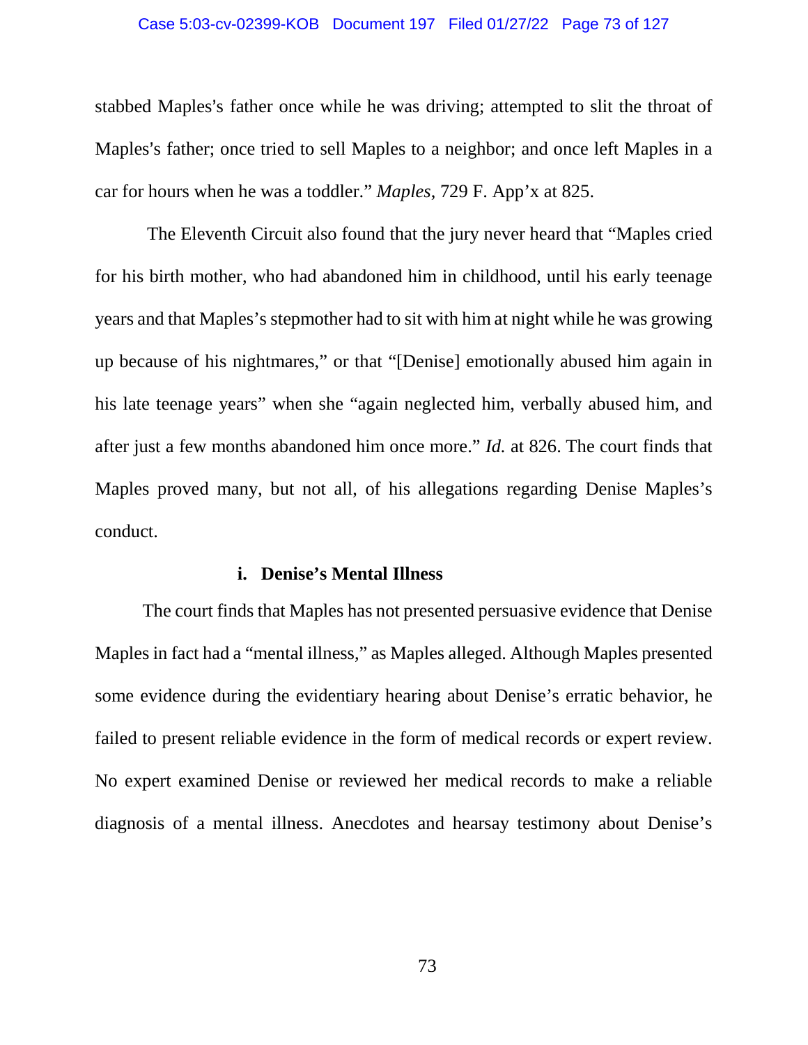stabbed Maples's father once while he was driving; attempted to slit the throat of Maples's father; once tried to sell Maples to a neighbor; and once left Maples in a car for hours when he was a toddler." *Maples*, 729 F. App'x at 825.

The Eleventh Circuit also found that the jury never heard that "Maples cried for his birth mother, who had abandoned him in childhood, until his early teenage years and that Maples's stepmother had to sit with him at night while he was growing up because of his nightmares," or that "[Denise] emotionally abused him again in his late teenage years" when she "again neglected him, verbally abused him, and after just a few months abandoned him once more." *Id.* at 826. The court finds that Maples proved many, but not all, of his allegations regarding Denise Maples's conduct.

**i. Denise's Mental Illness**

The court finds that Maples has not presented persuasive evidence that Denise Maples in fact had a "mental illness," as Maples alleged. Although Maples presented some evidence during the evidentiary hearing about Denise's erratic behavior, he failed to present reliable evidence in the form of medical records or expert review. No expert examined Denise or reviewed her medical records to make a reliable diagnosis of a mental illness. Anecdotes and hearsay testimony about Denise's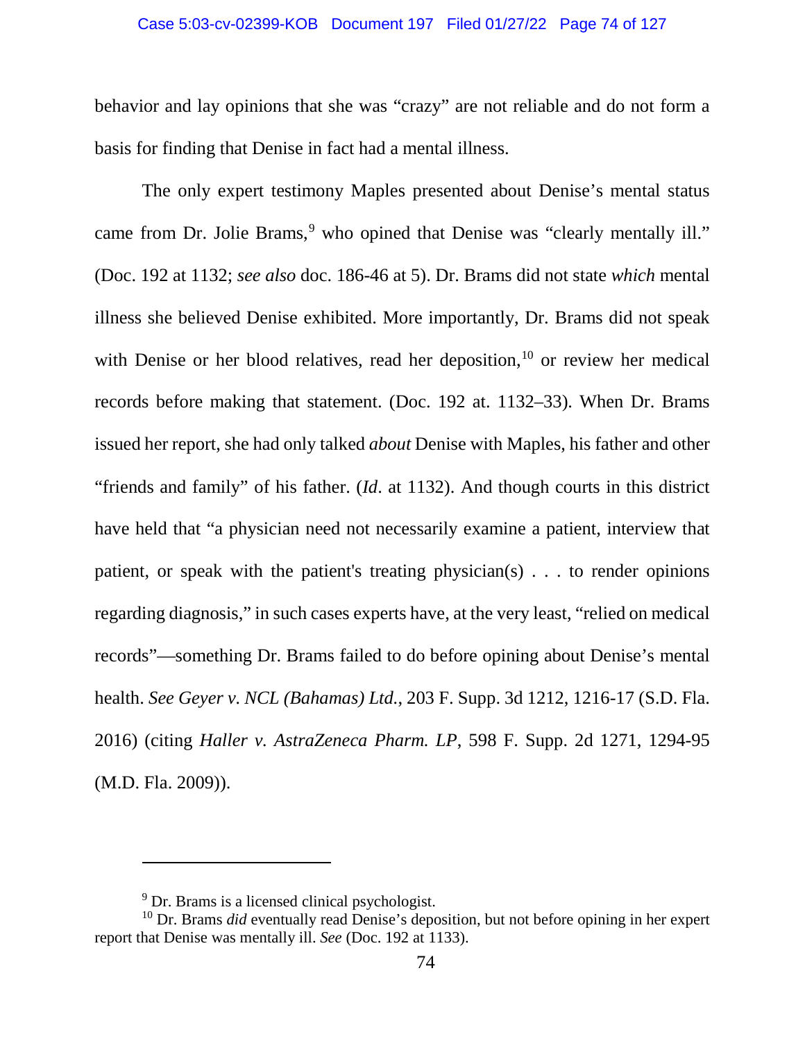behavior and lay opinions that she was "crazy" are not reliable and do not form a basis for finding that Denise in fact had a mental illness.

The only expert testimony Maples presented about Denise's mental status came from Dr. Jolie Brams,[9] who opined that Denise was "clearly mentally ill." (Doc. 192 at 1132; *see also* doc. 186-46 at 5). Dr. Brams did not state *which* mental illness she believed Denise exhibited. More importantly, Dr. Brams did not speak with Denise or her blood relatives, read her deposition,[10] or review her medical records before making that statement. (Doc. 192 at. 1132–33). When Dr. Brams issued her report, she had only talked *about* Denise with Maples, his father and other "friends and family" of his father. (*Id*. at 1132). And though courts in this district have held that "a physician need not necessarily examine a patient, interview that patient, or speak with the patient's treating physician(s) . . . to render opinions regarding diagnosis," in such cases experts have, at the very least, "relied on medical records"—something Dr. Brams failed to do before opining about Denise's mental health. *See Geyer v. NCL (Bahamas) Ltd.*, 203 F. Supp. 3d 1212, 1216-17 (S.D. Fla. 2016) (citing *Haller v. AstraZeneca Pharm. LP*, 598 F. Supp. 2d 1271, 1294-95 (M.D. Fla. 2009)).

---

[9] Dr. Brams is a licensed clinical psychologist.

[10] Dr. Brams *did* eventually read Denise's deposition, but not before opining in her expert report that Denise was mentally ill. *See* (Doc. 192 at 1133).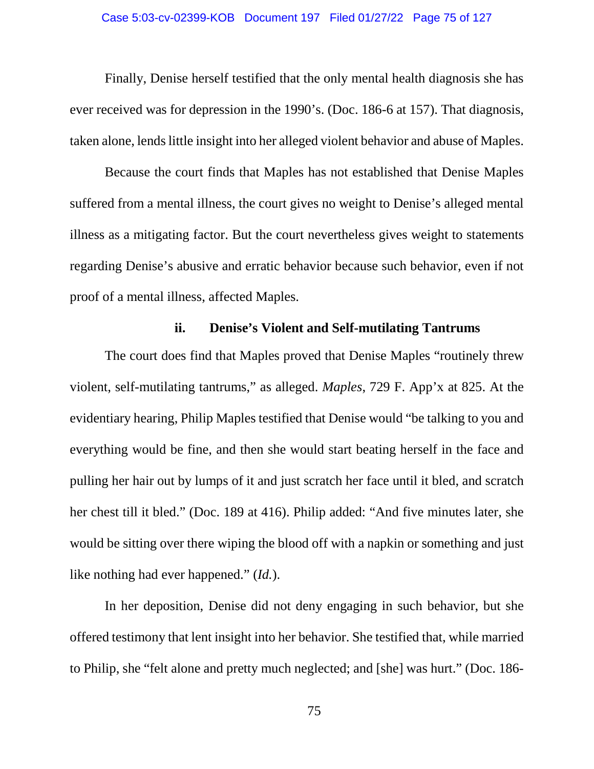Finally, Denise herself testified that the only mental health diagnosis she has ever received was for depression in the 1990's. (Doc. 186-6 at 157). That diagnosis, taken alone, lends little insight into her alleged violent behavior and abuse of Maples.

Because the court finds that Maples has not established that Denise Maples suffered from a mental illness, the court gives no weight to Denise's alleged mental illness as a mitigating factor. But the court nevertheless gives weight to statements regarding Denise's abusive and erratic behavior because such behavior, even if not proof of a mental illness, affected Maples.

#### ii. Denise's Violent and Self-mutilating Tantrums

The court does find that Maples proved that Denise Maples "routinely threw violent, self-mutilating tantrums," as alleged. *Maples*, 729 F. App'x at 825. At the evidentiary hearing, Philip Maples testified that Denise would "be talking to you and everything would be fine, and then she would start beating herself in the face and pulling her hair out by lumps of it and just scratch her face until it bled, and scratch her chest till it bled." (Doc. 189 at 416). Philip added: "And five minutes later, she would be sitting over there wiping the blood off with a napkin or something and just like nothing had ever happened." (*Id.*).

In her deposition, Denise did not deny engaging in such behavior, but she offered testimony that lent insight into her behavior. She testified that, while married to Philip, she "felt alone and pretty much neglected; and [she] was hurt." (Doc. 186-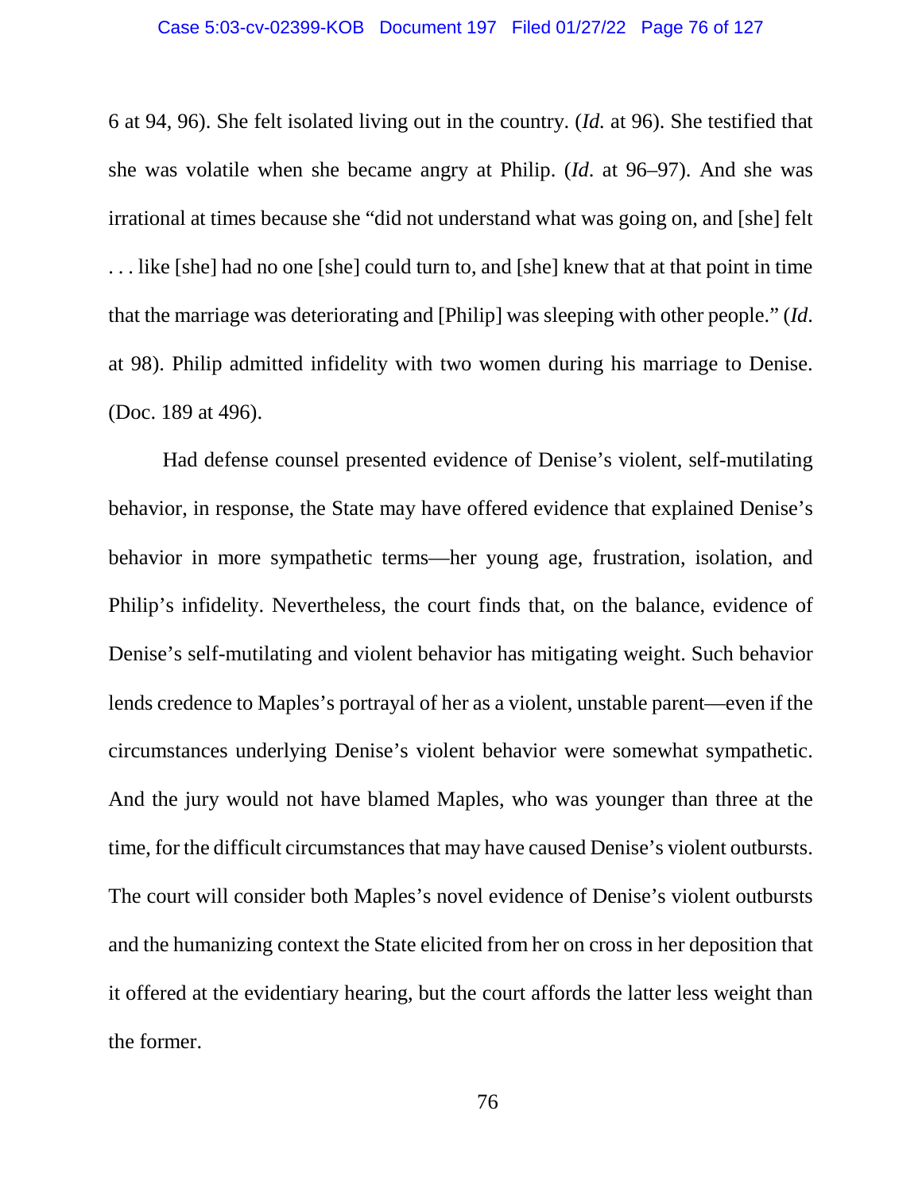6 at 94, 96). She felt isolated living out in the country. (*Id.* at 96). She testified that she was volatile when she became angry at Philip. (*Id*. at 96–97). And she was irrational at times because she "did not understand what was going on, and [she] felt . . . like [she] had no one [she] could turn to, and [she] knew that at that point in time that the marriage was deteriorating and [Philip] was sleeping with other people." (*Id*. at 98). Philip admitted infidelity with two women during his marriage to Denise. (Doc. 189 at 496).

Had defense counsel presented evidence of Denise's violent, self-mutilating behavior, in response, the State may have offered evidence that explained Denise's behavior in more sympathetic terms—her young age, frustration, isolation, and Philip's infidelity. Nevertheless, the court finds that, on the balance, evidence of Denise's self-mutilating and violent behavior has mitigating weight. Such behavior lends credence to Maples's portrayal of her as a violent, unstable parent—even if the circumstances underlying Denise's violent behavior were somewhat sympathetic. And the jury would not have blamed Maples, who was younger than three at the time, for the difficult circumstances that may have caused Denise's violent outbursts. The court will consider both Maples's novel evidence of Denise's violent outbursts and the humanizing context the State elicited from her on cross in her deposition that it offered at the evidentiary hearing, but the court affords the latter less weight than the former.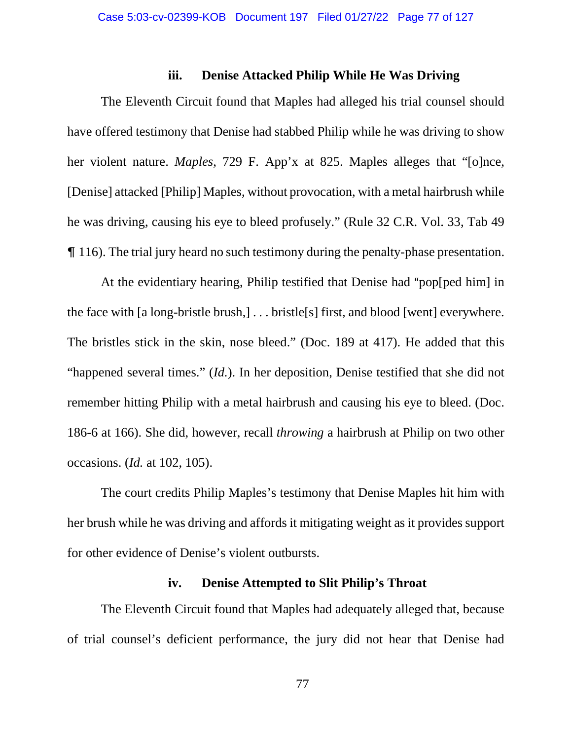### iii. Denise Attacked Philip While He Was Driving

The Eleventh Circuit found that Maples had alleged his trial counsel should have offered testimony that Denise had stabbed Philip while he was driving to show her violent nature. *Maples*, 729 F. App'x at 825. Maples alleges that "[o]nce, [Denise] attacked [Philip] Maples, without provocation, with a metal hairbrush while he was driving, causing his eye to bleed profusely." (Rule 32 C.R. Vol. 33, Tab 49 ¶ 116). The trial jury heard no such testimony during the penalty-phase presentation.

At the evidentiary hearing, Philip testified that Denise had "pop[ped him] in the face with [a long-bristle brush,] . . . bristle[s] first, and blood [went] everywhere. The bristles stick in the skin, nose bleed." (Doc. 189 at 417). He added that this "happened several times." (*Id.*). In her deposition, Denise testified that she did not remember hitting Philip with a metal hairbrush and causing his eye to bleed. (Doc. 186-6 at 166). She did, however, recall *throwing* a hairbrush at Philip on two other occasions. (*Id.* at 102, 105).

The court credits Philip Maples's testimony that Denise Maples hit him with her brush while he was driving and affords it mitigating weight as it provides support for other evidence of Denise's violent outbursts.

### iv. Denise Attempted to Slit Philip's Throat

The Eleventh Circuit found that Maples had adequately alleged that, because of trial counsel's deficient performance, the jury did not hear that Denise had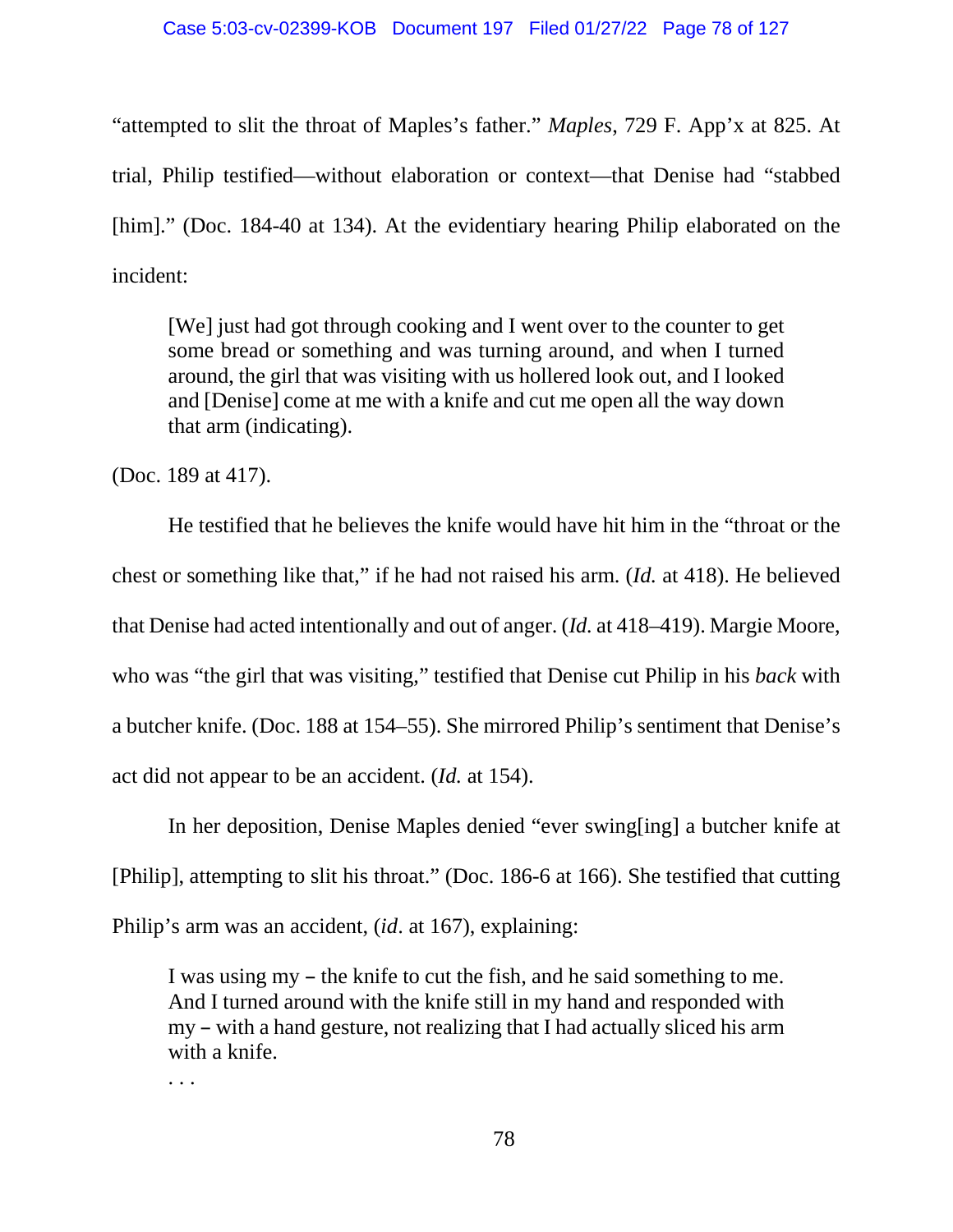"attempted to slit the throat of Maples's father." *Maples*, 729 F. App'x at 825. At trial, Philip testified—without elaboration or context—that Denise had "stabbed [him]." (Doc. 184-40 at 134). At the evidentiary hearing Philip elaborated on the incident:

> [We] just had got through cooking and I went over to the counter to get some bread or something and was turning around, and when I turned around, the girl that was visiting with us hollered look out, and I looked and [Denise] come at me with a knife and cut me open all the way down that arm (indicating).

(Doc. 189 at 417).

He testified that he believes the knife would have hit him in the "throat or the chest or something like that," if he had not raised his arm. (*Id.* at 418). He believed that Denise had acted intentionally and out of anger. (*Id.* at 418–419). Margie Moore, who was "the girl that was visiting," testified that Denise cut Philip in his *back* with a butcher knife. (Doc. 188 at 154–55). She mirrored Philip's sentiment that Denise's act did not appear to be an accident. (*Id.* at 154).

In her deposition, Denise Maples denied "ever swing[ing] a butcher knife at [Philip], attempting to slit his throat." (Doc. 186-6 at 166). She testified that cutting Philip's arm was an accident, (*id*. at 167), explaining:

> I was using my – the knife to cut the fish, and he said something to me. And I turned around with the knife still in my hand and responded with my – with a hand gesture, not realizing that I had actually sliced his arm with a knife.
>
> . . .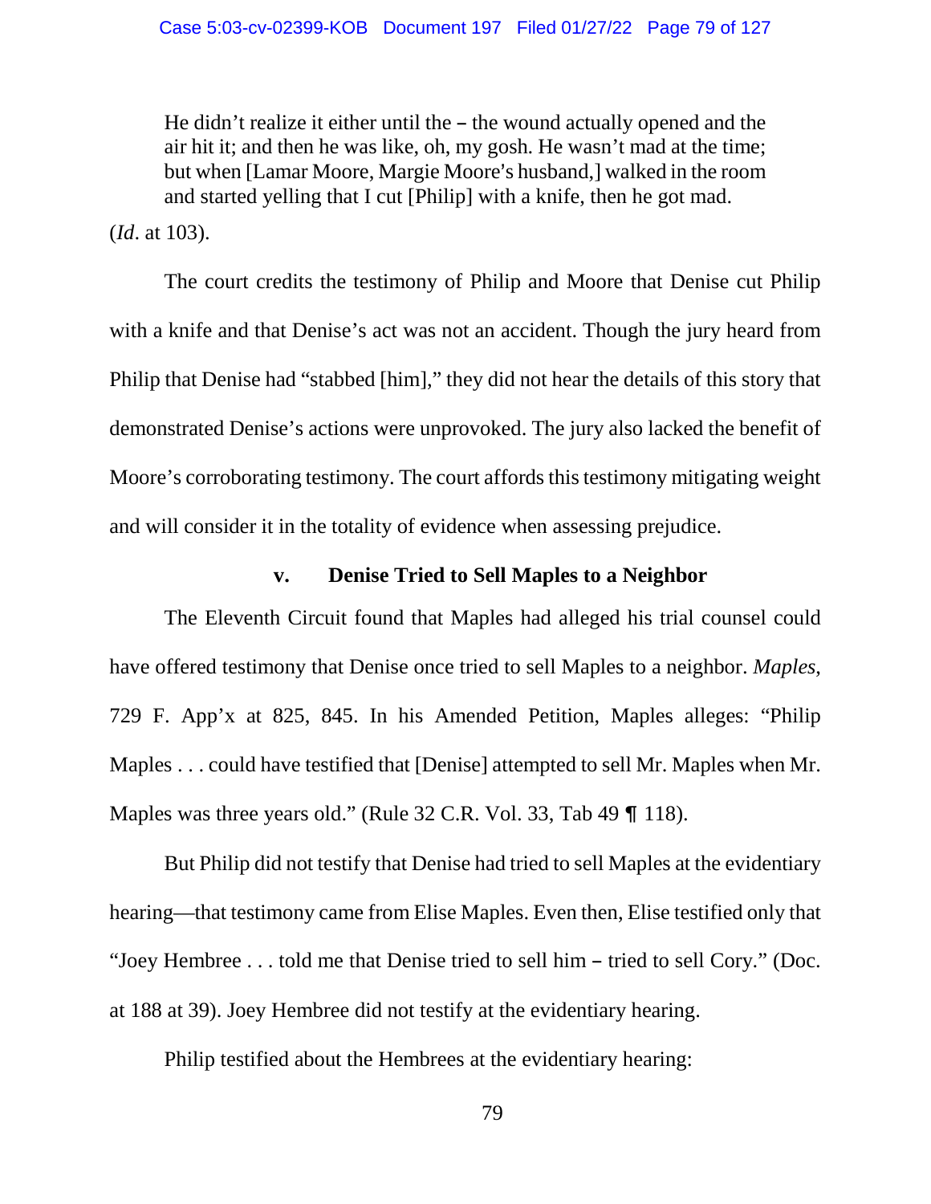> He didn't realize it either until the – the wound actually opened and the air hit it; and then he was like, oh, my gosh. He wasn't mad at the time; but when [Lamar Moore, Margie Moore's husband,] walked in the room and started yelling that I cut [Philip] with a knife, then he got mad.

(*Id*. at 103).

The court credits the testimony of Philip and Moore that Denise cut Philip with a knife and that Denise's act was not an accident. Though the jury heard from Philip that Denise had "stabbed [him]," they did not hear the details of this story that demonstrated Denise's actions were unprovoked. The jury also lacked the benefit of Moore's corroborating testimony. The court affords this testimony mitigating weight and will consider it in the totality of evidence when assessing prejudice.

### v. Denise Tried to Sell Maples to a Neighbor

The Eleventh Circuit found that Maples had alleged his trial counsel could have offered testimony that Denise once tried to sell Maples to a neighbor. *Maples*, 729 F. App'x at 825, 845. In his Amended Petition, Maples alleges: "Philip Maples . . . could have testified that [Denise] attempted to sell Mr. Maples when Mr. Maples was three years old." (Rule 32 C.R. Vol. 33, Tab 49 ¶ 118).

But Philip did not testify that Denise had tried to sell Maples at the evidentiary hearing—that testimony came from Elise Maples. Even then, Elise testified only that "Joey Hembree . . . told me that Denise tried to sell him – tried to sell Cory." (Doc. at 188 at 39). Joey Hembree did not testify at the evidentiary hearing.

Philip testified about the Hembrees at the evidentiary hearing: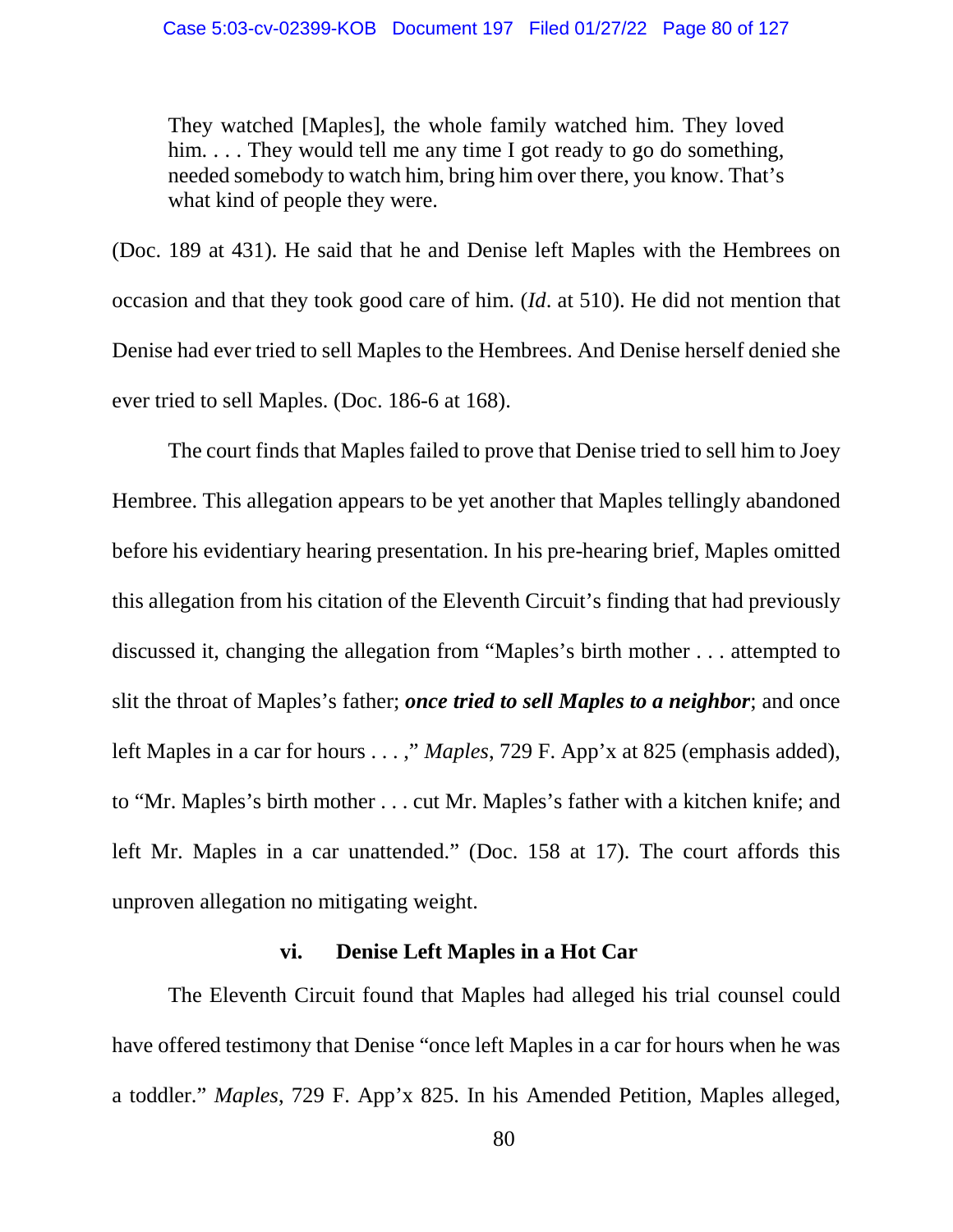> They watched [Maples], the whole family watched him. They loved him. . . . They would tell me any time I got ready to go do something, needed somebody to watch him, bring him over there, you know. That's what kind of people they were.

(Doc. 189 at 431). He said that he and Denise left Maples with the Hembrees on occasion and that they took good care of him. (*Id*. at 510). He did not mention that Denise had ever tried to sell Maples to the Hembrees. And Denise herself denied she ever tried to sell Maples. (Doc. 186-6 at 168).

The court finds that Maples failed to prove that Denise tried to sell him to Joey Hembree. This allegation appears to be yet another that Maples tellingly abandoned before his evidentiary hearing presentation. In his pre-hearing brief, Maples omitted this allegation from his citation of the Eleventh Circuit's finding that had previously discussed it, changing the allegation from "Maples's birth mother . . . attempted to slit the throat of Maples's father; ***once tried to sell Maples to a neighbor***; and once left Maples in a car for hours . . . ," *Maples*, 729 F. App'x at 825 (emphasis added), to "Mr. Maples's birth mother . . . cut Mr. Maples's father with a kitchen knife; and left Mr. Maples in a car unattended." (Doc. 158 at 17). The court affords this unproven allegation no mitigating weight.

#### vi. Denise Left Maples in a Hot Car

The Eleventh Circuit found that Maples had alleged his trial counsel could have offered testimony that Denise "once left Maples in a car for hours when he was a toddler." *Maples*, 729 F. App'x 825. In his Amended Petition, Maples alleged,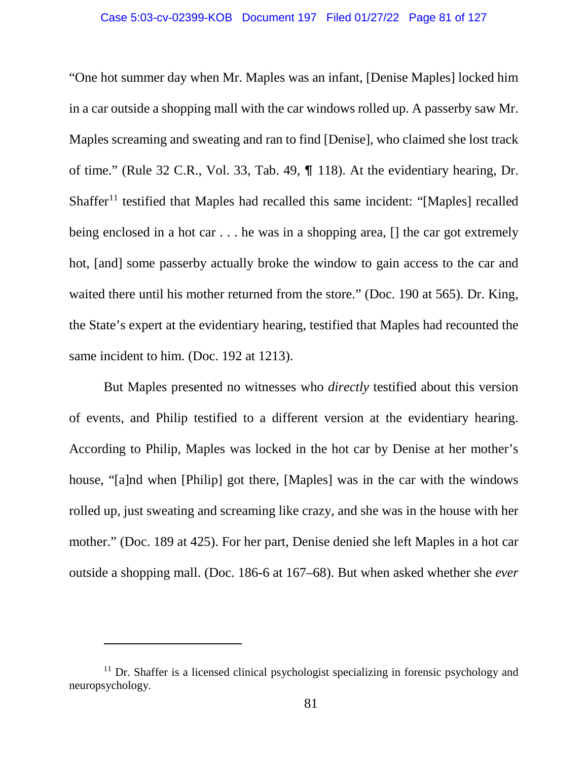"One hot summer day when Mr. Maples was an infant, [Denise Maples] locked him in a car outside a shopping mall with the car windows rolled up. A passerby saw Mr. Maples screaming and sweating and ran to find [Denise], who claimed she lost track of time." (Rule 32 C.R., Vol. 33, Tab. 49, ¶ 118). At the evidentiary hearing, Dr. Shaffer[11] testified that Maples had recalled this same incident: "[Maples] recalled being enclosed in a hot car . . . he was in a shopping area, [] the car got extremely hot, [and] some passerby actually broke the window to gain access to the car and waited there until his mother returned from the store." (Doc. 190 at 565). Dr. King, the State's expert at the evidentiary hearing, testified that Maples had recounted the same incident to him. (Doc. 192 at 1213).

But Maples presented no witnesses who *directly* testified about this version of events, and Philip testified to a different version at the evidentiary hearing. According to Philip, Maples was locked in the hot car by Denise at her mother's house, "[a]nd when [Philip] got there, [Maples] was in the car with the windows rolled up, just sweating and screaming like crazy, and she was in the house with her mother." (Doc. 189 at 425). For her part, Denise denied she left Maples in a hot car outside a shopping mall. (Doc. 186-6 at 167–68). But when asked whether she *ever*

---

[11] Dr. Shaffer is a licensed clinical psychologist specializing in forensic psychology and neuropsychology.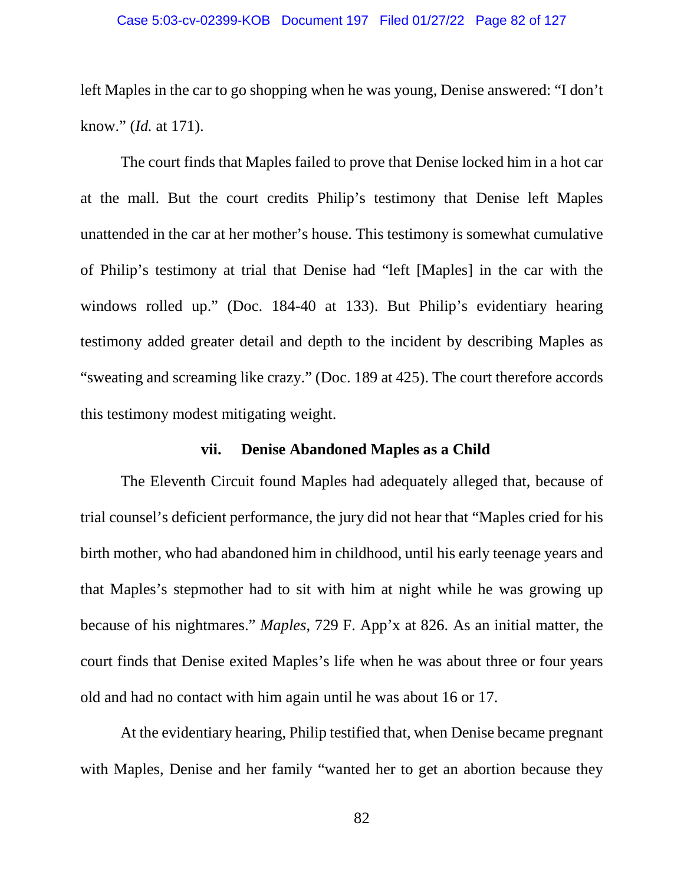left Maples in the car to go shopping when he was young, Denise answered: "I don't know." (*Id.* at 171).

The court finds that Maples failed to prove that Denise locked him in a hot car at the mall. But the court credits Philip's testimony that Denise left Maples unattended in the car at her mother's house. This testimony is somewhat cumulative of Philip's testimony at trial that Denise had "left [Maples] in the car with the windows rolled up." (Doc. 184-40 at 133). But Philip's evidentiary hearing testimony added greater detail and depth to the incident by describing Maples as "sweating and screaming like crazy." (Doc. 189 at 425). The court therefore accords this testimony modest mitigating weight.

#### vii. Denise Abandoned Maples as a Child

The Eleventh Circuit found Maples had adequately alleged that, because of trial counsel's deficient performance, the jury did not hear that "Maples cried for his birth mother, who had abandoned him in childhood, until his early teenage years and that Maples's stepmother had to sit with him at night while he was growing up because of his nightmares." *Maples*, 729 F. App'x at 826. As an initial matter, the court finds that Denise exited Maples's life when he was about three or four years old and had no contact with him again until he was about 16 or 17.

At the evidentiary hearing, Philip testified that, when Denise became pregnant with Maples, Denise and her family "wanted her to get an abortion because they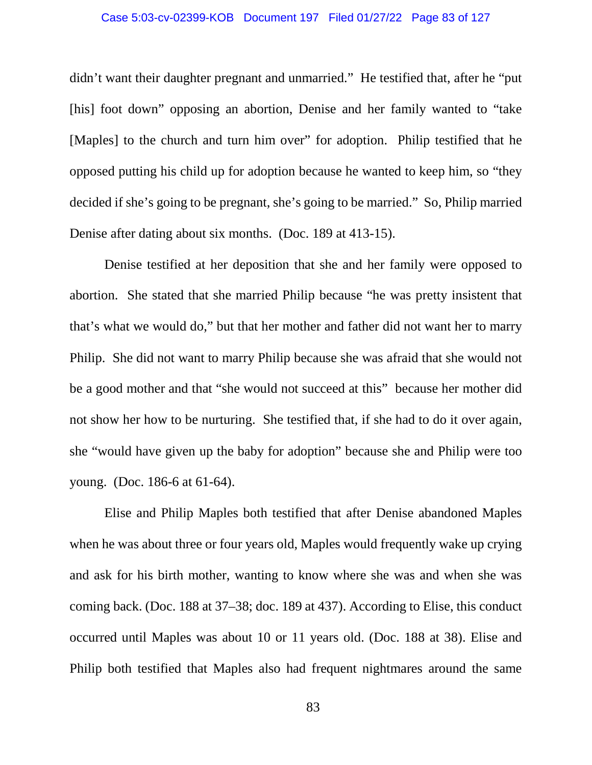didn't want their daughter pregnant and unmarried." He testified that, after he "put [his] foot down" opposing an abortion, Denise and her family wanted to "take [Maples] to the church and turn him over" for adoption. Philip testified that he opposed putting his child up for adoption because he wanted to keep him, so "they decided if she's going to be pregnant, she's going to be married." So, Philip married Denise after dating about six months. (Doc. 189 at 413-15).

Denise testified at her deposition that she and her family were opposed to abortion. She stated that she married Philip because "he was pretty insistent that that's what we would do," but that her mother and father did not want her to marry Philip. She did not want to marry Philip because she was afraid that she would not be a good mother and that "she would not succeed at this" because her mother did not show her how to be nurturing. She testified that, if she had to do it over again, she "would have given up the baby for adoption" because she and Philip were too young. (Doc. 186-6 at 61-64).

Elise and Philip Maples both testified that after Denise abandoned Maples when he was about three or four years old, Maples would frequently wake up crying and ask for his birth mother, wanting to know where she was and when she was coming back. (Doc. 188 at 37–38; doc. 189 at 437). According to Elise, this conduct occurred until Maples was about 10 or 11 years old. (Doc. 188 at 38). Elise and Philip both testified that Maples also had frequent nightmares around the same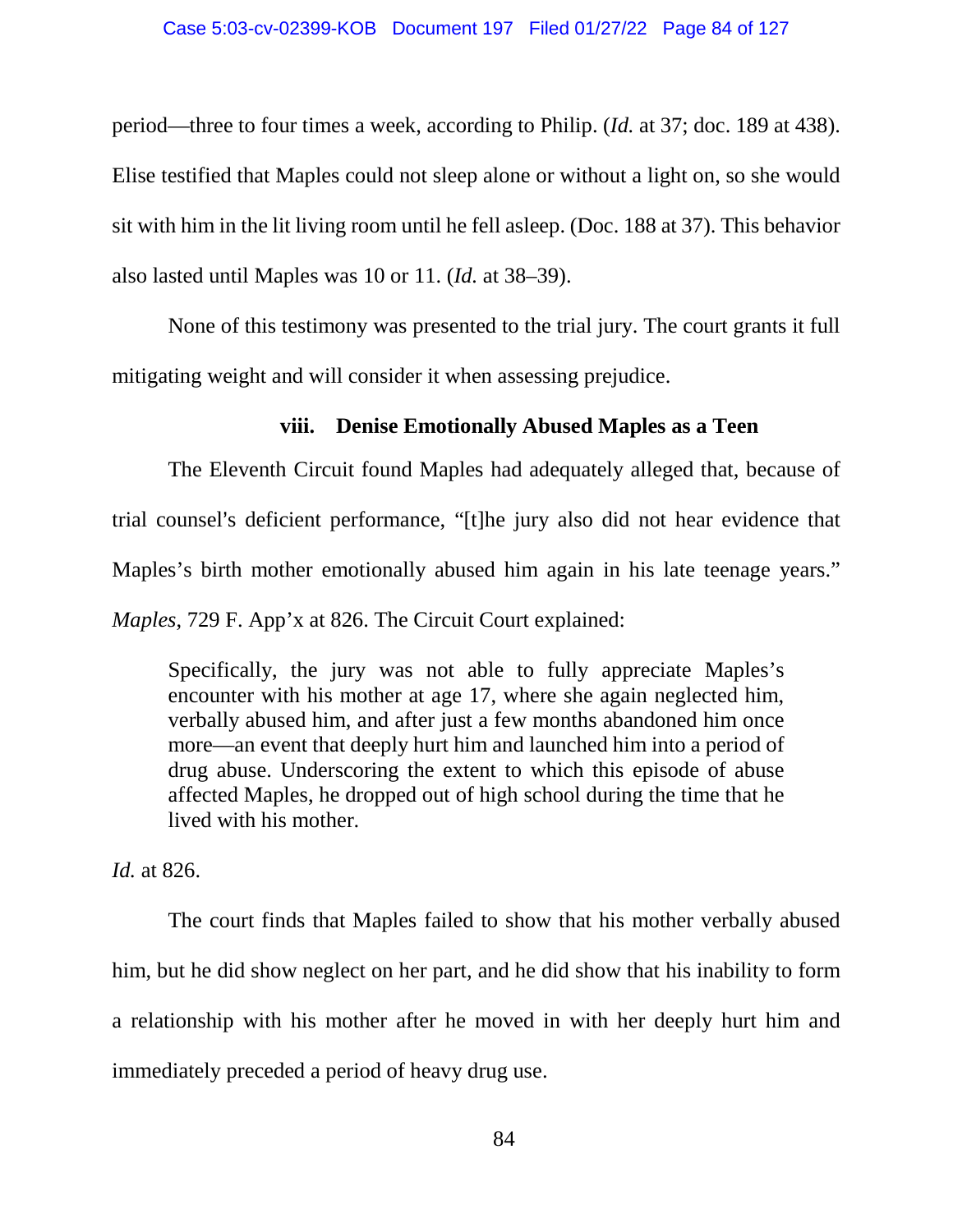period—three to four times a week, according to Philip. (*Id.* at 37; doc. 189 at 438). Elise testified that Maples could not sleep alone or without a light on, so she would sit with him in the lit living room until he fell asleep. (Doc. 188 at 37). This behavior also lasted until Maples was 10 or 11. (*Id.* at 38–39).

None of this testimony was presented to the trial jury. The court grants it full mitigating weight and will consider it when assessing prejudice.

### viii. Denise Emotionally Abused Maples as a Teen

The Eleventh Circuit found Maples had adequately alleged that, because of trial counsel's deficient performance, "[t]he jury also did not hear evidence that Maples's birth mother emotionally abused him again in his late teenage years." *Maples*, 729 F. App'x at 826. The Circuit Court explained:

> Specifically, the jury was not able to fully appreciate Maples's encounter with his mother at age 17, where she again neglected him, verbally abused him, and after just a few months abandoned him once more—an event that deeply hurt him and launched him into a period of drug abuse. Underscoring the extent to which this episode of abuse affected Maples, he dropped out of high school during the time that he lived with his mother.

*Id.* at 826.

The court finds that Maples failed to show that his mother verbally abused him, but he did show neglect on her part, and he did show that his inability to form a relationship with his mother after he moved in with her deeply hurt him and immediately preceded a period of heavy drug use.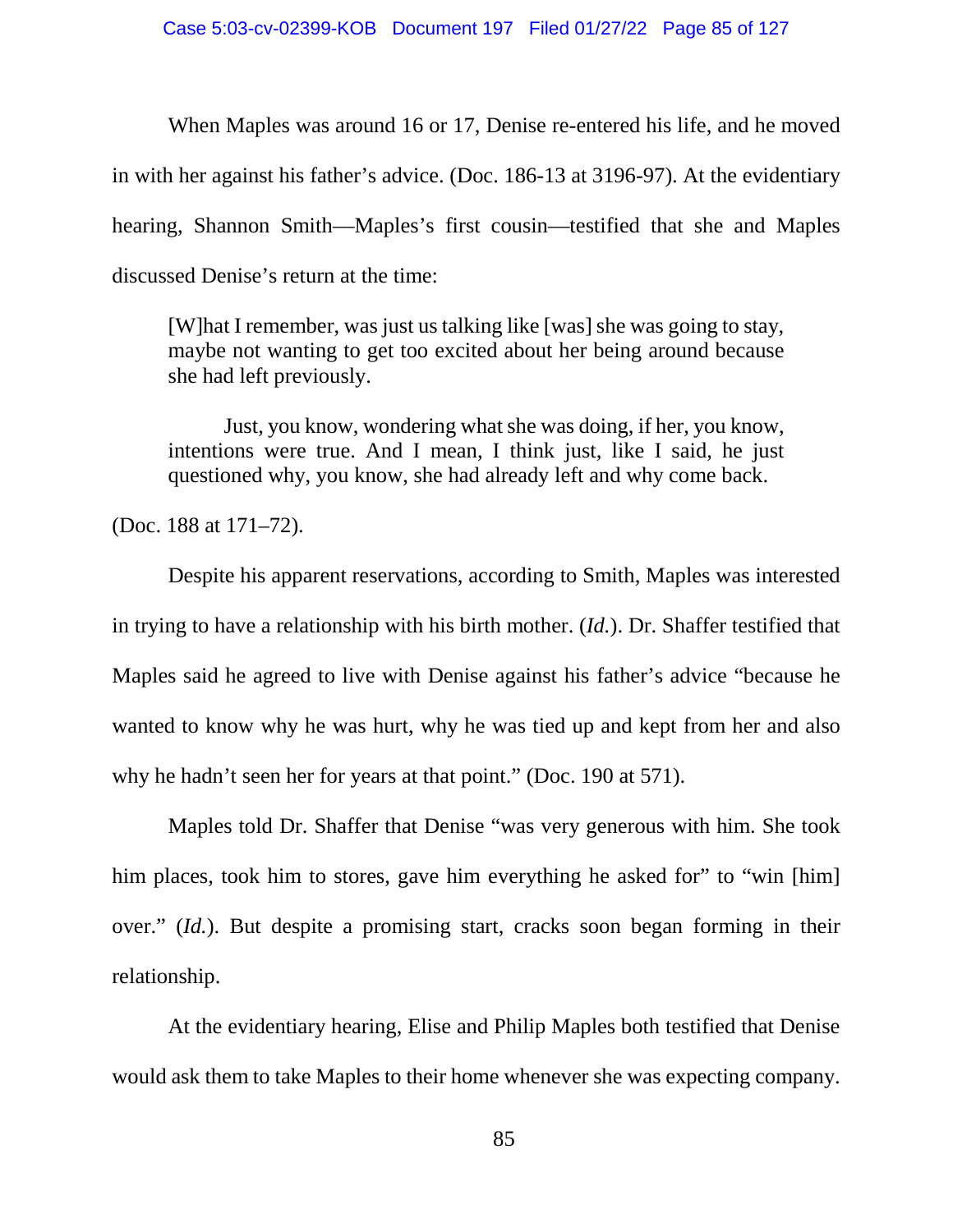When Maples was around 16 or 17, Denise re-entered his life, and he moved in with her against his father's advice. (Doc. 186-13 at 3196-97). At the evidentiary hearing, Shannon Smith—Maples's first cousin—testified that she and Maples discussed Denise's return at the time:

> [W]hat I remember, was just us talking like [was] she was going to stay, maybe not wanting to get too excited about her being around because she had left previously.
>
> Just, you know, wondering what she was doing, if her, you know, intentions were true. And I mean, I think just, like I said, he just questioned why, you know, she had already left and why come back.

(Doc. 188 at 171–72).

Despite his apparent reservations, according to Smith, Maples was interested in trying to have a relationship with his birth mother. (*Id.*). Dr. Shaffer testified that Maples said he agreed to live with Denise against his father's advice "because he wanted to know why he was hurt, why he was tied up and kept from her and also why he hadn't seen her for years at that point." (Doc. 190 at 571).

Maples told Dr. Shaffer that Denise "was very generous with him. She took him places, took him to stores, gave him everything he asked for" to "win [him] over." (*Id.*). But despite a promising start, cracks soon began forming in their relationship.

At the evidentiary hearing, Elise and Philip Maples both testified that Denise would ask them to take Maples to their home whenever she was expecting company.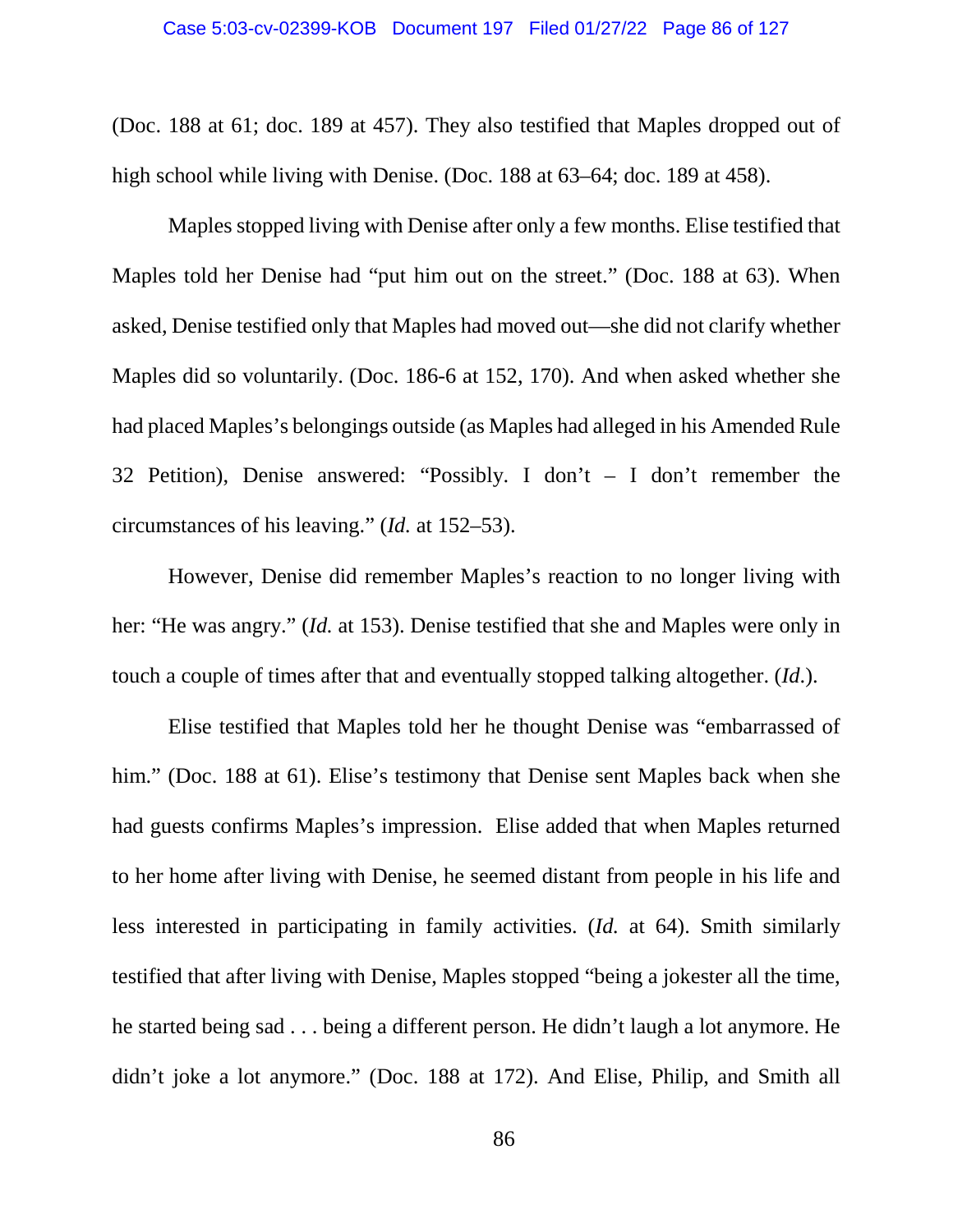(Doc. 188 at 61; doc. 189 at 457). They also testified that Maples dropped out of high school while living with Denise. (Doc. 188 at 63–64; doc. 189 at 458).

Maples stopped living with Denise after only a few months. Elise testified that Maples told her Denise had "put him out on the street." (Doc. 188 at 63). When asked, Denise testified only that Maples had moved out—she did not clarify whether Maples did so voluntarily. (Doc. 186-6 at 152, 170). And when asked whether she had placed Maples's belongings outside (as Maples had alleged in his Amended Rule 32 Petition), Denise answered: "Possibly. I don't – I don't remember the circumstances of his leaving." (*Id.* at 152–53).

However, Denise did remember Maples's reaction to no longer living with her: "He was angry." (*Id.* at 153). Denise testified that she and Maples were only in touch a couple of times after that and eventually stopped talking altogether. (*Id.*).

Elise testified that Maples told her he thought Denise was "embarrassed of him." (Doc. 188 at 61). Elise's testimony that Denise sent Maples back when she had guests confirms Maples's impression. Elise added that when Maples returned to her home after living with Denise, he seemed distant from people in his life and less interested in participating in family activities. (*Id.* at 64). Smith similarly testified that after living with Denise, Maples stopped "being a jokester all the time, he started being sad . . . being a different person. He didn't laugh a lot anymore. He didn't joke a lot anymore." (Doc. 188 at 172). And Elise, Philip, and Smith all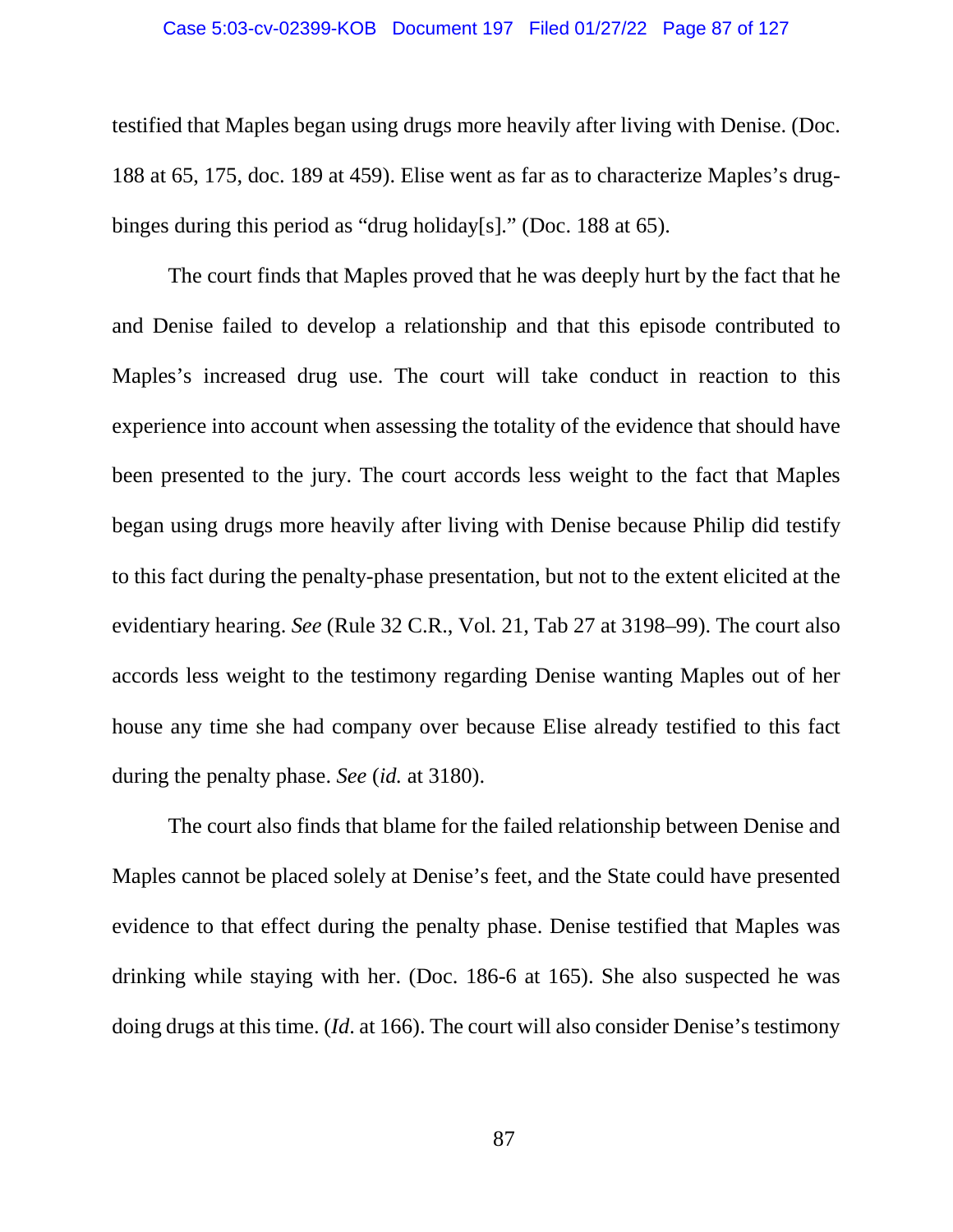testified that Maples began using drugs more heavily after living with Denise. (Doc. 188 at 65, 175, doc. 189 at 459). Elise went as far as to characterize Maples's drug-binges during this period as "drug holiday[s]." (Doc. 188 at 65).

The court finds that Maples proved that he was deeply hurt by the fact that he and Denise failed to develop a relationship and that this episode contributed to Maples's increased drug use. The court will take conduct in reaction to this experience into account when assessing the totality of the evidence that should have been presented to the jury. The court accords less weight to the fact that Maples began using drugs more heavily after living with Denise because Philip did testify to this fact during the penalty-phase presentation, but not to the extent elicited at the evidentiary hearing. *See* (Rule 32 C.R., Vol. 21, Tab 27 at 3198–99). The court also accords less weight to the testimony regarding Denise wanting Maples out of her house any time she had company over because Elise already testified to this fact during the penalty phase. *See* (*id.* at 3180).

The court also finds that blame for the failed relationship between Denise and Maples cannot be placed solely at Denise's feet, and the State could have presented evidence to that effect during the penalty phase. Denise testified that Maples was drinking while staying with her. (Doc. 186-6 at 165). She also suspected he was doing drugs at this time. (*Id.* at 166). The court will also consider Denise's testimony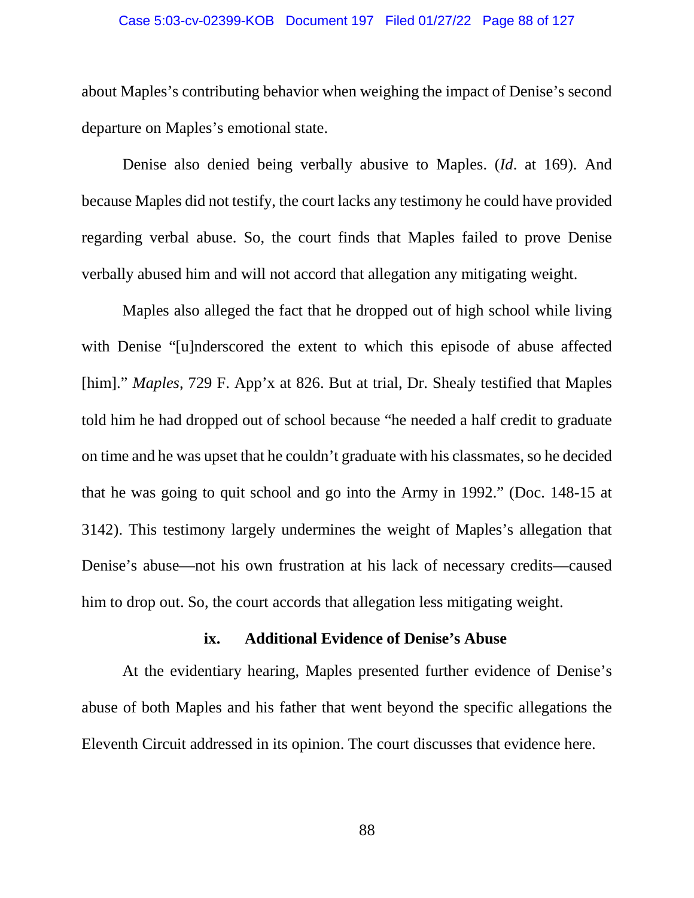about Maples's contributing behavior when weighing the impact of Denise's second departure on Maples's emotional state.

Denise also denied being verbally abusive to Maples. (*Id*. at 169). And because Maples did not testify, the court lacks any testimony he could have provided regarding verbal abuse. So, the court finds that Maples failed to prove Denise verbally abused him and will not accord that allegation any mitigating weight.

Maples also alleged the fact that he dropped out of high school while living with Denise "[u]nderscored the extent to which this episode of abuse affected [him]." *Maples*, 729 F. App'x at 826. But at trial, Dr. Shealy testified that Maples told him he had dropped out of school because "he needed a half credit to graduate on time and he was upset that he couldn't graduate with his classmates, so he decided that he was going to quit school and go into the Army in 1992." (Doc. 148-15 at 3142). This testimony largely undermines the weight of Maples's allegation that Denise's abuse—not his own frustration at his lack of necessary credits—caused him to drop out. So, the court accords that allegation less mitigating weight.

#### ix. Additional Evidence of Denise's Abuse

At the evidentiary hearing, Maples presented further evidence of Denise's abuse of both Maples and his father that went beyond the specific allegations the Eleventh Circuit addressed in its opinion. The court discusses that evidence here.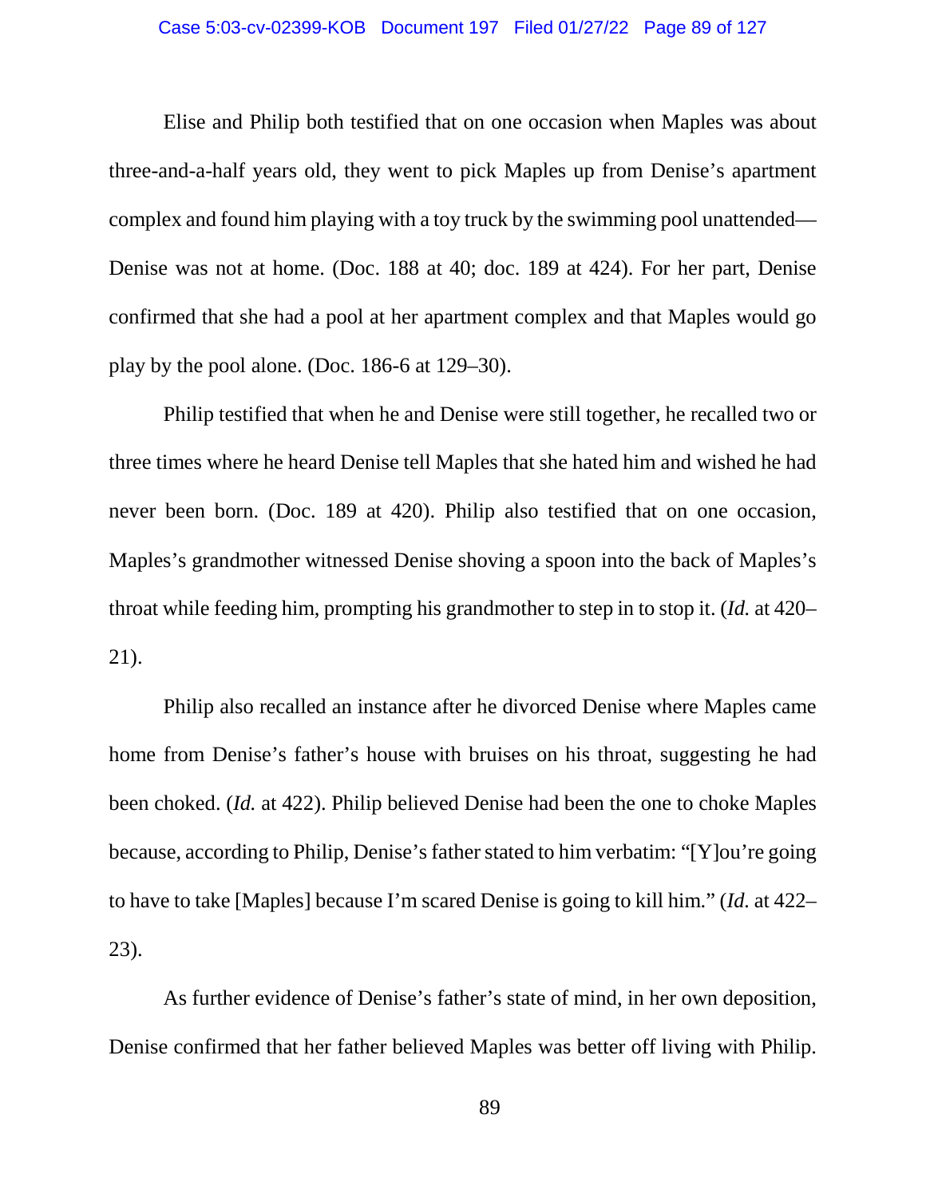Elise and Philip both testified that on one occasion when Maples was about three-and-a-half years old, they went to pick Maples up from Denise's apartment complex and found him playing with a toy truck by the swimming pool unattended—Denise was not at home. (Doc. 188 at 40; doc. 189 at 424). For her part, Denise confirmed that she had a pool at her apartment complex and that Maples would go play by the pool alone. (Doc. 186-6 at 129–30).

Philip testified that when he and Denise were still together, he recalled two or three times where he heard Denise tell Maples that she hated him and wished he had never been born. (Doc. 189 at 420). Philip also testified that on one occasion, Maples's grandmother witnessed Denise shoving a spoon into the back of Maples's throat while feeding him, prompting his grandmother to step in to stop it. (*Id.* at 420–21).

Philip also recalled an instance after he divorced Denise where Maples came home from Denise's father's house with bruises on his throat, suggesting he had been choked. (*Id.* at 422). Philip believed Denise had been the one to choke Maples because, according to Philip, Denise's father stated to him verbatim: "[Y]ou're going to have to take [Maples] because I'm scared Denise is going to kill him." (*Id.* at 422–23).

As further evidence of Denise's father's state of mind, in her own deposition, Denise confirmed that her father believed Maples was better off living with Philip.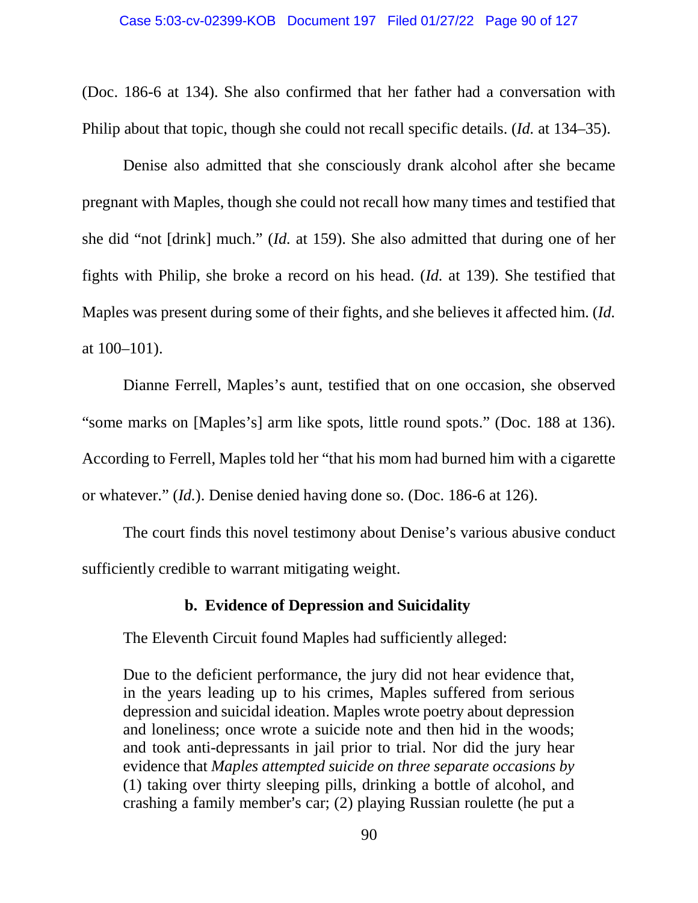(Doc. 186-6 at 134). She also confirmed that her father had a conversation with Philip about that topic, though she could not recall specific details. (*Id.* at 134–35).

Denise also admitted that she consciously drank alcohol after she became pregnant with Maples, though she could not recall how many times and testified that she did "not [drink] much." (*Id.* at 159). She also admitted that during one of her fights with Philip, she broke a record on his head. (*Id.* at 139). She testified that Maples was present during some of their fights, and she believes it affected him. (*Id.* at 100–101).

Dianne Ferrell, Maples's aunt, testified that on one occasion, she observed "some marks on [Maples's] arm like spots, little round spots." (Doc. 188 at 136). According to Ferrell, Maples told her "that his mom had burned him with a cigarette or whatever." (*Id.*). Denise denied having done so. (Doc. 186-6 at 126).

The court finds this novel testimony about Denise's various abusive conduct sufficiently credible to warrant mitigating weight.

### b. Evidence of Depression and Suicidality

The Eleventh Circuit found Maples had sufficiently alleged:

> Due to the deficient performance, the jury did not hear evidence that, in the years leading up to his crimes, Maples suffered from serious depression and suicidal ideation. Maples wrote poetry about depression and loneliness; once wrote a suicide note and then hid in the woods; and took anti-depressants in jail prior to trial. Nor did the jury hear evidence that *Maples attempted suicide on three separate occasions by* (1) taking over thirty sleeping pills, drinking a bottle of alcohol, and crashing a family member's car; (2) playing Russian roulette (he put a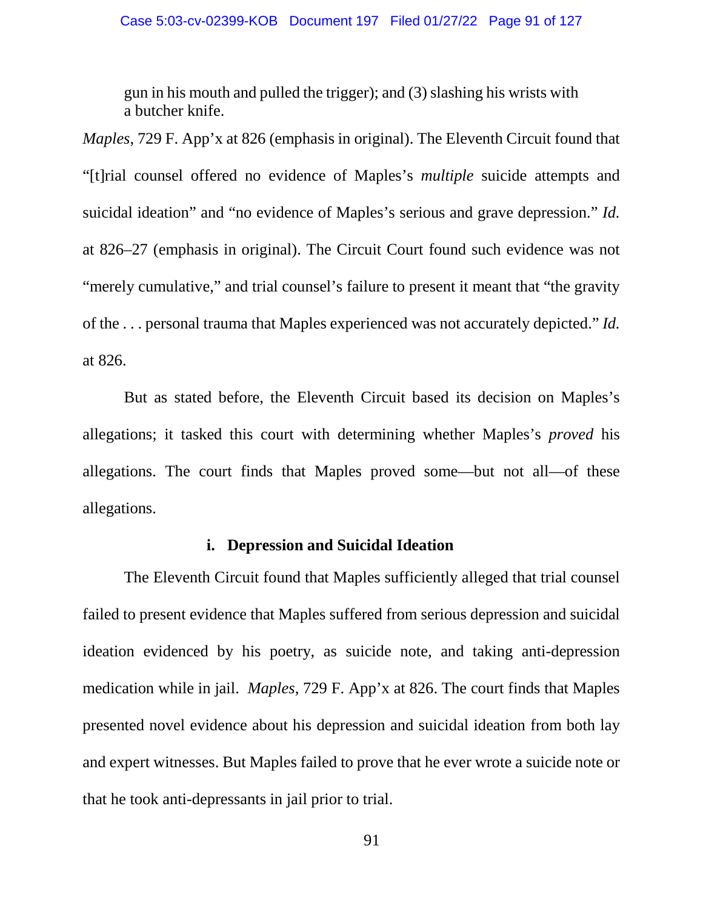gun in his mouth and pulled the trigger); and (3) slashing his wrists with a butcher knife.

*Maples*, 729 F. App'x at 826 (emphasis in original). The Eleventh Circuit found that "[t]rial counsel offered no evidence of Maples's *multiple* suicide attempts and suicidal ideation" and "no evidence of Maples's serious and grave depression." *Id.* at 826–27 (emphasis in original). The Circuit Court found such evidence was not "merely cumulative," and trial counsel's failure to present it meant that "the gravity of the . . . personal trauma that Maples experienced was not accurately depicted." *Id.* at 826.

But as stated before, the Eleventh Circuit based its decision on Maples's allegations; it tasked this court with determining whether Maples's *proved* his allegations. The court finds that Maples proved some—but not all—of these allegations.

**i. Depression and Suicidal Ideation**

The Eleventh Circuit found that Maples sufficiently alleged that trial counsel failed to present evidence that Maples suffered from serious depression and suicidal ideation evidenced by his poetry, as suicide note, and taking anti-depression medication while in jail. *Maples*, 729 F. App'x at 826. The court finds that Maples presented novel evidence about his depression and suicidal ideation from both lay and expert witnesses. But Maples failed to prove that he ever wrote a suicide note or that he took anti-depressants in jail prior to trial.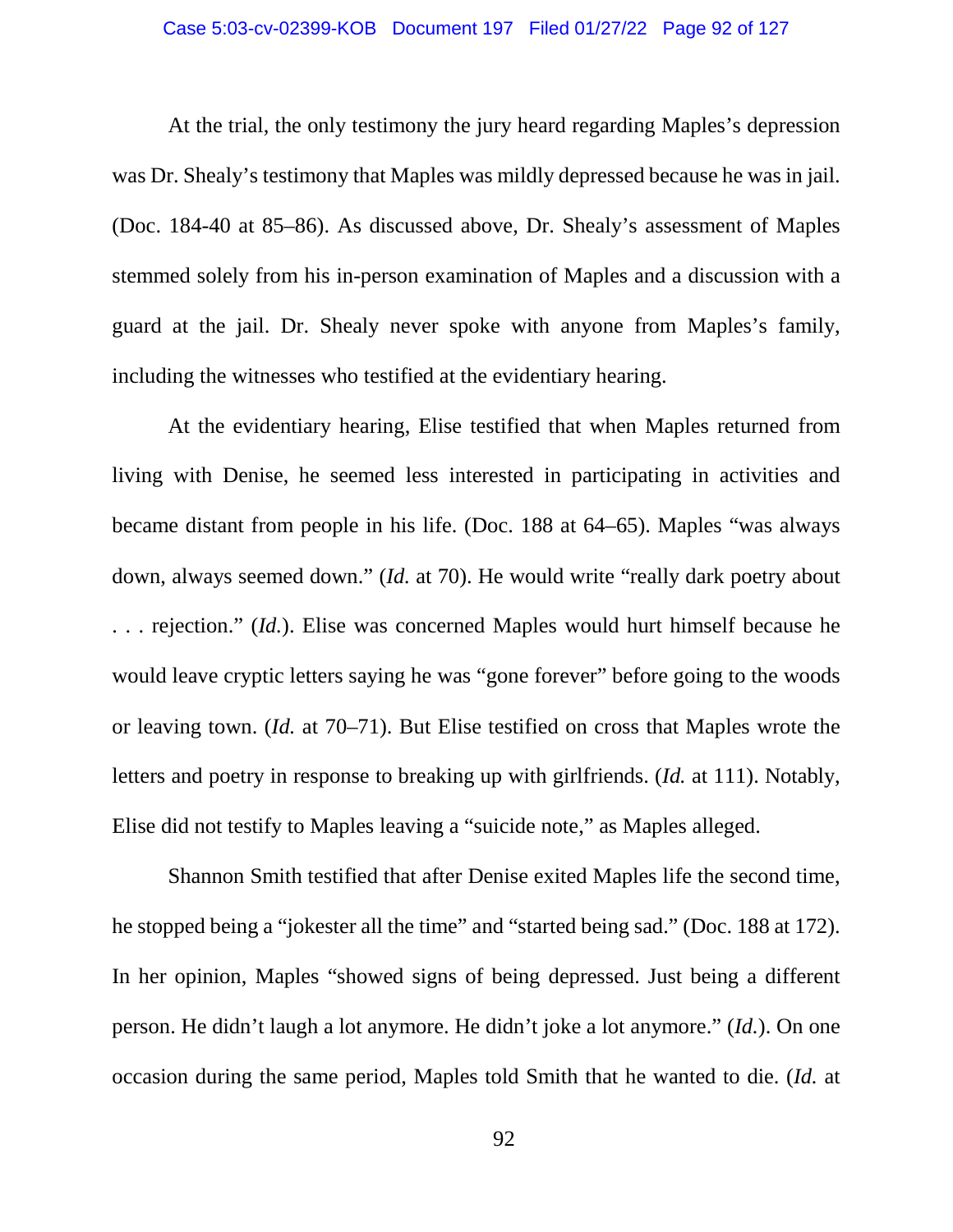At the trial, the only testimony the jury heard regarding Maples's depression was Dr. Shealy's testimony that Maples was mildly depressed because he was in jail. (Doc. 184-40 at 85–86). As discussed above, Dr. Shealy's assessment of Maples stemmed solely from his in-person examination of Maples and a discussion with a guard at the jail. Dr. Shealy never spoke with anyone from Maples's family, including the witnesses who testified at the evidentiary hearing.

At the evidentiary hearing, Elise testified that when Maples returned from living with Denise, he seemed less interested in participating in activities and became distant from people in his life. (Doc. 188 at 64–65). Maples "was always down, always seemed down." (*Id.* at 70). He would write "really dark poetry about . . . rejection." (*Id.*). Elise was concerned Maples would hurt himself because he would leave cryptic letters saying he was "gone forever" before going to the woods or leaving town. (*Id.* at 70–71). But Elise testified on cross that Maples wrote the letters and poetry in response to breaking up with girlfriends. (*Id.* at 111). Notably, Elise did not testify to Maples leaving a "suicide note," as Maples alleged.

Shannon Smith testified that after Denise exited Maples life the second time, he stopped being a "jokester all the time" and "started being sad." (Doc. 188 at 172). In her opinion, Maples "showed signs of being depressed. Just being a different person. He didn't laugh a lot anymore. He didn't joke a lot anymore." (*Id.*). On one occasion during the same period, Maples told Smith that he wanted to die. (*Id.* at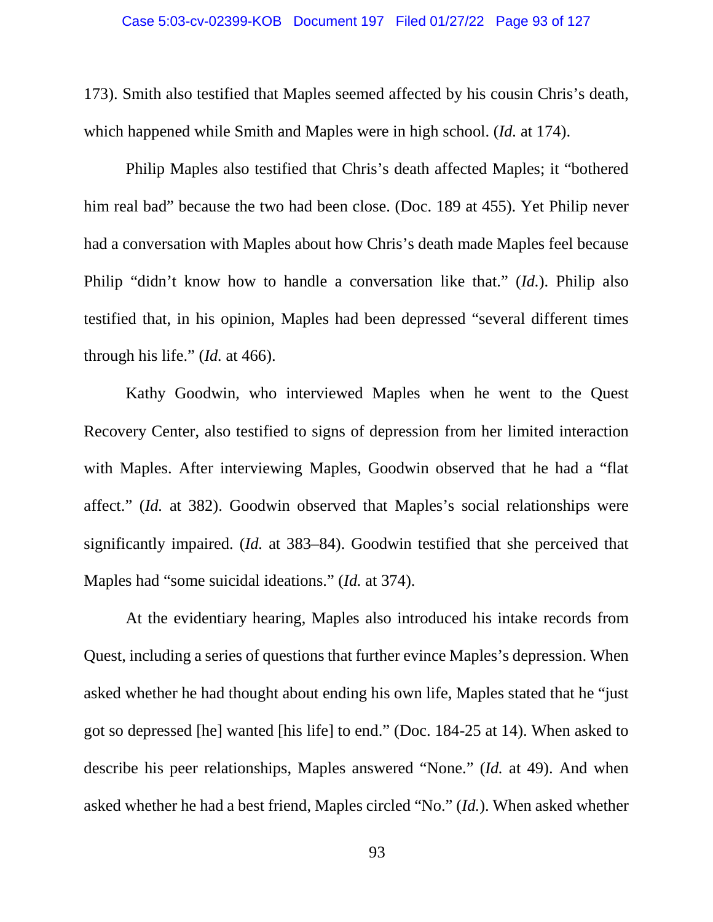173). Smith also testified that Maples seemed affected by his cousin Chris's death, which happened while Smith and Maples were in high school. (*Id.* at 174).

Philip Maples also testified that Chris's death affected Maples; it "bothered him real bad" because the two had been close. (Doc. 189 at 455). Yet Philip never had a conversation with Maples about how Chris's death made Maples feel because Philip "didn't know how to handle a conversation like that." (*Id.*). Philip also testified that, in his opinion, Maples had been depressed "several different times through his life." (*Id.* at 466).

Kathy Goodwin, who interviewed Maples when he went to the Quest Recovery Center, also testified to signs of depression from her limited interaction with Maples. After interviewing Maples, Goodwin observed that he had a "flat affect." (*Id.* at 382). Goodwin observed that Maples's social relationships were significantly impaired. (*Id.* at 383–84). Goodwin testified that she perceived that Maples had "some suicidal ideations." (*Id.* at 374).

At the evidentiary hearing, Maples also introduced his intake records from Quest, including a series of questions that further evince Maples's depression. When asked whether he had thought about ending his own life, Maples stated that he "just got so depressed [he] wanted [his life] to end." (Doc. 184-25 at 14). When asked to describe his peer relationships, Maples answered "None." (*Id.* at 49). And when asked whether he had a best friend, Maples circled "No." (*Id.*). When asked whether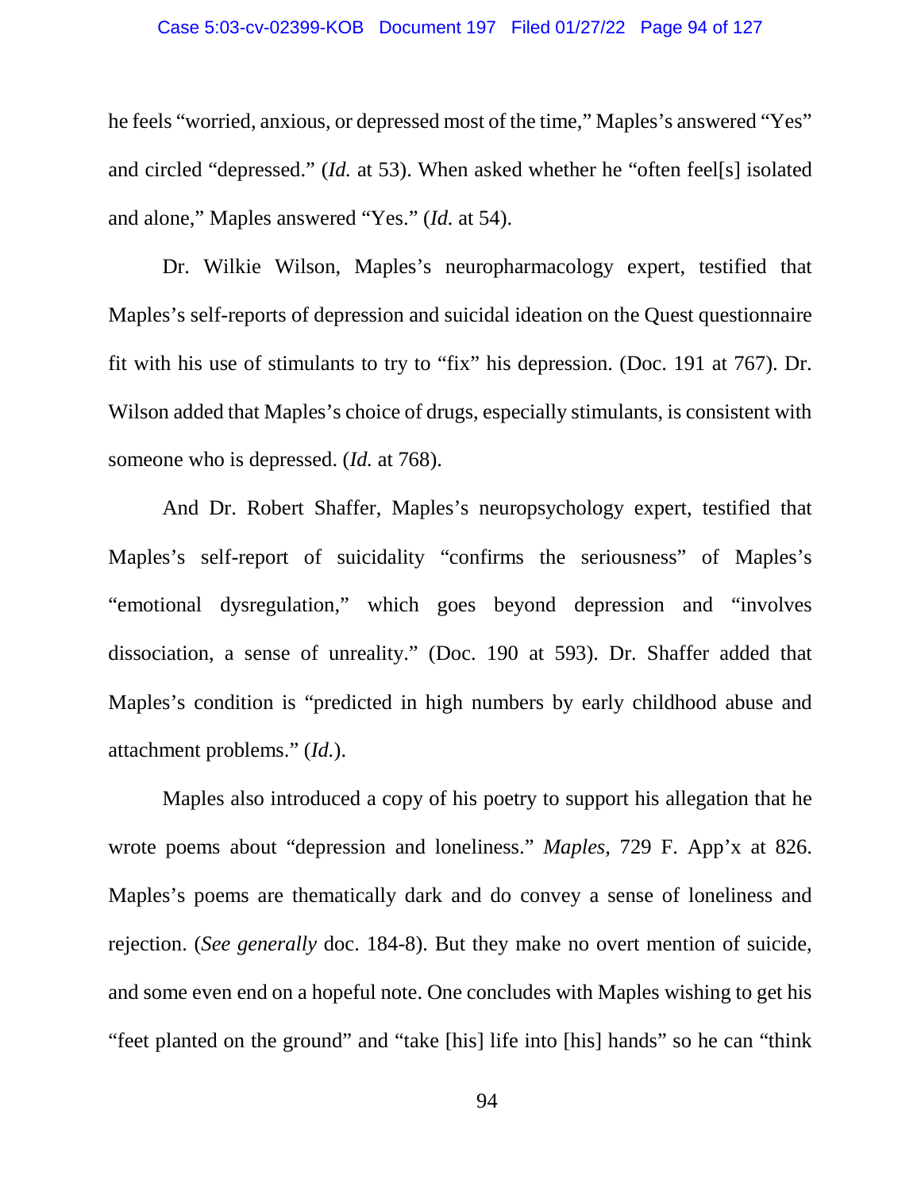he feels "worried, anxious, or depressed most of the time," Maples's answered "Yes" and circled "depressed." (*Id.* at 53). When asked whether he "often feel[s] isolated and alone," Maples answered "Yes." (*Id.* at 54).

Dr. Wilkie Wilson, Maples's neuropharmacology expert, testified that Maples's self-reports of depression and suicidal ideation on the Quest questionnaire fit with his use of stimulants to try to "fix" his depression. (Doc. 191 at 767). Dr. Wilson added that Maples's choice of drugs, especially stimulants, is consistent with someone who is depressed. (*Id.* at 768).

And Dr. Robert Shaffer, Maples's neuropsychology expert, testified that Maples's self-report of suicidality "confirms the seriousness" of Maples's "emotional dysregulation," which goes beyond depression and "involves dissociation, a sense of unreality." (Doc. 190 at 593). Dr. Shaffer added that Maples's condition is "predicted in high numbers by early childhood abuse and attachment problems." (*Id.*).

Maples also introduced a copy of his poetry to support his allegation that he wrote poems about "depression and loneliness." *Maples*, 729 F. App'x at 826. Maples's poems are thematically dark and do convey a sense of loneliness and rejection. (*See generally* doc. 184-8). But they make no overt mention of suicide, and some even end on a hopeful note. One concludes with Maples wishing to get his "feet planted on the ground" and "take [his] life into [his] hands" so he can "think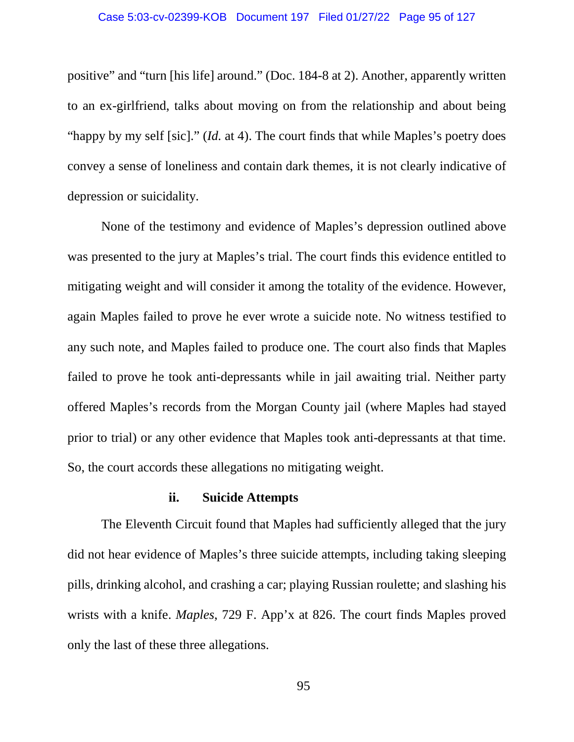positive" and "turn [his life] around." (Doc. 184-8 at 2). Another, apparently written to an ex-girlfriend, talks about moving on from the relationship and about being "happy by my self [sic]." (*Id.* at 4). The court finds that while Maples's poetry does convey a sense of loneliness and contain dark themes, it is not clearly indicative of depression or suicidality.

None of the testimony and evidence of Maples's depression outlined above was presented to the jury at Maples's trial. The court finds this evidence entitled to mitigating weight and will consider it among the totality of the evidence. However, again Maples failed to prove he ever wrote a suicide note. No witness testified to any such note, and Maples failed to produce one. The court also finds that Maples failed to prove he took anti-depressants while in jail awaiting trial. Neither party offered Maples's records from the Morgan County jail (where Maples had stayed prior to trial) or any other evidence that Maples took anti-depressants at that time. So, the court accords these allegations no mitigating weight.

#### ii. Suicide Attempts

The Eleventh Circuit found that Maples had sufficiently alleged that the jury did not hear evidence of Maples's three suicide attempts, including taking sleeping pills, drinking alcohol, and crashing a car; playing Russian roulette; and slashing his wrists with a knife. *Maples*, 729 F. App'x at 826. The court finds Maples proved only the last of these three allegations.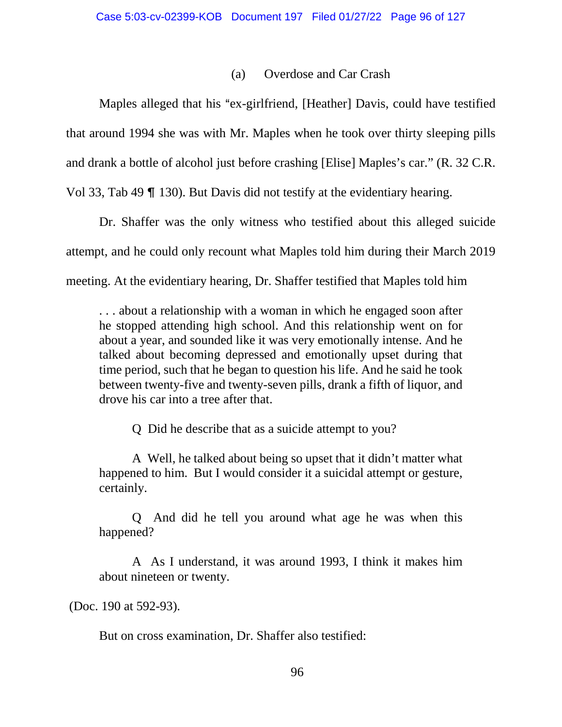#### (a) Overdose and Car Crash

Maples alleged that his "ex-girlfriend, [Heather] Davis, could have testified that around 1994 she was with Mr. Maples when he took over thirty sleeping pills and drank a bottle of alcohol just before crashing [Elise] Maples's car." (R. 32 C.R. Vol 33, Tab 49 ¶ 130). But Davis did not testify at the evidentiary hearing.

Dr. Shaffer was the only witness who testified about this alleged suicide attempt, and he could only recount what Maples told him during their March 2019 meeting. At the evidentiary hearing, Dr. Shaffer testified that Maples told him

> . . . about a relationship with a woman in which he engaged soon after he stopped attending high school. And this relationship went on for about a year, and sounded like it was very emotionally intense. And he talked about becoming depressed and emotionally upset during that time period, such that he began to question his life. And he said he took between twenty-five and twenty-seven pills, drank a fifth of liquor, and drove his car into a tree after that.
>
> Q Did he describe that as a suicide attempt to you?
>
> A Well, he talked about being so upset that it didn't matter what happened to him. But I would consider it a suicidal attempt or gesture, certainly.
>
> Q And did he tell you around what age he was when this happened?
>
> A As I understand, it was around 1993, I think it makes him about nineteen or twenty.

(Doc. 190 at 592-93).

But on cross examination, Dr. Shaffer also testified: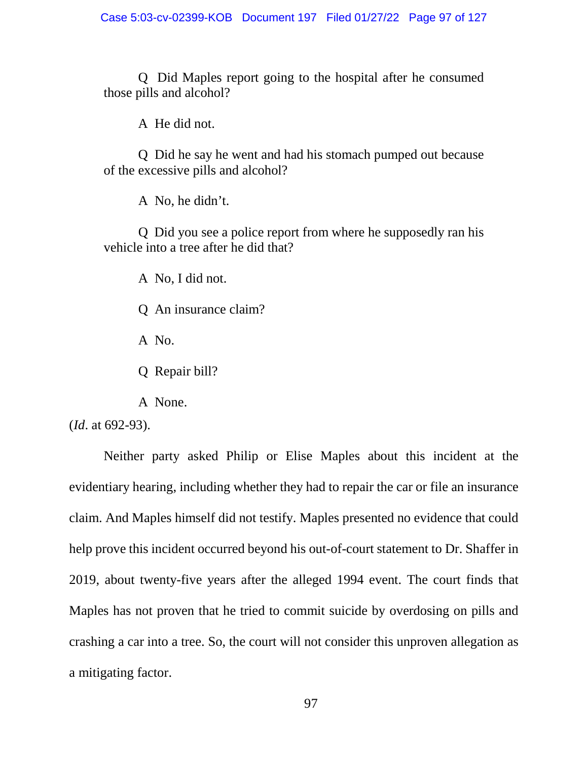Q Did Maples report going to the hospital after he consumed those pills and alcohol?

A He did not.

Q Did he say he went and had his stomach pumped out because of the excessive pills and alcohol?

A No, he didn't.

Q Did you see a police report from where he supposedly ran his vehicle into a tree after he did that?

A No, I did not.

Q An insurance claim?

A No.

Q Repair bill?

A None.

(*Id*. at 692-93).

Neither party asked Philip or Elise Maples about this incident at the evidentiary hearing, including whether they had to repair the car or file an insurance claim. And Maples himself did not testify. Maples presented no evidence that could help prove this incident occurred beyond his out-of-court statement to Dr. Shaffer in 2019, about twenty-five years after the alleged 1994 event. The court finds that Maples has not proven that he tried to commit suicide by overdosing on pills and crashing a car into a tree. So, the court will not consider this unproven allegation as a mitigating factor.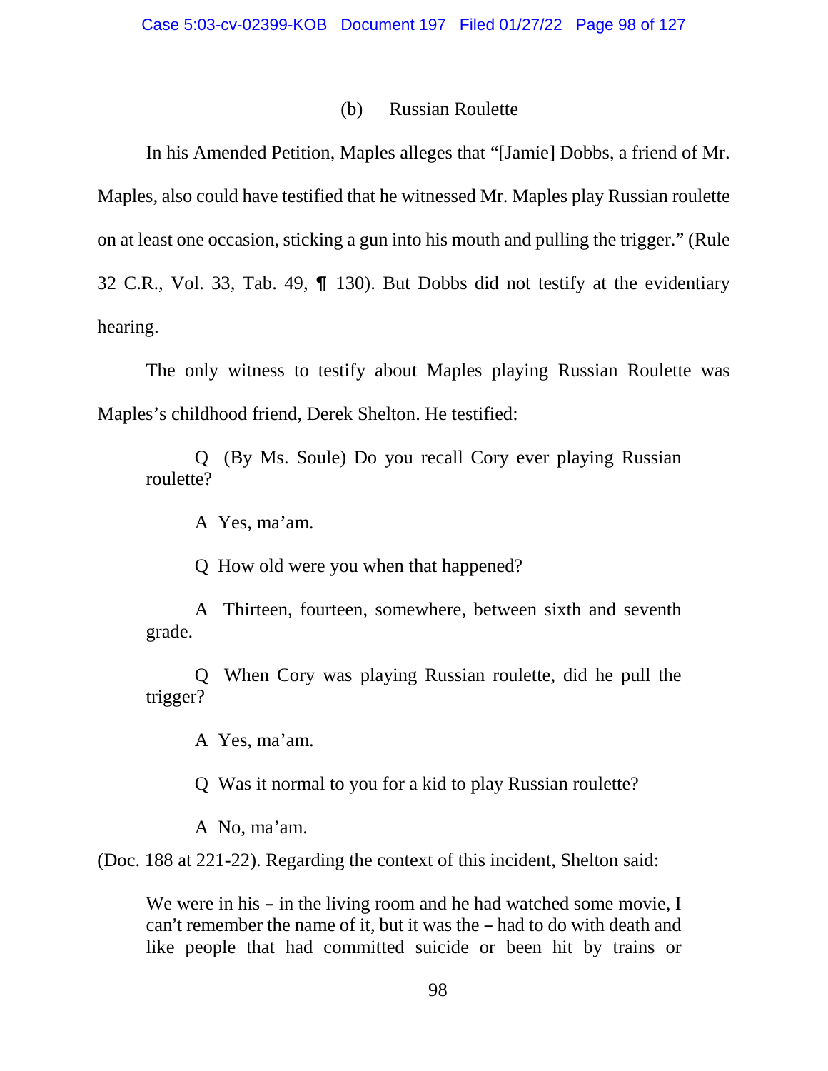#### (b) Russian Roulette

In his Amended Petition, Maples alleges that "[Jamie] Dobbs, a friend of Mr. Maples, also could have testified that he witnessed Mr. Maples play Russian roulette on at least one occasion, sticking a gun into his mouth and pulling the trigger." (Rule 32 C.R., Vol. 33, Tab. 49, ¶ 130). But Dobbs did not testify at the evidentiary hearing.

The only witness to testify about Maples playing Russian Roulette was Maples's childhood friend, Derek Shelton. He testified:

> Q (By Ms. Soule) Do you recall Cory ever playing Russian roulette?
>
> A Yes, ma'am.
>
> Q How old were you when that happened?
>
> A Thirteen, fourteen, somewhere, between sixth and seventh grade.
>
> Q When Cory was playing Russian roulette, did he pull the trigger?
>
> A Yes, ma'am.
>
> Q Was it normal to you for a kid to play Russian roulette?
>
> A No, ma'am.

(Doc. 188 at 221-22). Regarding the context of this incident, Shelton said:

> We were in his – in the living room and he had watched some movie, I can't remember the name of it, but it was the – had to do with death and like people that had committed suicide or been hit by trains or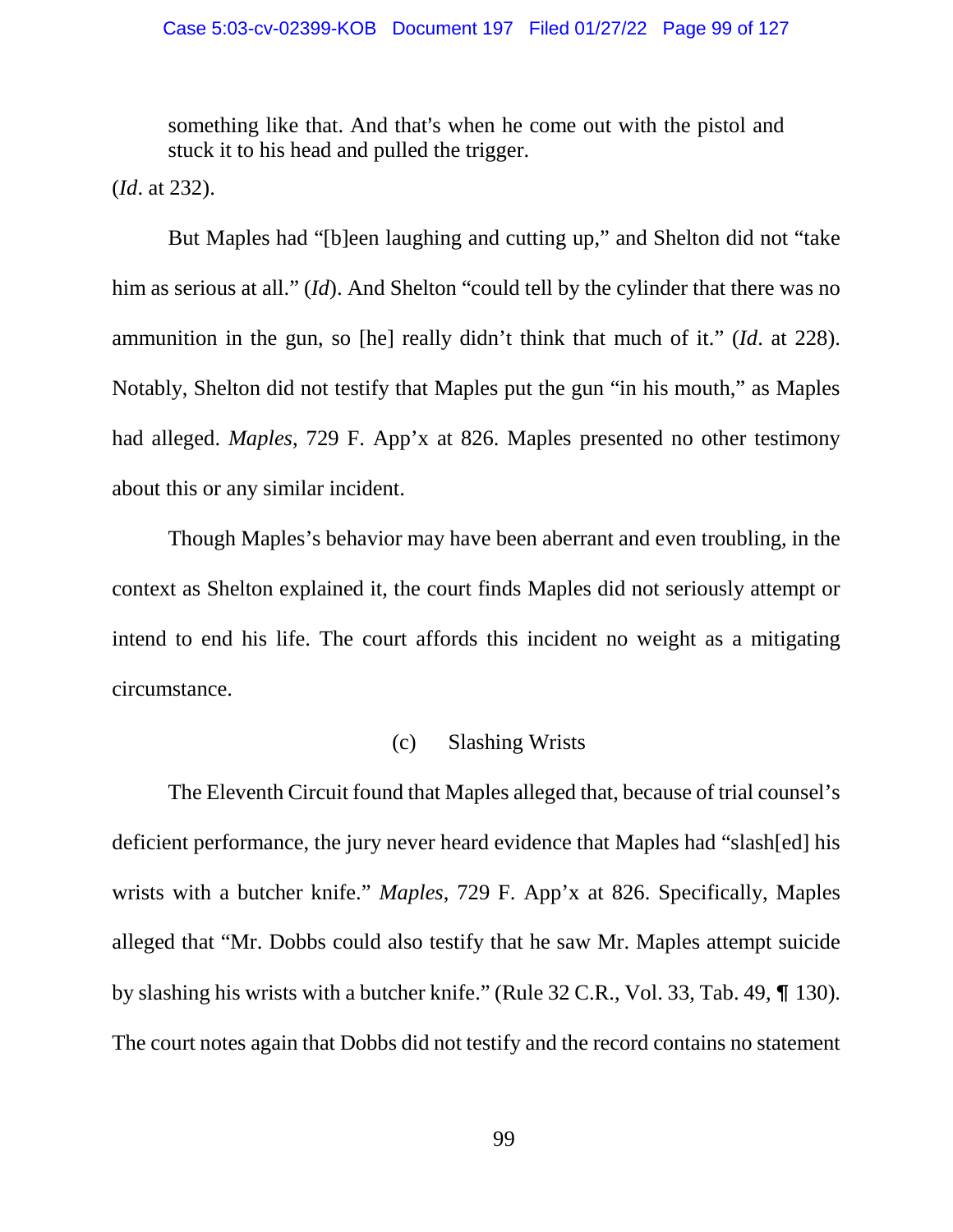> something like that. And that's when he come out with the pistol and stuck it to his head and pulled the trigger.

(*Id*. at 232).

But Maples had "[b]een laughing and cutting up," and Shelton did not "take him as serious at all." (*Id*). And Shelton "could tell by the cylinder that there was no ammunition in the gun, so [he] really didn't think that much of it." (*Id*. at 228). Notably, Shelton did not testify that Maples put the gun "in his mouth," as Maples had alleged. *Maples*, 729 F. App'x at 826. Maples presented no other testimony about this or any similar incident.

Though Maples's behavior may have been aberrant and even troubling, in the context as Shelton explained it, the court finds Maples did not seriously attempt or intend to end his life. The court affords this incident no weight as a mitigating circumstance.

(c) Slashing Wrists

The Eleventh Circuit found that Maples alleged that, because of trial counsel's deficient performance, the jury never heard evidence that Maples had "slash[ed] his wrists with a butcher knife." *Maples*, 729 F. App'x at 826. Specifically, Maples alleged that "Mr. Dobbs could also testify that he saw Mr. Maples attempt suicide by slashing his wrists with a butcher knife." (Rule 32 C.R., Vol. 33, Tab. 49, ¶ 130). The court notes again that Dobbs did not testify and the record contains no statement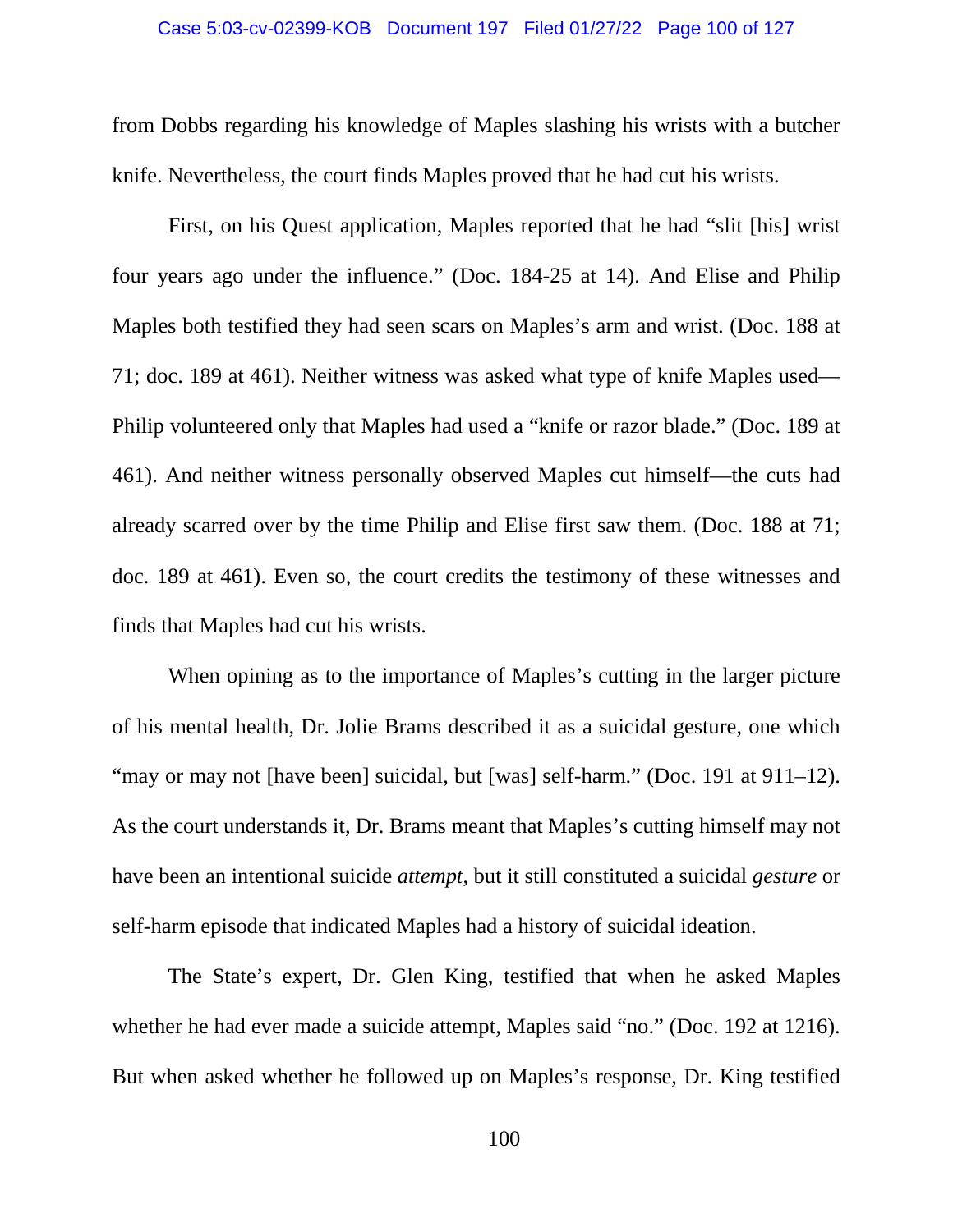from Dobbs regarding his knowledge of Maples slashing his wrists with a butcher knife. Nevertheless, the court finds Maples proved that he had cut his wrists.

First, on his Quest application, Maples reported that he had "slit [his] wrist four years ago under the influence." (Doc. 184-25 at 14). And Elise and Philip Maples both testified they had seen scars on Maples's arm and wrist. (Doc. 188 at 71; doc. 189 at 461). Neither witness was asked what type of knife Maples used—Philip volunteered only that Maples had used a "knife or razor blade." (Doc. 189 at 461). And neither witness personally observed Maples cut himself—the cuts had already scarred over by the time Philip and Elise first saw them. (Doc. 188 at 71; doc. 189 at 461). Even so, the court credits the testimony of these witnesses and finds that Maples had cut his wrists.

When opining as to the importance of Maples's cutting in the larger picture of his mental health, Dr. Jolie Brams described it as a suicidal gesture, one which "may or may not [have been] suicidal, but [was] self-harm." (Doc. 191 at 911–12). As the court understands it, Dr. Brams meant that Maples's cutting himself may not have been an intentional suicide *attempt*, but it still constituted a suicidal *gesture* or self-harm episode that indicated Maples had a history of suicidal ideation.

The State's expert, Dr. Glen King, testified that when he asked Maples whether he had ever made a suicide attempt, Maples said "no." (Doc. 192 at 1216). But when asked whether he followed up on Maples's response, Dr. King testified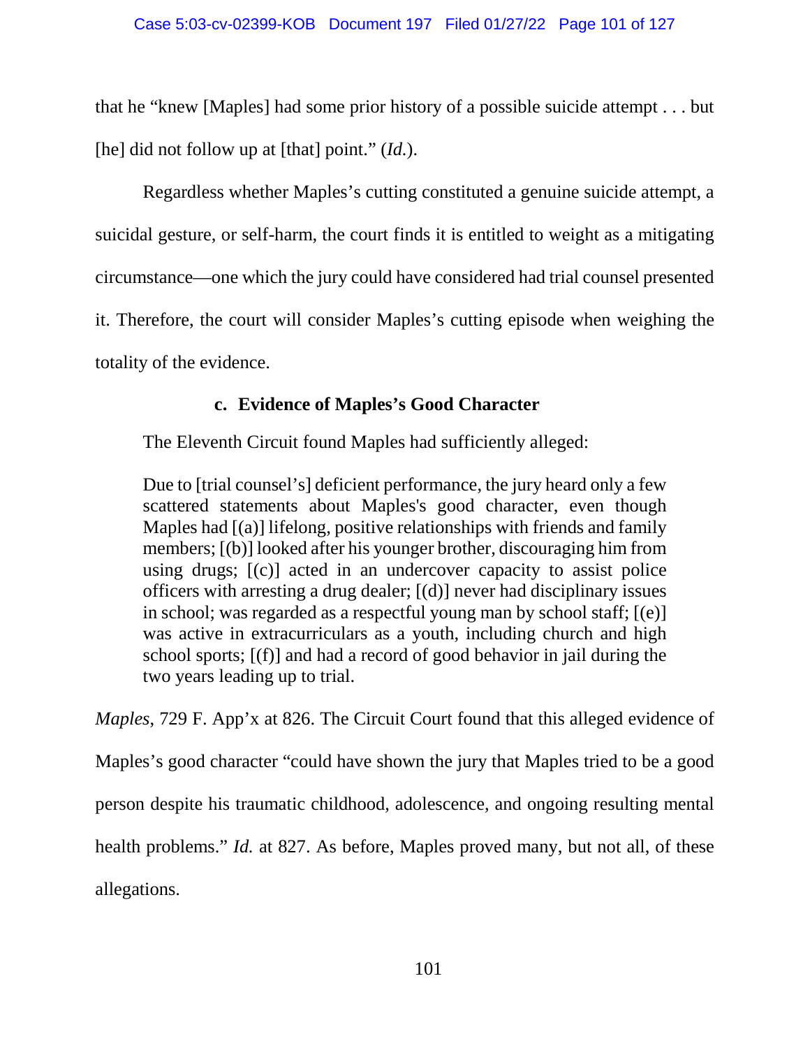that he "knew [Maples] had some prior history of a possible suicide attempt . . . but [he] did not follow up at [that] point." (*Id.*).

Regardless whether Maples's cutting constituted a genuine suicide attempt, a suicidal gesture, or self-harm, the court finds it is entitled to weight as a mitigating circumstance—one which the jury could have considered had trial counsel presented it. Therefore, the court will consider Maples's cutting episode when weighing the totality of the evidence.

#### c. Evidence of Maples's Good Character

The Eleventh Circuit found Maples had sufficiently alleged:

> Due to [trial counsel's] deficient performance, the jury heard only a few scattered statements about Maples's good character, even though Maples had [(a)] lifelong, positive relationships with friends and family members; [(b)] looked after his younger brother, discouraging him from using drugs; [(c)] acted in an undercover capacity to assist police officers with arresting a drug dealer; [(d)] never had disciplinary issues in school; was regarded as a respectful young man by school staff; [(e)] was active in extracurriculars as a youth, including church and high school sports; [(f)] and had a record of good behavior in jail during the two years leading up to trial.

*Maples*, 729 F. App'x at 826. The Circuit Court found that this alleged evidence of Maples's good character "could have shown the jury that Maples tried to be a good person despite his traumatic childhood, adolescence, and ongoing resulting mental health problems." *Id.* at 827. As before, Maples proved many, but not all, of these allegations.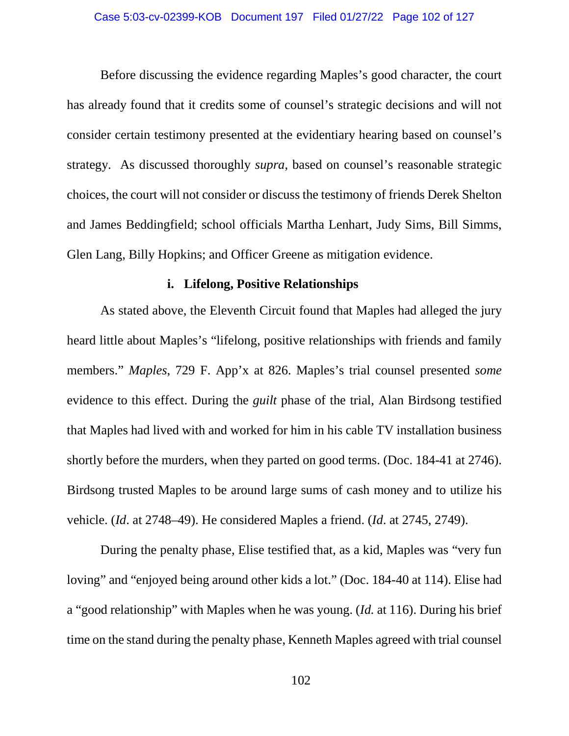Before discussing the evidence regarding Maples's good character, the court has already found that it credits some of counsel's strategic decisions and will not consider certain testimony presented at the evidentiary hearing based on counsel's strategy. As discussed thoroughly *supra*, based on counsel's reasonable strategic choices, the court will not consider or discuss the testimony of friends Derek Shelton and James Beddingfield; school officials Martha Lenhart, Judy Sims, Bill Simms, Glen Lang, Billy Hopkins; and Officer Greene as mitigation evidence.

**i. Lifelong, Positive Relationships**

As stated above, the Eleventh Circuit found that Maples had alleged the jury heard little about Maples's "lifelong, positive relationships with friends and family members." *Maples*, 729 F. App'x at 826. Maples's trial counsel presented *some* evidence to this effect. During the *guilt* phase of the trial, Alan Birdsong testified that Maples had lived with and worked for him in his cable TV installation business shortly before the murders, when they parted on good terms. (Doc. 184-41 at 2746). Birdsong trusted Maples to be around large sums of cash money and to utilize his vehicle. (*Id*. at 2748–49). He considered Maples a friend. (*Id*. at 2745, 2749).

During the penalty phase, Elise testified that, as a kid, Maples was "very fun loving" and "enjoyed being around other kids a lot." (Doc. 184-40 at 114). Elise had a "good relationship" with Maples when he was young. (*Id.* at 116). During his brief time on the stand during the penalty phase, Kenneth Maples agreed with trial counsel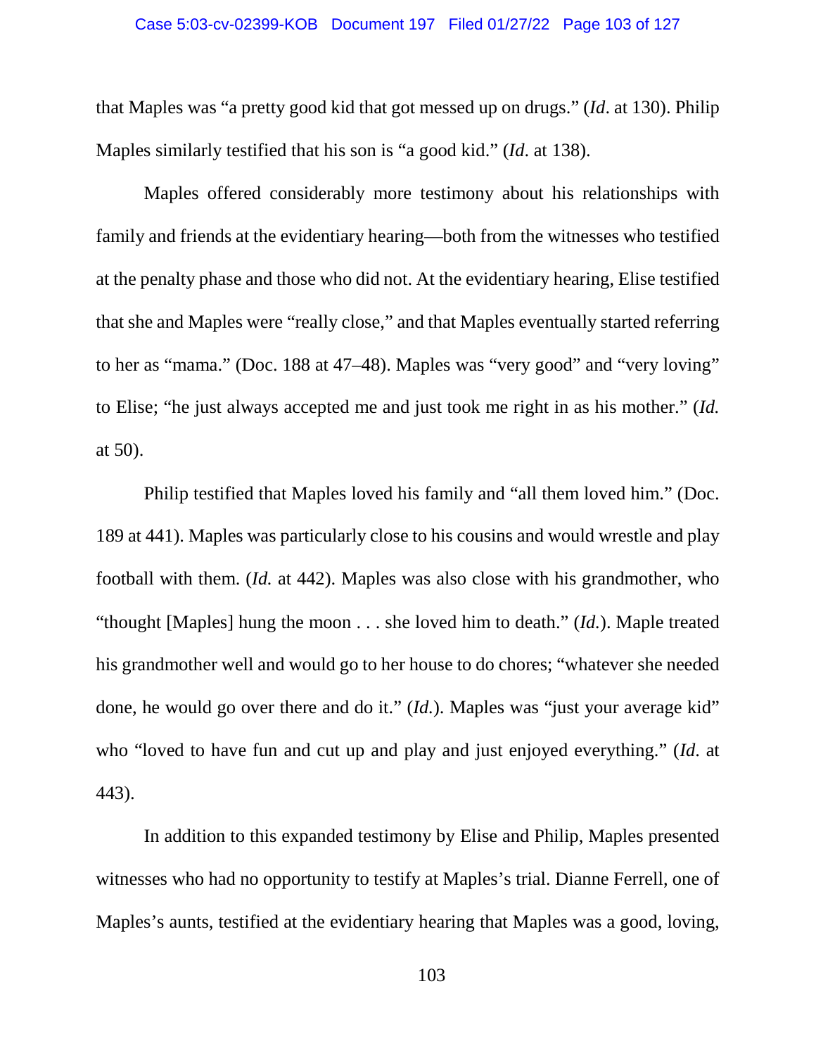that Maples was "a pretty good kid that got messed up on drugs." (*Id*. at 130). Philip Maples similarly testified that his son is "a good kid." (*Id*. at 138).

Maples offered considerably more testimony about his relationships with family and friends at the evidentiary hearing—both from the witnesses who testified at the penalty phase and those who did not. At the evidentiary hearing, Elise testified that she and Maples were "really close," and that Maples eventually started referring to her as "mama." (Doc. 188 at 47–48). Maples was "very good" and "very loving" to Elise; "he just always accepted me and just took me right in as his mother." (*Id.* at 50).

Philip testified that Maples loved his family and "all them loved him." (Doc. 189 at 441). Maples was particularly close to his cousins and would wrestle and play football with them. (*Id.* at 442). Maples was also close with his grandmother, who "thought [Maples] hung the moon . . . she loved him to death." (*Id.*). Maple treated his grandmother well and would go to her house to do chores; "whatever she needed done, he would go over there and do it." (*Id.*). Maples was "just your average kid" who "loved to have fun and cut up and play and just enjoyed everything." (*Id*. at 443).

In addition to this expanded testimony by Elise and Philip, Maples presented witnesses who had no opportunity to testify at Maples's trial. Dianne Ferrell, one of Maples's aunts, testified at the evidentiary hearing that Maples was a good, loving,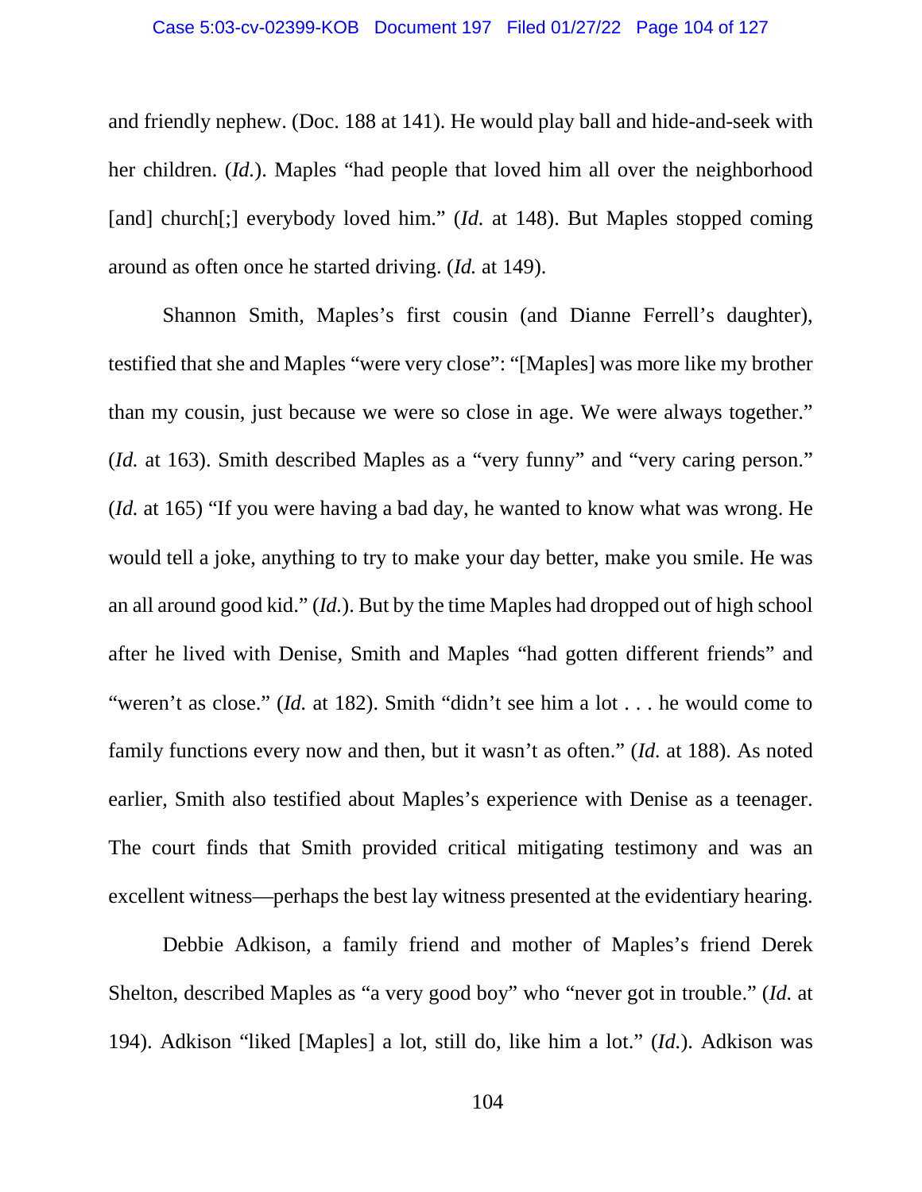and friendly nephew. (Doc. 188 at 141). He would play ball and hide-and-seek with her children. (*Id.*). Maples "had people that loved him all over the neighborhood [and] church[;] everybody loved him." (*Id.* at 148). But Maples stopped coming around as often once he started driving. (*Id.* at 149).

Shannon Smith, Maples's first cousin (and Dianne Ferrell's daughter), testified that she and Maples "were very close": "[Maples] was more like my brother than my cousin, just because we were so close in age. We were always together." (*Id.* at 163). Smith described Maples as a "very funny" and "very caring person." (*Id.* at 165) "If you were having a bad day, he wanted to know what was wrong. He would tell a joke, anything to try to make your day better, make you smile. He was an all around good kid." (*Id.*). But by the time Maples had dropped out of high school after he lived with Denise, Smith and Maples "had gotten different friends" and "weren't as close." (*Id.* at 182). Smith "didn't see him a lot . . . he would come to family functions every now and then, but it wasn't as often." (*Id.* at 188). As noted earlier, Smith also testified about Maples's experience with Denise as a teenager. The court finds that Smith provided critical mitigating testimony and was an excellent witness—perhaps the best lay witness presented at the evidentiary hearing.

Debbie Adkison, a family friend and mother of Maples's friend Derek Shelton, described Maples as "a very good boy" who "never got in trouble." (*Id.* at 194). Adkison "liked [Maples] a lot, still do, like him a lot." (*Id.*). Adkison was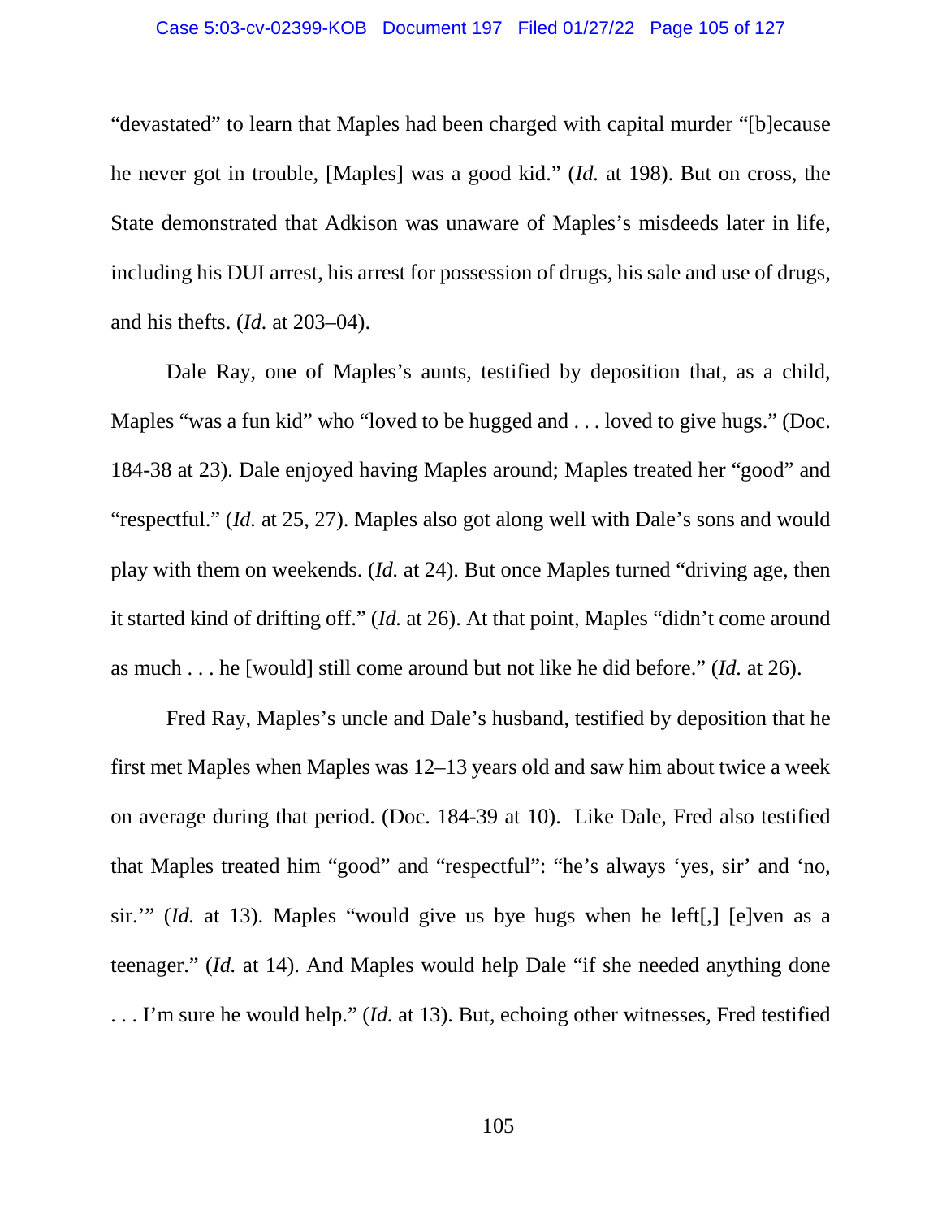“devastated” to learn that Maples had been charged with capital murder “[b]ecause he never got in trouble, [Maples] was a good kid.” (*Id.* at 198). But on cross, the State demonstrated that Adkison was unaware of Maples’s misdeeds later in life, including his DUI arrest, his arrest for possession of drugs, his sale and use of drugs, and his thefts. (*Id.* at 203–04).

Dale Ray, one of Maples’s aunts, testified by deposition that, as a child, Maples “was a fun kid” who “loved to be hugged and . . . loved to give hugs.” (Doc. 184-38 at 23). Dale enjoyed having Maples around; Maples treated her “good” and “respectful.” (*Id.* at 25, 27). Maples also got along well with Dale’s sons and would play with them on weekends. (*Id.* at 24). But once Maples turned “driving age, then it started kind of drifting off.” (*Id.* at 26). At that point, Maples “didn’t come around as much . . . he [would] still come around but not like he did before.” (*Id.* at 26).

Fred Ray, Maples’s uncle and Dale’s husband, testified by deposition that he first met Maples when Maples was 12–13 years old and saw him about twice a week on average during that period. (Doc. 184-39 at 10). Like Dale, Fred also testified that Maples treated him “good” and “respectful”: “he’s always ‘yes, sir’ and ‘no, sir.’” (*Id.* at 13). Maples “would give us bye hugs when he left[,] [e]ven as a teenager.” (*Id.* at 14). And Maples would help Dale “if she needed anything done . . . I’m sure he would help.” (*Id.* at 13). But, echoing other witnesses, Fred testified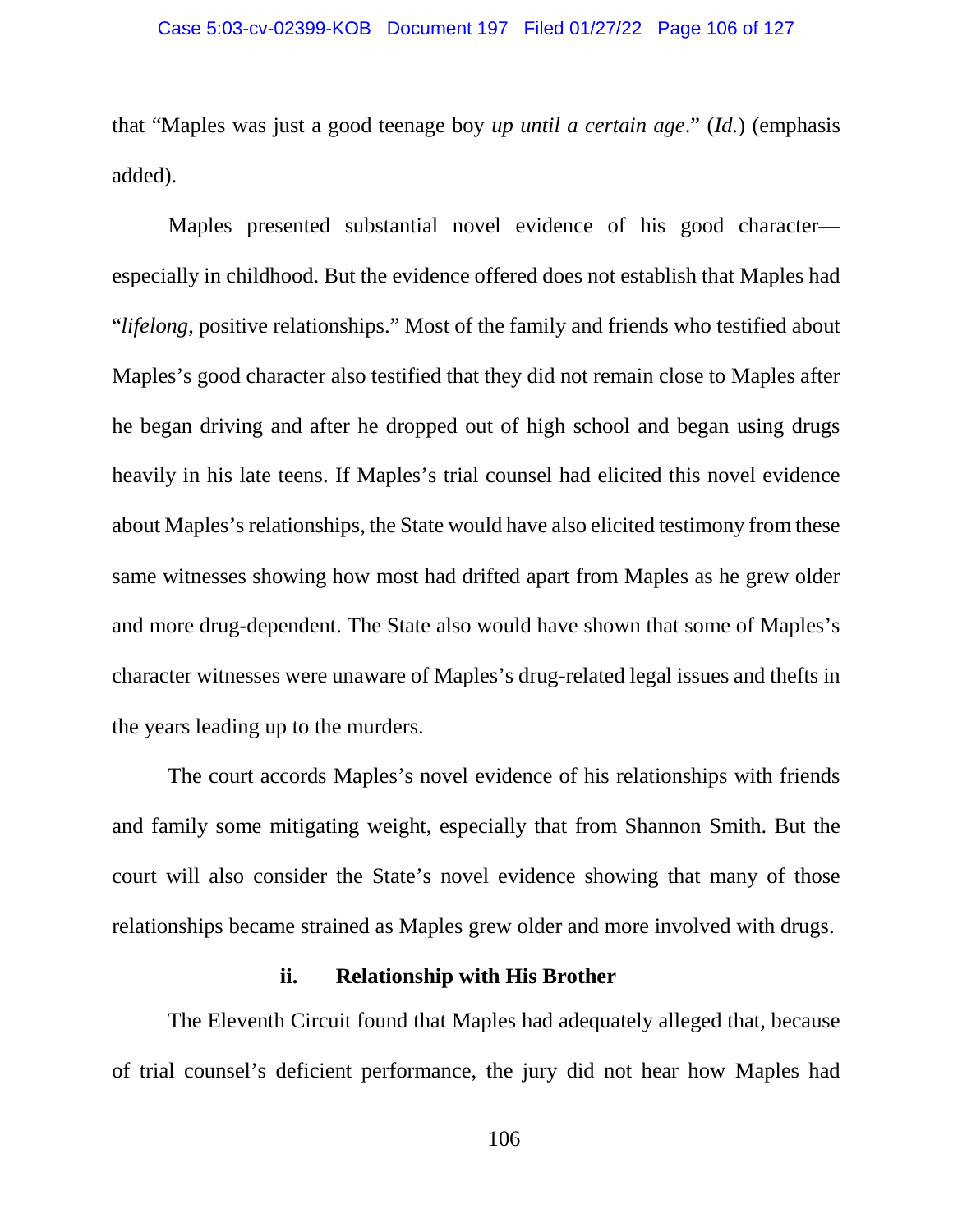that "Maples was just a good teenage boy *up until a certain age*." (*Id.*) (emphasis added).

Maples presented substantial novel evidence of his good character—especially in childhood. But the evidence offered does not establish that Maples had "*lifelong*, positive relationships." Most of the family and friends who testified about Maples's good character also testified that they did not remain close to Maples after he began driving and after he dropped out of high school and began using drugs heavily in his late teens. If Maples's trial counsel had elicited this novel evidence about Maples's relationships, the State would have also elicited testimony from these same witnesses showing how most had drifted apart from Maples as he grew older and more drug-dependent. The State also would have shown that some of Maples's character witnesses were unaware of Maples's drug-related legal issues and thefts in the years leading up to the murders.

The court accords Maples's novel evidence of his relationships with friends and family some mitigating weight, especially that from Shannon Smith. But the court will also consider the State's novel evidence showing that many of those relationships became strained as Maples grew older and more involved with drugs.

**ii. Relationship with His Brother**

The Eleventh Circuit found that Maples had adequately alleged that, because of trial counsel's deficient performance, the jury did not hear how Maples had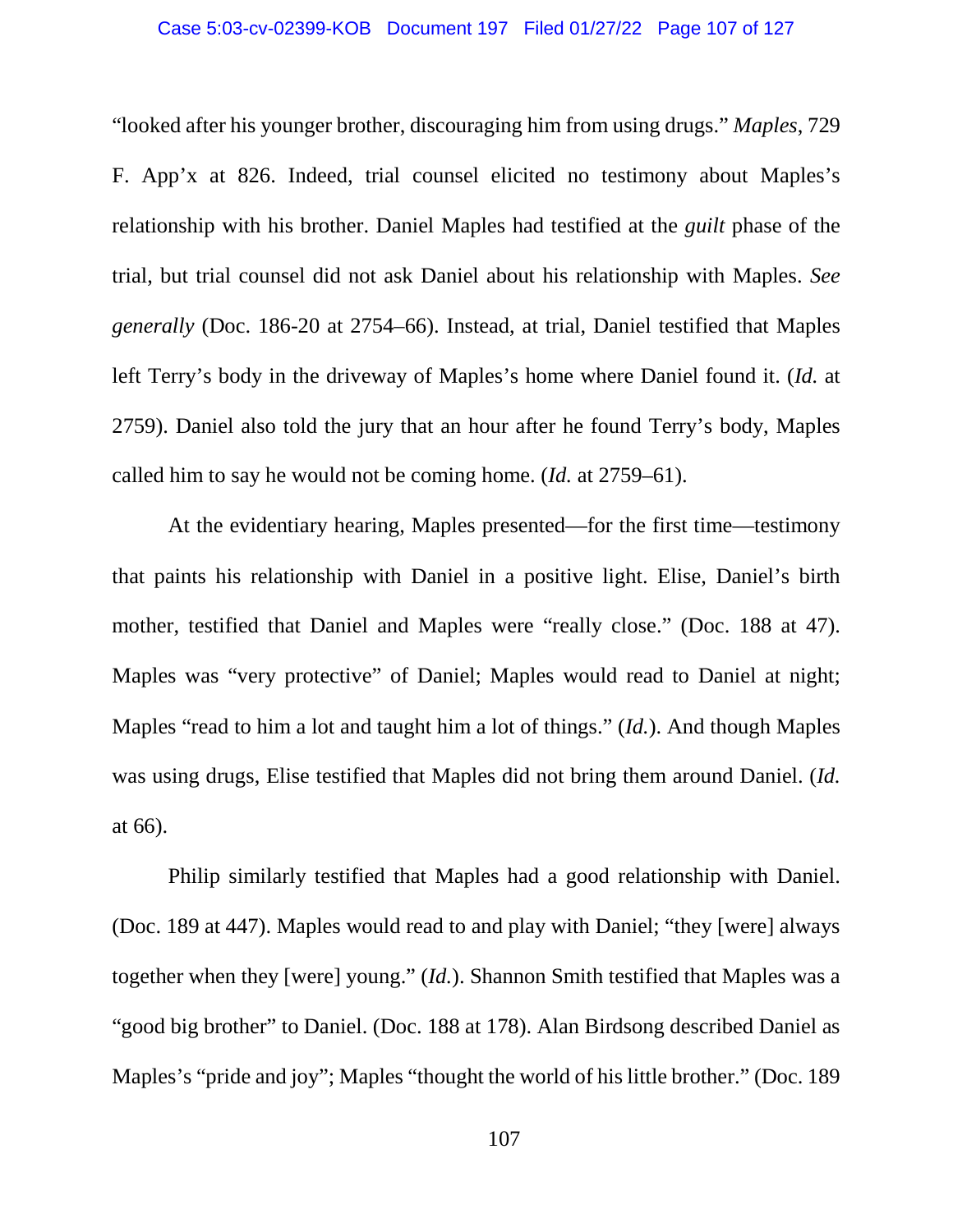"looked after his younger brother, discouraging him from using drugs." *Maples*, 729 F. App'x at 826. Indeed, trial counsel elicited no testimony about Maples's relationship with his brother. Daniel Maples had testified at the *guilt* phase of the trial, but trial counsel did not ask Daniel about his relationship with Maples. *See generally* (Doc. 186-20 at 2754–66). Instead, at trial, Daniel testified that Maples left Terry's body in the driveway of Maples's home where Daniel found it. (*Id.* at 2759). Daniel also told the jury that an hour after he found Terry's body, Maples called him to say he would not be coming home. (*Id.* at 2759–61).

At the evidentiary hearing, Maples presented—for the first time—testimony that paints his relationship with Daniel in a positive light. Elise, Daniel's birth mother, testified that Daniel and Maples were "really close." (Doc. 188 at 47). Maples was "very protective" of Daniel; Maples would read to Daniel at night; Maples "read to him a lot and taught him a lot of things." (*Id.*). And though Maples was using drugs, Elise testified that Maples did not bring them around Daniel. (*Id.* at 66).

Philip similarly testified that Maples had a good relationship with Daniel. (Doc. 189 at 447). Maples would read to and play with Daniel; "they [were] always together when they [were] young." (*Id.*). Shannon Smith testified that Maples was a "good big brother" to Daniel. (Doc. 188 at 178). Alan Birdsong described Daniel as Maples's "pride and joy"; Maples "thought the world of his little brother." (Doc. 189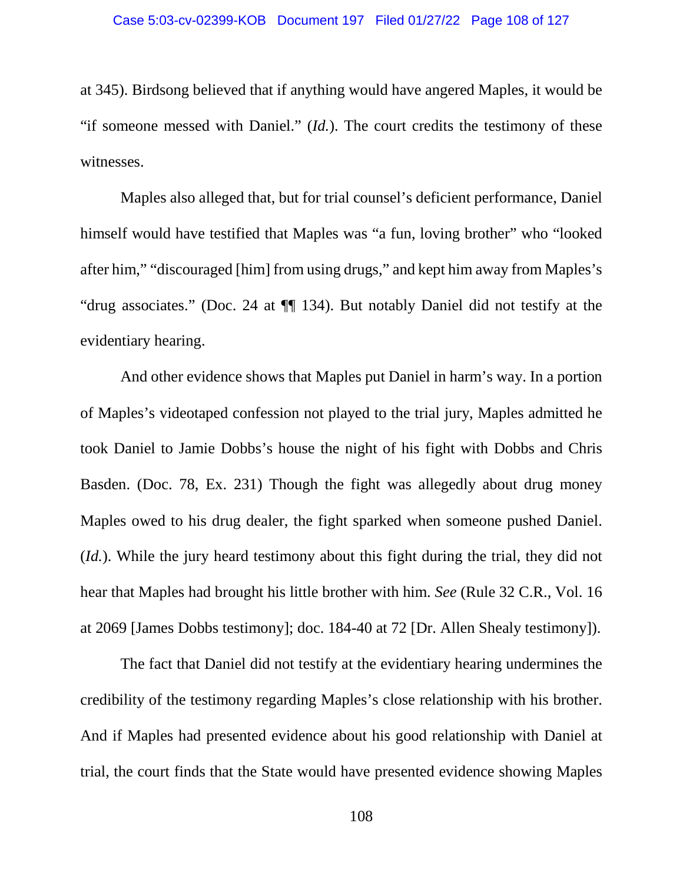at 345). Birdsong believed that if anything would have angered Maples, it would be "if someone messed with Daniel." (*Id.*). The court credits the testimony of these witnesses.

Maples also alleged that, but for trial counsel's deficient performance, Daniel himself would have testified that Maples was "a fun, loving brother" who "looked after him," "discouraged [him] from using drugs," and kept him away from Maples's "drug associates." (Doc. 24 at ¶¶ 134). But notably Daniel did not testify at the evidentiary hearing.

And other evidence shows that Maples put Daniel in harm's way. In a portion of Maples's videotaped confession not played to the trial jury, Maples admitted he took Daniel to Jamie Dobbs's house the night of his fight with Dobbs and Chris Basden. (Doc. 78, Ex. 231) Though the fight was allegedly about drug money Maples owed to his drug dealer, the fight sparked when someone pushed Daniel. (*Id.*). While the jury heard testimony about this fight during the trial, they did not hear that Maples had brought his little brother with him. *See* (Rule 32 C.R., Vol. 16 at 2069 [James Dobbs testimony]; doc. 184-40 at 72 [Dr. Allen Shealy testimony]).

The fact that Daniel did not testify at the evidentiary hearing undermines the credibility of the testimony regarding Maples's close relationship with his brother. And if Maples had presented evidence about his good relationship with Daniel at trial, the court finds that the State would have presented evidence showing Maples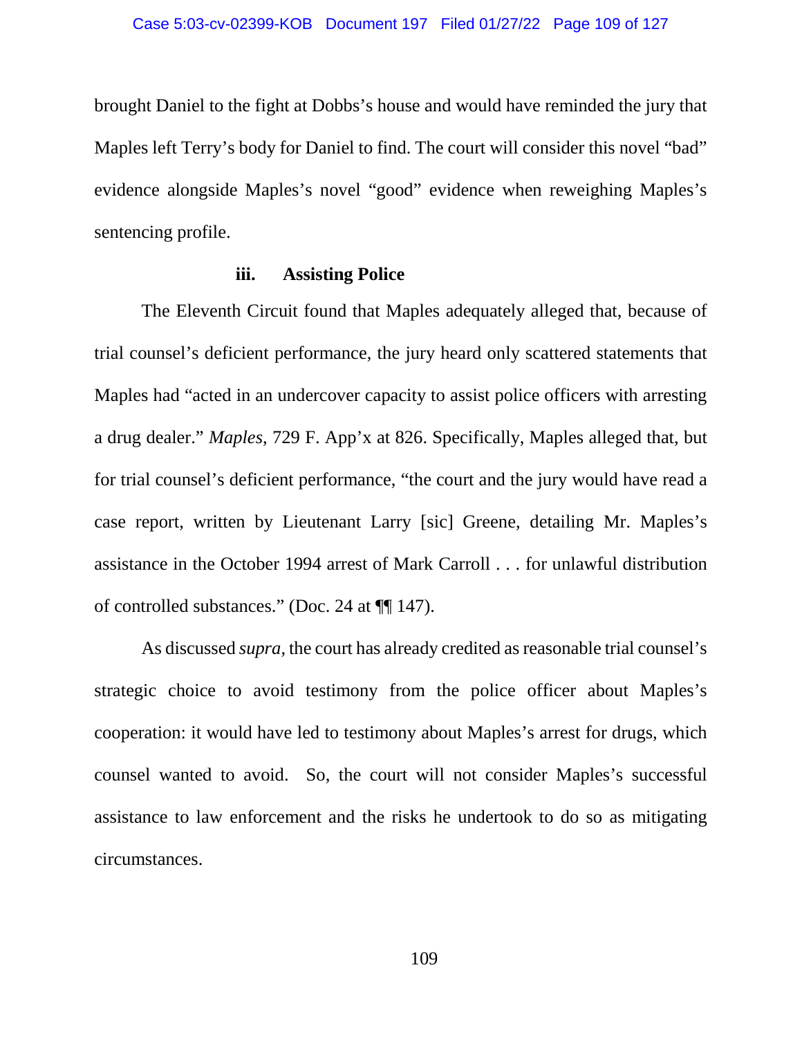brought Daniel to the fight at Dobbs's house and would have reminded the jury that Maples left Terry's body for Daniel to find. The court will consider this novel "bad" evidence alongside Maples's novel "good" evidence when reweighing Maples's sentencing profile.

#### iii. Assisting Police

The Eleventh Circuit found that Maples adequately alleged that, because of trial counsel's deficient performance, the jury heard only scattered statements that Maples had "acted in an undercover capacity to assist police officers with arresting a drug dealer." *Maples*, 729 F. App'x at 826. Specifically, Maples alleged that, but for trial counsel's deficient performance, "the court and the jury would have read a case report, written by Lieutenant Larry [sic] Greene, detailing Mr. Maples's assistance in the October 1994 arrest of Mark Carroll . . . for unlawful distribution of controlled substances." (Doc. 24 at ¶¶ 147).

As discussed *supra*, the court has already credited as reasonable trial counsel's strategic choice to avoid testimony from the police officer about Maples's cooperation: it would have led to testimony about Maples's arrest for drugs, which counsel wanted to avoid. So, the court will not consider Maples's successful assistance to law enforcement and the risks he undertook to do so as mitigating circumstances.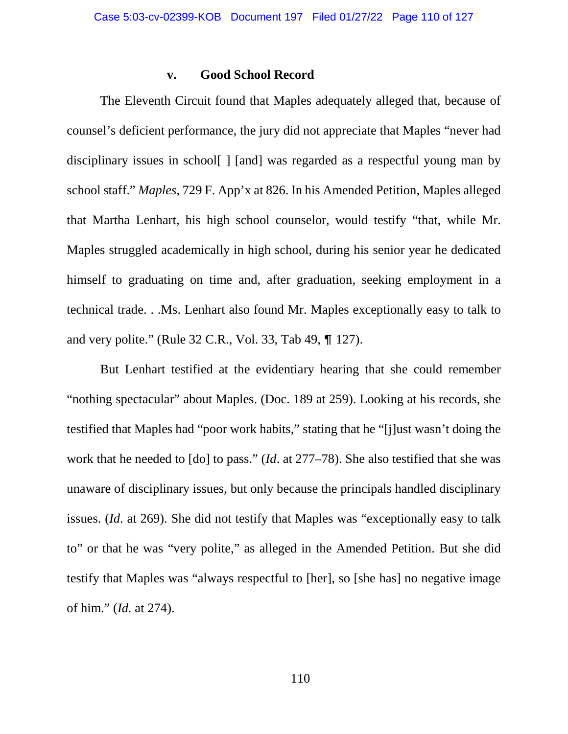### v. Good School Record

The Eleventh Circuit found that Maples adequately alleged that, because of counsel's deficient performance, the jury did not appreciate that Maples "never had disciplinary issues in school[ ] [and] was regarded as a respectful young man by school staff." *Maples*, 729 F. App'x at 826. In his Amended Petition, Maples alleged that Martha Lenhart, his high school counselor, would testify "that, while Mr. Maples struggled academically in high school, during his senior year he dedicated himself to graduating on time and, after graduation, seeking employment in a technical trade. . .Ms. Lenhart also found Mr. Maples exceptionally easy to talk to and very polite." (Rule 32 C.R., Vol. 33, Tab 49, ¶ 127).

But Lenhart testified at the evidentiary hearing that she could remember "nothing spectacular" about Maples. (Doc. 189 at 259). Looking at his records, she testified that Maples had "poor work habits," stating that he "[j]ust wasn't doing the work that he needed to [do] to pass." (*Id*. at 277–78). She also testified that she was unaware of disciplinary issues, but only because the principals handled disciplinary issues. (*Id*. at 269). She did not testify that Maples was "exceptionally easy to talk to" or that he was "very polite," as alleged in the Amended Petition. But she did testify that Maples was "always respectful to [her], so [she has] no negative image of him." (*Id*. at 274).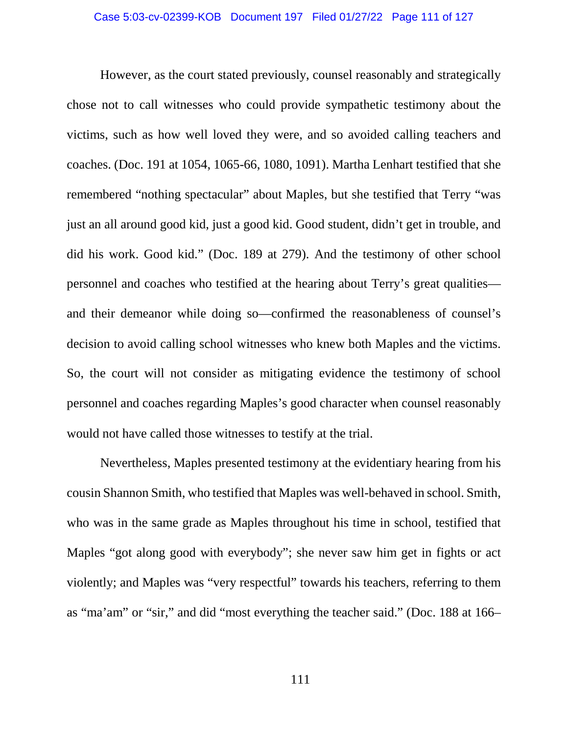However, as the court stated previously, counsel reasonably and strategically chose not to call witnesses who could provide sympathetic testimony about the victims, such as how well loved they were, and so avoided calling teachers and coaches. (Doc. 191 at 1054, 1065-66, 1080, 1091). Martha Lenhart testified that she remembered "nothing spectacular" about Maples, but she testified that Terry "was just an all around good kid, just a good kid. Good student, didn't get in trouble, and did his work. Good kid." (Doc. 189 at 279). And the testimony of other school personnel and coaches who testified at the hearing about Terry's great qualities—and their demeanor while doing so—confirmed the reasonableness of counsel's decision to avoid calling school witnesses who knew both Maples and the victims. So, the court will not consider as mitigating evidence the testimony of school personnel and coaches regarding Maples's good character when counsel reasonably would not have called those witnesses to testify at the trial.

Nevertheless, Maples presented testimony at the evidentiary hearing from his cousin Shannon Smith, who testified that Maples was well-behaved in school. Smith, who was in the same grade as Maples throughout his time in school, testified that Maples "got along good with everybody"; she never saw him get in fights or act violently; and Maples was "very respectful" towards his teachers, referring to them as "ma'am" or "sir," and did "most everything the teacher said." (Doc. 188 at 166–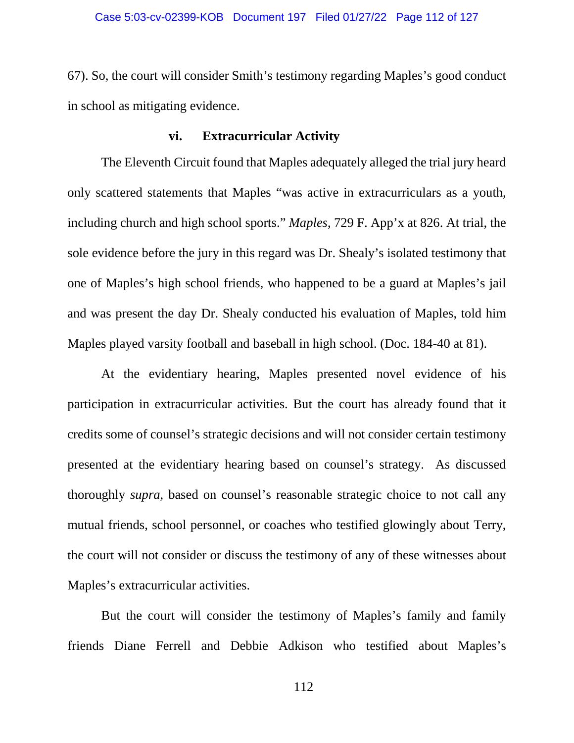67). So, the court will consider Smith's testimony regarding Maples's good conduct in school as mitigating evidence.

### vi. Extracurricular Activity

The Eleventh Circuit found that Maples adequately alleged the trial jury heard only scattered statements that Maples "was active in extracurriculars as a youth, including church and high school sports." *Maples*, 729 F. App'x at 826. At trial, the sole evidence before the jury in this regard was Dr. Shealy's isolated testimony that one of Maples's high school friends, who happened to be a guard at Maples's jail and was present the day Dr. Shealy conducted his evaluation of Maples, told him Maples played varsity football and baseball in high school. (Doc. 184-40 at 81).

At the evidentiary hearing, Maples presented novel evidence of his participation in extracurricular activities. But the court has already found that it credits some of counsel's strategic decisions and will not consider certain testimony presented at the evidentiary hearing based on counsel's strategy. As discussed thoroughly *supra*, based on counsel's reasonable strategic choice to not call any mutual friends, school personnel, or coaches who testified glowingly about Terry, the court will not consider or discuss the testimony of any of these witnesses about Maples's extracurricular activities.

But the court will consider the testimony of Maples's family and family friends Diane Ferrell and Debbie Adkison who testified about Maples's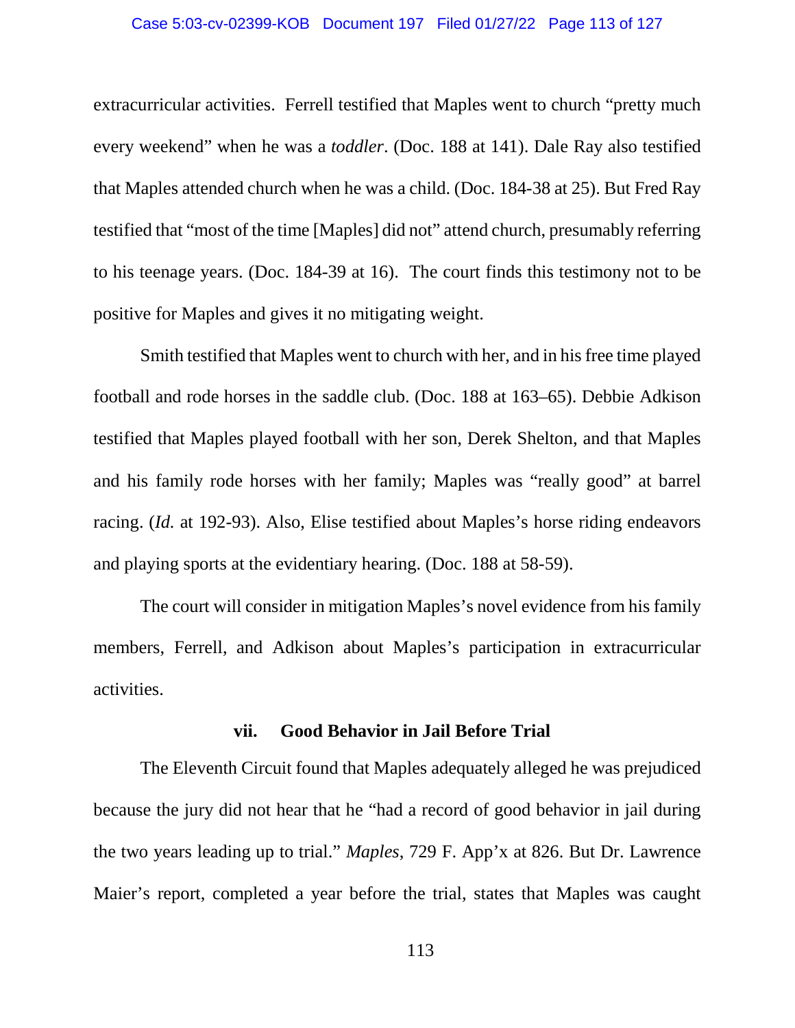extracurricular activities. Ferrell testified that Maples went to church "pretty much every weekend" when he was a *toddler*. (Doc. 188 at 141). Dale Ray also testified that Maples attended church when he was a child. (Doc. 184-38 at 25). But Fred Ray testified that "most of the time [Maples] did not" attend church, presumably referring to his teenage years. (Doc. 184-39 at 16). The court finds this testimony not to be positive for Maples and gives it no mitigating weight.

Smith testified that Maples went to church with her, and in his free time played football and rode horses in the saddle club. (Doc. 188 at 163–65). Debbie Adkison testified that Maples played football with her son, Derek Shelton, and that Maples and his family rode horses with her family; Maples was "really good" at barrel racing. (*Id.* at 192-93). Also, Elise testified about Maples's horse riding endeavors and playing sports at the evidentiary hearing. (Doc. 188 at 58-59).

The court will consider in mitigation Maples's novel evidence from his family members, Ferrell, and Adkison about Maples's participation in extracurricular activities.

### vii. Good Behavior in Jail Before Trial

The Eleventh Circuit found that Maples adequately alleged he was prejudiced because the jury did not hear that he "had a record of good behavior in jail during the two years leading up to trial." *Maples*, 729 F. App'x at 826. But Dr. Lawrence Maier's report, completed a year before the trial, states that Maples was caught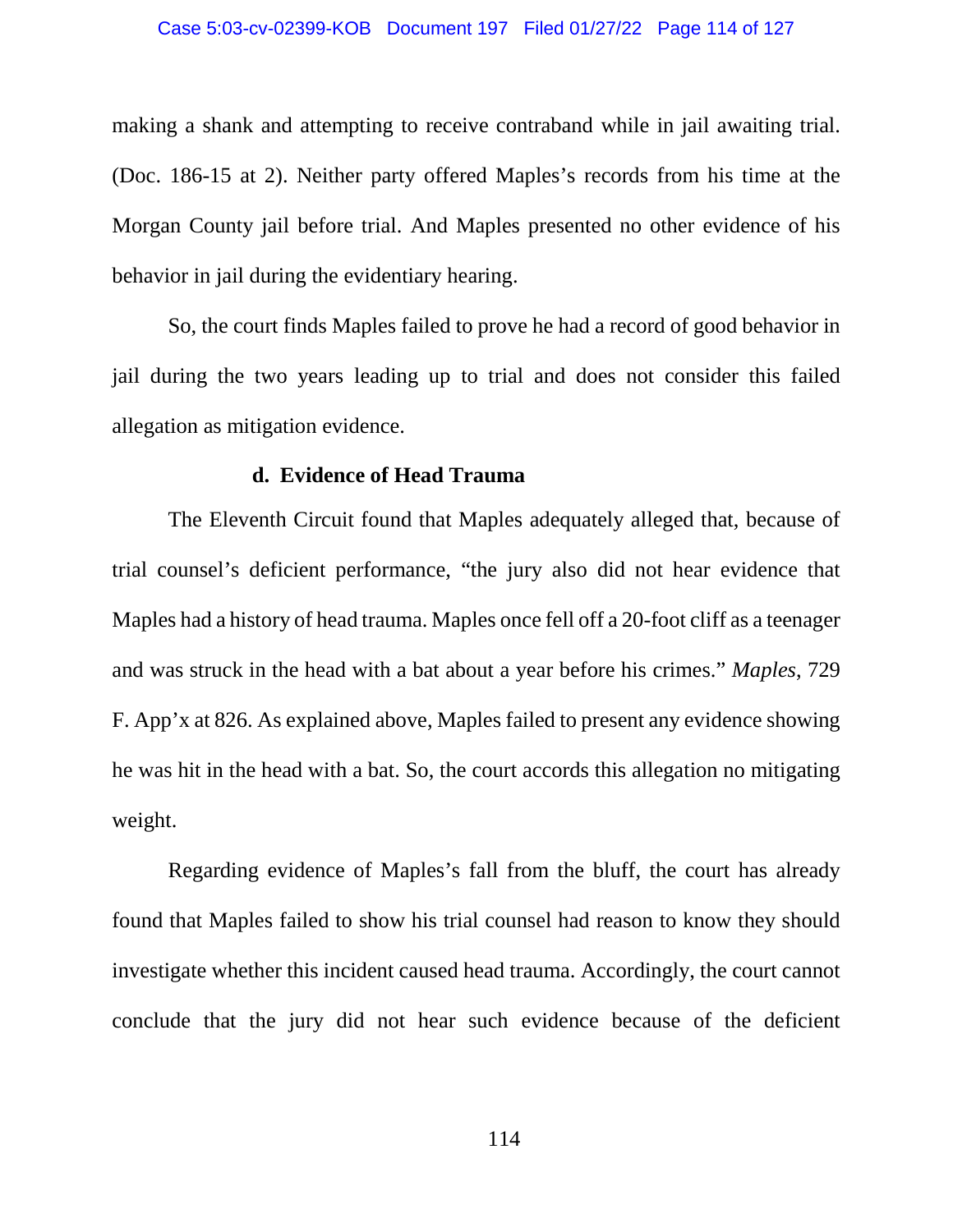making a shank and attempting to receive contraband while in jail awaiting trial. (Doc. 186-15 at 2). Neither party offered Maples's records from his time at the Morgan County jail before trial. And Maples presented no other evidence of his behavior in jail during the evidentiary hearing.

So, the court finds Maples failed to prove he had a record of good behavior in jail during the two years leading up to trial and does not consider this failed allegation as mitigation evidence.

#### d. Evidence of Head Trauma

The Eleventh Circuit found that Maples adequately alleged that, because of trial counsel's deficient performance, "the jury also did not hear evidence that Maples had a history of head trauma. Maples once fell off a 20-foot cliff as a teenager and was struck in the head with a bat about a year before his crimes." *Maples*, 729 F. App'x at 826. As explained above, Maples failed to present any evidence showing he was hit in the head with a bat. So, the court accords this allegation no mitigating weight.

Regarding evidence of Maples's fall from the bluff, the court has already found that Maples failed to show his trial counsel had reason to know they should investigate whether this incident caused head trauma. Accordingly, the court cannot conclude that the jury did not hear such evidence because of the deficient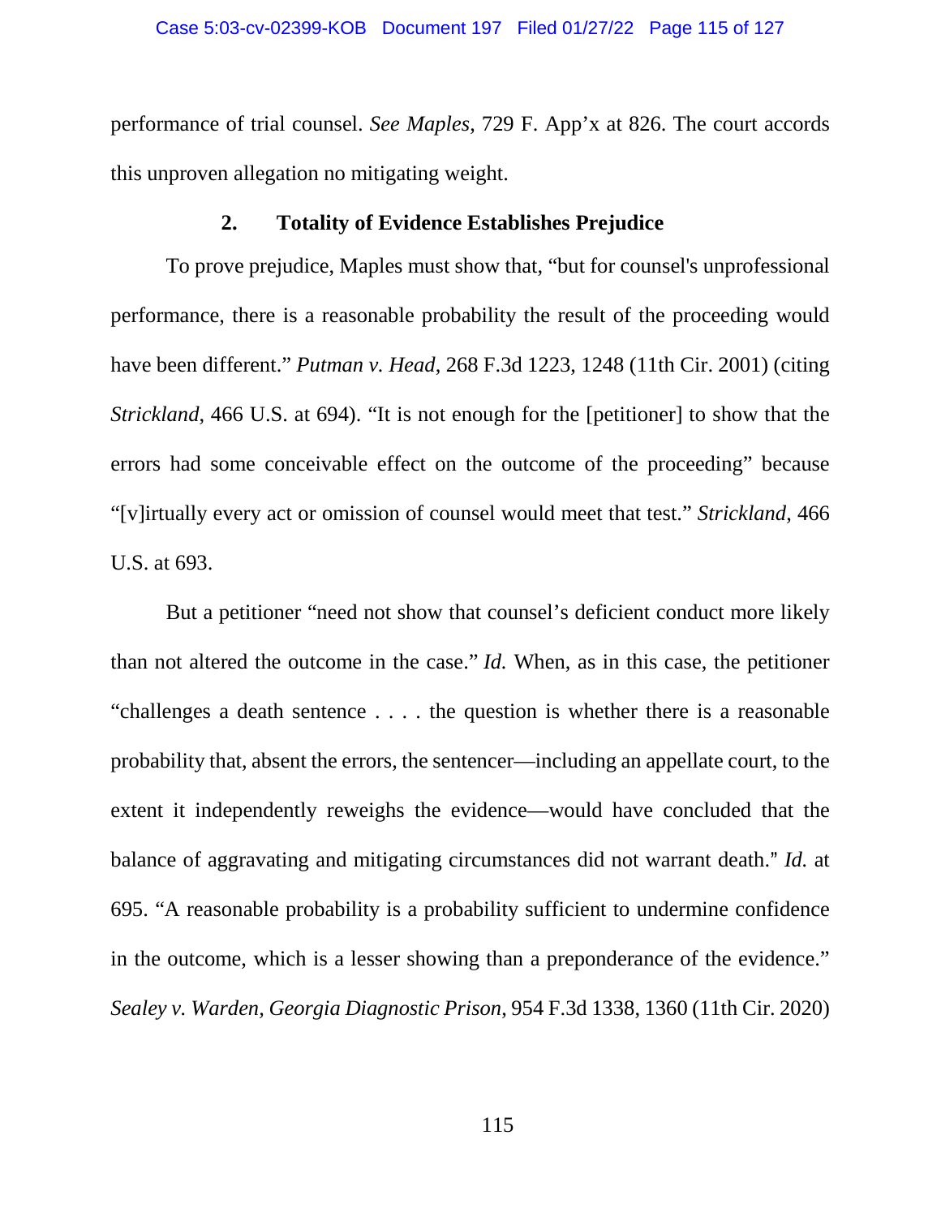performance of trial counsel. *See Maples*, 729 F. App'x at 826. The court accords this unproven allegation no mitigating weight.

### 2. Totality of Evidence Establishes Prejudice

To prove prejudice, Maples must show that, "but for counsel's unprofessional performance, there is a reasonable probability the result of the proceeding would have been different." *Putman v. Head*, 268 F.3d 1223, 1248 (11th Cir. 2001) (citing *Strickland*, 466 U.S. at 694). "It is not enough for the [petitioner] to show that the errors had some conceivable effect on the outcome of the proceeding" because "[v]irtually every act or omission of counsel would meet that test." *Strickland*, 466 U.S. at 693.

But a petitioner "need not show that counsel's deficient conduct more likely than not altered the outcome in the case." *Id.* When, as in this case, the petitioner "challenges a death sentence . . . . the question is whether there is a reasonable probability that, absent the errors, the sentencer—including an appellate court, to the extent it independently reweighs the evidence—would have concluded that the balance of aggravating and mitigating circumstances did not warrant death." *Id.* at 695. "A reasonable probability is a probability sufficient to undermine confidence in the outcome, which is a lesser showing than a preponderance of the evidence." *Sealey v. Warden, Georgia Diagnostic Prison*, 954 F.3d 1338, 1360 (11th Cir. 2020)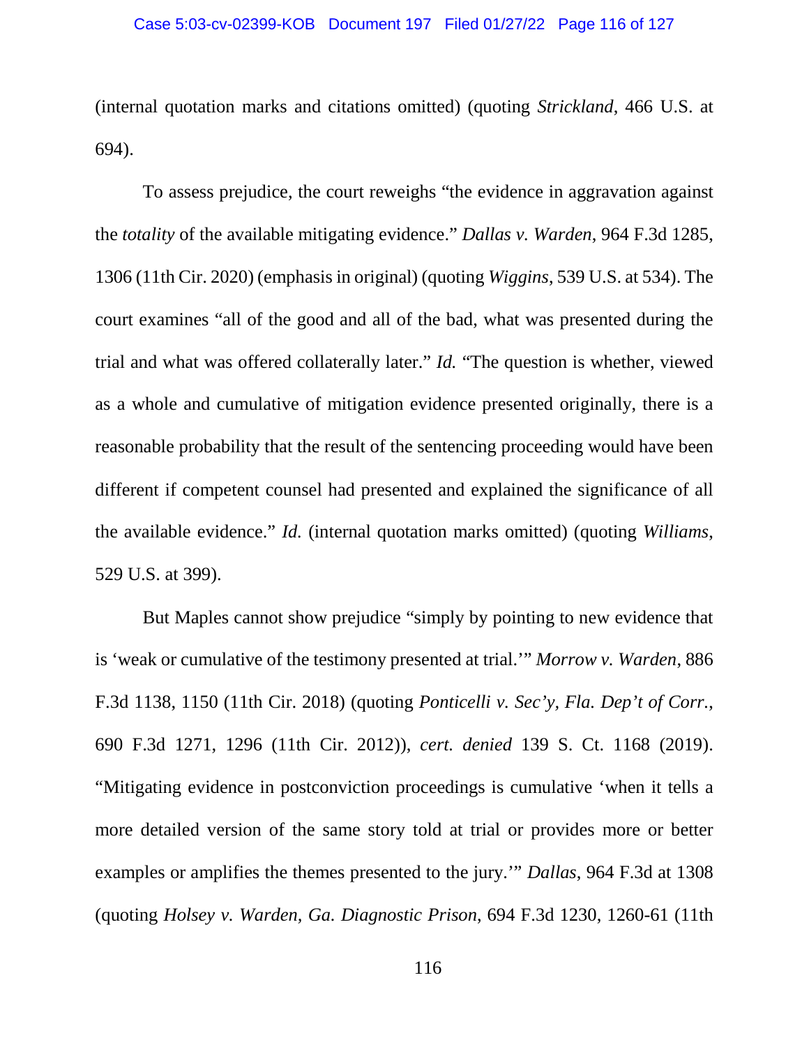(internal quotation marks and citations omitted) (quoting *Strickland*, 466 U.S. at 694).

To assess prejudice, the court reweighs "the evidence in aggravation against the *totality* of the available mitigating evidence." *Dallas v. Warden*, 964 F.3d 1285, 1306 (11th Cir. 2020) (emphasis in original) (quoting *Wiggins*, 539 U.S. at 534). The court examines "all of the good and all of the bad, what was presented during the trial and what was offered collaterally later." *Id.* "The question is whether, viewed as a whole and cumulative of mitigation evidence presented originally, there is a reasonable probability that the result of the sentencing proceeding would have been different if competent counsel had presented and explained the significance of all the available evidence." *Id.* (internal quotation marks omitted) (quoting *Williams*, 529 U.S. at 399).

But Maples cannot show prejudice "simply by pointing to new evidence that is 'weak or cumulative of the testimony presented at trial.'" *Morrow v. Warden*, 886 F.3d 1138, 1150 (11th Cir. 2018) (quoting *Ponticelli v. Sec'y, Fla. Dep't of Corr.*, 690 F.3d 1271, 1296 (11th Cir. 2012)), *cert. denied* 139 S. Ct. 1168 (2019). "Mitigating evidence in postconviction proceedings is cumulative 'when it tells a more detailed version of the same story told at trial or provides more or better examples or amplifies the themes presented to the jury.'" *Dallas*, 964 F.3d at 1308 (quoting *Holsey v. Warden, Ga. Diagnostic Prison*, 694 F.3d 1230, 1260-61 (11th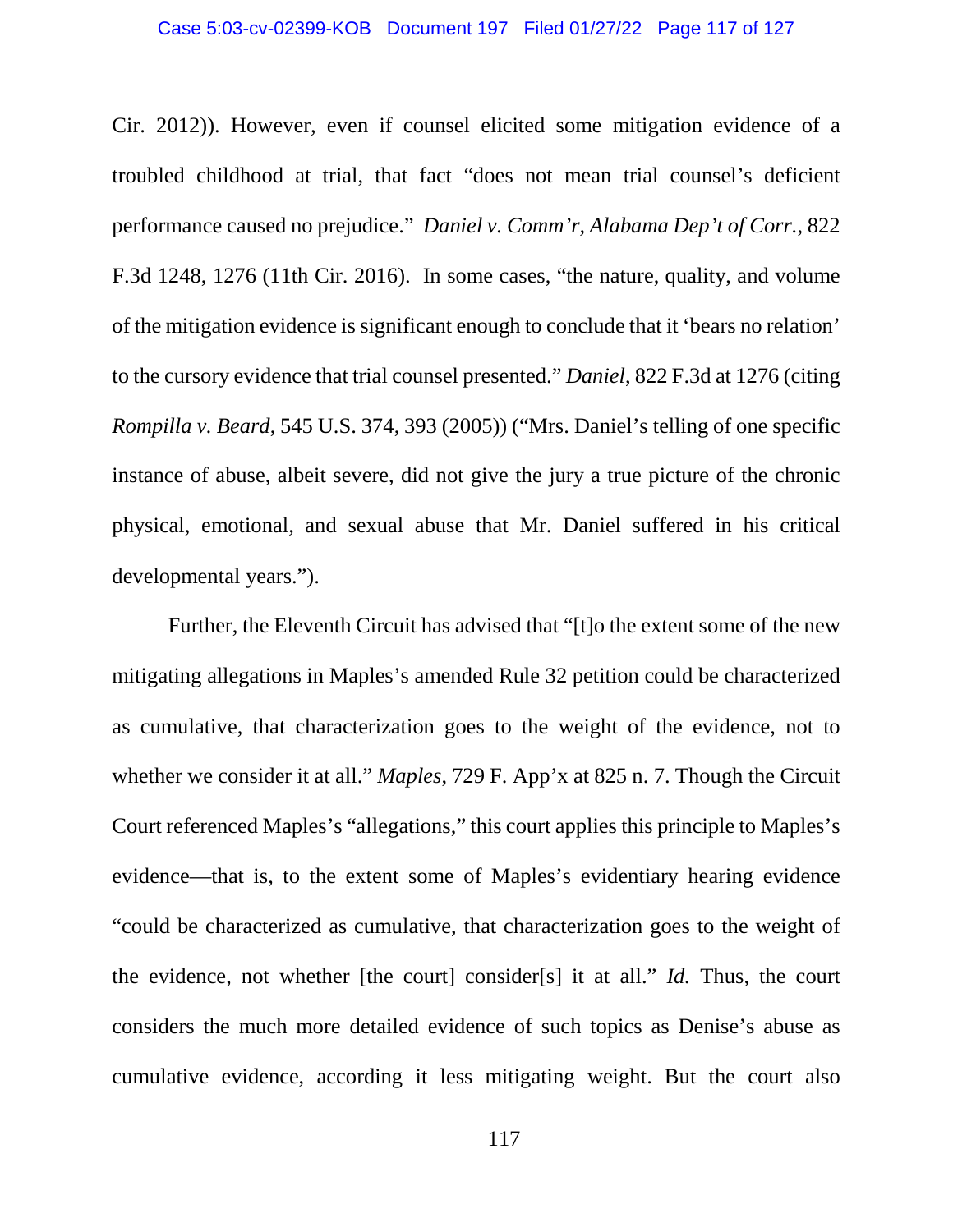Cir. 2012)). However, even if counsel elicited some mitigation evidence of a troubled childhood at trial, that fact "does not mean trial counsel's deficient performance caused no prejudice." *Daniel v. Comm'r, Alabama Dep't of Corr.*, 822 F.3d 1248, 1276 (11th Cir. 2016). In some cases, "the nature, quality, and volume of the mitigation evidence is significant enough to conclude that it 'bears no relation' to the cursory evidence that trial counsel presented." *Daniel*, 822 F.3d at 1276 (citing *Rompilla v. Beard*, 545 U.S. 374, 393 (2005)) ("Mrs. Daniel's telling of one specific instance of abuse, albeit severe, did not give the jury a true picture of the chronic physical, emotional, and sexual abuse that Mr. Daniel suffered in his critical developmental years.").

Further, the Eleventh Circuit has advised that "[t]o the extent some of the new mitigating allegations in Maples's amended Rule 32 petition could be characterized as cumulative, that characterization goes to the weight of the evidence, not to whether we consider it at all." *Maples*, 729 F. App'x at 825 n. 7. Though the Circuit Court referenced Maples's "allegations," this court applies this principle to Maples's evidence—that is, to the extent some of Maples's evidentiary hearing evidence "could be characterized as cumulative, that characterization goes to the weight of the evidence, not whether [the court] consider[s] it at all." *Id.* Thus, the court considers the much more detailed evidence of such topics as Denise's abuse as cumulative evidence, according it less mitigating weight. But the court also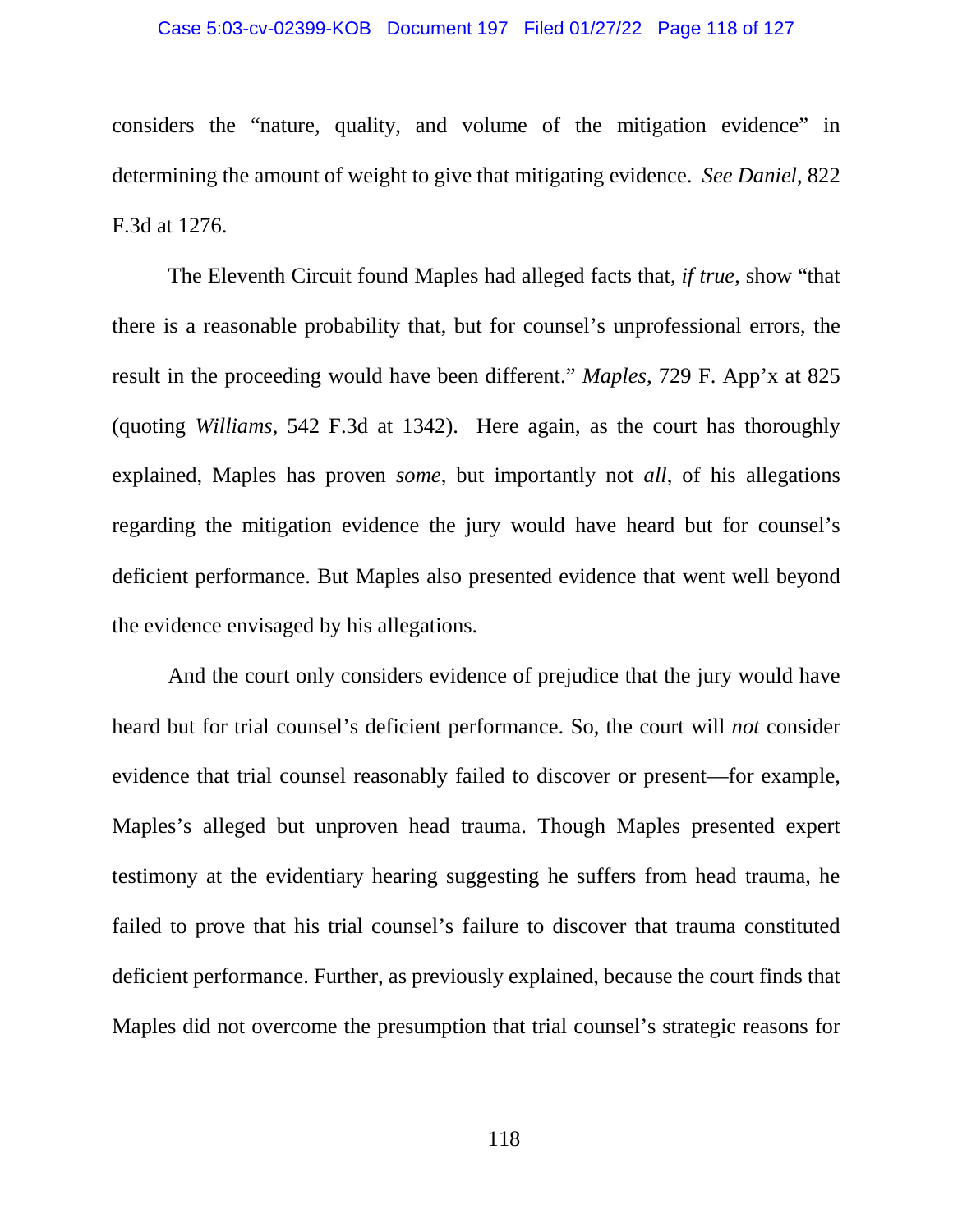considers the "nature, quality, and volume of the mitigation evidence" in determining the amount of weight to give that mitigating evidence. *See Daniel*, 822 F.3d at 1276.

The Eleventh Circuit found Maples had alleged facts that, *if true*, show "that there is a reasonable probability that, but for counsel's unprofessional errors, the result in the proceeding would have been different." *Maples*, 729 F. App'x at 825 (quoting *Williams*, 542 F.3d at 1342). Here again, as the court has thoroughly explained, Maples has proven *some*, but importantly not *all*, of his allegations regarding the mitigation evidence the jury would have heard but for counsel's deficient performance. But Maples also presented evidence that went well beyond the evidence envisaged by his allegations.

And the court only considers evidence of prejudice that the jury would have heard but for trial counsel's deficient performance. So, the court will *not* consider evidence that trial counsel reasonably failed to discover or present—for example, Maples's alleged but unproven head trauma. Though Maples presented expert testimony at the evidentiary hearing suggesting he suffers from head trauma, he failed to prove that his trial counsel's failure to discover that trauma constituted deficient performance. Further, as previously explained, because the court finds that Maples did not overcome the presumption that trial counsel's strategic reasons for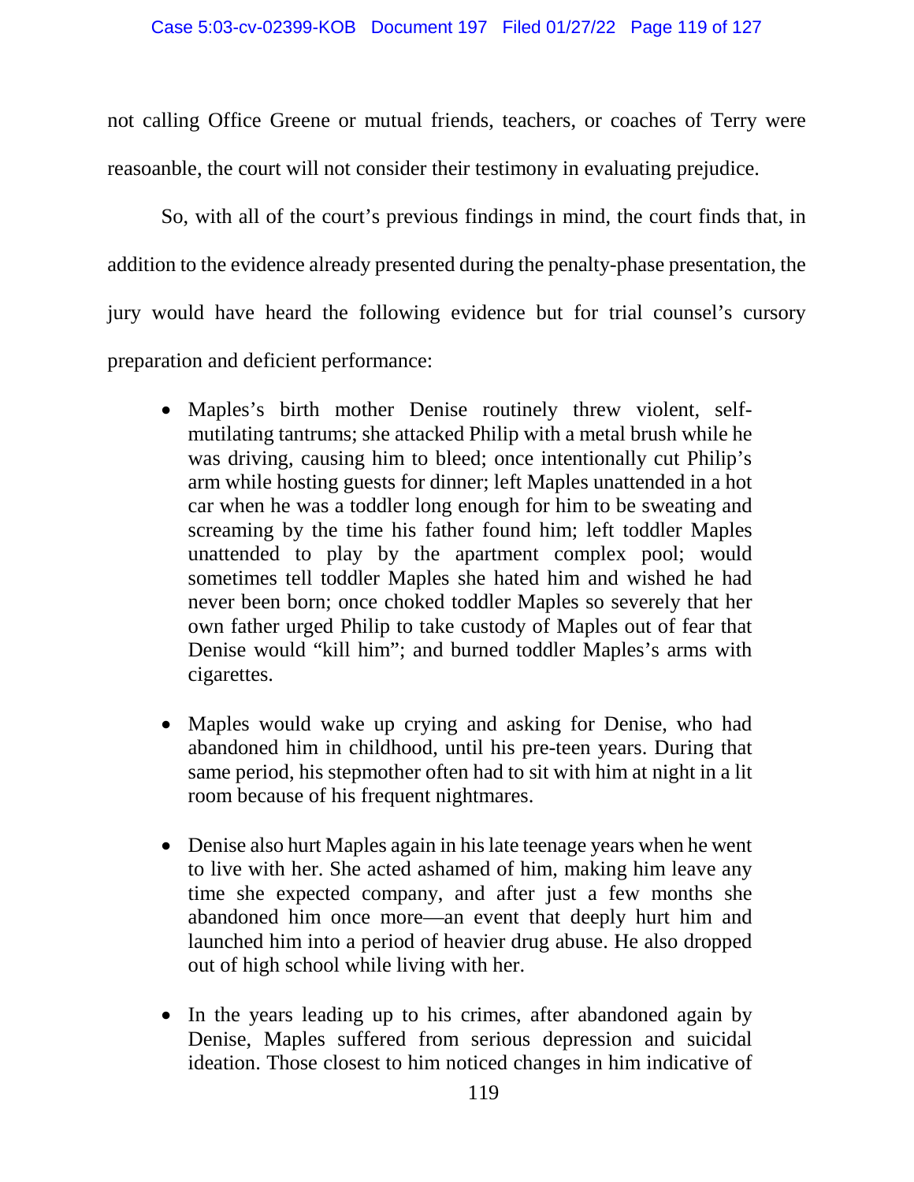not calling Office Greene or mutual friends, teachers, or coaches of Terry were reasoanble, the court will not consider their testimony in evaluating prejudice.

So, with all of the court's previous findings in mind, the court finds that, in addition to the evidence already presented during the penalty-phase presentation, the jury would have heard the following evidence but for trial counsel's cursory preparation and deficient performance:

- Maples's birth mother Denise routinely threw violent, self-mutilating tantrums; she attacked Philip with a metal brush while he was driving, causing him to bleed; once intentionally cut Philip's arm while hosting guests for dinner; left Maples unattended in a hot car when he was a toddler long enough for him to be sweating and screaming by the time his father found him; left toddler Maples unattended to play by the apartment complex pool; would sometimes tell toddler Maples she hated him and wished he had never been born; once choked toddler Maples so severely that her own father urged Philip to take custody of Maples out of fear that Denise would "kill him"; and burned toddler Maples's arms with cigarettes.

- Maples would wake up crying and asking for Denise, who had abandoned him in childhood, until his pre-teen years. During that same period, his stepmother often had to sit with him at night in a lit room because of his frequent nightmares.

- Denise also hurt Maples again in his late teenage years when he went to live with her. She acted ashamed of him, making him leave any time she expected company, and after just a few months she abandoned him once more—an event that deeply hurt him and launched him into a period of heavier drug abuse. He also dropped out of high school while living with her.

- In the years leading up to his crimes, after abandoned again by Denise, Maples suffered from serious depression and suicidal ideation. Those closest to him noticed changes in him indicative of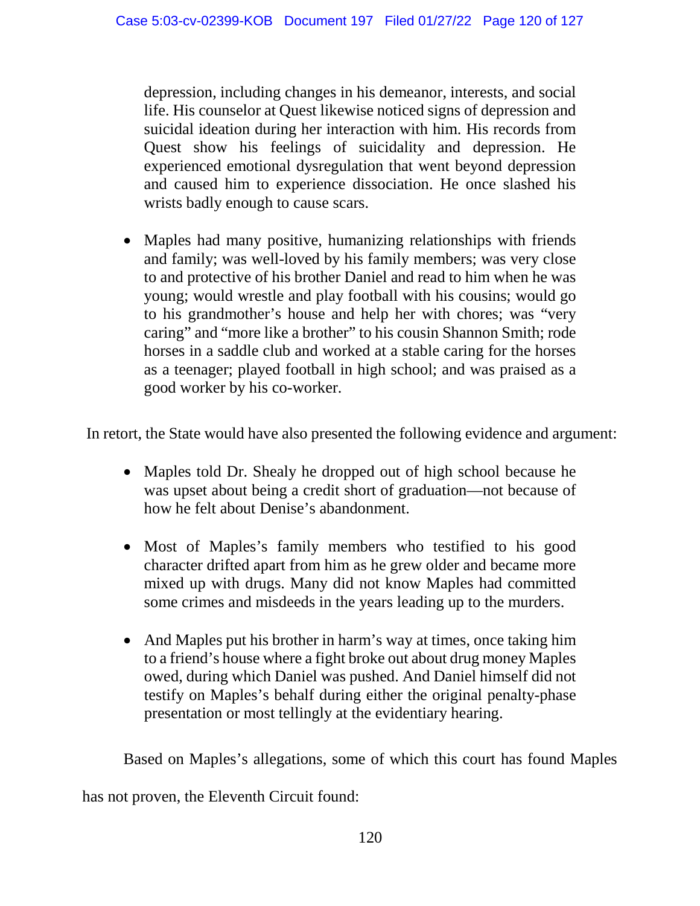depression, including changes in his demeanor, interests, and social life. His counselor at Quest likewise noticed signs of depression and suicidal ideation during her interaction with him. His records from Quest show his feelings of suicidality and depression. He experienced emotional dysregulation that went beyond depression and caused him to experience dissociation. He once slashed his wrists badly enough to cause scars.

- Maples had many positive, humanizing relationships with friends and family; was well-loved by his family members; was very close to and protective of his brother Daniel and read to him when he was young; would wrestle and play football with his cousins; would go to his grandmother's house and help her with chores; was "very caring" and "more like a brother" to his cousin Shannon Smith; rode horses in a saddle club and worked at a stable caring for the horses as a teenager; played football in high school; and was praised as a good worker by his co-worker.

In retort, the State would have also presented the following evidence and argument:

- Maples told Dr. Shealy he dropped out of high school because he was upset about being a credit short of graduation—not because of how he felt about Denise's abandonment.

- Most of Maples's family members who testified to his good character drifted apart from him as he grew older and became more mixed up with drugs. Many did not know Maples had committed some crimes and misdeeds in the years leading up to the murders.

- And Maples put his brother in harm's way at times, once taking him to a friend's house where a fight broke out about drug money Maples owed, during which Daniel was pushed. And Daniel himself did not testify on Maples's behalf during either the original penalty-phase presentation or most tellingly at the evidentiary hearing.

Based on Maples's allegations, some of which this court has found Maples has not proven, the Eleventh Circuit found: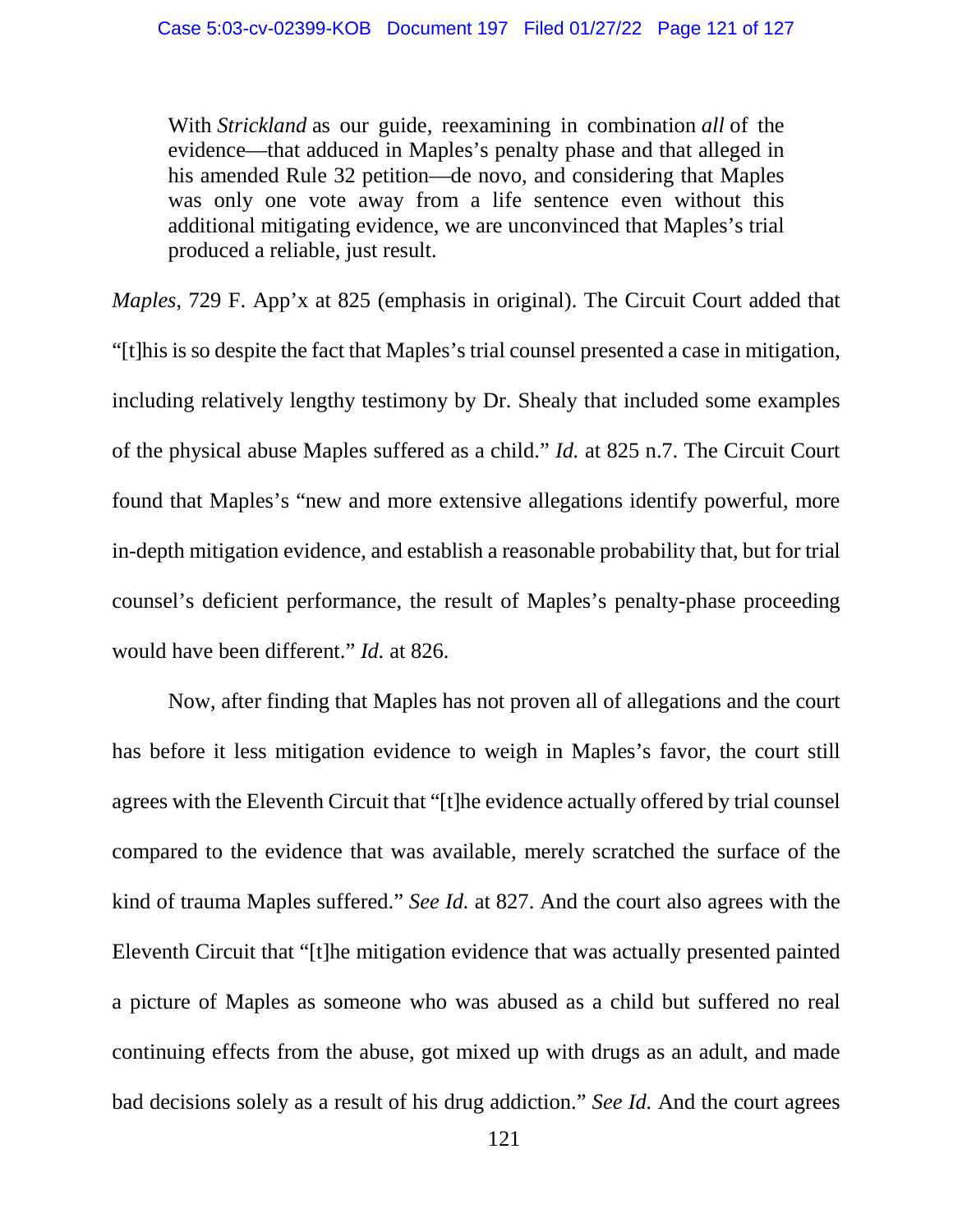> With *Strickland* as our guide, reexamining in combination *all* of the evidence—that adduced in Maples's penalty phase and that alleged in his amended Rule 32 petition—de novo, and considering that Maples was only one vote away from a life sentence even without this additional mitigating evidence, we are unconvinced that Maples's trial produced a reliable, just result.

*Maples*, 729 F. App'x at 825 (emphasis in original). The Circuit Court added that "[t]his is so despite the fact that Maples's trial counsel presented a case in mitigation, including relatively lengthy testimony by Dr. Shealy that included some examples of the physical abuse Maples suffered as a child." *Id.* at 825 n.7. The Circuit Court found that Maples's "new and more extensive allegations identify powerful, more in-depth mitigation evidence, and establish a reasonable probability that, but for trial counsel's deficient performance, the result of Maples's penalty-phase proceeding would have been different." *Id.* at 826.

Now, after finding that Maples has not proven all of allegations and the court has before it less mitigation evidence to weigh in Maples's favor, the court still agrees with the Eleventh Circuit that "[t]he evidence actually offered by trial counsel compared to the evidence that was available, merely scratched the surface of the kind of trauma Maples suffered." *See Id.* at 827. And the court also agrees with the Eleventh Circuit that "[t]he mitigation evidence that was actually presented painted a picture of Maples as someone who was abused as a child but suffered no real continuing effects from the abuse, got mixed up with drugs as an adult, and made bad decisions solely as a result of his drug addiction." *See Id.* And the court agrees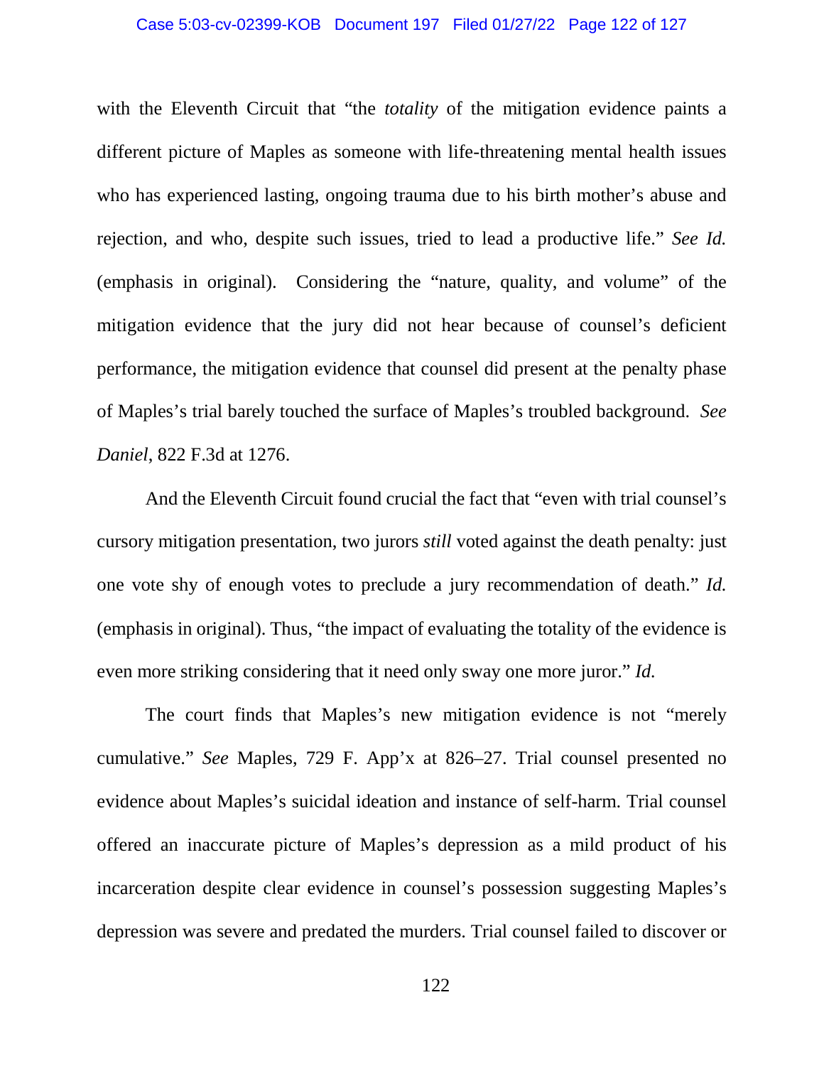with the Eleventh Circuit that "the *totality* of the mitigation evidence paints a different picture of Maples as someone with life-threatening mental health issues who has experienced lasting, ongoing trauma due to his birth mother's abuse and rejection, and who, despite such issues, tried to lead a productive life." *See Id.* (emphasis in original). Considering the "nature, quality, and volume" of the mitigation evidence that the jury did not hear because of counsel's deficient performance, the mitigation evidence that counsel did present at the penalty phase of Maples's trial barely touched the surface of Maples's troubled background. *See Daniel*, 822 F.3d at 1276.

And the Eleventh Circuit found crucial the fact that "even with trial counsel's cursory mitigation presentation, two jurors *still* voted against the death penalty: just one vote shy of enough votes to preclude a jury recommendation of death." *Id.* (emphasis in original). Thus, "the impact of evaluating the totality of the evidence is even more striking considering that it need only sway one more juror." *Id.*

The court finds that Maples's new mitigation evidence is not "merely cumulative." *See* Maples, 729 F. App'x at 826–27. Trial counsel presented no evidence about Maples's suicidal ideation and instance of self-harm. Trial counsel offered an inaccurate picture of Maples's depression as a mild product of his incarceration despite clear evidence in counsel's possession suggesting Maples's depression was severe and predated the murders. Trial counsel failed to discover or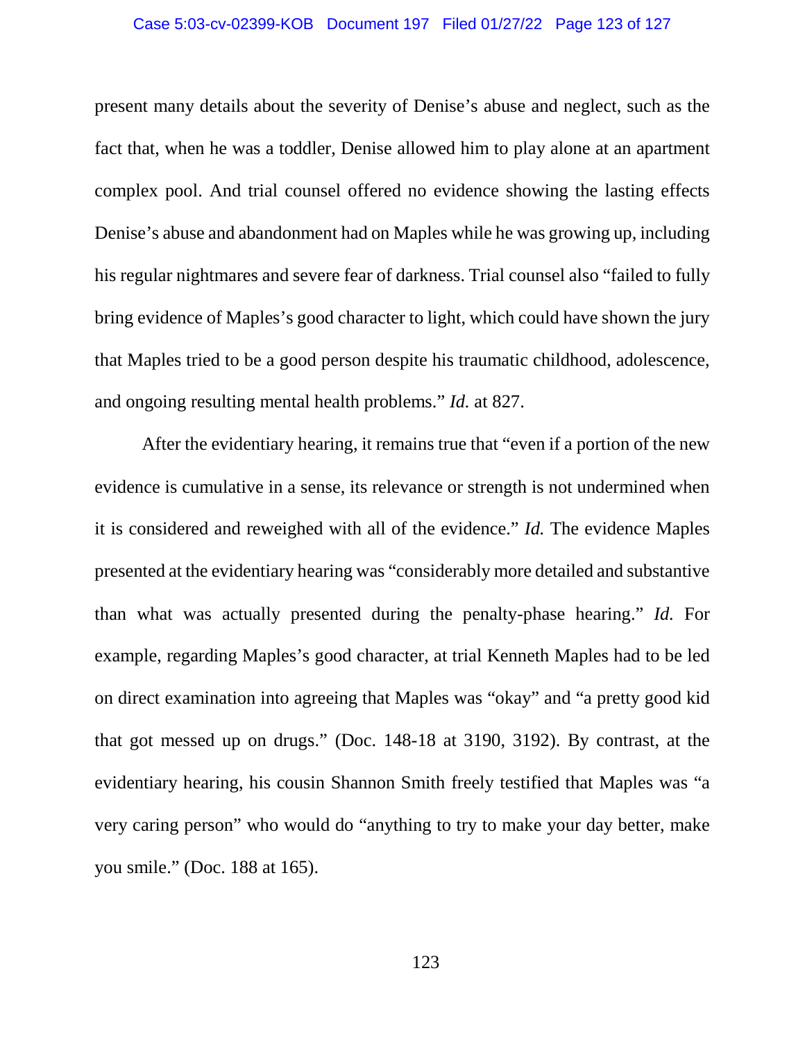present many details about the severity of Denise's abuse and neglect, such as the fact that, when he was a toddler, Denise allowed him to play alone at an apartment complex pool. And trial counsel offered no evidence showing the lasting effects Denise's abuse and abandonment had on Maples while he was growing up, including his regular nightmares and severe fear of darkness. Trial counsel also "failed to fully bring evidence of Maples's good character to light, which could have shown the jury that Maples tried to be a good person despite his traumatic childhood, adolescence, and ongoing resulting mental health problems." *Id.* at 827.

After the evidentiary hearing, it remains true that "even if a portion of the new evidence is cumulative in a sense, its relevance or strength is not undermined when it is considered and reweighed with all of the evidence." *Id.* The evidence Maples presented at the evidentiary hearing was "considerably more detailed and substantive than what was actually presented during the penalty-phase hearing." *Id.* For example, regarding Maples's good character, at trial Kenneth Maples had to be led on direct examination into agreeing that Maples was "okay" and "a pretty good kid that got messed up on drugs." (Doc. 148-18 at 3190, 3192). By contrast, at the evidentiary hearing, his cousin Shannon Smith freely testified that Maples was "a very caring person" who would do "anything to try to make your day better, make you smile." (Doc. 188 at 165).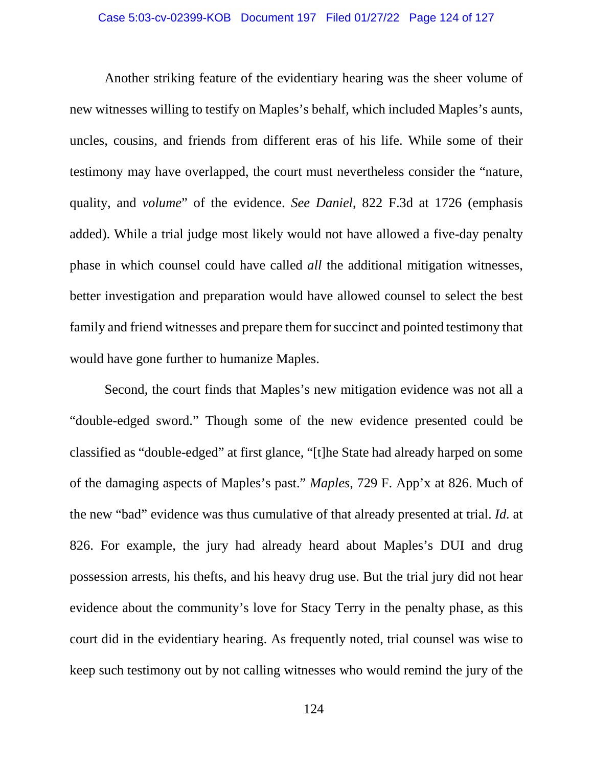Another striking feature of the evidentiary hearing was the sheer volume of new witnesses willing to testify on Maples's behalf, which included Maples's aunts, uncles, cousins, and friends from different eras of his life. While some of their testimony may have overlapped, the court must nevertheless consider the "nature, quality, and *volume*" of the evidence. *See Daniel*, 822 F.3d at 1726 (emphasis added). While a trial judge most likely would not have allowed a five-day penalty phase in which counsel could have called *all* the additional mitigation witnesses, better investigation and preparation would have allowed counsel to select the best family and friend witnesses and prepare them for succinct and pointed testimony that would have gone further to humanize Maples.

Second, the court finds that Maples's new mitigation evidence was not all a "double-edged sword." Though some of the new evidence presented could be classified as "double-edged" at first glance, "[t]he State had already harped on some of the damaging aspects of Maples's past." *Maples*, 729 F. App'x at 826. Much of the new "bad" evidence was thus cumulative of that already presented at trial. *Id.* at 826. For example, the jury had already heard about Maples's DUI and drug possession arrests, his thefts, and his heavy drug use. But the trial jury did not hear evidence about the community's love for Stacy Terry in the penalty phase, as this court did in the evidentiary hearing. As frequently noted, trial counsel was wise to keep such testimony out by not calling witnesses who would remind the jury of the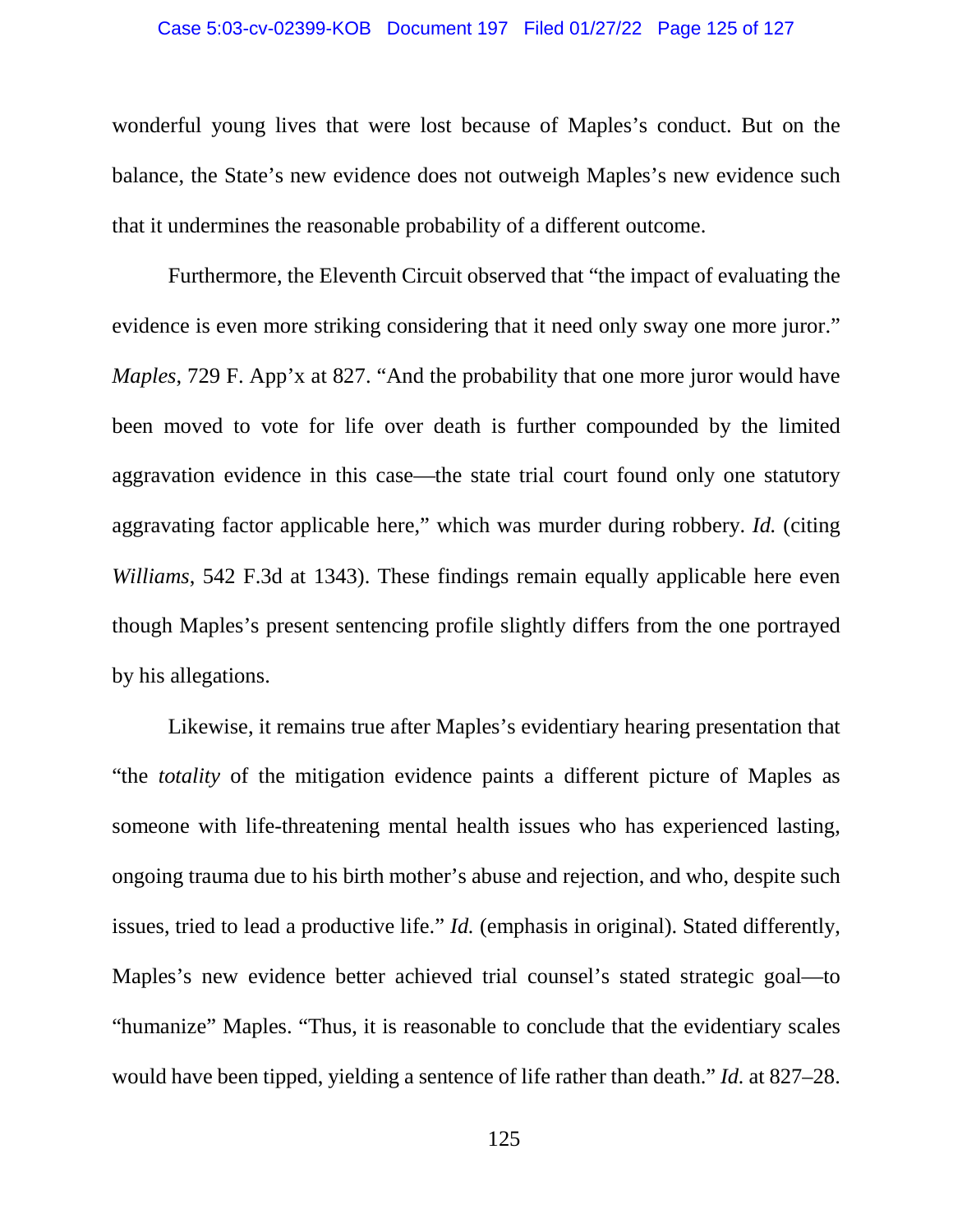wonderful young lives that were lost because of Maples's conduct. But on the balance, the State's new evidence does not outweigh Maples's new evidence such that it undermines the reasonable probability of a different outcome.

Furthermore, the Eleventh Circuit observed that "the impact of evaluating the evidence is even more striking considering that it need only sway one more juror." *Maples*, 729 F. App'x at 827. "And the probability that one more juror would have been moved to vote for life over death is further compounded by the limited aggravation evidence in this case—the state trial court found only one statutory aggravating factor applicable here," which was murder during robbery. *Id.* (citing *Williams*, 542 F.3d at 1343). These findings remain equally applicable here even though Maples's present sentencing profile slightly differs from the one portrayed by his allegations.

Likewise, it remains true after Maples's evidentiary hearing presentation that "the *totality* of the mitigation evidence paints a different picture of Maples as someone with life-threatening mental health issues who has experienced lasting, ongoing trauma due to his birth mother's abuse and rejection, and who, despite such issues, tried to lead a productive life." *Id.* (emphasis in original). Stated differently, Maples's new evidence better achieved trial counsel's stated strategic goal—to "humanize" Maples. "Thus, it is reasonable to conclude that the evidentiary scales would have been tipped, yielding a sentence of life rather than death." *Id.* at 827–28.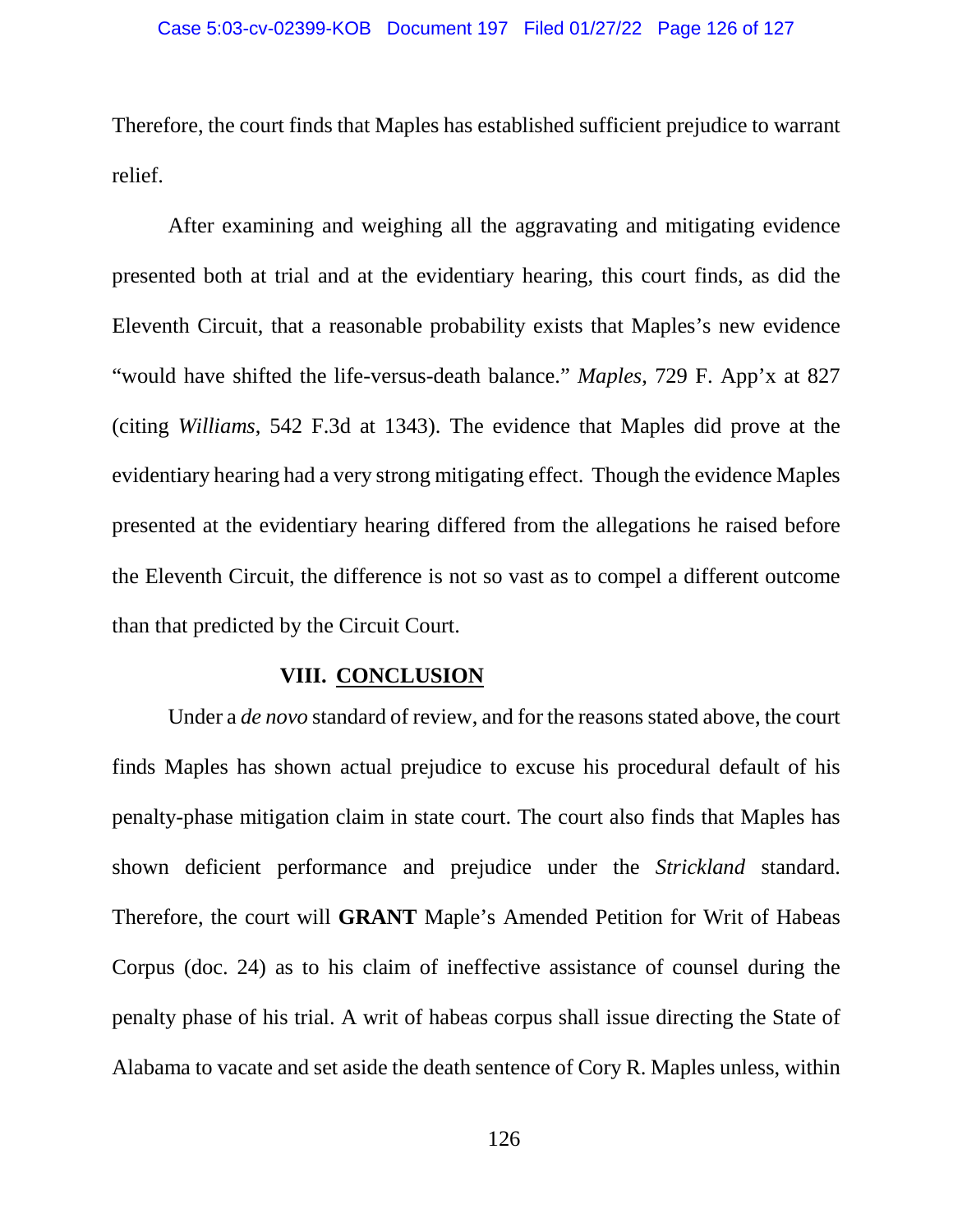Therefore, the court finds that Maples has established sufficient prejudice to warrant relief.

After examining and weighing all the aggravating and mitigating evidence presented both at trial and at the evidentiary hearing, this court finds, as did the Eleventh Circuit, that a reasonable probability exists that Maples's new evidence "would have shifted the life-versus-death balance." *Maples*, 729 F. App'x at 827 (citing *Williams*, 542 F.3d at 1343). The evidence that Maples did prove at the evidentiary hearing had a very strong mitigating effect. Though the evidence Maples presented at the evidentiary hearing differed from the allegations he raised before the Eleventh Circuit, the difference is not so vast as to compel a different outcome than that predicted by the Circuit Court.

## VIII. CONCLUSION

Under a *de novo* standard of review, and for the reasons stated above, the court finds Maples has shown actual prejudice to excuse his procedural default of his penalty-phase mitigation claim in state court. The court also finds that Maples has shown deficient performance and prejudice under the *Strickland* standard. Therefore, the court will **GRANT** Maple's Amended Petition for Writ of Habeas Corpus (doc. 24) as to his claim of ineffective assistance of counsel during the penalty phase of his trial. A writ of habeas corpus shall issue directing the State of Alabama to vacate and set aside the death sentence of Cory R. Maples unless, within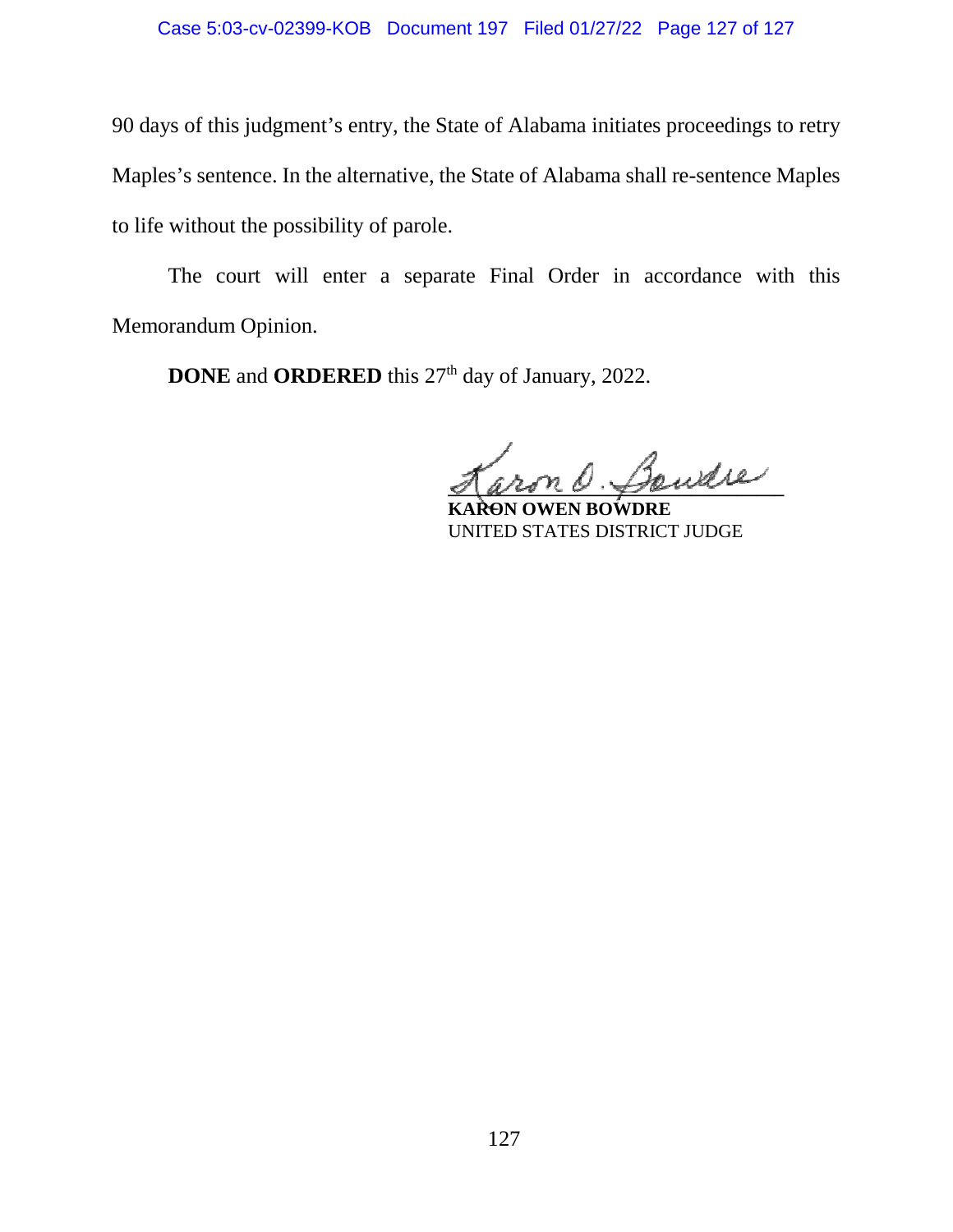90 days of this judgment's entry, the State of Alabama initiates proceedings to retry Maples's sentence. In the alternative, the State of Alabama shall re-sentence Maples to life without the possibility of parole.

The court will enter a separate Final Order in accordance with this Memorandum Opinion.

**DONE** and **ORDERED** this 27th day of January, 2022.

**KARON OWEN BOWDRE**
UNITED STATES DISTRICT JUDGE